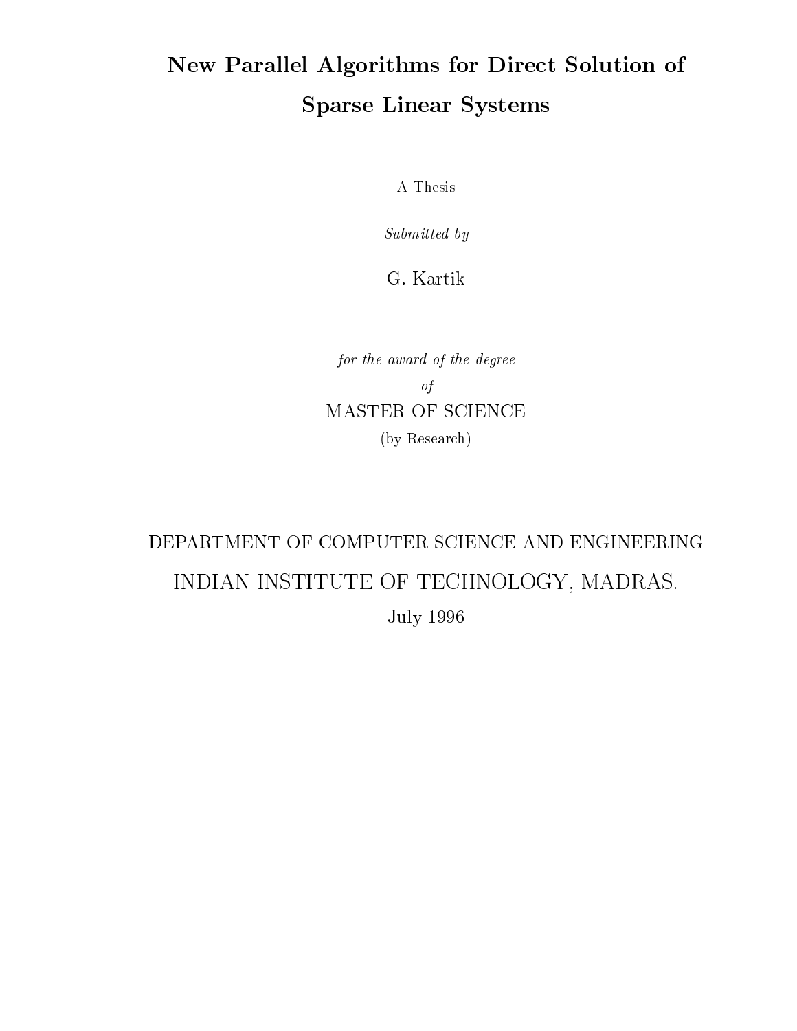# New Parallel Algorithms for Direct Solution of Sparse Linear Systems

A Thesis

*Submitted by*

G. Kartik

*for the award of the degree*

*of*

MASTER OF SCIENCE

(by Research)

DEPARTMENT OF COMPUTER SCIENCE AND ENGINEERING

INDIAN INSTITUTE OF TECHNOLOGY, MADRAS.

July 1996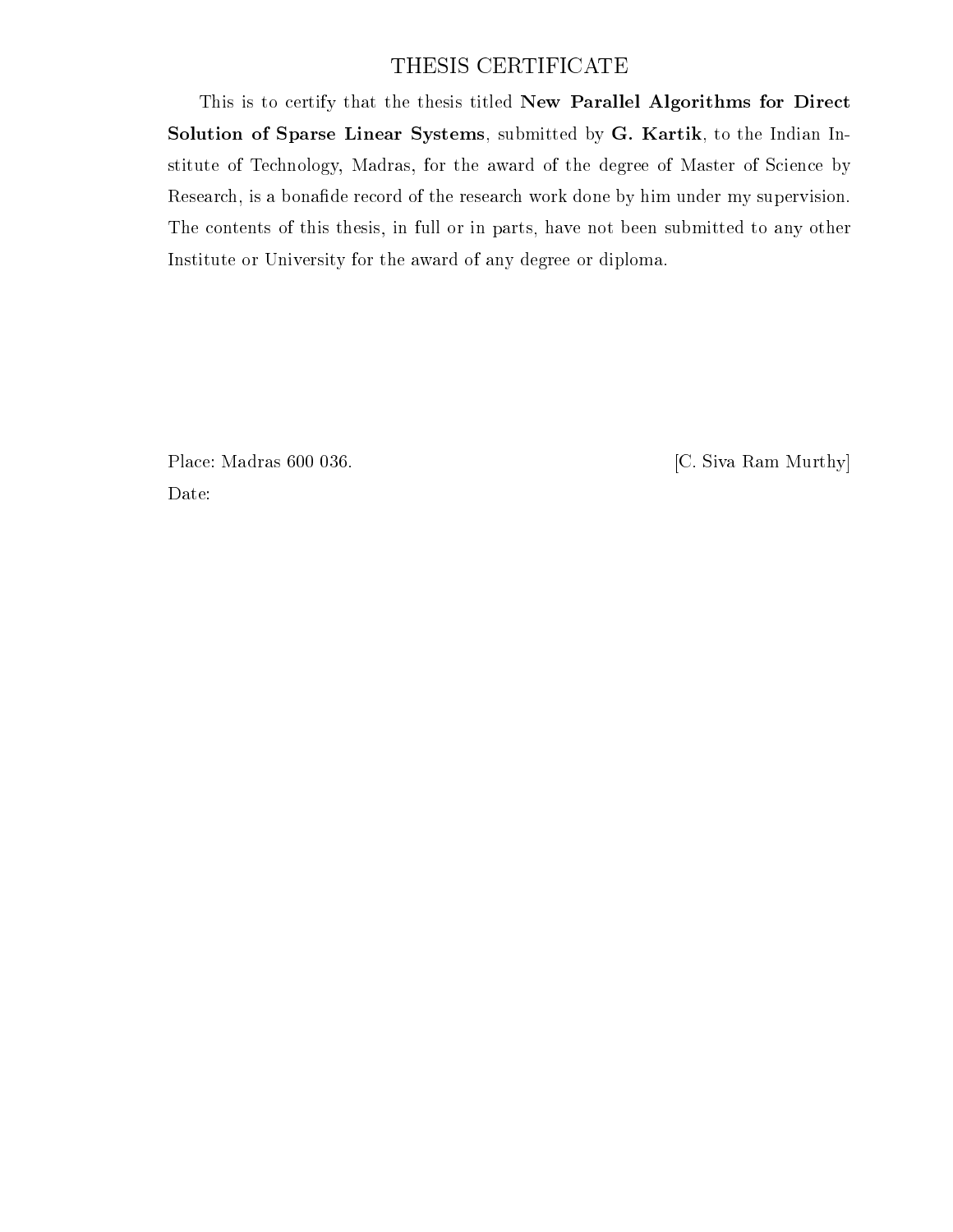# THESIS CERTIFICATE

This is to certify that the thesis titled **New Parallel Algorithms for Direct Solution of Sparse Linear Systems**, submitted by **G. Kartik**, to the Indian Institute of Technology, Madras, for the award of the degree of Master of Science by Research, is a bonafide record of the research work done by him under my supervision. The contents of this thesis, in full or in parts, have not been submitted to any other Institute or University for the award of any degree or diploma.

Place: Madras 600 036.

[C. Siva Ram Murthy]

Date: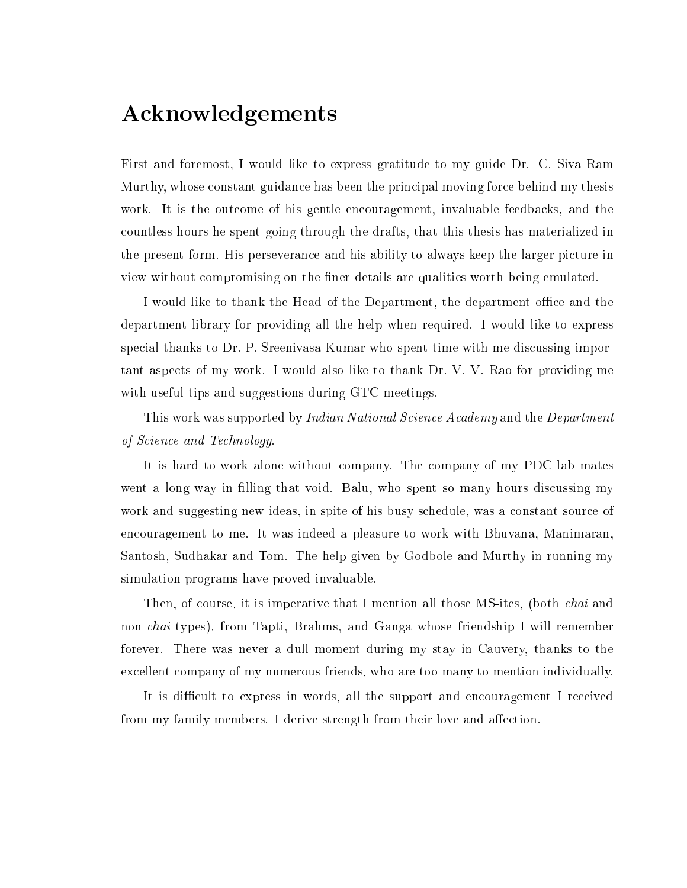# Acknowledgements

First and foremost, I would like to express gratitude to my guide Dr. C. Siva Ram Murthy, whose constant guidance has been the principal moving force behind my thesis work. It is the outcome of his gentle encouragement, invaluable feedbacks, and the countless hours he spent going through the drafts, that this thesis has materialized in the present form. His perseverance and his ability to always keep the larger picture in view without compromising on the finer details are qualities worth being emulated.

I would like to thank the Head of the Department, the department office and the department library for providing all the help when required. I would like to express special thanks to Dr. P. Sreenivasa Kumar who spent time with me discussing important aspects of my work. I would also like to thank Dr. V. V. Rao for providing me with useful tips and suggestions during GTC meetings.

This work was supported by *Indian National Science Academy* and the *Department of Science and Technology*.

It is hard to work alone without company. The company of my PDC lab mates went a long way in filling that void. Balu, who spent so many hours discussing my work and suggesting new ideas, in spite of his busy schedule, was a constant source of encouragement to me. It was indeed a pleasure to work with Bhuvana, Manimaran, Santosh, Sudhakar and Tom. The help given by Godbole and Murthy in running my simulation programs have proved invaluable.

Then, of course, it is imperative that I mention all those MS-ites, (both *chai* and non-*chai* types), from Tapti, Brahms, and Ganga whose friendship I will remember forever. There was never a dull moment during my stay in Cauvery, thanks to the excellent company of my numerous friends, who are too many to mention individually.

It is difficult to express in words, all the support and encouragement I received from my family members. I derive strength from their love and affection.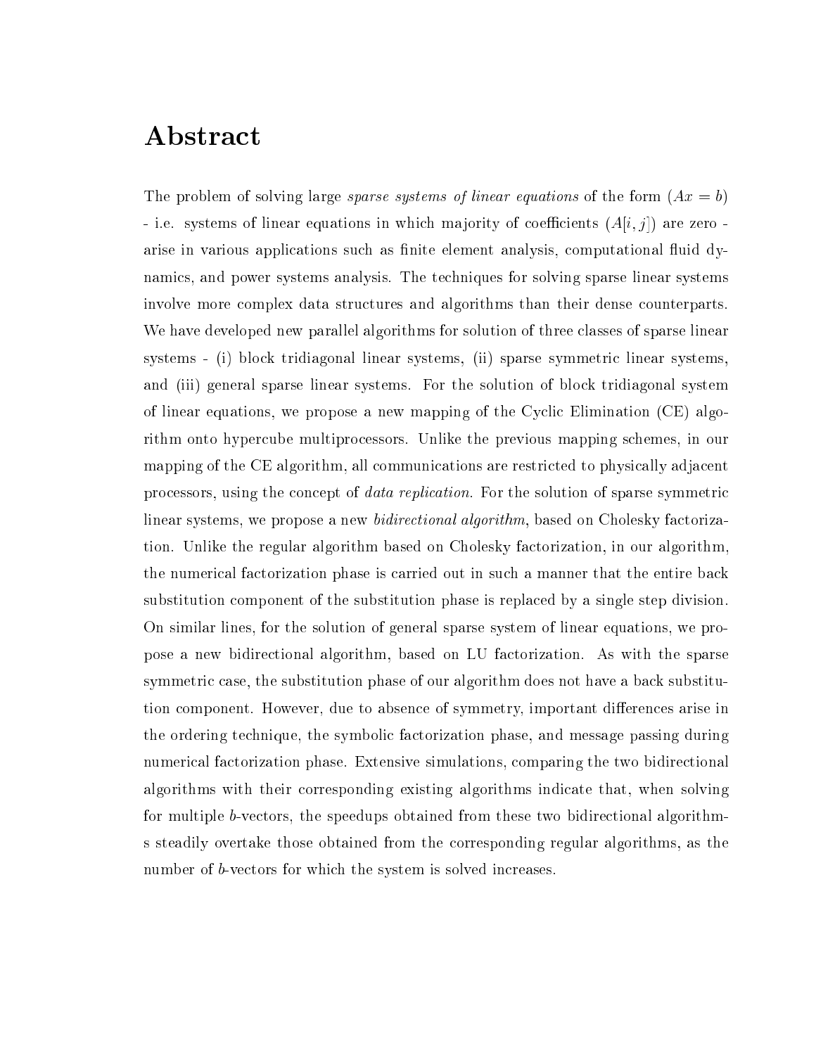# Abstract

The problem of solving large *sparse systems of linear equations* of the form ($Ax = b$) - i.e. systems of linear equations in which majority of coefficients ($A[i, j]$) are zero - arise in various applications such as finite element analysis, computational fluid dynamics, and power systems analysis. The techniques for solving sparse linear systems involve more complex data structures and algorithms than their dense counterparts. We have developed new parallel algorithms for solution of three classes of sparse linear systems - (i) block tridiagonal linear systems, (ii) sparse symmetric linear systems, and (iii) general sparse linear systems. For the solution of block tridiagonal system of linear equations, we propose a new mapping of the Cyclic Elimination (CE) algorithm onto hypercube multiprocessors. Unlike the previous mapping schemes, in our mapping of the CE algorithm, all communications are restricted to physically adjacent processors, using the concept of *data replication*. For the solution of sparse symmetric linear systems, we propose a new *bidirectional algorithm*, based on Cholesky factorization. Unlike the regular algorithm based on Cholesky factorization, in our algorithm, the numerical factorization phase is carried out in such a manner that the entire back substitution component of the substitution phase is replaced by a single step division. On similar lines, for the solution of general sparse system of linear equations, we propose a new bidirectional algorithm, based on LU factorization. As with the sparse symmetric case, the substitution phase of our algorithm does not have a back substitution component. However, due to absence of symmetry, important differences arise in the ordering technique, the symbolic factorization phase, and message passing during numerical factorization phase. Extensive simulations, comparing the two bidirectional algorithms with their corresponding existing algorithms indicate that, when solving for multiple $b$-vectors, the speedups obtained from these two bidirectional algorithms steadily overtake those obtained from the corresponding regular algorithms, as the number of $b$-vectors for which the system is solved increases.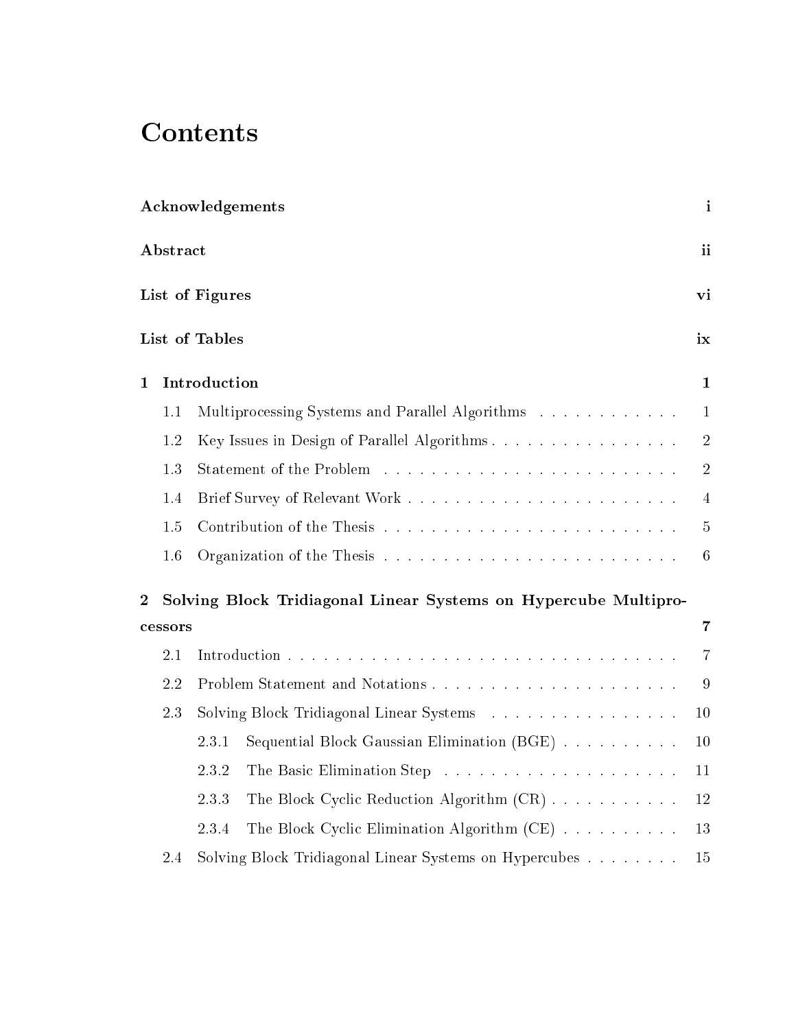# Contents

**Acknowledgements** **i**

**Abstract** **ii**

**List of Figures** **vi**

**List of Tables** **ix**

**1 Introduction** **1**

1.1 Multiprocessing Systems and Parallel Algorithms . . . . . . . . . . . . 1

1.2 Key Issues in Design of Parallel Algorithms . . . . . . . . . . . . . . . . . 2

1.3 Statement of the Problem . . . . . . . . . . . . . . . . . . . . . . . . . . . 2

1.4 Brief Survey of Relevant Work . . . . . . . . . . . . . . . . . . . . . . . . 4

1.5 Contribution of the Thesis . . . . . . . . . . . . . . . . . . . . . . . . . . . 5

1.6 Organization of the Thesis . . . . . . . . . . . . . . . . . . . . . . . . . . . 6

**2 Solving Block Tridiagonal Linear Systems on Hypercube Multiprocessors** **7**

2.1 Introduction . . . . . . . . . . . . . . . . . . . . . . . . . . . . . . . . . . . 7

2.2 Problem Statement and Notations . . . . . . . . . . . . . . . . . . . . . . 9

2.3 Solving Block Tridiagonal Linear Systems . . . . . . . . . . . . . . . . . 10

2.3.1 Sequential Block Gaussian Elimination (BGE) . . . . . . . . . . 10

2.3.2 The Basic Elimination Step . . . . . . . . . . . . . . . . . . . . . 11

2.3.3 The Block Cyclic Reduction Algorithm (CR) . . . . . . . . . . . 12

2.3.4 The Block Cyclic Elimination Algorithm (CE) . . . . . . . . . . 13

2.4 Solving Block Tridiagonal Linear Systems on Hypercubes . . . . . . . . 15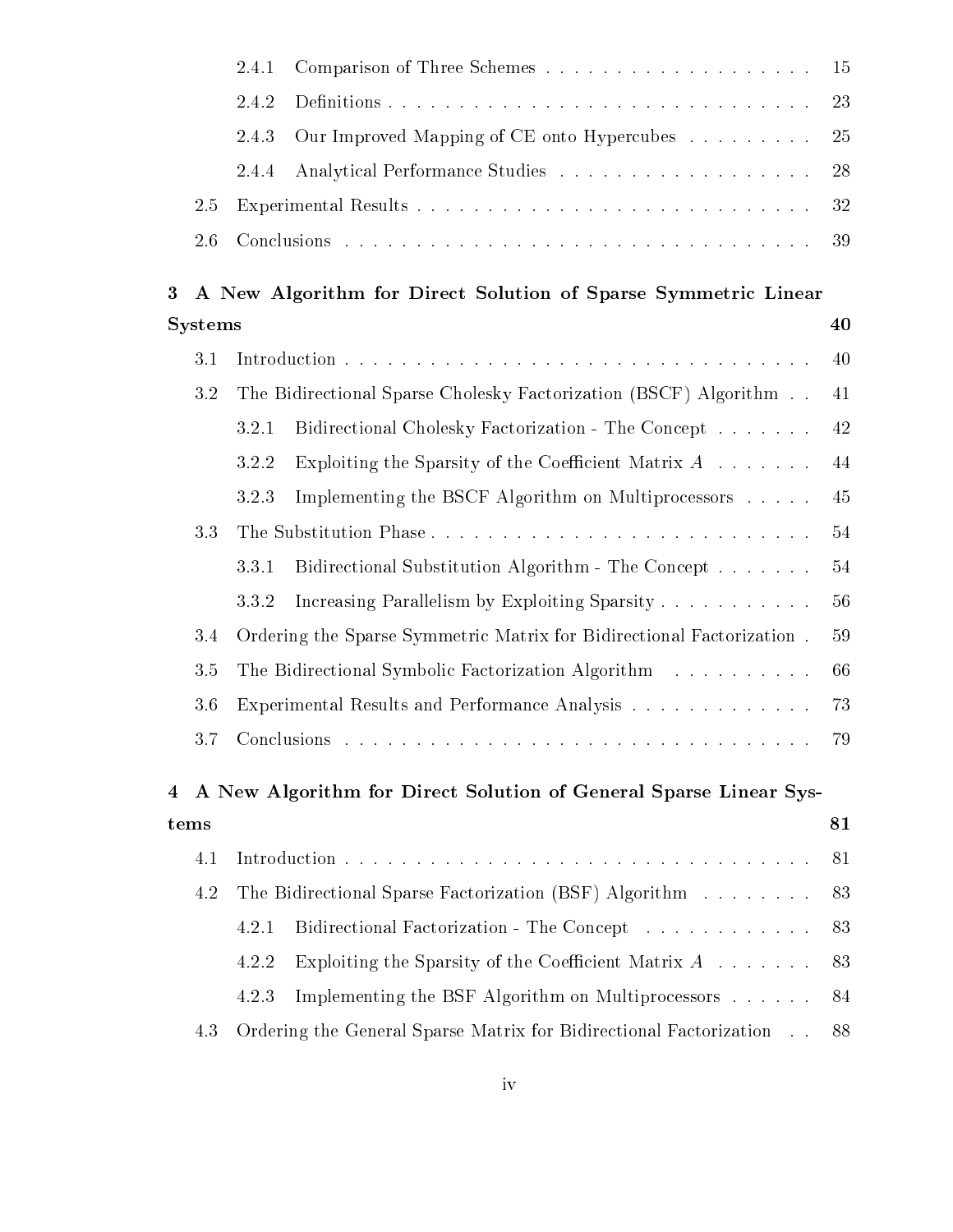2.4.1 Comparison of Three Schemes . . . . . . . . . . . . . . . . . . . 15

2.4.2 Definitions . . . . . . . . . . . . . . . . . . . . . . . . . . . . . . . 23

2.4.3 Our Improved Mapping of CE onto Hypercubes . . . . . . . . . . 25

2.4.4 Analytical Performance Studies . . . . . . . . . . . . . . . . . . . 28

2.5 Experimental Results . . . . . . . . . . . . . . . . . . . . . . . . . . . . . . 32

2.6 Conclusions . . . . . . . . . . . . . . . . . . . . . . . . . . . . . . . . . . . 39

**3 A New Algorithm for Direct Solution of Sparse Symmetric Linear Systems 40**

3.1 Introduction . . . . . . . . . . . . . . . . . . . . . . . . . . . . . . . . . . . 40

3.2 The Bidirectional Sparse Cholesky Factorization (BSCF) Algorithm . . 41

3.2.1 Bidirectional Cholesky Factorization - The Concept . . . . . . . 42

3.2.2 Exploiting the Sparsity of the Coefficient Matrix $A$ . . . . . . . 44

3.2.3 Implementing the BSCF Algorithm on Multiprocessors . . . . . 45

3.3 The Substitution Phase . . . . . . . . . . . . . . . . . . . . . . . . . . . . 54

3.3.1 Bidirectional Substitution Algorithm - The Concept . . . . . . . 54

3.3.2 Increasing Parallelism by Exploiting Sparsity . . . . . . . . . . . 56

3.4 Ordering the Sparse Symmetric Matrix for Bidirectional Factorization . 59

3.5 The Bidirectional Symbolic Factorization Algorithm . . . . . . . . . . . 66

3.6 Experimental Results and Performance Analysis . . . . . . . . . . . . . 73

3.7 Conclusions . . . . . . . . . . . . . . . . . . . . . . . . . . . . . . . . . . . 79

**4 A New Algorithm for Direct Solution of General Sparse Linear Systems 81**

4.1 Introduction . . . . . . . . . . . . . . . . . . . . . . . . . . . . . . . . . . . 81

4.2 The Bidirectional Sparse Factorization (BSF) Algorithm . . . . . . . . . 83

4.2.1 Bidirectional Factorization - The Concept . . . . . . . . . . . . . 83

4.2.2 Exploiting the Sparsity of the Coefficient Matrix $A$ . . . . . . . 83

4.2.3 Implementing the BSF Algorithm on Multiprocessors . . . . . . 84

4.3 Ordering the General Sparse Matrix for Bidirectional Factorization . . 88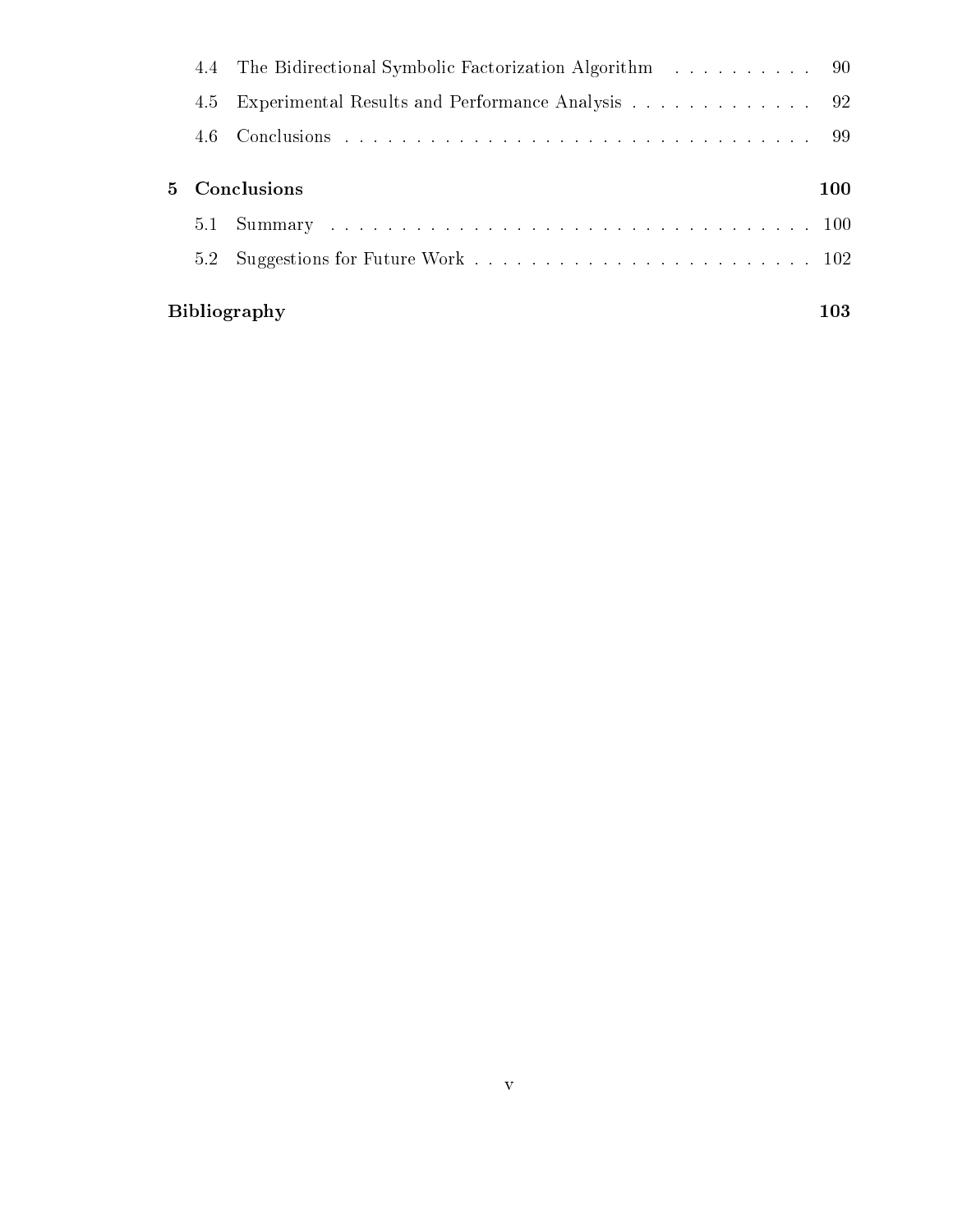4.4 The Bidirectional Symbolic Factorization Algorithm . . . . . . . . . . . 90

4.5 Experimental Results and Performance Analysis . . . . . . . . . . . . . 92

4.6 Conclusions . . . . . . . . . . . . . . . . . . . . . . . . . . . . . . . . . 99

**5 Conclusions 100**

5.1 Summary . . . . . . . . . . . . . . . . . . . . . . . . . . . . . . . . . . 100

5.2 Suggestions for Future Work . . . . . . . . . . . . . . . . . . . . . . . . 102

**Bibliography 103**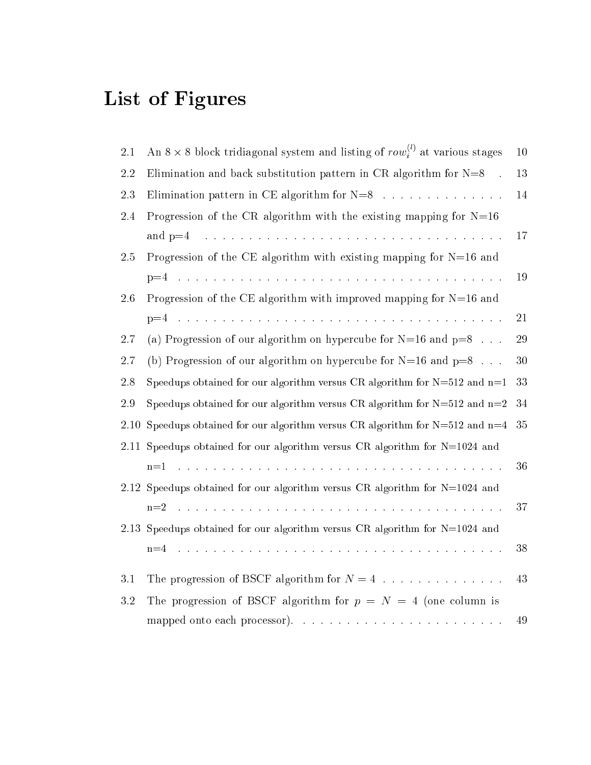# List of Figures

2.1 An $8 \times 8$ block tridiagonal system and listing of $row_i^{(l)}$ at various stages . . . 10

2.2 Elimination and back substitution pattern in CR algorithm for N=8 . . . 13

2.3 Elimination pattern in CE algorithm for N=8 . . . 14

2.4 Progression of the CR algorithm with the existing mapping for N=16 and p=4 . . . 17

2.5 Progression of the CE algorithm with existing mapping for N=16 and p=4 . . . 19

2.6 Progression of the CE algorithm with improved mapping for N=16 and p=4 . . . 21

2.7 (a) Progression of our algorithm on hypercube for N=16 and p=8 . . . 29

2.7 (b) Progression of our algorithm on hypercube for N=16 and p=8 . . . 30

2.8 Speedups obtained for our algorithm versus CR algorithm for N=512 and n=1 . . . 33

2.9 Speedups obtained for our algorithm versus CR algorithm for N=512 and n=2 . . . 34

2.10 Speedups obtained for our algorithm versus CR algorithm for N=512 and n=4 . . . 35

2.11 Speedups obtained for our algorithm versus CR algorithm for N=1024 and n=1 . . . 36

2.12 Speedups obtained for our algorithm versus CR algorithm for N=1024 and n=2 . . . 37

2.13 Speedups obtained for our algorithm versus CR algorithm for N=1024 and n=4 . . . 38

3.1 The progression of BSCF algorithm for $N = 4$ . . . 43

3.2 The progression of BSCF algorithm for $p = N = 4$ (one column is mapped onto each processor). . . . 49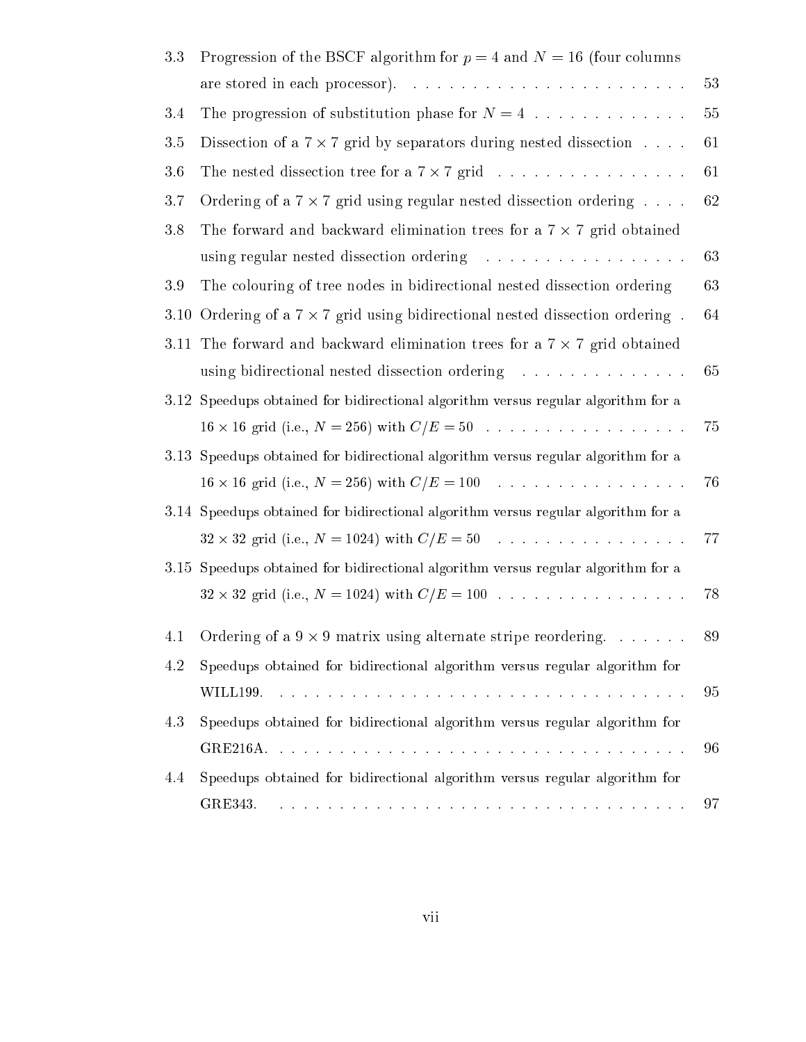3.3 Progression of the BSCF algorithm for $p = 4$ and $N = 16$ (four columns are stored in each processor). . . . . . . . . . . . . . . . . . . . . . . . 53

3.4 The progression of substitution phase for $N = 4$ . . . . . . . . . . . . . 55

3.5 Dissection of a $7 \times 7$ grid by separators during nested dissection . . . . 61

3.6 The nested dissection tree for a $7 \times 7$ grid . . . . . . . . . . . . . . . . 61

3.7 Ordering of a $7 \times 7$ grid using regular nested dissection ordering . . . . 62

3.8 The forward and backward elimination trees for a $7 \times 7$ grid obtained using regular nested dissection ordering . . . . . . . . . . . . . . . . . 63

3.9 The colouring of tree nodes in bidirectional nested dissection ordering 63

3.10 Ordering of a $7 \times 7$ grid using bidirectional nested dissection ordering . 64

3.11 The forward and backward elimination trees for a $7 \times 7$ grid obtained using bidirectional nested dissection ordering . . . . . . . . . . . . . 65

3.12 Speedups obtained for bidirectional algorithm versus regular algorithm for a $16 \times 16$ grid (i.e., $N = 256$) with $C/E = 50$ . . . . . . . . . . . . . . . . . 75

3.13 Speedups obtained for bidirectional algorithm versus regular algorithm for a $16 \times 16$ grid (i.e., $N = 256$) with $C/E = 100$ . . . . . . . . . . . . . . . . 76

3.14 Speedups obtained for bidirectional algorithm versus regular algorithm for a $32 \times 32$ grid (i.e., $N = 1024$) with $C/E = 50$ . . . . . . . . . . . . . . . . 77

3.15 Speedups obtained for bidirectional algorithm versus regular algorithm for a $32 \times 32$ grid (i.e., $N = 1024$) with $C/E = 100$ . . . . . . . . . . . . . . . . 78

4.1 Ordering of a $9 \times 9$ matrix using alternate stripe reordering. . . . . . . 89

4.2 Speedups obtained for bidirectional algorithm versus regular algorithm for WILL199. . . . . . . . . . . . . . . . . . . . . . . . . . . . . . . . . . 95

4.3 Speedups obtained for bidirectional algorithm versus regular algorithm for GRE216A. . . . . . . . . . . . . . . . . . . . . . . . . . . . . . . . . 96

4.4 Speedups obtained for bidirectional algorithm versus regular algorithm for GRE343. . . . . . . . . . . . . . . . . . . . . . . . . . . . . . . . . . 97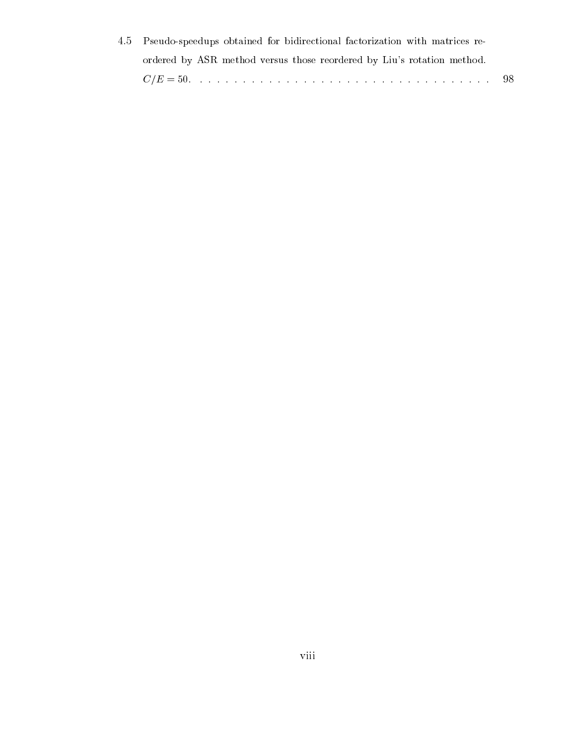4.5 Pseudo-speedups obtained for bidirectional factorization with matrices reordered by ASR method versus those reordered by Liu's rotation method. $C/E = 50$. . . . . . . . . . . . . . . . . . . . . . . . . . . . . . . . . . . . 98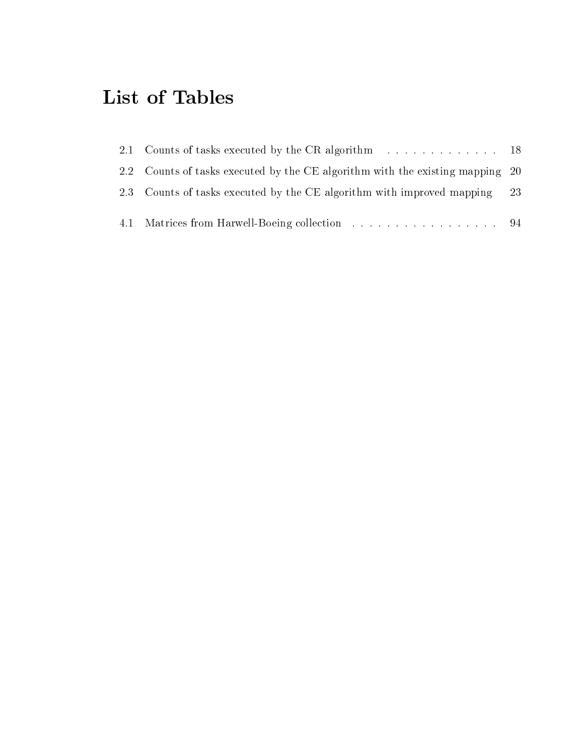# List of Tables

2.1 Counts of tasks executed by the CR algorithm . . . . . . . . . . . . . . 18

2.2 Counts of tasks executed by the CE algorithm with the existing mapping 20

2.3 Counts of tasks executed by the CE algorithm with improved mapping 23

4.1 Matrices from Harwell-Boeing collection . . . . . . . . . . . . . . . . . . 94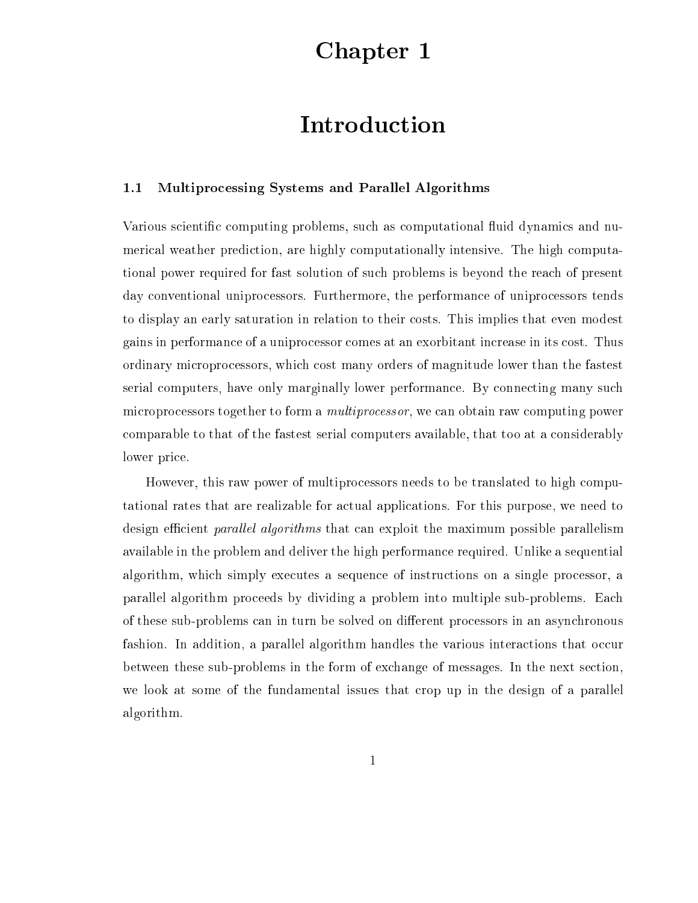# Chapter 1

# Introduction

## 1.1 Multiprocessing Systems and Parallel Algorithms

Various scientific computing problems, such as computational fluid dynamics and numerical weather prediction, are highly computationally intensive. The high computational power required for fast solution of such problems is beyond the reach of present day conventional uniprocessors. Furthermore, the performance of uniprocessors tends to display an early saturation in relation to their costs. This implies that even modest gains in performance of a uniprocessor comes at an exorbitant increase in its cost. Thus ordinary microprocessors, which cost many orders of magnitude lower than the fastest serial computers, have only marginally lower performance. By connecting many such microprocessors together to form a *multiprocessor*, we can obtain raw computing power comparable to that of the fastest serial computers available, that too at a considerably lower price.

However, this raw power of multiprocessors needs to be translated to high computational rates that are realizable for actual applications. For this purpose, we need to design efficient *parallel algorithms* that can exploit the maximum possible parallelism available in the problem and deliver the high performance required. Unlike a sequential algorithm, which simply executes a sequence of instructions on a single processor, a parallel algorithm proceeds by dividing a problem into multiple sub-problems. Each of these sub-problems can in turn be solved on different processors in an asynchronous fashion. In addition, a parallel algorithm handles the various interactions that occur between these sub-problems in the form of exchange of messages. In the next section, we look at some of the fundamental issues that crop up in the design of a parallel algorithm.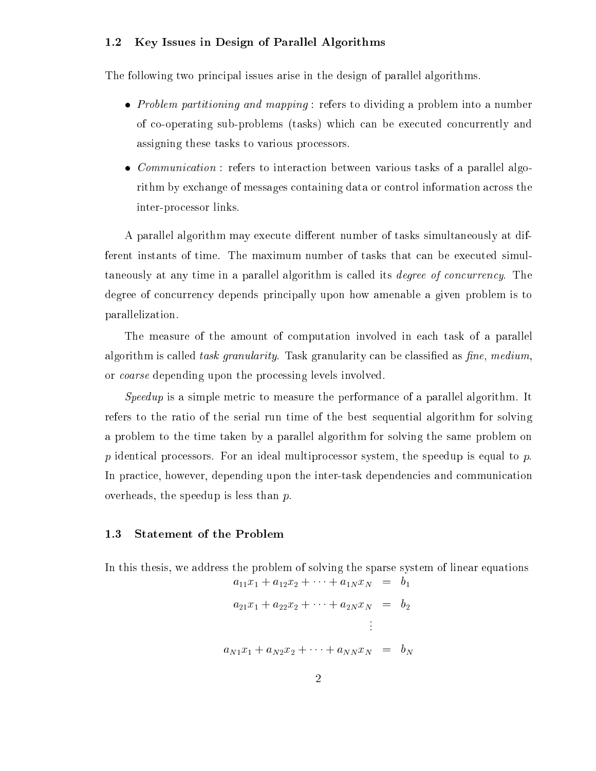## 1.2 Key Issues in Design of Parallel Algorithms

The following two principal issues arise in the design of parallel algorithms.

- *Problem partitioning and mapping* : refers to dividing a problem into a number of co-operating sub-problems (tasks) which can be executed concurrently and assigning these tasks to various processors.
- *Communication* : refers to interaction between various tasks of a parallel algorithm by exchange of messages containing data or control information across the inter-processor links.

A parallel algorithm may execute different number of tasks simultaneously at different instants of time. The maximum number of tasks that can be executed simultaneously at any time in a parallel algorithm is called its *degree of concurrency*. The degree of concurrency depends principally upon how amenable a given problem is to parallelization.

The measure of the amount of computation involved in each task of a parallel algorithm is called *task granularity*. Task granularity can be classified as *fine*, *medium*, or *coarse* depending upon the processing levels involved.

*Speedup* is a simple metric to measure the performance of a parallel algorithm. It refers to the ratio of the serial run time of the best sequential algorithm for solving a problem to the time taken by a parallel algorithm for solving the same problem on $p$ identical processors. For an ideal multiprocessor system, the speedup is equal to $p$. In practice, however, depending upon the inter-task dependencies and communication overheads, the speedup is less than $p$.

## 1.3 Statement of the Problem

In this thesis, we address the problem of solving the sparse system of linear equations

$$
\begin{aligned}
a_{11}x_1 + a_{12}x_2 + \cdots + a_{1N}x_N &= b_1 \\
a_{21}x_1 + a_{22}x_2 + \cdots + a_{2N}x_N &= b_2 \\
&\vdots \\
a_{N1}x_1 + a_{N2}x_2 + \cdots + a_{NN}x_N &= b_N
\end{aligned}
$$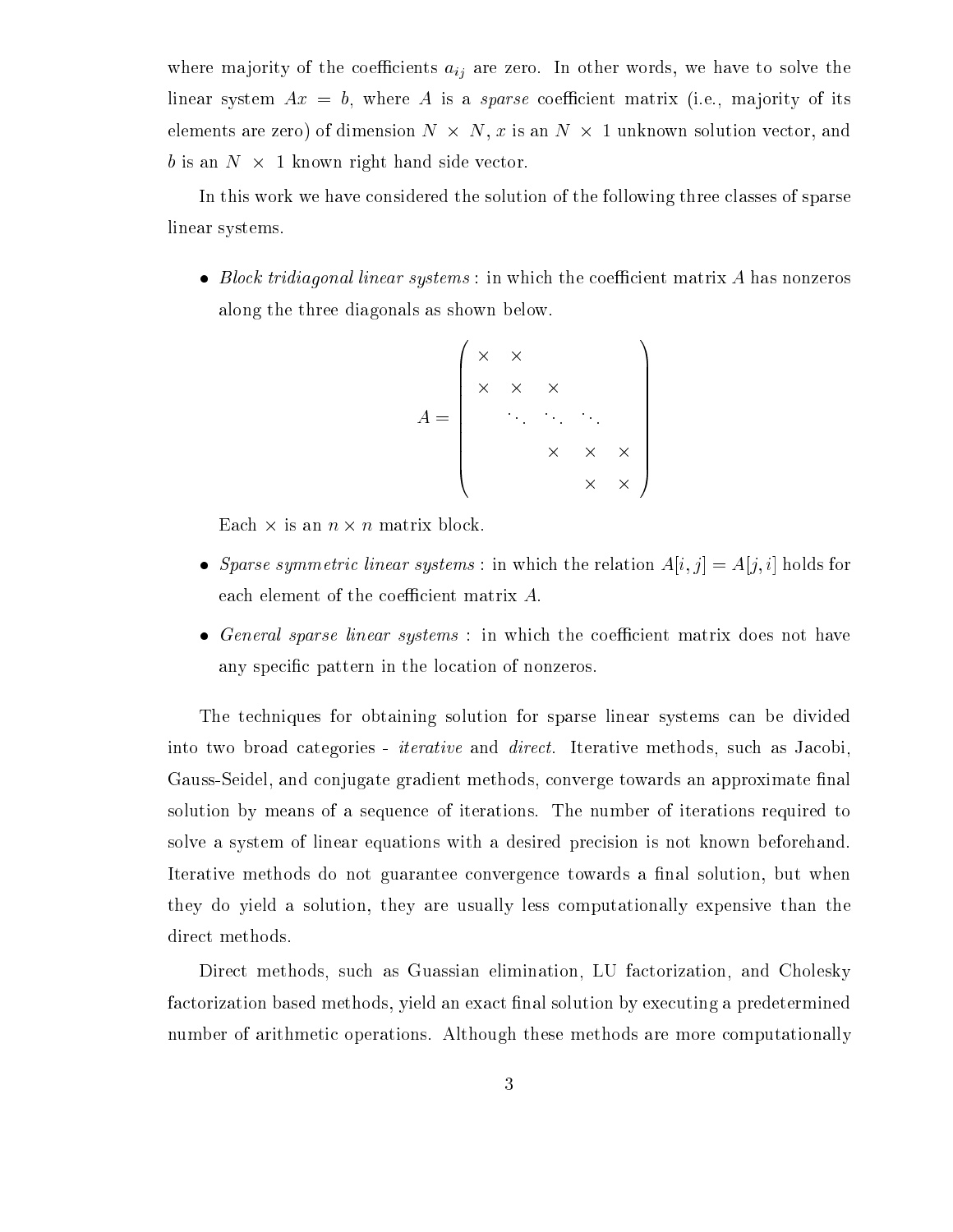where majority of the coefficients $a_{ij}$ are zero. In other words, we have to solve the linear system $Ax = b$, where $A$ is a *sparse* coefficient matrix (i.e., majority of its elements are zero) of dimension $N \times N$, $x$ is an $N \times 1$ unknown solution vector, and $b$ is an $N \times 1$ known right hand side vector.

In this work we have considered the solution of the following three classes of sparse linear systems.

- *Block tridiagonal linear systems* : in which the coefficient matrix $A$ has nonzeros along the three diagonals as shown below.

$$A = \begin{pmatrix} \times & \times & & & \\ \times & \times & \times & & \\ & \ddots & \ddots & \ddots & \\ & & \times & \times & \times \\ & & & \times & \times \end{pmatrix}$$

  Each $\times$ is an $n \times n$ matrix block.

- *Sparse symmetric linear systems* : in which the relation $A[i, j] = A[j, i]$ holds for each element of the coefficient matrix $A$.

- *General sparse linear systems* : in which the coefficient matrix does not have any specific pattern in the location of nonzeros.

The techniques for obtaining solution for sparse linear systems can be divided into two broad categories - *iterative* and *direct*. Iterative methods, such as Jacobi, Gauss-Seidel, and conjugate gradient methods, converge towards an approximate final solution by means of a sequence of iterations. The number of iterations required to solve a system of linear equations with a desired precision is not known beforehand. Iterative methods do not guarantee convergence towards a final solution, but when they do yield a solution, they are usually less computationally expensive than the direct methods.

Direct methods, such as Guassian elimination, LU factorization, and Cholesky factorization based methods, yield an exact final solution by executing a predetermined number of arithmetic operations. Although these methods are more computationally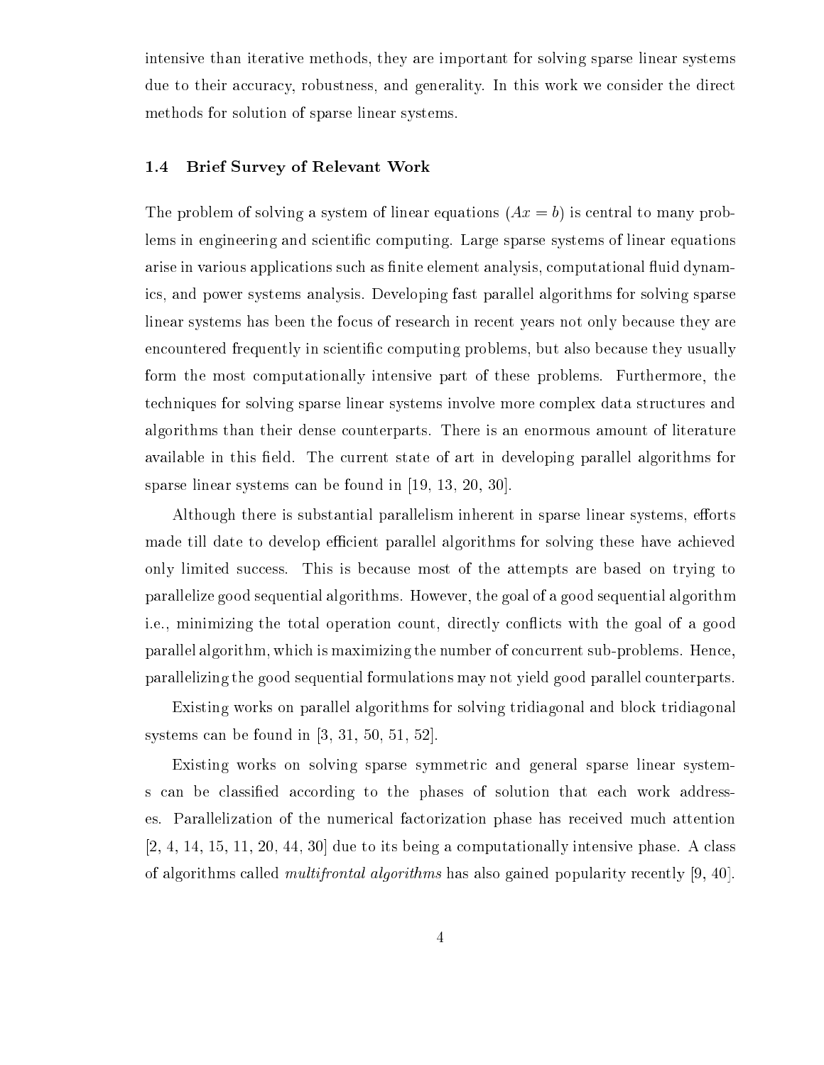intensive than iterative methods, they are important for solving sparse linear systems due to their accuracy, robustness, and generality. In this work we consider the direct methods for solution of sparse linear systems.

### 1.4 Brief Survey of Relevant Work

The problem of solving a system of linear equations ($Ax = b$) is central to many problems in engineering and scientific computing. Large sparse systems of linear equations arise in various applications such as finite element analysis, computational fluid dynamics, and power systems analysis. Developing fast parallel algorithms for solving sparse linear systems has been the focus of research in recent years not only because they are encountered frequently in scientific computing problems, but also because they usually form the most computationally intensive part of these problems. Furthermore, the techniques for solving sparse linear systems involve more complex data structures and algorithms than their dense counterparts. There is an enormous amount of literature available in this field. The current state of art in developing parallel algorithms for sparse linear systems can be found in [19, 13, 20, 30].

Although there is substantial parallelism inherent in sparse linear systems, efforts made till date to develop efficient parallel algorithms for solving these have achieved only limited success. This is because most of the attempts are based on trying to parallelize good sequential algorithms. However, the goal of a good sequential algorithm i.e., minimizing the total operation count, directly conflicts with the goal of a good parallel algorithm, which is maximizing the number of concurrent sub-problems. Hence, parallelizing the good sequential formulations may not yield good parallel counterparts.

Existing works on parallel algorithms for solving tridiagonal and block tridiagonal systems can be found in [3, 31, 50, 51, 52].

Existing works on solving sparse symmetric and general sparse linear systems can be classified according to the phases of solution that each work addresses. Parallelization of the numerical factorization phase has received much attention [2, 4, 14, 15, 11, 20, 44, 30] due to its being a computationally intensive phase. A class of algorithms called *multifrontal algorithms* has also gained popularity recently [9, 40].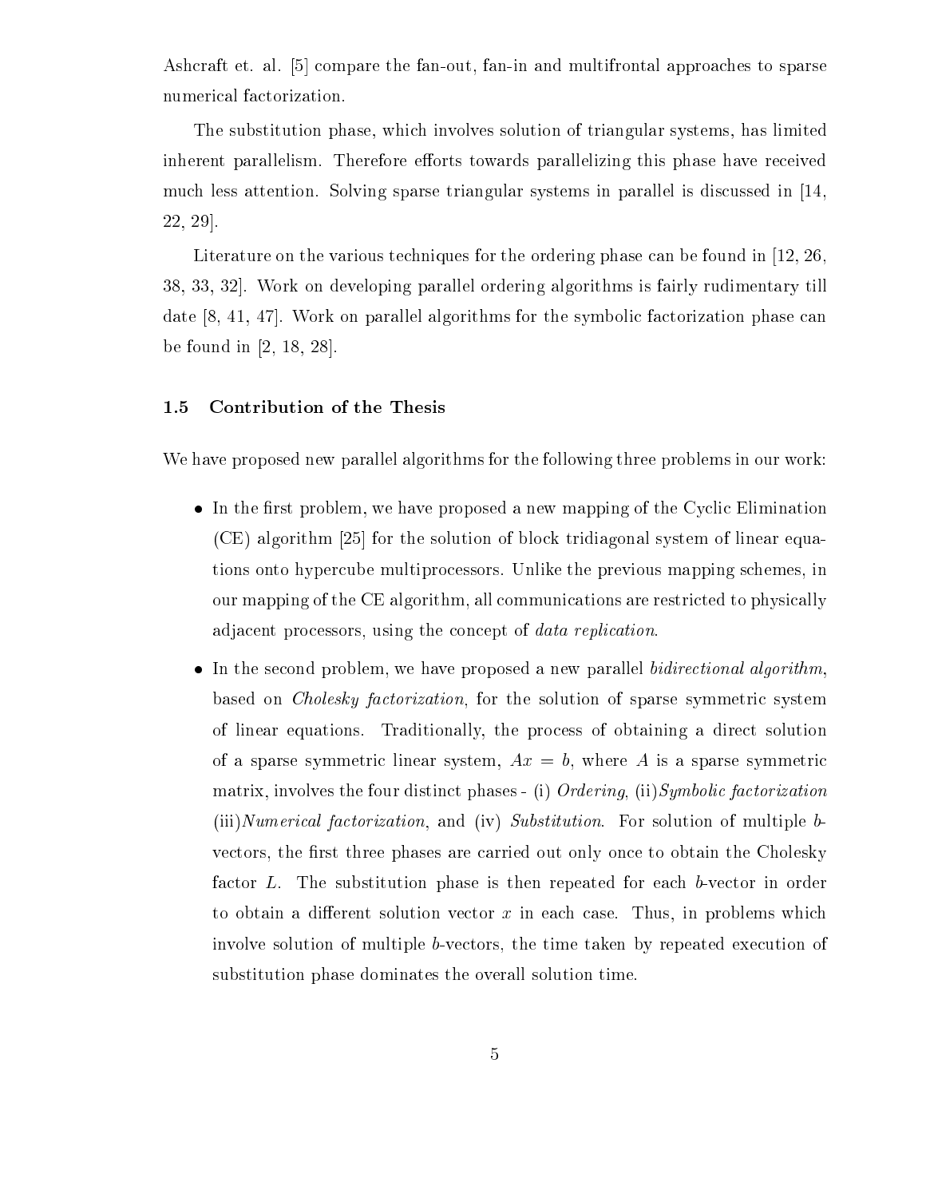Ashcraft et. al. [5] compare the fan-out, fan-in and multifrontal approaches to sparse numerical factorization.

The substitution phase, which involves solution of triangular systems, has limited inherent parallelism. Therefore efforts towards parallelizing this phase have received much less attention. Solving sparse triangular systems in parallel is discussed in [14, 22, 29].

Literature on the various techniques for the ordering phase can be found in [12, 26, 38, 33, 32]. Work on developing parallel ordering algorithms is fairly rudimentary till date [8, 41, 47]. Work on parallel algorithms for the symbolic factorization phase can be found in [2, 18, 28].

### 1.5 Contribution of the Thesis

We have proposed new parallel algorithms for the following three problems in our work:

- In the first problem, we have proposed a new mapping of the Cyclic Elimination (CE) algorithm [25] for the solution of block tridiagonal system of linear equations onto hypercube multiprocessors. Unlike the previous mapping schemes, in our mapping of the CE algorithm, all communications are restricted to physically adjacent processors, using the concept of *data replication*.
- In the second problem, we have proposed a new parallel *bidirectional algorithm*, based on *Cholesky factorization*, for the solution of sparse symmetric system of linear equations. Traditionally, the process of obtaining a direct solution of a sparse symmetric linear system, $Ax = b$, where $A$ is a sparse symmetric matrix, involves the four distinct phases - (i) *Ordering*, (ii)*Symbolic factorization* (iii)*Numerical factorization*, and (iv) *Substitution*. For solution of multiple $b$-vectors, the first three phases are carried out only once to obtain the Cholesky factor $L$. The substitution phase is then repeated for each $b$-vector in order to obtain a different solution vector $x$ in each case. Thus, in problems which involve solution of multiple $b$-vectors, the time taken by repeated execution of substitution phase dominates the overall solution time.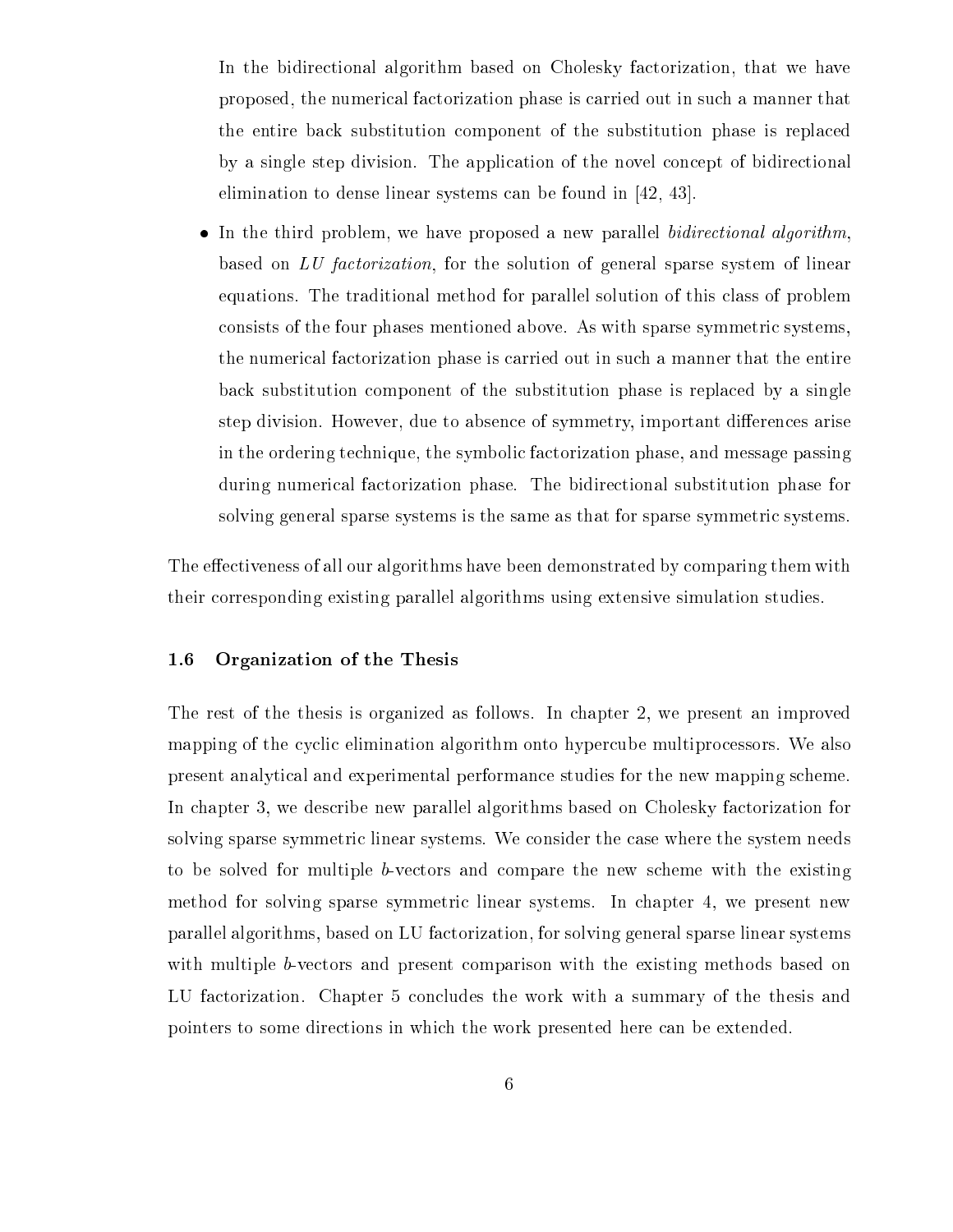In the bidirectional algorithm based on Cholesky factorization, that we have proposed, the numerical factorization phase is carried out in such a manner that the entire back substitution component of the substitution phase is replaced by a single step division. The application of the novel concept of bidirectional elimination to dense linear systems can be found in [42, 43].

- In the third problem, we have proposed a new parallel *bidirectional algorithm*, based on *LU factorization*, for the solution of general sparse system of linear equations. The traditional method for parallel solution of this class of problem consists of the four phases mentioned above. As with sparse symmetric systems, the numerical factorization phase is carried out in such a manner that the entire back substitution component of the substitution phase is replaced by a single step division. However, due to absence of symmetry, important differences arise in the ordering technique, the symbolic factorization phase, and message passing during numerical factorization phase. The bidirectional substitution phase for solving general sparse systems is the same as that for sparse symmetric systems.

The effectiveness of all our algorithms have been demonstrated by comparing them with their corresponding existing parallel algorithms using extensive simulation studies.

### 1.6 Organization of the Thesis

The rest of the thesis is organized as follows. In chapter 2, we present an improved mapping of the cyclic elimination algorithm onto hypercube multiprocessors. We also present analytical and experimental performance studies for the new mapping scheme. In chapter 3, we describe new parallel algorithms based on Cholesky factorization for solving sparse symmetric linear systems. We consider the case where the system needs to be solved for multiple $b$-vectors and compare the new scheme with the existing method for solving sparse symmetric linear systems. In chapter 4, we present new parallel algorithms, based on LU factorization, for solving general sparse linear systems with multiple $b$-vectors and present comparison with the existing methods based on LU factorization. Chapter 5 concludes the work with a summary of the thesis and pointers to some directions in which the work presented here can be extended.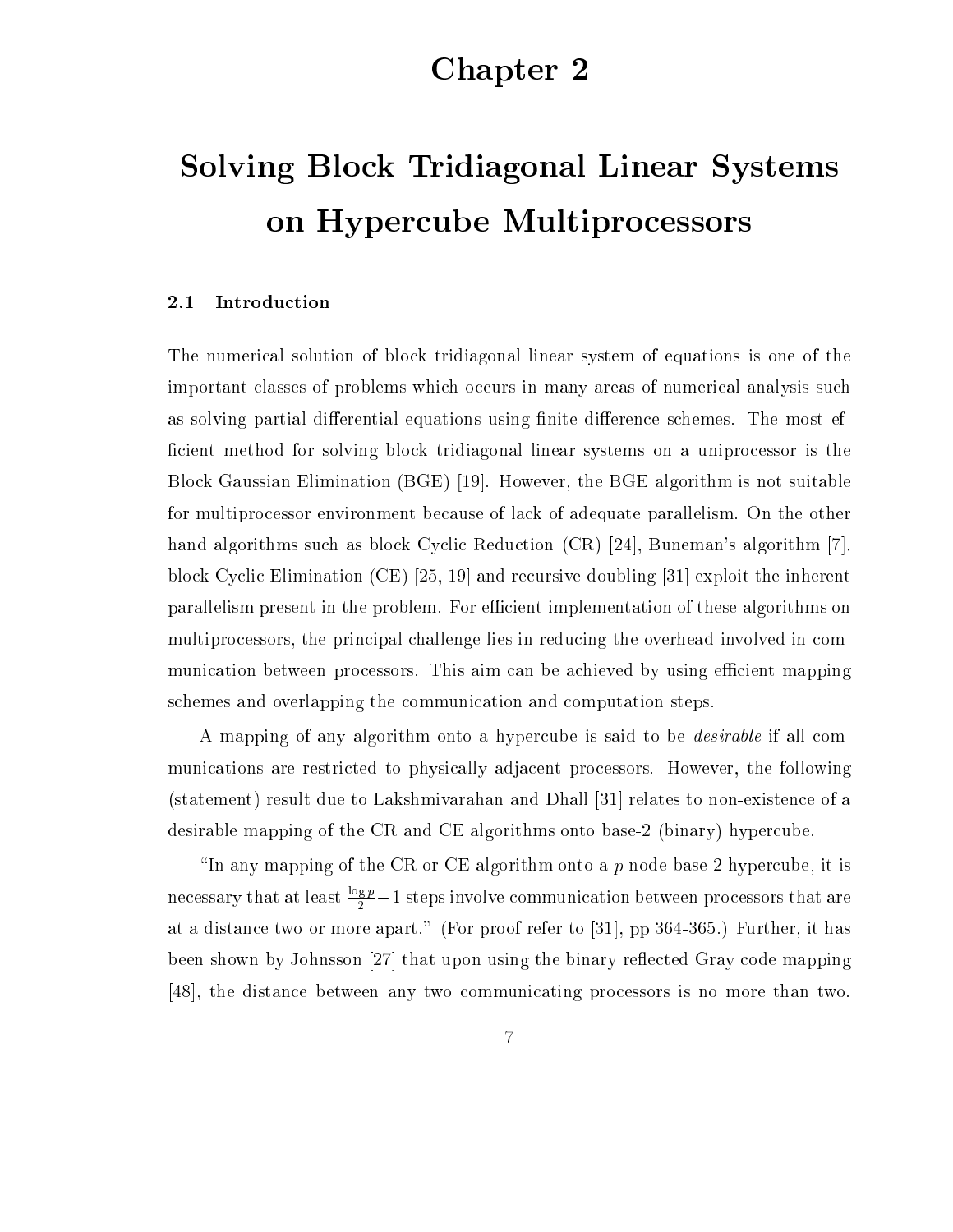# Chapter 2

# Solving Block Tridiagonal Linear Systems on Hypercube Multiprocessors

## 2.1 Introduction

The numerical solution of block tridiagonal linear system of equations is one of the important classes of problems which occurs in many areas of numerical analysis such as solving partial differential equations using finite difference schemes. The most efficient method for solving block tridiagonal linear systems on a uniprocessor is the Block Gaussian Elimination (BGE) [19]. However, the BGE algorithm is not suitable for multiprocessor environment because of lack of adequate parallelism. On the other hand algorithms such as block Cyclic Reduction (CR) [24], Buneman's algorithm [7], block Cyclic Elimination (CE) [25, 19] and recursive doubling [31] exploit the inherent parallelism present in the problem. For efficient implementation of these algorithms on multiprocessors, the principal challenge lies in reducing the overhead involved in communication between processors. This aim can be achieved by using efficient mapping schemes and overlapping the communication and computation steps.

A mapping of any algorithm onto a hypercube is said to be *desirable* if all communications are restricted to physically adjacent processors. However, the following (statement) result due to Lakshmivarahan and Dhall [31] relates to non-existence of a desirable mapping of the CR and CE algorithms onto base-2 (binary) hypercube.

"In any mapping of the CR or CE algorithm onto a $p$-node base-2 hypercube, it is necessary that at least $\frac{\log p}{2} - 1$ steps involve communication between processors that are at a distance two or more apart." (For proof refer to [31], pp 364-365.) Further, it has been shown by Johnsson [27] that upon using the binary reflected Gray code mapping [48], the distance between any two communicating processors is no more than two.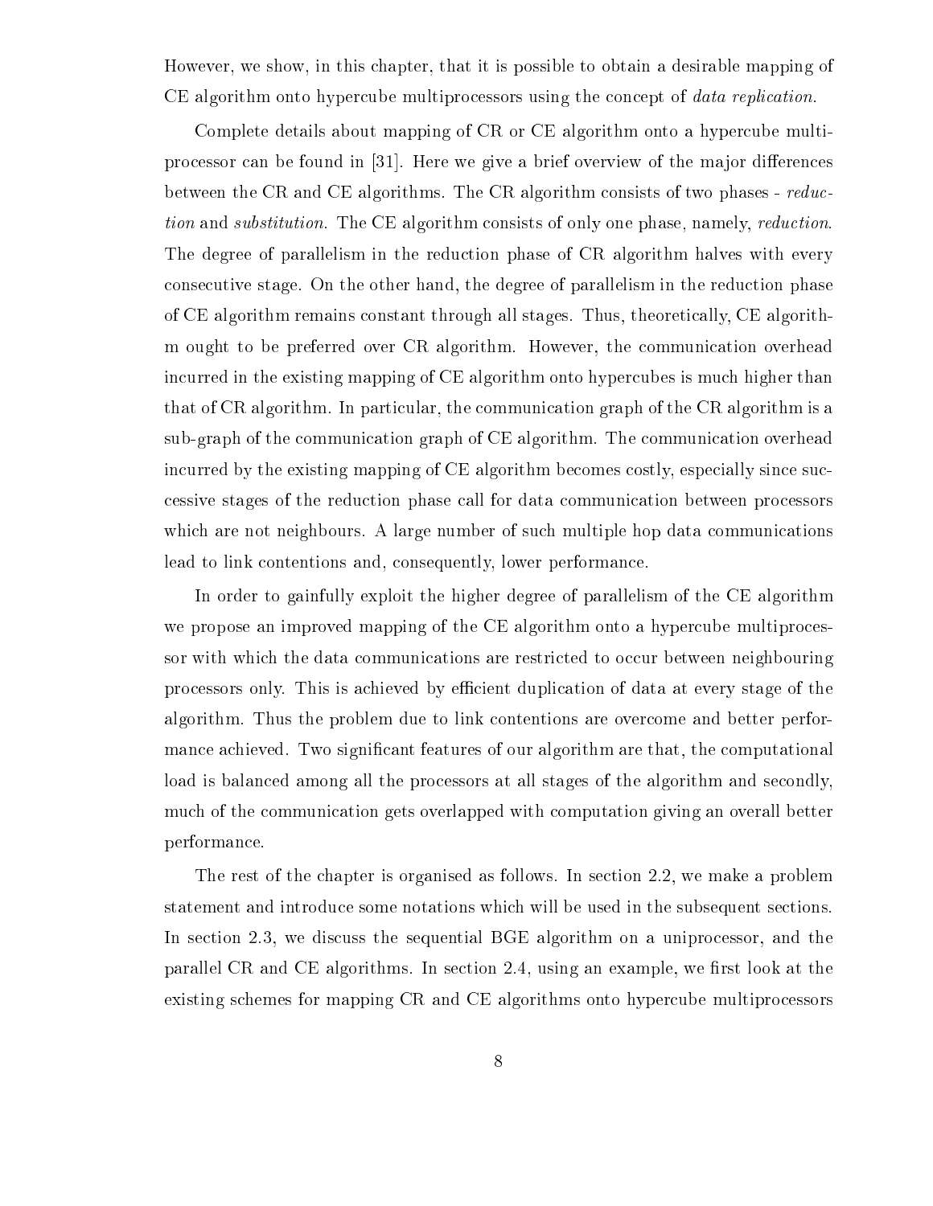However, we show, in this chapter, that it is possible to obtain a desirable mapping of CE algorithm onto hypercube multiprocessors using the concept of *data replication*.

Complete details about mapping of CR or CE algorithm onto a hypercube multiprocessor can be found in [31]. Here we give a brief overview of the major differences between the CR and CE algorithms. The CR algorithm consists of two phases - *reduction* and *substitution*. The CE algorithm consists of only one phase, namely, *reduction*. The degree of parallelism in the reduction phase of CR algorithm halves with every consecutive stage. On the other hand, the degree of parallelism in the reduction phase of CE algorithm remains constant through all stages. Thus, theoretically, CE algorithm ought to be preferred over CR algorithm. However, the communication overhead incurred in the existing mapping of CE algorithm onto hypercubes is much higher than that of CR algorithm. In particular, the communication graph of the CR algorithm is a sub-graph of the communication graph of CE algorithm. The communication overhead incurred by the existing mapping of CE algorithm becomes costly, especially since successive stages of the reduction phase call for data communication between processors which are not neighbours. A large number of such multiple hop data communications lead to link contentions and, consequently, lower performance.

In order to gainfully exploit the higher degree of parallelism of the CE algorithm we propose an improved mapping of the CE algorithm onto a hypercube multiprocessor with which the data communications are restricted to occur between neighbouring processors only. This is achieved by efficient duplication of data at every stage of the algorithm. Thus the problem due to link contentions are overcome and better performance achieved. Two significant features of our algorithm are that, the computational load is balanced among all the processors at all stages of the algorithm and secondly, much of the communication gets overlapped with computation giving an overall better performance.

The rest of the chapter is organised as follows. In section 2.2, we make a problem statement and introduce some notations which will be used in the subsequent sections. In section 2.3, we discuss the sequential BGE algorithm on a uniprocessor, and the parallel CR and CE algorithms. In section 2.4, using an example, we first look at the existing schemes for mapping CR and CE algorithms onto hypercube multiprocessors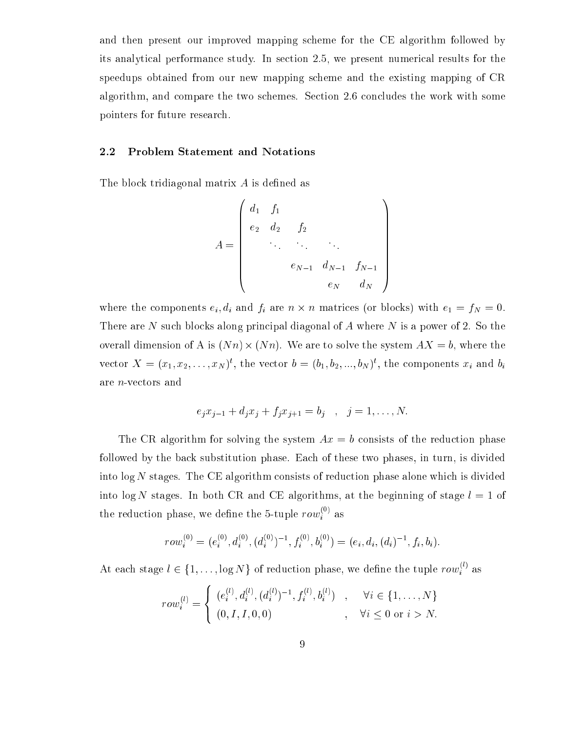and then present our improved mapping scheme for the CE algorithm followed by its analytical performance study. In section 2.5, we present numerical results for the speedups obtained from our new mapping scheme and the existing mapping of CR algorithm, and compare the two schemes. Section 2.6 concludes the work with some pointers for future research.

## 2.2 Problem Statement and Notations

The block tridiagonal matrix $A$ is defined as

$$A = \begin{pmatrix} d_1 & f_1 & & & \\ e_2 & d_2 & f_2 & & \\ & \ddots & \ddots & \ddots & \\ & & e_{N-1} & d_{N-1} & f_{N-1} \\ & & & e_N & d_N \end{pmatrix}$$

where the components $e_i, d_i$ and $f_i$ are $n \times n$ matrices (or blocks) with $e_1 = f_N = 0$. There are $N$ such blocks along principal diagonal of $A$ where $N$ is a power of 2. So the overall dimension of A is $(Nn) \times (Nn)$. We are to solve the system $AX = b$, where the vector $X = (x_1, x_2, \ldots, x_N)^t$, the vector $b = (b_1, b_2, ..., b_N)^t$, the components $x_i$ and $b_i$ are $n$-vectors and

$$e_j x_{j-1} + d_j x_j + f_j x_{j+1} = b_j \quad , \quad j = 1, \ldots, N.$$

The CR algorithm for solving the system $Ax = b$ consists of the reduction phase followed by the back substitution phase. Each of these two phases, in turn, is divided into $\log N$ stages. The CE algorithm consists of reduction phase alone which is divided into $\log N$ stages. In both CR and CE algorithms, at the beginning of stage $l = 1$ of the reduction phase, we define the 5-tuple $row_i^{(0)}$ as

$$row_i^{(0)} = (e_i^{(0)}, d_i^{(0)}, (d_i^{(0)})^{-1}, f_i^{(0)}, b_i^{(0)}) = (e_i, d_i, (d_i)^{-1}, f_i, b_i).$$

At each stage $l \in \{1, \ldots, \log N\}$ of reduction phase, we define the tuple $row_i^{(l)}$ as

$$row_i^{(l)} = \begin{cases} (e_i^{(l)}, d_i^{(l)}, (d_i^{(l)})^{-1}, f_i^{(l)}, b_i^{(l)}) & , \quad \forall i \in \{1, \ldots, N\} \\ (0, I, I, 0, 0) & , \quad \forall i \leq 0 \text{ or } i > N. \end{cases}$$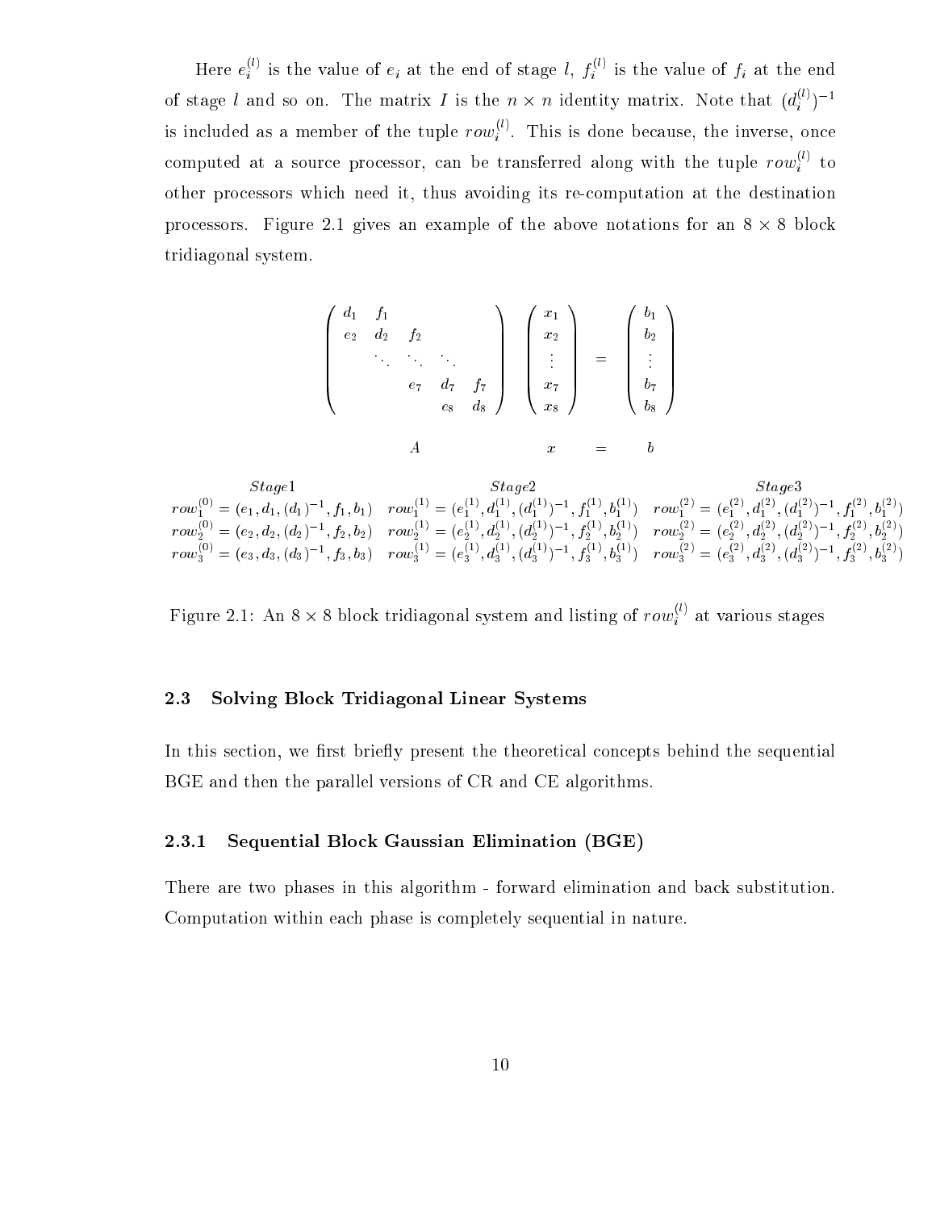Here $e_i^{(l)}$ is the value of $e_i$ at the end of stage $l$, $f_i^{(l)}$ is the value of $f_i$ at the end of stage $l$ and so on. The matrix $I$ is the $n \times n$ identity matrix. Note that $(d_i^{(l)})^{-1}$ is included as a member of the tuple $row_i^{(l)}$. This is done because, the inverse, once computed at a source processor, can be transferred along with the tuple $row_i^{(l)}$ to other processors which need it, thus avoiding its re-computation at the destination processors. Figure 2.1 gives an example of the above notations for an $8 \times 8$ block tridiagonal system.

$$
\underbrace{\begin{pmatrix} d_1 & f_1 & & & \\ e_2 & d_2 & f_2 & & \\ & \ddots & \ddots & \ddots & \\ & & e_7 & d_7 & f_7 \\ & & & e_8 & d_8 \end{pmatrix}}_{A}
\underbrace{\begin{pmatrix} x_1 \\ x_2 \\ \vdots \\ x_7 \\ x_8 \end{pmatrix}}_{x}
=
\underbrace{\begin{pmatrix} b_1 \\ b_2 \\ \vdots \\ b_7 \\ b_8 \end{pmatrix}}_{b}
$$

| Stage1 | Stage2 | Stage3 |
|---|---|---|
| $row_1^{(0)} = (e_1, d_1, (d_1)^{-1}, f_1, b_1)$ | $row_1^{(1)} = (e_1^{(1)}, d_1^{(1)}, (d_1^{(1)})^{-1}, f_1^{(1)}, b_1^{(1)})$ | $row_1^{(2)} = (e_1^{(2)}, d_1^{(2)}, (d_1^{(2)})^{-1}, f_1^{(2)}, b_1^{(2)})$ |
| $row_2^{(0)} = (e_2, d_2, (d_2)^{-1}, f_2, b_2)$ | $row_2^{(1)} = (e_2^{(1)}, d_2^{(1)}, (d_2^{(1)})^{-1}, f_2^{(1)}, b_2^{(1)})$ | $row_2^{(2)} = (e_2^{(2)}, d_2^{(2)}, (d_2^{(2)})^{-1}, f_2^{(2)}, b_2^{(2)})$ |
| $row_3^{(0)} = (e_3, d_3, (d_3)^{-1}, f_3, b_3)$ | $row_3^{(1)} = (e_3^{(1)}, d_3^{(1)}, (d_3^{(1)})^{-1}, f_3^{(1)}, b_3^{(1)})$ | $row_3^{(2)} = (e_3^{(2)}, d_3^{(2)}, (d_3^{(2)})^{-1}, f_3^{(2)}, b_3^{(2)})$ |

Figure 2.1: An $8 \times 8$ block tridiagonal system and listing of $row_i^{(l)}$ at various stages

## 2.3 Solving Block Tridiagonal Linear Systems

In this section, we first briefly present the theoretical concepts behind the sequential BGE and then the parallel versions of CR and CE algorithms.

### 2.3.1 Sequential Block Gaussian Elimination (BGE)

There are two phases in this algorithm - forward elimination and back substitution. Computation within each phase is completely sequential in nature.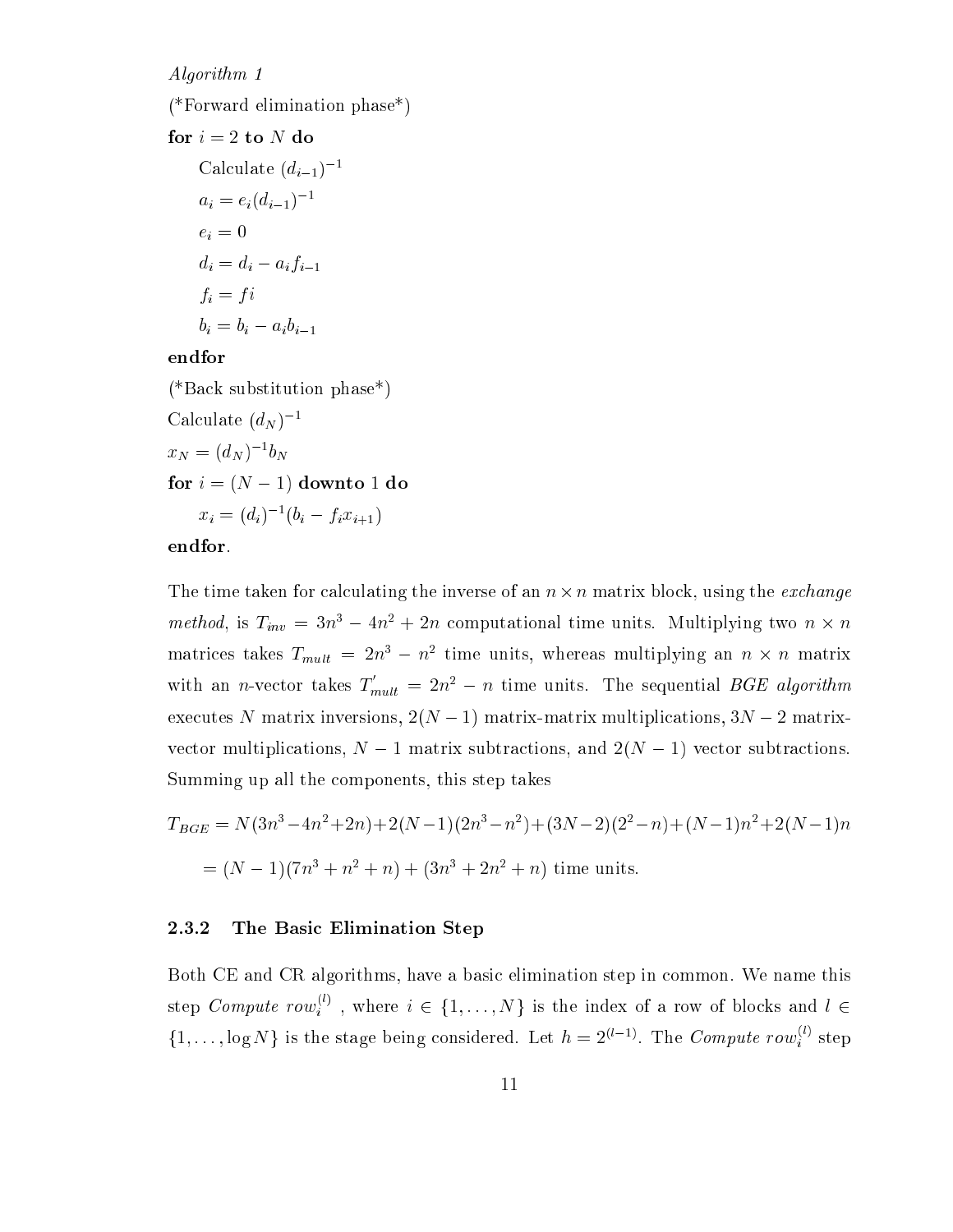*Algorithm 1*

(*Forward elimination phase*)

**for** $i = 2$ **to** $N$ **do**

  Calculate $(d_{i-1})^{-1}$

  $a_i = e_i(d_{i-1})^{-1}$

  $e_i = 0$

  $d_i = d_i - a_i f_{i-1}$

  $f_i = fi$

  $b_i = b_i - a_i b_{i-1}$

**endfor**

(*Back substitution phase*)

Calculate $(d_N)^{-1}$

$x_N = (d_N)^{-1} b_N$

**for** $i = (N-1)$ **downto** 1 **do**

  $x_i = (d_i)^{-1}(b_i - f_i x_{i+1})$

**endfor**.

The time taken for calculating the inverse of an $n \times n$ matrix block, using the *exchange method*, is $T_{inv} = 3n^3 - 4n^2 + 2n$ computational time units. Multiplying two $n \times n$ matrices takes $T_{mult} = 2n^3 - n^2$ time units, whereas multiplying an $n \times n$ matrix with an $n$-vector takes $T'_{mult} = 2n^2 - n$ time units. The sequential *BGE algorithm* executes $N$ matrix inversions, $2(N-1)$ matrix-matrix multiplications, $3N-2$ matrix-vector multiplications, $N-1$ matrix subtractions, and $2(N-1)$ vector subtractions. Summing up all the components, this step takes

$$T_{BGE} = N(3n^3 - 4n^2 + 2n) + 2(N-1)(2n^3 - n^2) + (3N-2)(2^2 - n) + (N-1)n^2 + 2(N-1)n$$

$$= (N-1)(7n^3 + n^2 + n) + (3n^3 + 2n^2 + n) \text{ time units.}$$

### 2.3.2 The Basic Elimination Step

Both CE and CR algorithms, have a basic elimination step in common. We name this step *Compute row*$_i^{(l)}$ , where $i \in \{1, \ldots, N\}$ is the index of a row of blocks and $l \in \{1, \ldots, \log N\}$ is the stage being considered. Let $h = 2^{(l-1)}$. The *Compute row*$_i^{(l)}$ step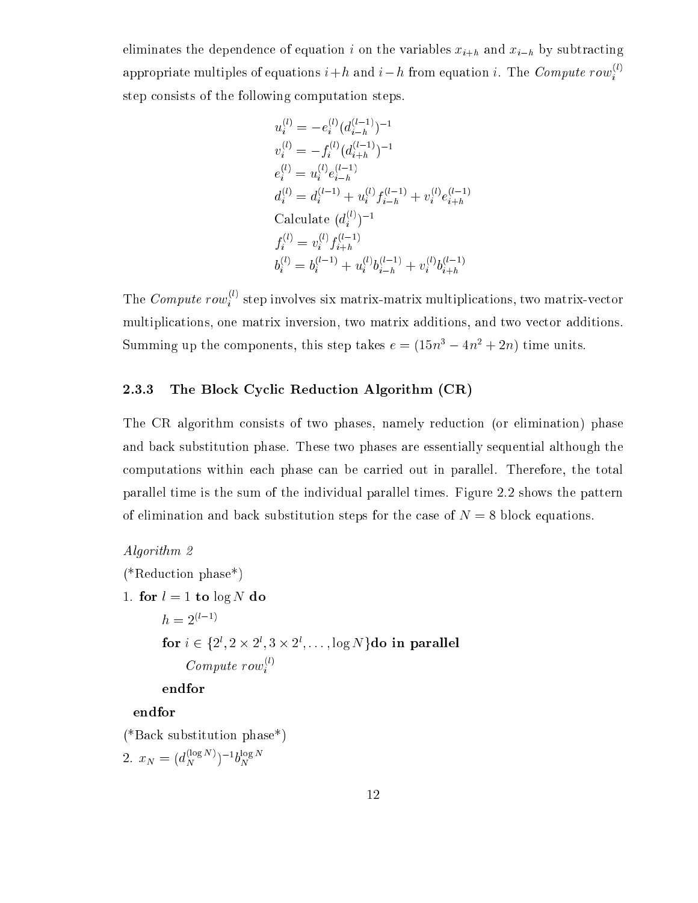eliminates the dependence of equation $i$ on the variables $x_{i+h}$ and $x_{i-h}$ by subtracting appropriate multiples of equations $i+h$ and $i-h$ from equation $i$. The *Compute row*$_i^{(l)}$ step consists of the following computation steps.

$$
\begin{aligned}
&u_i^{(l)} = -e_i^{(l)}(d_{i-h}^{(l-1)})^{-1} \\
&v_i^{(l)} = -f_i^{(l)}(d_{i+h}^{(l-1)})^{-1} \\
&e_i^{(l)} = u_i^{(l)} e_{i-h}^{(l-1)} \\
&d_i^{(l)} = d_i^{(l-1)} + u_i^{(l)} f_{i-h}^{(l-1)} + v_i^{(l)} e_{i+h}^{(l-1)} \\
&\text{Calculate } (d_i^{(l)})^{-1} \\
&f_i^{(l)} = v_i^{(l)} f_{i+h}^{(l-1)} \\
&b_i^{(l)} = b_i^{(l-1)} + u_i^{(l)} b_{i-h}^{(l-1)} + v_i^{(l)} b_{i+h}^{(l-1)}
\end{aligned}
$$

The *Compute row*$_i^{(l)}$ step involves six matrix-matrix multiplications, two matrix-vector multiplications, one matrix inversion, two matrix additions, and two vector additions. Summing up the components, this step takes $e = (15n^3 - 4n^2 + 2n)$ time units.

### 2.3.3 The Block Cyclic Reduction Algorithm (CR)

The CR algorithm consists of two phases, namely reduction (or elimination) phase and back substitution phase. These two phases are essentially sequential although the computations within each phase can be carried out in parallel. Therefore, the total parallel time is the sum of the individual parallel times. Figure 2.2 shows the pattern of elimination and back substitution steps for the case of $N = 8$ block equations.

*Algorithm 2*

(*Reduction phase*)

1. **for** $l = 1$ **to** $\log N$ **do**

    $h = 2^{(l-1)}$

    **for** $i \in \{2^l, 2 \times 2^l, 3 \times 2^l, \ldots, \log N\}$**do in parallel**

        *Compute row*$_i^{(l)}$

    **endfor**

  **endfor**

(*Back substitution phase*)

2. $x_N = (d_N^{(\log N)})^{-1} b_N^{\log N}$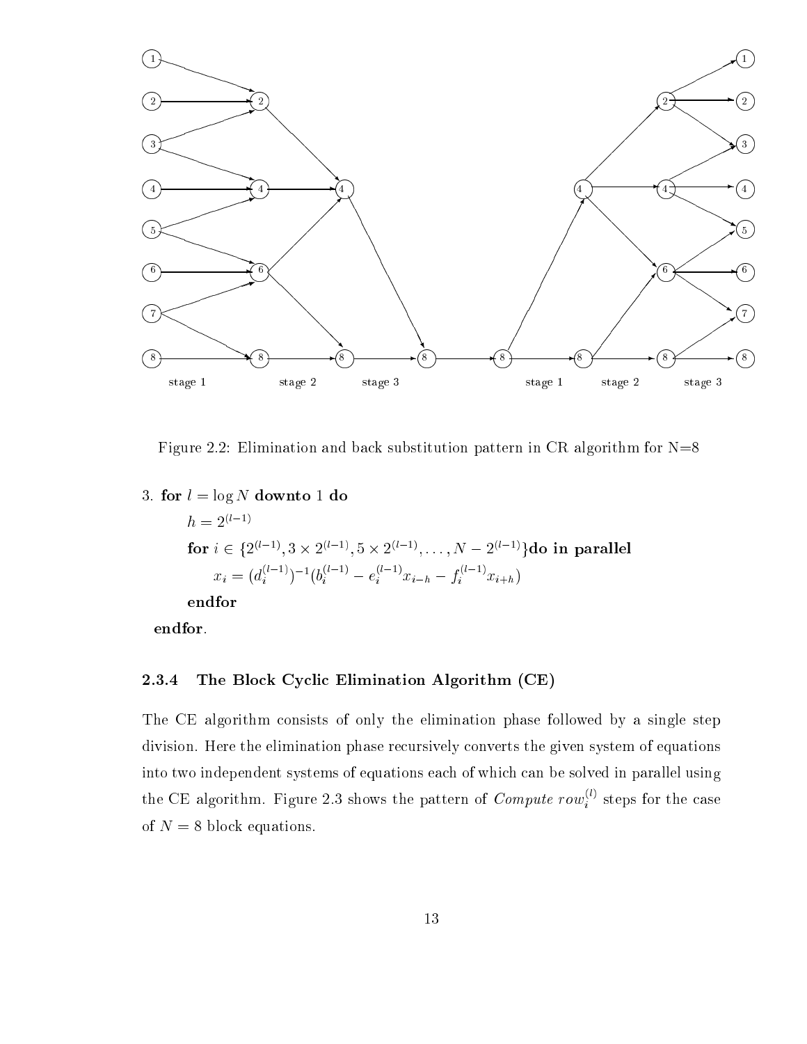stage 1 stage 2 stage 3 stage 1 stage 2 stage 3

Figure 2.2: Elimination and back substitution pattern in CR algorithm for N=8

3. **for** $l = \log N$ **downto** 1 **do**

   $h = 2^{(l-1)}$

   **for** $i \in \{2^{(l-1)}, 3 \times 2^{(l-1)}, 5 \times 2^{(l-1)}, \ldots, N - 2^{(l-1)}\}$**do in parallel**

   $x_i = (d_i^{(l-1)})^{-1}(b_i^{(l-1)} - e_i^{(l-1)} x_{i-h} - f_i^{(l-1)} x_{i+h})$

   **endfor**

   **endfor**.

### 2.3.4 The Block Cyclic Elimination Algorithm (CE)

The CE algorithm consists of only the elimination phase followed by a single step division. Here the elimination phase recursively converts the given system of equations into two independent systems of equations each of which can be solved in parallel using the CE algorithm. Figure 2.3 shows the pattern of *Compute* $row_i^{(l)}$ steps for the case of $N = 8$ block equations.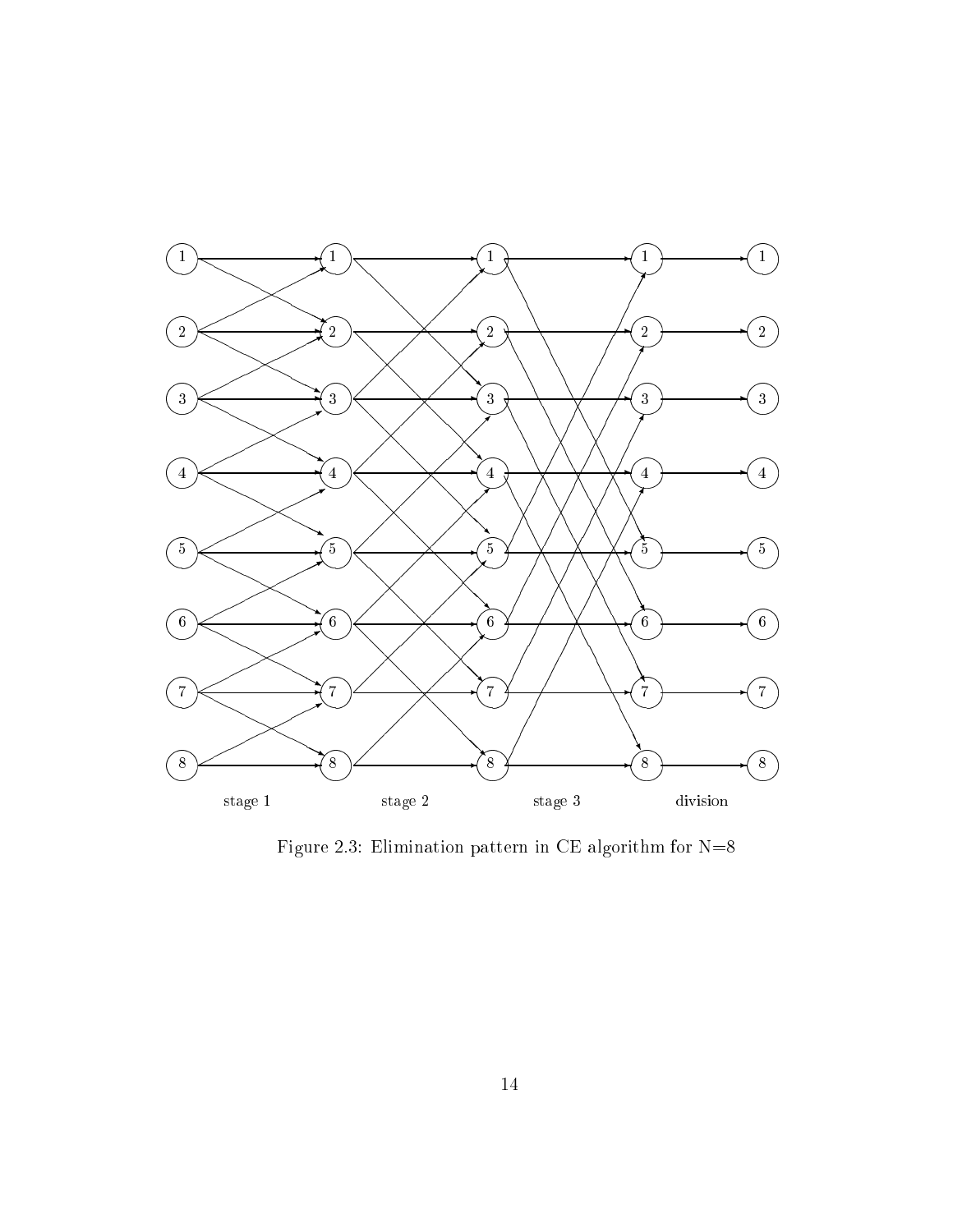stage 1

stage 2

stage 3

division

Figure 2.3: Elimination pattern in CE algorithm for N=8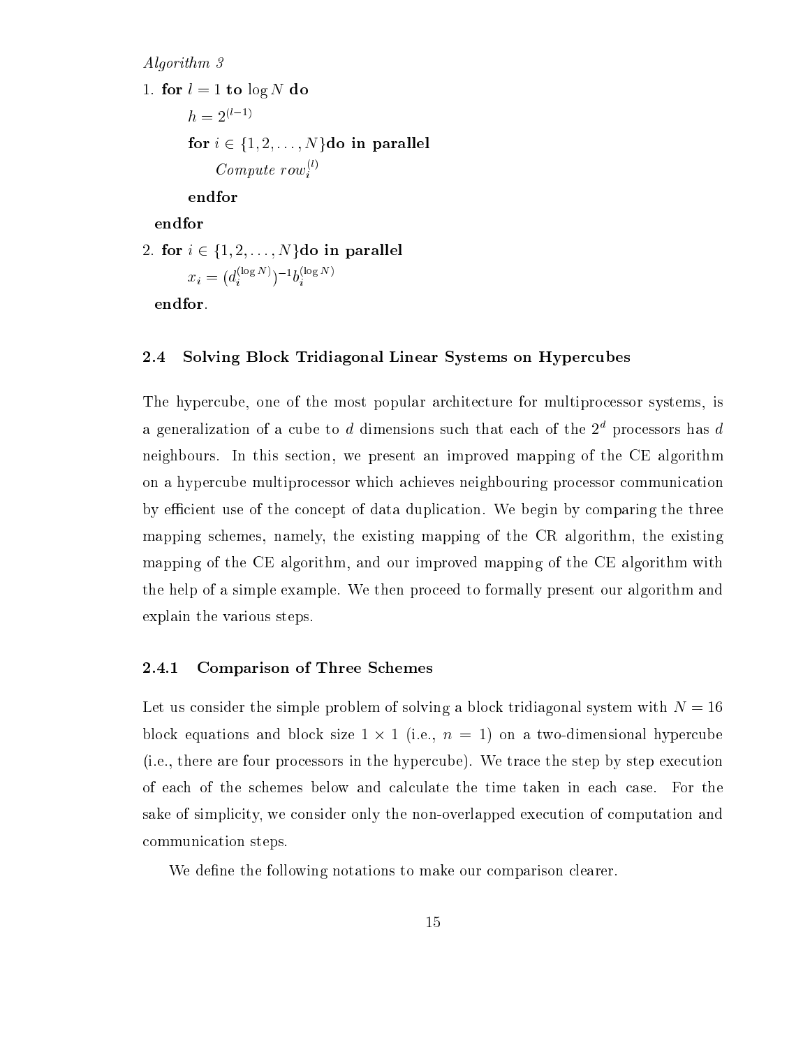*Algorithm 3*

1. **for** $l = 1$ **to** $\log N$ **do**

   $h = 2^{(l-1)}$

   **for** $i \in \{1, 2, \ldots, N\}$**do in parallel**

   *Compute* $row_i^{(l)}$

   **endfor**

   **endfor**

2. **for** $i \in \{1, 2, \ldots, N\}$**do in parallel**

   $x_i = (d_i^{(\log N)})^{-1} b_i^{(\log N)}$

   **endfor**.

### 2.4 Solving Block Tridiagonal Linear Systems on Hypercubes

The hypercube, one of the most popular architecture for multiprocessor systems, is a generalization of a cube to $d$ dimensions such that each of the $2^d$ processors has $d$ neighbours. In this section, we present an improved mapping of the CE algorithm on a hypercube multiprocessor which achieves neighbouring processor communication by efficient use of the concept of data duplication. We begin by comparing the three mapping schemes, namely, the existing mapping of the CR algorithm, the existing mapping of the CE algorithm, and our improved mapping of the CE algorithm with the help of a simple example. We then proceed to formally present our algorithm and explain the various steps.

#### 2.4.1 Comparison of Three Schemes

Let us consider the simple problem of solving a block tridiagonal system with $N = 16$ block equations and block size $1 \times 1$ (i.e., $n = 1$) on a two-dimensional hypercube (i.e., there are four processors in the hypercube). We trace the step by step execution of each of the schemes below and calculate the time taken in each case. For the sake of simplicity, we consider only the non-overlapped execution of computation and communication steps.

We define the following notations to make our comparison clearer.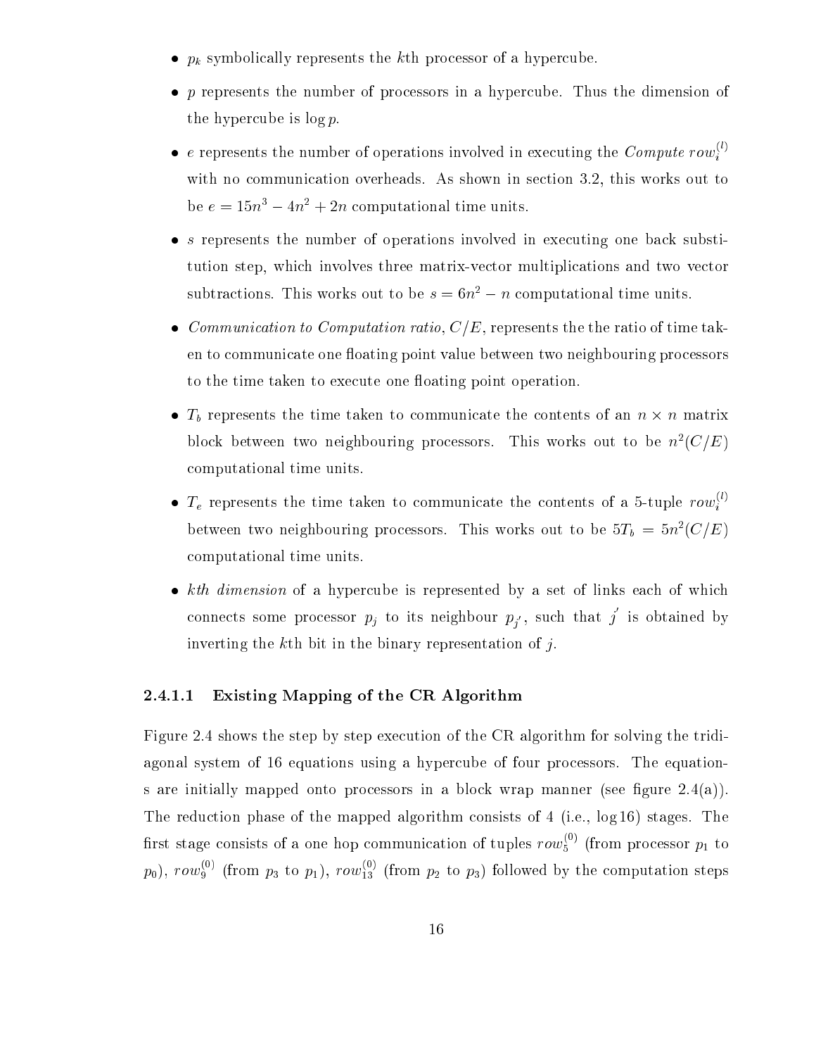- $p_k$ symbolically represents the $k$th processor of a hypercube.

- $p$ represents the number of processors in a hypercube. Thus the dimension of the hypercube is $\log p$.

- $e$ represents the number of operations involved in executing the *Compute* $row_i^{(l)}$ with no communication overheads. As shown in section 3.2, this works out to be $e = 15n^3 - 4n^2 + 2n$ computational time units.

- $s$ represents the number of operations involved in executing one back substitution step, which involves three matrix-vector multiplications and two vector subtractions. This works out to be $s = 6n^2 - n$ computational time units.

- *Communication to Computation ratio*, $C/E$, represents the the ratio of time taken to communicate one floating point value between two neighbouring processors to the time taken to execute one floating point operation.

- $T_b$ represents the time taken to communicate the contents of an $n \times n$ matrix block between two neighbouring processors. This works out to be $n^2(C/E)$ computational time units.

- $T_e$ represents the time taken to communicate the contents of a 5-tuple $row_i^{(l)}$ between two neighbouring processors. This works out to be $5T_b = 5n^2(C/E)$ computational time units.

- *kth dimension* of a hypercube is represented by a set of links each of which connects some processor $p_j$ to its neighbour $p_{j'}$, such that $j'$ is obtained by inverting the $k$th bit in the binary representation of $j$.

#### 2.4.1.1 Existing Mapping of the CR Algorithm

Figure 2.4 shows the step by step execution of the CR algorithm for solving the tridiagonal system of 16 equations using a hypercube of four processors. The equations are initially mapped onto processors in a block wrap manner (see figure 2.4(a)). The reduction phase of the mapped algorithm consists of 4 (i.e., $\log 16$) stages. The first stage consists of a one hop communication of tuples $row_5^{(0)}$ (from processor $p_1$ to $p_0$), $row_9^{(0)}$ (from $p_3$ to $p_1$), $row_{13}^{(0)}$ (from $p_2$ to $p_3$) followed by the computation steps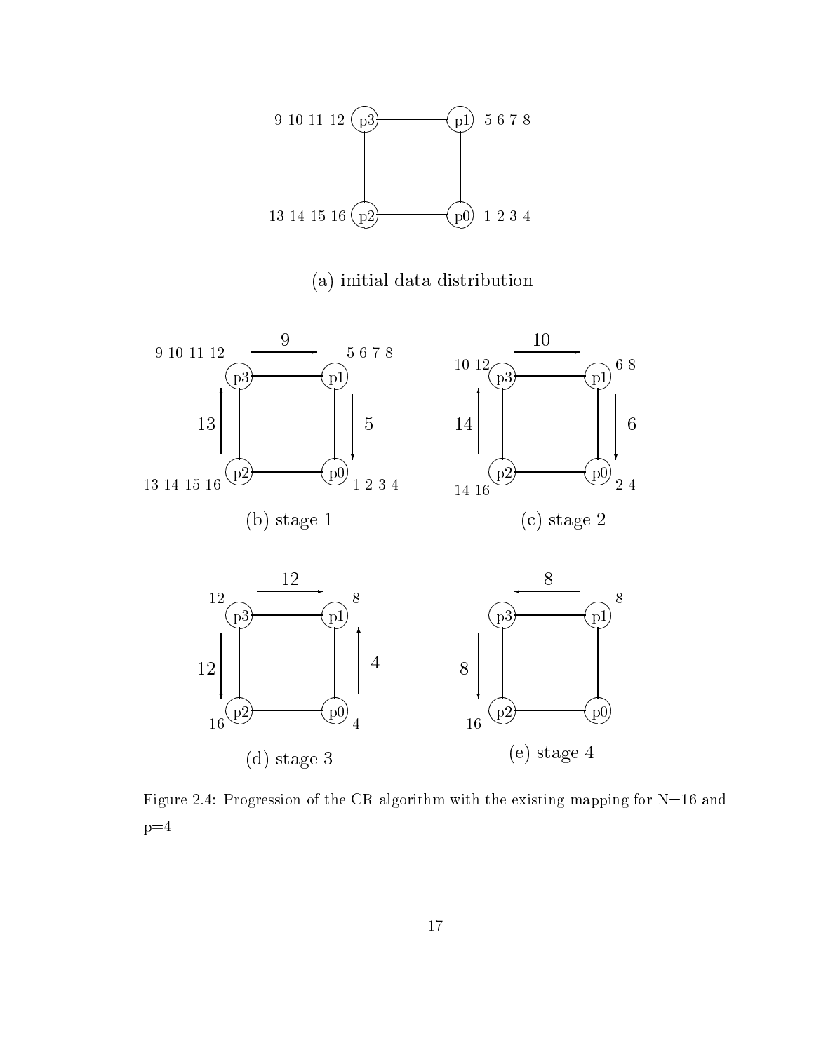9 10 11 12 p3 p1 5 6 7 8

13 14 15 16 p2 p0 1 2 3 4

(a) initial data distribution

9

9 10 11 12 5 6 7 8

p3 p1

13 5

p2 p0

13 14 15 16 1 2 3 4

(b) stage 1

10

10 12 6 8

p3 p1

14 6

p2 p0

14 16 2 4

(c) stage 2

12

12 8

p3 p1

12 4

p2 p0

16 4

(d) stage 3

8

8

p3 p1

8

p2 p0

16

(e) stage 4

Figure 2.4: Progression of the CR algorithm with the existing mapping for N=16 and p=4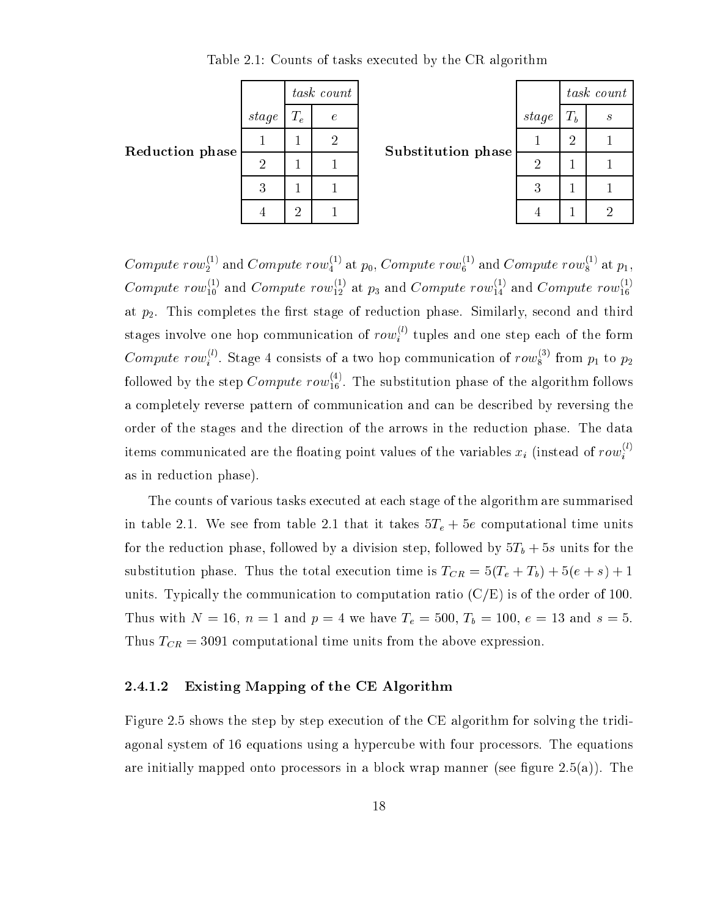Table 2.1: Counts of tasks executed by the CR algorithm

**Reduction phase**

| | task count | |
|---|---|---|
| *stage* | $T_e$ | $e$ |
| 1 | 1 | 2 |
| 2 | 1 | 1 |
| 3 | 1 | 1 |
| 4 | 2 | 1 |

**Substitution phase**

| | task count | |
|---|---|---|
| *stage* | $T_b$ | $s$ |
| 1 | 2 | 1 |
| 2 | 1 | 1 |
| 3 | 1 | 1 |
| 4 | 1 | 2 |

$Compute\ row_2^{(1)}$ and $Compute\ row_4^{(1)}$ at $p_0$, $Compute\ row_6^{(1)}$ and $Compute\ row_8^{(1)}$ at $p_1$, $Compute\ row_{10}^{(1)}$ and $Compute\ row_{12}^{(1)}$ at $p_3$ and $Compute\ row_{14}^{(1)}$ and $Compute\ row_{16}^{(1)}$ at $p_2$. This completes the first stage of reduction phase. Similarly, second and third stages involve one hop communication of $row_i^{(l)}$ tuples and one step each of the form $Compute\ row_i^{(l)}$. Stage 4 consists of a two hop communication of $row_8^{(3)}$ from $p_1$ to $p_2$ followed by the step $Compute\ row_{16}^{(4)}$. The substitution phase of the algorithm follows a completely reverse pattern of communication and can be described by reversing the order of the stages and the direction of the arrows in the reduction phase. The data items communicated are the floating point values of the variables $x_i$ (instead of $row_i^{(l)}$ as in reduction phase).

The counts of various tasks executed at each stage of the algorithm are summarised in table 2.1. We see from table 2.1 that it takes $5T_e + 5e$ computational time units for the reduction phase, followed by a division step, followed by $5T_b + 5s$ units for the substitution phase. Thus the total execution time is $T_{CR} = 5(T_e + T_b) + 5(e + s) + 1$ units. Typically the communication to computation ratio (C/E) is of the order of 100. Thus with $N = 16$, $n = 1$ and $p = 4$ we have $T_e = 500$, $T_b = 100$, $e = 13$ and $s = 5$. Thus $T_{CR} = 3091$ computational time units from the above expression.

#### 2.4.1.2 Existing Mapping of the CE Algorithm

Figure 2.5 shows the step by step execution of the CE algorithm for solving the tridiagonal system of 16 equations using a hypercube with four processors. The equations are initially mapped onto processors in a block wrap manner (see figure 2.5(a)). The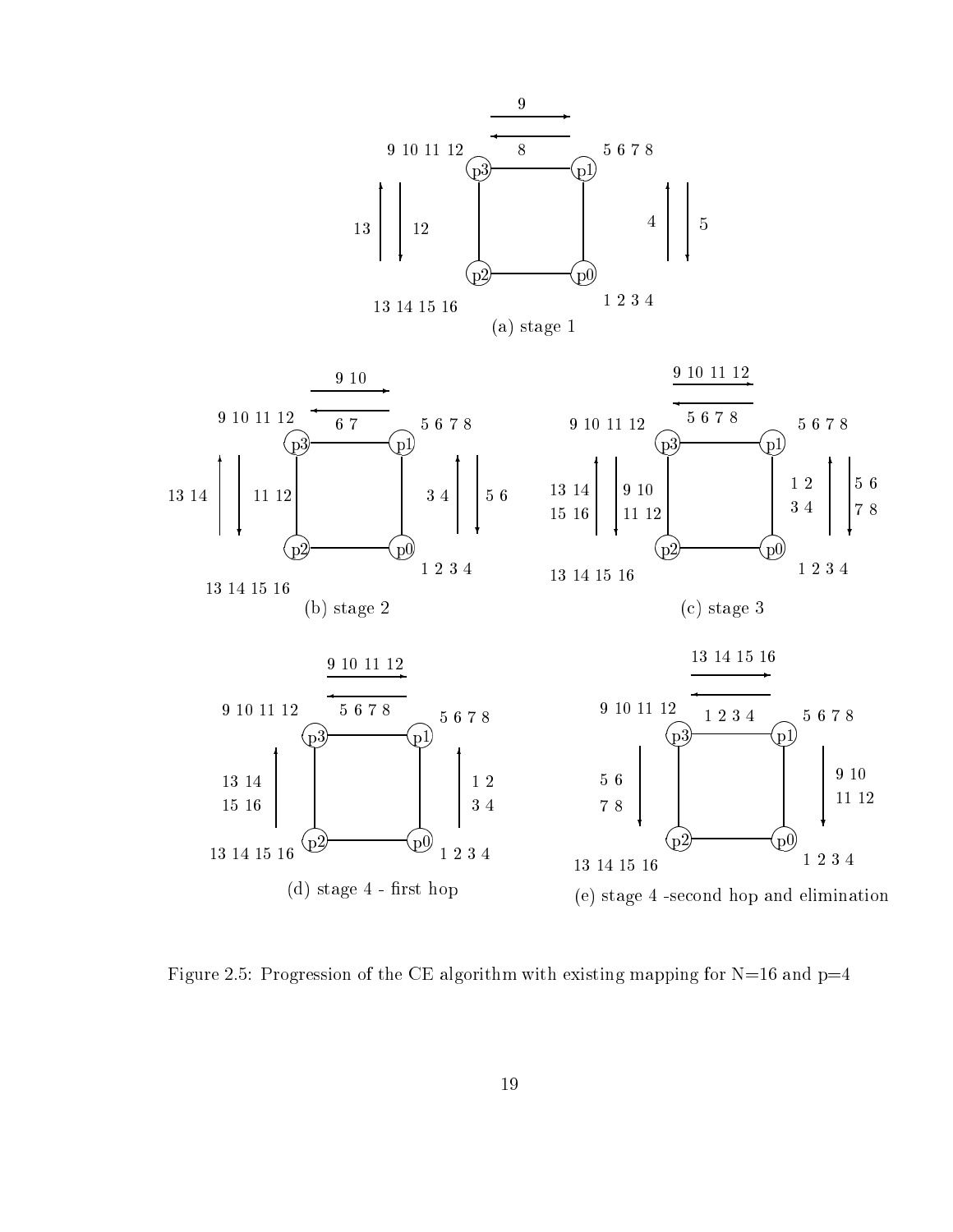9

9 10 11 12 8 5 6 7 8

p3 p1

13 12 4 5

p2 p0

13 14 15 16 1 2 3 4

(a) stage 1

9 10

9 10 11 12 6 7 5 6 7 8

p3 p1

13 14 11 12 3 4 5 6

p2 p0

1 2 3 4

13 14 15 16

(b) stage 2

9 10 11 12

5 6 7 8

9 10 11 12 5 6 7 8

p3 p1

13 14 9 10 1 2 5 6

15 16 11 12 3 4 7 8

p2 p0

13 14 15 16 1 2 3 4

(c) stage 3

9 10 11 12

9 10 11 12 5 6 7 8 5 6 7 8

p3 p1

13 14 1 2

15 16 3 4

p2 p0

13 14 15 16 1 2 3 4

(d) stage 4 - first hop

13 14 15 16

9 10 11 12 1 2 3 4 5 6 7 8

p3 p1

5 6 9 10

7 8 11 12

p2 p0

13 14 15 16 1 2 3 4

(e) stage 4 -second hop and elimination

Figure 2.5: Progression of the CE algorithm with existing mapping for N=16 and p=4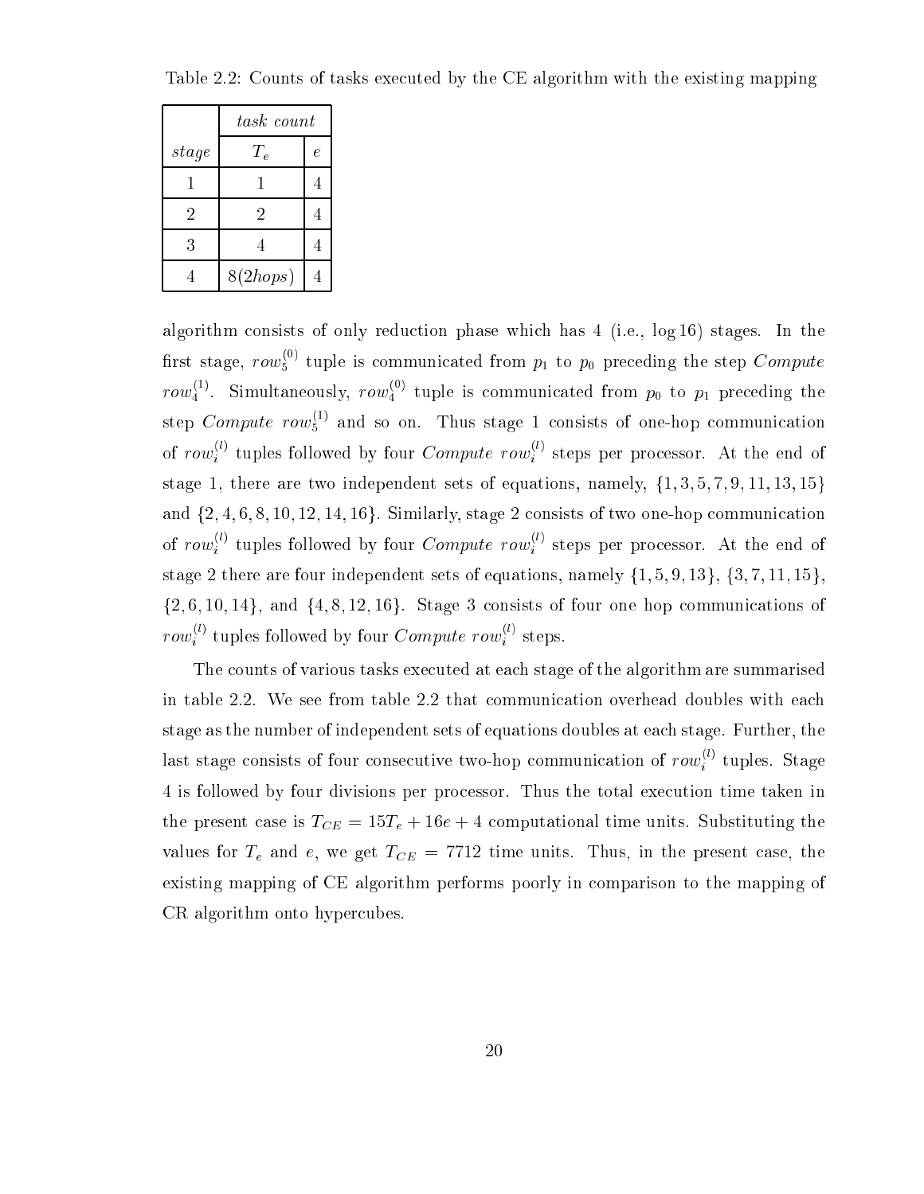Table 2.2: Counts of tasks executed by the CE algorithm with the existing mapping

| | *task count* | |
|---|---|---|
| *stage* | $T_e$ | $e$ |
| 1 | 1 | 4 |
| 2 | 2 | 4 |
| 3 | 4 | 4 |
| 4 | $8(2hops)$ | 4 |

algorithm consists of only reduction phase which has 4 (i.e., log 16) stages. In the first stage, $row_5^{(0)}$ tuple is communicated from $p_1$ to $p_0$ preceding the step *Compute* $row_4^{(1)}$. Simultaneously, $row_4^{(0)}$ tuple is communicated from $p_0$ to $p_1$ preceding the step *Compute* $row_5^{(1)}$ and so on. Thus stage 1 consists of one-hop communication of $row_i^{(l)}$ tuples followed by four *Compute* $row_i^{(l)}$ steps per processor. At the end of stage 1, there are two independent sets of equations, namely, $\{1, 3, 5, 7, 9, 11, 13, 15\}$ and $\{2, 4, 6, 8, 10, 12, 14, 16\}$. Similarly, stage 2 consists of two one-hop communication of $row_i^{(l)}$ tuples followed by four *Compute* $row_i^{(l)}$ steps per processor. At the end of stage 2 there are four independent sets of equations, namely $\{1, 5, 9, 13\}$, $\{3, 7, 11, 15\}$, $\{2, 6, 10, 14\}$, and $\{4, 8, 12, 16\}$. Stage 3 consists of four one hop communications of $row_i^{(l)}$ tuples followed by four *Compute* $row_i^{(l)}$ steps.

The counts of various tasks executed at each stage of the algorithm are summarised in table 2.2. We see from table 2.2 that communication overhead doubles with each stage as the number of independent sets of equations doubles at each stage. Further, the last stage consists of four consecutive two-hop communication of $row_i^{(l)}$ tuples. Stage 4 is followed by four divisions per processor. Thus the total execution time taken in the present case is $T_{CE} = 15T_e + 16e + 4$ computational time units. Substituting the values for $T_e$ and $e$, we get $T_{CE} = 7712$ time units. Thus, in the present case, the existing mapping of CE algorithm performs poorly in comparison to the mapping of CR algorithm onto hypercubes.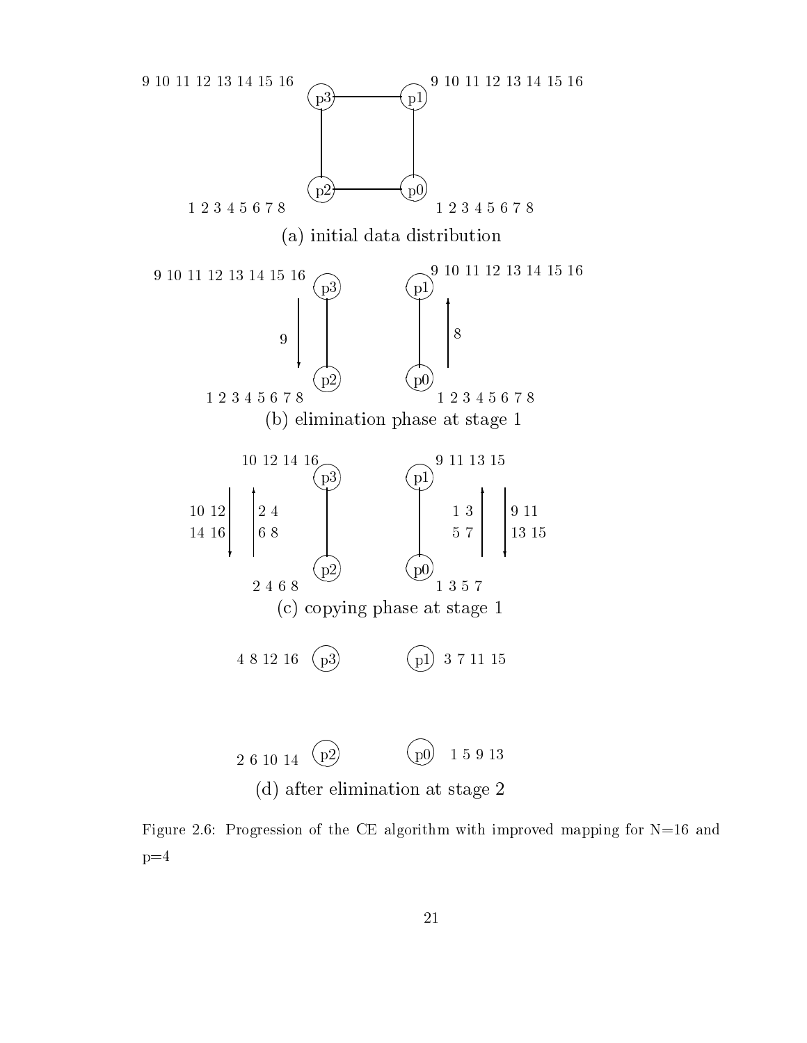9 10 11 12 13 14 15 16 p3 p1 9 10 11 12 13 14 15 16

1 2 3 4 5 6 7 8 p2 p0 1 2 3 4 5 6 7 8

(a) initial data distribution

9 10 11 12 13 14 15 16 p3 p1 9 10 11 12 13 14 15 16

9 8

1 2 3 4 5 6 7 8 p2 p0 1 2 3 4 5 6 7 8

(b) elimination phase at stage 1

10 12 14 16 p3 p1 9 11 13 15

10 12 14 16 2 4 6 8 1 3 5 7 9 11 13 15

2 4 6 8 p2 p0 1 3 5 7

(c) copying phase at stage 1

4 8 12 16 p3 p1 3 7 11 15

2 6 10 14 p2 p0 1 5 9 13

(d) after elimination at stage 2

Figure 2.6: Progression of the CE algorithm with improved mapping for N=16 and p=4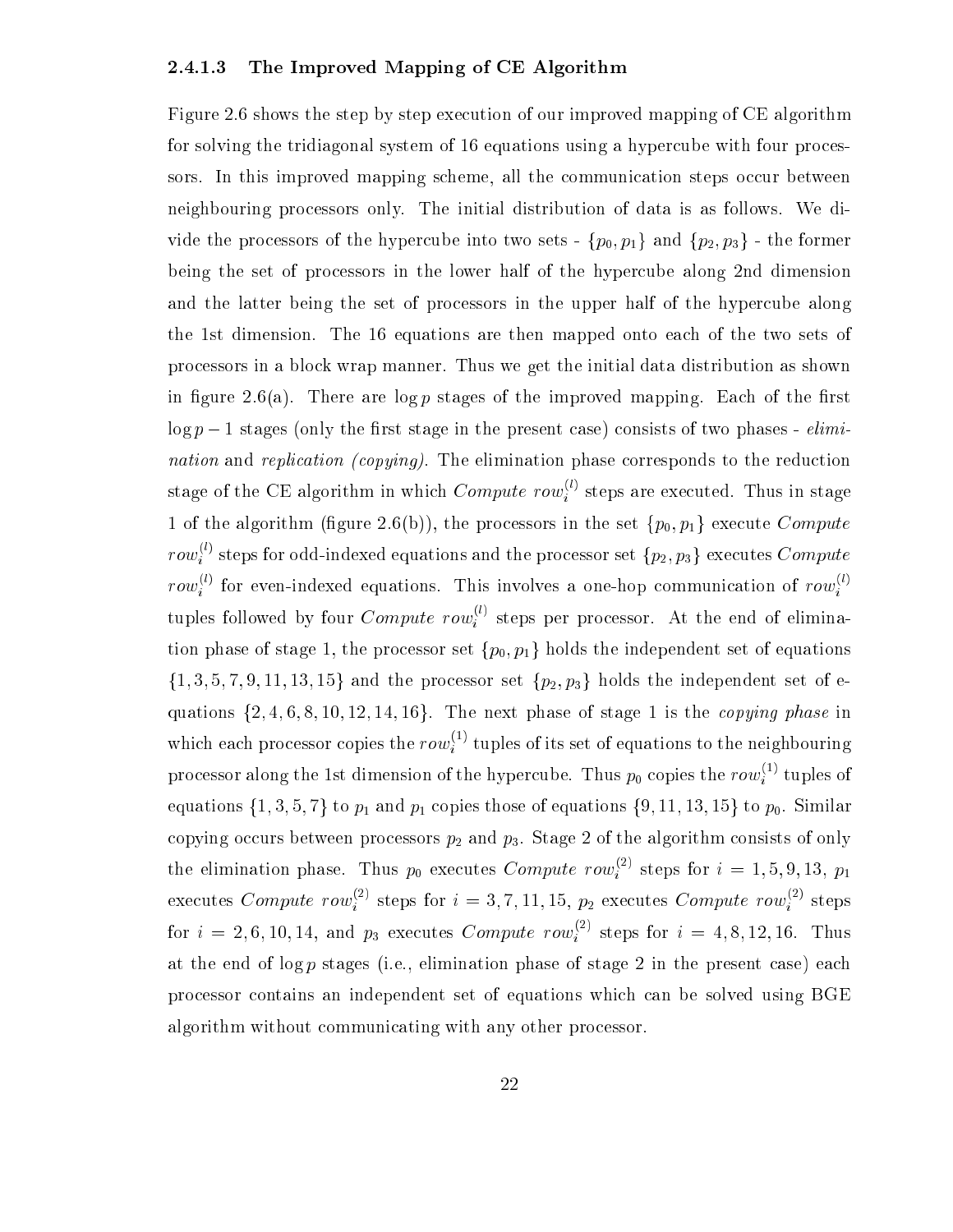#### 2.4.1.3 The Improved Mapping of CE Algorithm

Figure 2.6 shows the step by step execution of our improved mapping of CE algorithm for solving the tridiagonal system of 16 equations using a hypercube with four processors. In this improved mapping scheme, all the communication steps occur between neighbouring processors only. The initial distribution of data is as follows. We divide the processors of the hypercube into two sets - $\{p_0, p_1\}$ and $\{p_2, p_3\}$ - the former being the set of processors in the lower half of the hypercube along 2nd dimension and the latter being the set of processors in the upper half of the hypercube along the 1st dimension. The 16 equations are then mapped onto each of the two sets of processors in a block wrap manner. Thus we get the initial data distribution as shown in figure 2.6(a). There are $\log p$ stages of the improved mapping. Each of the first $\log p - 1$ stages (only the first stage in the present case) consists of two phases - *elimination* and *replication (copying)*. The elimination phase corresponds to the reduction stage of the CE algorithm in which *Compute* $row_i^{(l)}$ steps are executed. Thus in stage 1 of the algorithm (figure 2.6(b)), the processors in the set $\{p_0, p_1\}$ execute *Compute* $row_i^{(l)}$ steps for odd-indexed equations and the processor set $\{p_2, p_3\}$ executes *Compute* $row_i^{(l)}$ for even-indexed equations. This involves a one-hop communication of $row_i^{(l)}$ tuples followed by four *Compute* $row_i^{(l)}$ steps per processor. At the end of elimination phase of stage 1, the processor set $\{p_0, p_1\}$ holds the independent set of equations $\{1, 3, 5, 7, 9, 11, 13, 15\}$ and the processor set $\{p_2, p_3\}$ holds the independent set of equations $\{2, 4, 6, 8, 10, 12, 14, 16\}$. The next phase of stage 1 is the *copying phase* in which each processor copies the $row_i^{(1)}$ tuples of its set of equations to the neighbouring processor along the 1st dimension of the hypercube. Thus $p_0$ copies the $row_i^{(1)}$ tuples of equations $\{1, 3, 5, 7\}$ to $p_1$ and $p_1$ copies those of equations $\{9, 11, 13, 15\}$ to $p_0$. Similar copying occurs between processors $p_2$ and $p_3$. Stage 2 of the algorithm consists of only the elimination phase. Thus $p_0$ executes *Compute* $row_i^{(2)}$ steps for $i = 1, 5, 9, 13$, $p_1$ executes *Compute* $row_i^{(2)}$ steps for $i = 3, 7, 11, 15$, $p_2$ executes *Compute* $row_i^{(2)}$ steps for $i = 2, 6, 10, 14$, and $p_3$ executes *Compute* $row_i^{(2)}$ steps for $i = 4, 8, 12, 16$. Thus at the end of $\log p$ stages (i.e., elimination phase of stage 2 in the present case) each processor contains an independent set of equations which can be solved using BGE algorithm without communicating with any other processor.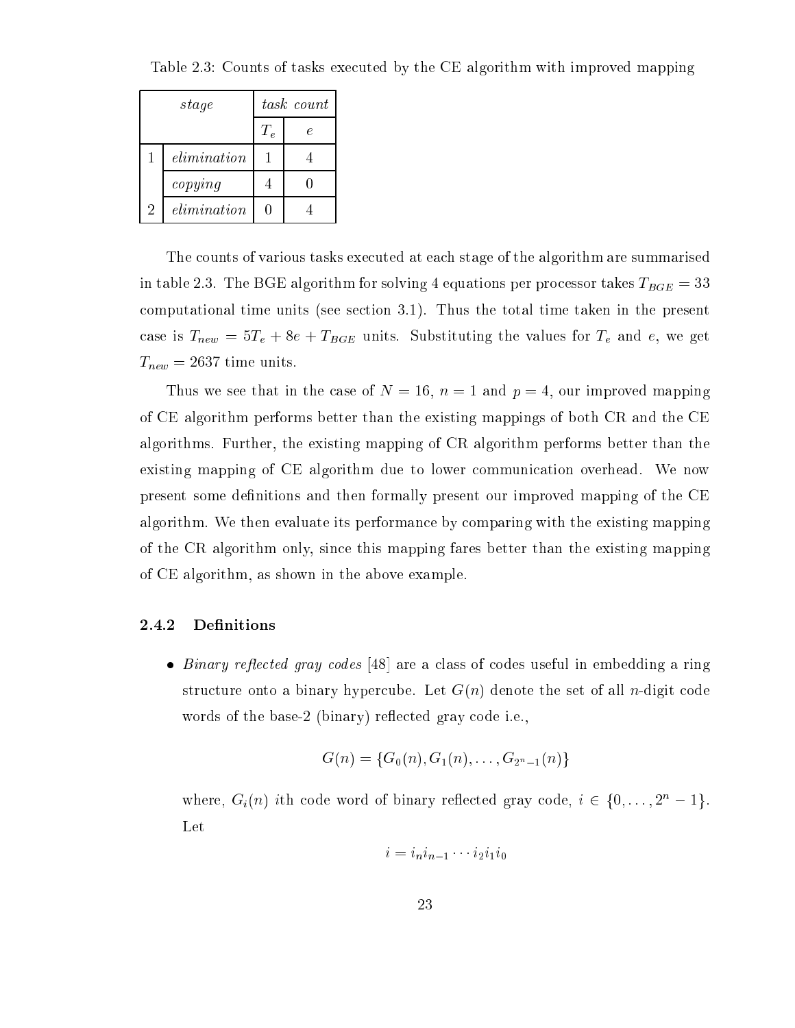Table 2.3: Counts of tasks executed by the CE algorithm with improved mapping

| *stage* | | *task count* | |
|---|---|---|---|
| | | $T_e$ | $e$ |
| 1 | *elimination* | 1 | 4 |
| | *copying* | 4 | 0 |
| 2 | *elimination* | 0 | 4 |

The counts of various tasks executed at each stage of the algorithm are summarised in table 2.3. The BGE algorithm for solving 4 equations per processor takes $T_{BGE} = 33$ computational time units (see section 3.1). Thus the total time taken in the present case is $T_{new} = 5T_e + 8e + T_{BGE}$ units. Substituting the values for $T_e$ and $e$, we get $T_{new} = 2637$ time units.

Thus we see that in the case of $N = 16$, $n = 1$ and $p = 4$, our improved mapping of CE algorithm performs better than the existing mappings of both CR and the CE algorithms. Further, the existing mapping of CR algorithm performs better than the existing mapping of CE algorithm due to lower communication overhead. We now present some definitions and then formally present our improved mapping of the CE algorithm. We then evaluate its performance by comparing with the existing mapping of the CR algorithm only, since this mapping fares better than the existing mapping of CE algorithm, as shown in the above example.

### 2.4.2 Definitions

- *Binary reflected gray codes* [48] are a class of codes useful in embedding a ring structure onto a binary hypercube. Let $G(n)$ denote the set of all $n$-digit code words of the base-2 (binary) reflected gray code i.e.,

  $$G(n) = \{G_0(n), G_1(n), \ldots, G_{2^n-1}(n)\}$$

  where, $G_i(n)$ $i$th code word of binary reflected gray code, $i \in \{0, \ldots, 2^n - 1\}$. Let

  $$i = i_n i_{n-1} \cdots i_2 i_1 i_0$$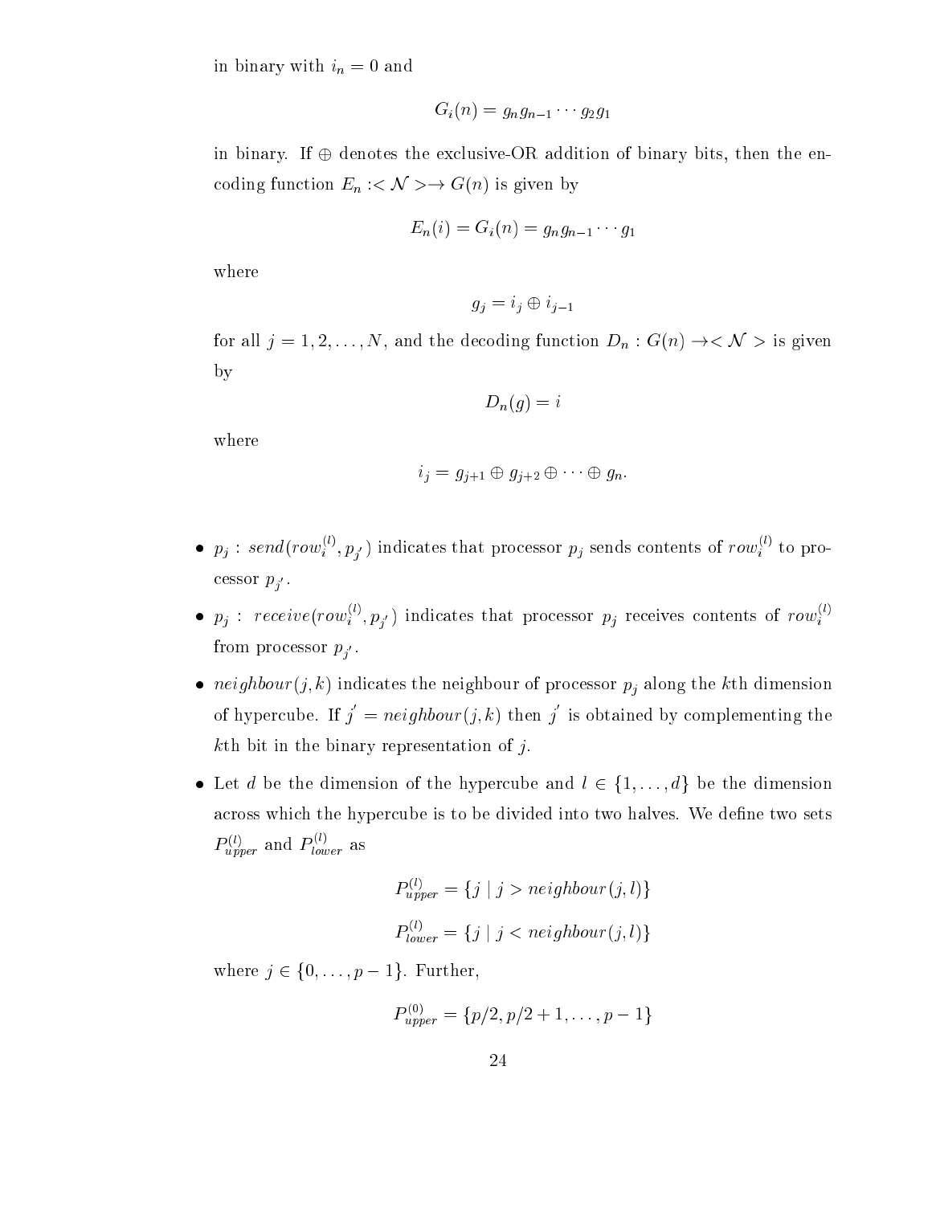in binary with $i_n = 0$ and

$$G_i(n) = g_n g_{n-1} \cdots g_2 g_1$$

in binary. If $\oplus$ denotes the exclusive-OR addition of binary bits, then the encoding function $E_n :< \mathcal{N} > \rightarrow G(n)$ is given by

$$E_n(i) = G_i(n) = g_n g_{n-1} \cdots g_1$$

where

$$g_j = i_j \oplus i_{j-1}$$

for all $j = 1, 2, \ldots, N$, and the decoding function $D_n : G(n) \rightarrow < \mathcal{N} >$ is given by

$$D_n(g) = i$$

where

$$i_j = g_{j+1} \oplus g_{j+2} \oplus \cdots \oplus g_n.$$

- $p_j$ : $send(row_i^{(l)}, p_{j'})$ indicates that processor $p_j$ sends contents of $row_i^{(l)}$ to processor $p_{j'}$.
- $p_j$ : $receive(row_i^{(l)}, p_{j'})$ indicates that processor $p_j$ receives contents of $row_i^{(l)}$ from processor $p_{j'}$.
- $neighbour(j, k)$ indicates the neighbour of processor $p_j$ along the $k$th dimension of hypercube. If $j' = neighbour(j, k)$ then $j'$ is obtained by complementing the $k$th bit in the binary representation of $j$.
- Let $d$ be the dimension of the hypercube and $l \in \{1, \ldots, d\}$ be the dimension across which the hypercube is to be divided into two halves. We define two sets $P_{upper}^{(l)}$ and $P_{lower}^{(l)}$ as

$$P_{upper}^{(l)} = \{j \mid j > neighbour(j, l)\}$$

$$P_{lower}^{(l)} = \{j \mid j < neighbour(j, l)\}$$

where $j \in \{0, \ldots, p-1\}$. Further,

$$P_{upper}^{(0)} = \{p/2, p/2 + 1, \ldots, p-1\}$$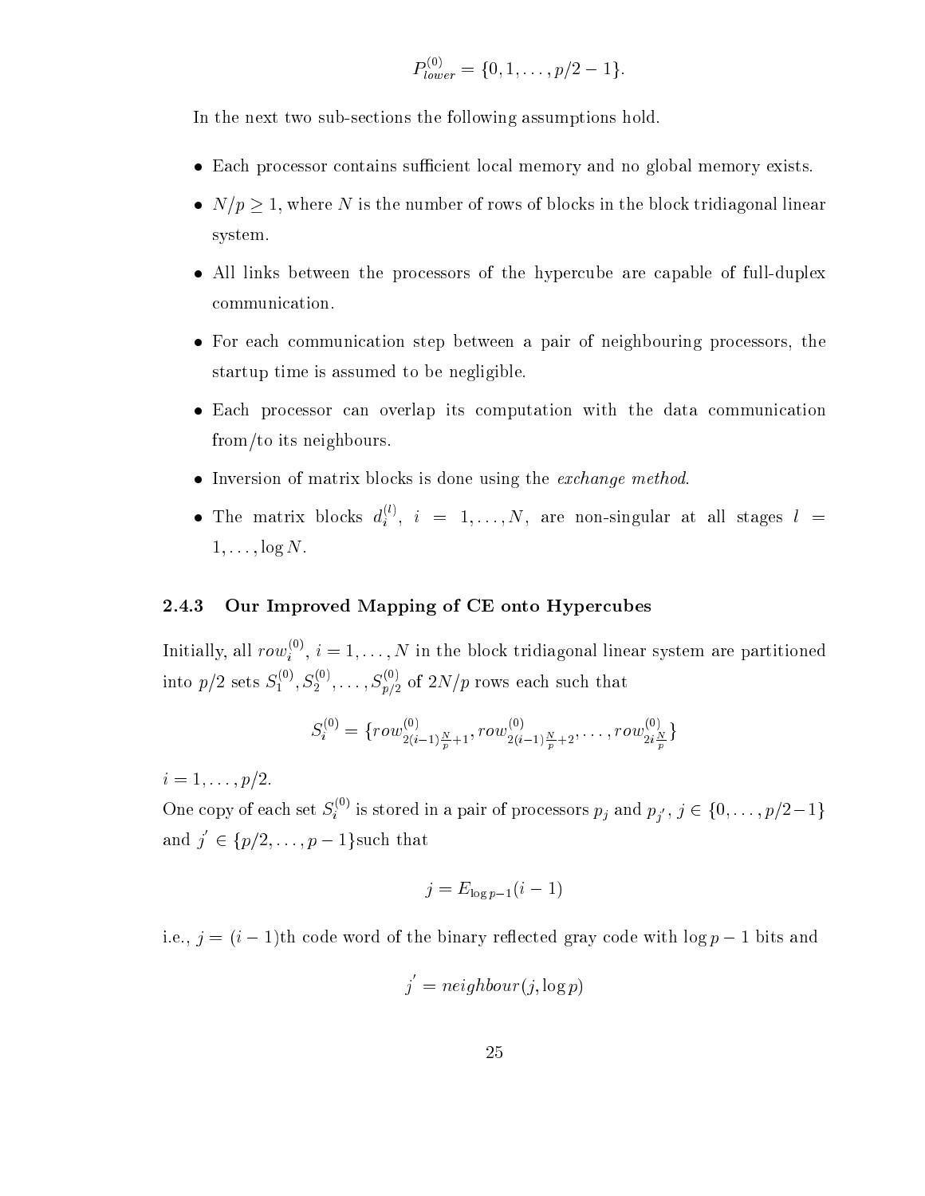$$P_{lower}^{(0)} = \{0, 1, \ldots, p/2 - 1\}.$$

In the next two sub-sections the following assumptions hold.

- Each processor contains sufficient local memory and no global memory exists.
- $N/p \geq 1$, where $N$ is the number of rows of blocks in the block tridiagonal linear system.
- All links between the processors of the hypercube are capable of full-duplex communication.
- For each communication step between a pair of neighbouring processors, the startup time is assumed to be negligible.
- Each processor can overlap its computation with the data communication from/to its neighbours.
- Inversion of matrix blocks is done using the *exchange method*.
- The matrix blocks $d_i^{(l)}$, $i = 1, \ldots, N$, are non-singular at all stages $l = 1, \ldots, \log N$.

### 2.4.3 Our Improved Mapping of CE onto Hypercubes

Initially, all $row_i^{(0)}$, $i = 1, \ldots, N$ in the block tridiagonal linear system are partitioned into $p/2$ sets $S_1^{(0)}, S_2^{(0)}, \ldots, S_{p/2}^{(0)}$ of $2N/p$ rows each such that

$$S_i^{(0)} = \{row_{2(i-1)\frac{N}{p}+1}^{(0)}, row_{2(i-1)\frac{N}{p}+2}^{(0)}, \ldots, row_{2i\frac{N}{p}}^{(0)}\}$$

$i = 1, \ldots, p/2$.

One copy of each set $S_i^{(0)}$ is stored in a pair of processors $p_j$ and $p_{j'}$, $j \in \{0, \ldots, p/2 - 1\}$ and $j' \in \{p/2, \ldots, p-1\}$such that

$$j = E_{\log p - 1}(i-1)$$

i.e., $j = (i-1)$th code word of the binary reflected gray code with $\log p - 1$ bits and

$$j' = neighbour(j, \log p)$$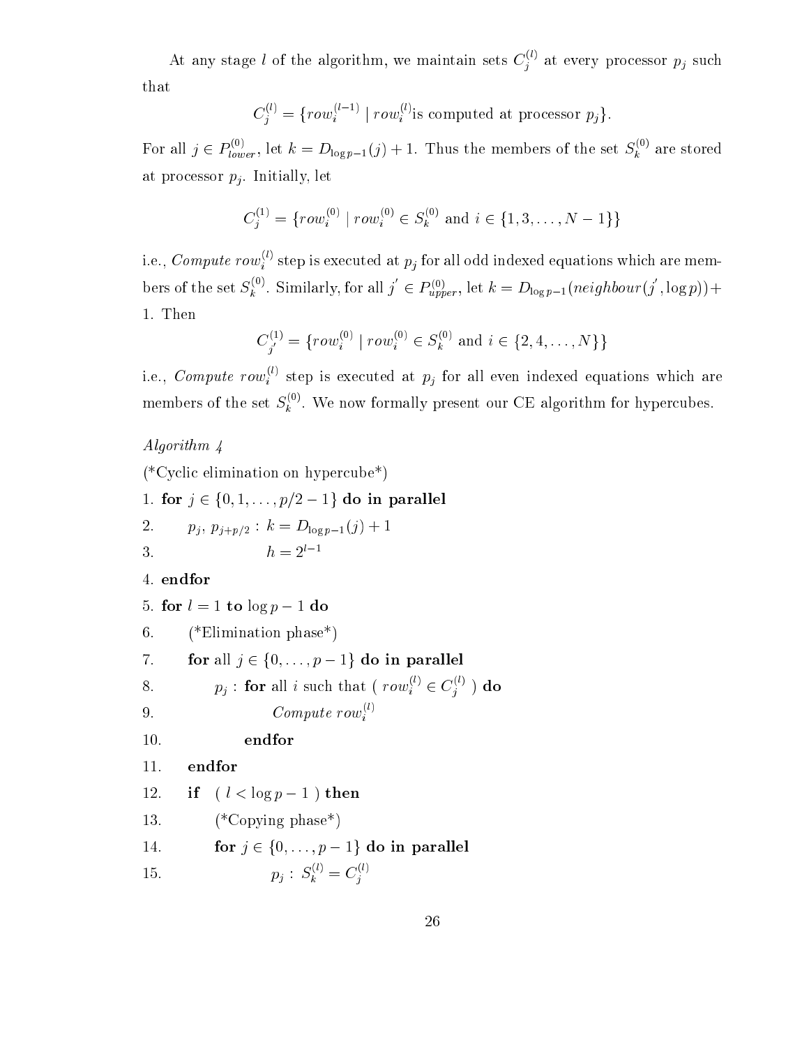At any stage $l$ of the algorithm, we maintain sets $C_j^{(l)}$ at every processor $p_j$ such that

$$C_j^{(l)} = \{row_i^{(l-1)} \mid row_i^{(l)} \text{is computed at processor } p_j\}.$$

For all $j \in P_{lower}^{(0)}$, let $k = D_{\log p-1}(j) + 1$. Thus the members of the set $S_k^{(0)}$ are stored at processor $p_j$. Initially, let

$$C_j^{(1)} = \{row_i^{(0)} \mid row_i^{(0)} \in S_k^{(0)} \text{ and } i \in \{1, 3, \ldots, N-1\}\}$$

i.e., *Compute* $row_i^{(l)}$ step is executed at $p_j$ for all odd indexed equations which are members of the set $S_k^{(0)}$. Similarly, for all $j' \in P_{upper}^{(0)}$, let $k = D_{\log p-1}(neighbour(j', \log p)) + 1$. Then

$$C_{j'}^{(1)} = \{row_i^{(0)} \mid row_i^{(0)} \in S_k^{(0)} \text{ and } i \in \{2, 4, \ldots, N\}\}$$

i.e., *Compute* $row_i^{(l)}$ step is executed at $p_j$ for all even indexed equations which are members of the set $S_k^{(0)}$. We now formally present our CE algorithm for hypercubes.

*Algorithm 4*

(*Cyclic elimination on hypercube*)

1. **for** $j \in \{0, 1, \ldots, p/2 - 1\}$ **do in parallel**
2. $\quad$ $p_j$, $p_{j+p/2}$ : $k = D_{\log p-1}(j) + 1$
3. $\quad\quad\quad$ $h = 2^{l-1}$
4. **endfor**
5. **for** $l = 1$ **to** $\log p - 1$ **do**
6. $\quad$ (*Elimination phase*)
7. $\quad$ **for** all $j \in \{0, \ldots, p-1\}$ **do in parallel**
8. $\quad\quad$ $p_j$ : **for** all $i$ such that ( $row_i^{(l)} \in C_j^{(l)}$ ) **do**
9. $\quad\quad\quad\quad$ *Compute* $row_i^{(l)}$
10. $\quad\quad\quad$ **endfor**
11. $\quad$ **endfor**
12. $\quad$ **if** $\;$ ( $l < \log p - 1$ ) **then**
13. $\quad\quad$ (*Copying phase*)
14. $\quad\quad$ **for** $j \in \{0, \ldots, p-1\}$ **do in parallel**
15. $\quad\quad\quad\quad$ $p_j$ : $S_k^{(l)} = C_j^{(l)}$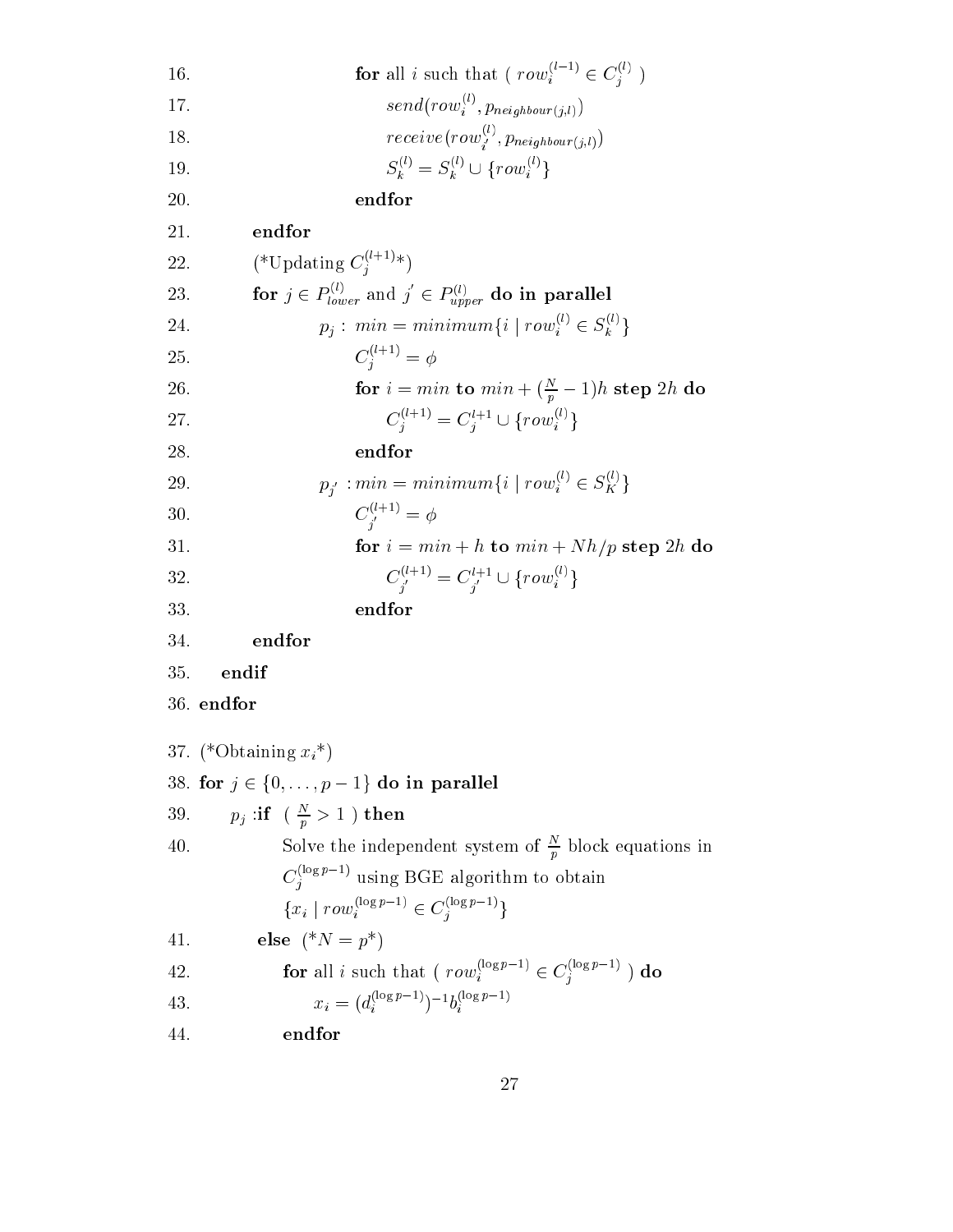16. **for** all $i$ such that ( $row_i^{(l-1)} \in C_j^{(l)}$ )

17. $send(row_i^{(l)}, p_{neighbour(j,l)})$

18. $receive(row_{i'}^{(l)}, p_{neighbour(j,l)})$

19. $S_k^{(l)} = S_k^{(l)} \cup \{row_i^{(l)}\}$

20. **endfor**

21. **endfor**

22. (*Updating $C_j^{(l+1)}$*)

23. **for** $j \in P_{lower}^{(l)}$ and $j' \in P_{upper}^{(l)}$ **do in parallel**

24. $p_j$ : $min = minimum\{i \mid row_i^{(l)} \in S_k^{(l)}\}$

25. $C_j^{(l+1)} = \phi$

26. **for** $i = min$ **to** $min + (\frac{N}{p} - 1)h$ **step** $2h$ **do**

27. $C_j^{(l+1)} = C_j^{l+1} \cup \{row_i^{(l)}\}$

28. **endfor**

29. $p_{j'}$ : $min = minimum\{i \mid row_i^{(l)} \in S_K^{(l)}\}$

30. $C_{j'}^{(l+1)} = \phi$

31. **for** $i = min + h$ **to** $min + Nh/p$ **step** $2h$ **do**

32. $C_{j'}^{(l+1)} = C_{j'}^{l+1} \cup \{row_i^{(l)}\}$

33. **endfor**

34. **endfor**

35. **endif**

36. **endfor**

37. (*Obtaining $x_i$*)

38. **for** $j \in \{0, \ldots, p-1\}$ **do in parallel**

39. $p_j$ :**if** ( $\frac{N}{p} > 1$ ) **then**

40. Solve the independent system of $\frac{N}{p}$ block equations in $C_j^{(\log p - 1)}$ using BGE algorithm to obtain $\{x_i \mid row_i^{(\log p-1)} \in C_j^{(\log p-1)}\}$

41. **else** (*$N = p$*)

42. **for** all $i$ such that ( $row_i^{(\log p-1)} \in C_j^{(\log p-1)}$ ) **do**

43. $x_i = (d_i^{(\log p-1)})^{-1} b_i^{(\log p-1)}$

44. **endfor**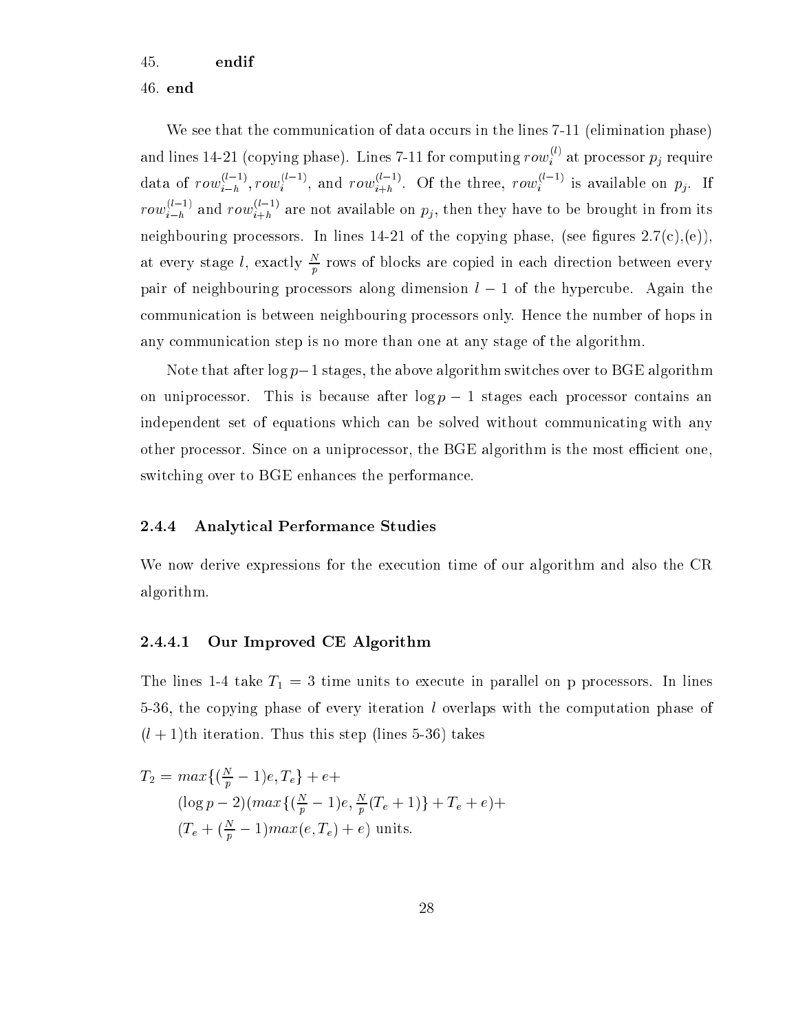45. **endif**

46. **end**

We see that the communication of data occurs in the lines 7-11 (elimination phase) and lines 14-21 (copying phase). Lines 7-11 for computing $row_i^{(l)}$ at processor $p_j$ require data of $row_{i-h}^{(l-1)}, row_i^{(l-1)}$, and $row_{i+h}^{(l-1)}$. Of the three, $row_i^{(l-1)}$ is available on $p_j$. If $row_{i-h}^{(l-1)}$ and $row_{i+h}^{(l-1)}$ are not available on $p_j$, then they have to be brought in from its neighbouring processors. In lines 14-21 of the copying phase, (see figures 2.7(c),(e)), at every stage $l$, exactly $\frac{N}{p}$ rows of blocks are copied in each direction between every pair of neighbouring processors along dimension $l-1$ of the hypercube. Again the communication is between neighbouring processors only. Hence the number of hops in any communication step is no more than one at any stage of the algorithm.

Note that after $\log p - 1$ stages, the above algorithm switches over to BGE algorithm on uniprocessor. This is because after $\log p - 1$ stages each processor contains an independent set of equations which can be solved without communicating with any other processor. Since on a uniprocessor, the BGE algorithm is the most efficient one, switching over to BGE enhances the performance.

### 2.4.4 Analytical Performance Studies

We now derive expressions for the execution time of our algorithm and also the CR algorithm.

#### 2.4.4.1 Our Improved CE Algorithm

The lines 1-4 take $T_1 = 3$ time units to execute in parallel on p processors. In lines 5-36, the copying phase of every iteration $l$ overlaps with the computation phase of $(l+1)$th iteration. Thus this step (lines 5-36) takes

$$
\begin{aligned}
T_2 = & \ max\{(\tfrac{N}{p}-1)e, T_e\} + e + \\
& (\log p - 2)(max\{(\tfrac{N}{p}-1)e, \tfrac{N}{p}(T_e+1)\} + T_e + e) + \\
& (T_e + (\tfrac{N}{p}-1)max(e, T_e) + e) \text{ units.}
\end{aligned}
$$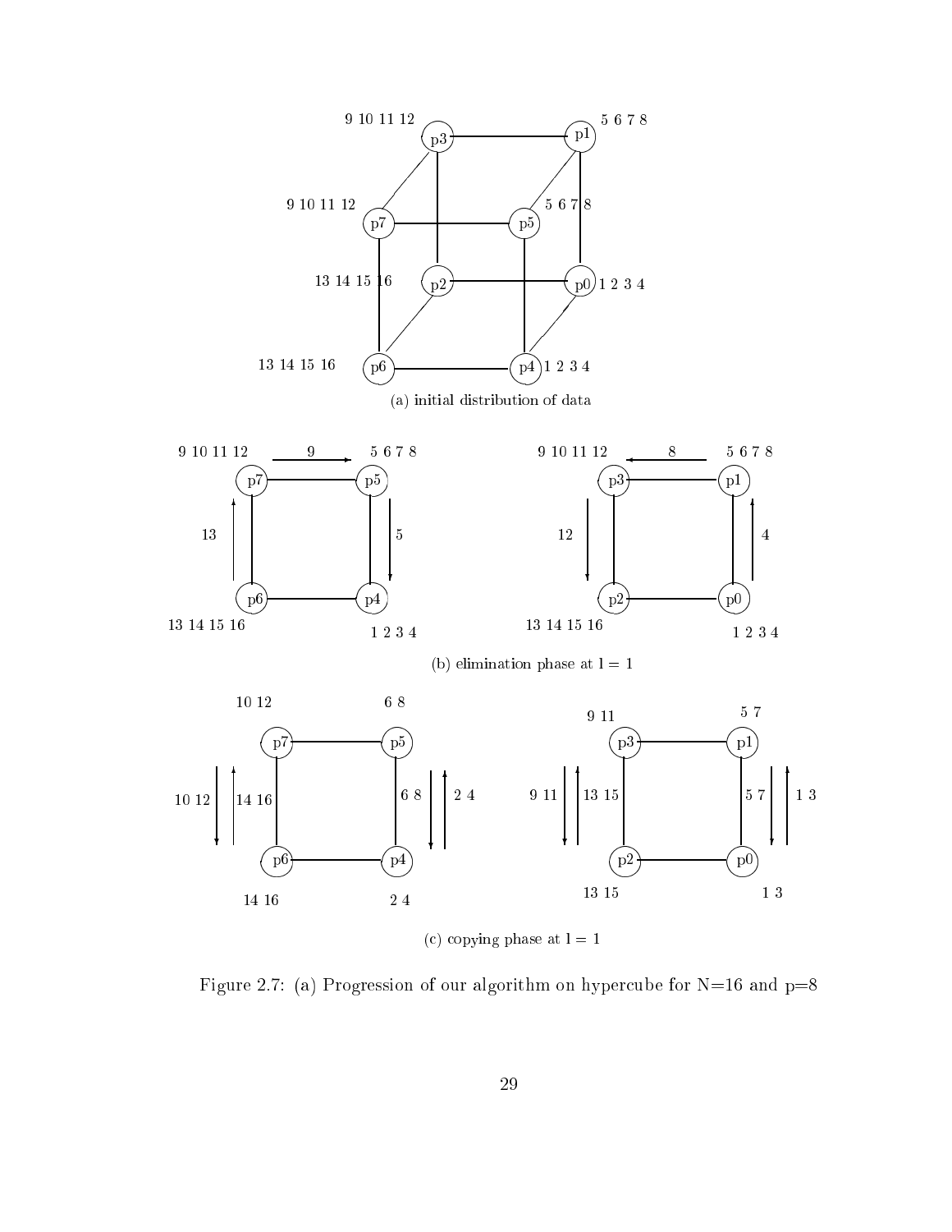9 10 11 12

p3

p1

5 6 7 8

9 10 11 12

p7

p5

5 6 7 8

13 14 15 16

p2

p0

1 2 3 4

13 14 15 16

p6

p4

1 2 3 4

(a) initial distribution of data

9 10 11 12 9 5 6 7 8

p7 p5

13 5

p6 p4

13 14 15 16 1 2 3 4

9 10 11 12 8 5 6 7 8

p3 p1

12 4

p2 p0

13 14 15 16 1 2 3 4

(b) elimination phase at l = 1

10 12 6 8

p7 p5

10 12 14 16 6 8 2 4

p6 p4

14 16 2 4

9 11 5 7

p3 p1

9 11 13 15 5 7 1 3

p2 p0

13 15 1 3

(c) copying phase at l = 1

Figure 2.7: (a) Progression of our algorithm on hypercube for N=16 and p=8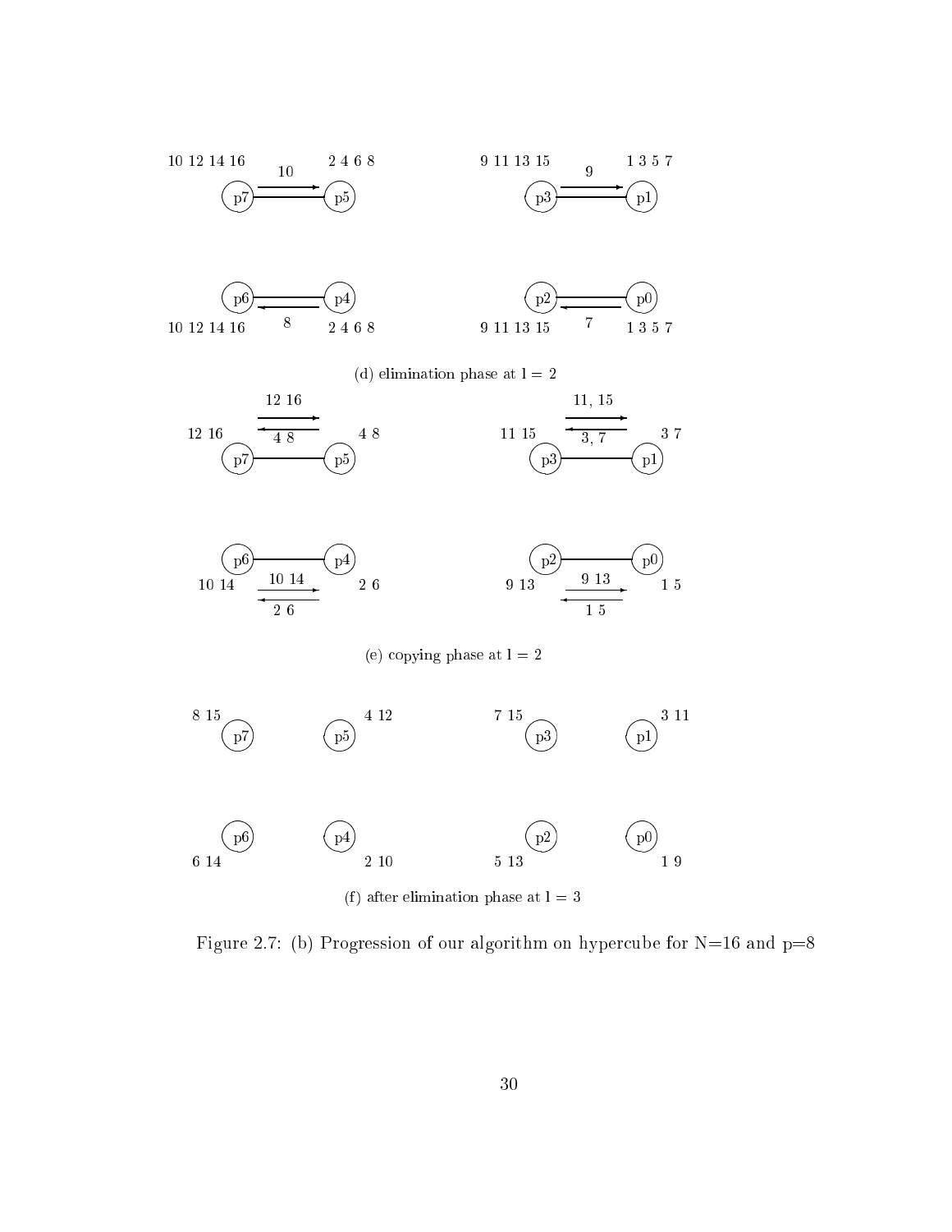10 12 14 16 — 10 → 2 4 6 8 (p7 → p5)

9 11 13 15 — 9 → 1 3 5 7 (p3 → p1)

10 12 14 16 — 8 ← 2 4 6 8 (p6 ← p4)

9 11 13 15 — 7 ← 1 3 5 7 (p2 ← p0)

(d) elimination phase at l = 2

12 16 → ; 4 8 ←

12 16 (p7) — 4 8 (p5)

11, 15 → ; 3, 7 ←

11 15 (p3) — 3 7 (p1)

10 14 (p6) — 2 6 (p4)

10 14 → ; 2 6 ←

9 13 (p2) — 1 5 (p0)

9 13 → ; 1 5 ←

(e) copying phase at l = 2

8 15 p7

4 12 p5

7 15 p3

3 11 p1

6 14 p6

2 10 p4

5 13 p2

1 9 p0

(f) after elimination phase at l = 3

Figure 2.7: (b) Progression of our algorithm on hypercube for N=16 and p=8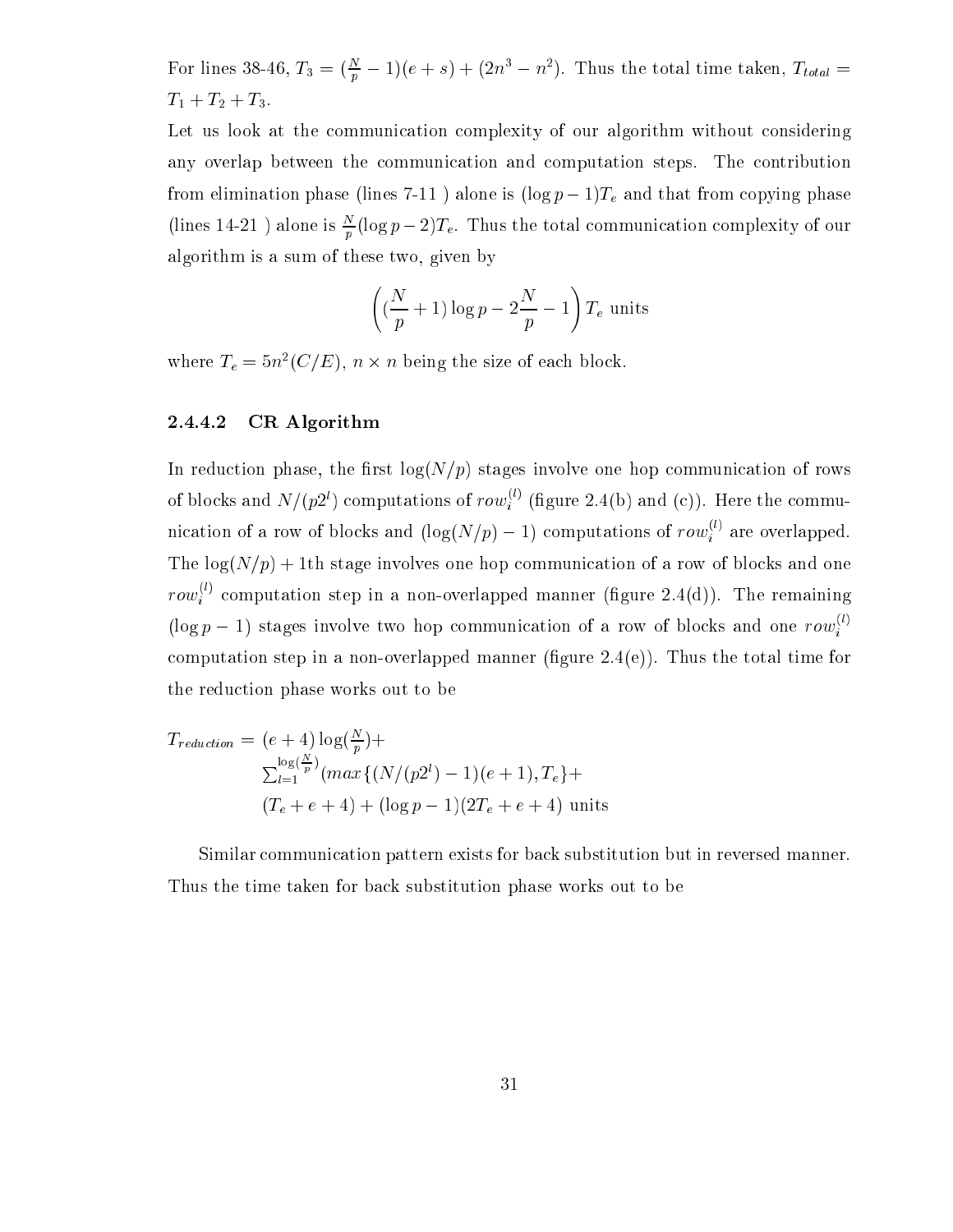For lines 38-46, $T_3 = (\frac{N}{p} - 1)(e + s) + (2n^3 - n^2)$. Thus the total time taken, $T_{total} = T_1 + T_2 + T_3$.

Let us look at the communication complexity of our algorithm without considering any overlap between the communication and computation steps. The contribution from elimination phase (lines 7-11 ) alone is $(\log p - 1)T_e$ and that from copying phase (lines 14-21 ) alone is $\frac{N}{p}(\log p - 2)T_e$. Thus the total communication complexity of our algorithm is a sum of these two, given by

$$\left( (\frac{N}{p} + 1) \log p - 2\frac{N}{p} - 1 \right) T_e \text{ units}$$

where $T_e = 5n^2(C/E)$, $n \times n$ being the size of each block.

#### 2.4.4.2 CR Algorithm

In reduction phase, the first $\log(N/p)$ stages involve one hop communication of rows of blocks and $N/(p2^l)$ computations of $row_i^{(l)}$ (figure 2.4(b) and (c)). Here the communication of a row of blocks and $(\log(N/p) - 1)$ computations of $row_i^{(l)}$ are overlapped. The $\log(N/p) + 1$th stage involves one hop communication of a row of blocks and one $row_i^{(l)}$ computation step in a non-overlapped manner (figure 2.4(d)). The remaining $(\log p - 1)$ stages involve two hop communication of a row of blocks and one $row_i^{(l)}$ computation step in a non-overlapped manner (figure 2.4(e)). Thus the total time for the reduction phase works out to be

$$\begin{aligned} T_{reduction} = & \ (e + 4)\log(\tfrac{N}{p}) + \\ & \textstyle\sum_{l=1}^{\log(\frac{N}{p})} (max\{(N/(p2^l) - 1)(e + 1), T_e\} + \\ & (T_e + e + 4) + (\log p - 1)(2T_e + e + 4) \text{ units} \end{aligned}$$

Similar communication pattern exists for back substitution but in reversed manner. Thus the time taken for back substitution phase works out to be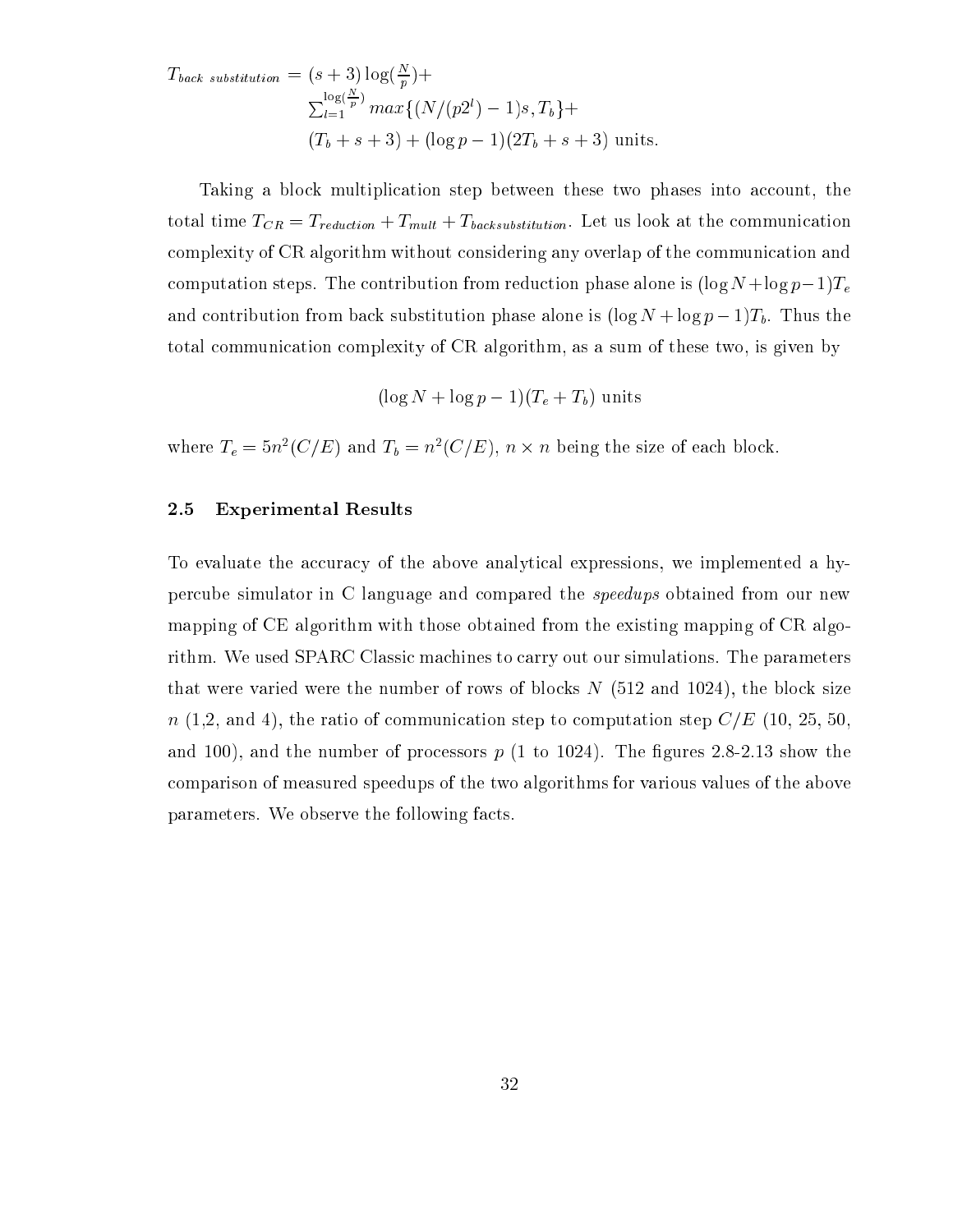$$
\begin{aligned}
T_{back\ substitution} = \ & (s+3)\log(\tfrac{N}{p}) + \\
& \textstyle\sum_{l=1}^{\log(\frac{N}{p})} max\{(N/(p2^l)-1)s, T_b\} + \\
& (T_b + s + 3) + (\log p - 1)(2T_b + s + 3) \text{ units.}
\end{aligned}
$$

Taking a block multiplication step between these two phases into account, the total time $T_{CR} = T_{reduction} + T_{mult} + T_{backsubstitution}$. Let us look at the communication complexity of CR algorithm without considering any overlap of the communication and computation steps. The contribution from reduction phase alone is $(\log N + \log p - 1)T_e$ and contribution from back substitution phase alone is $(\log N + \log p - 1)T_b$. Thus the total communication complexity of CR algorithm, as a sum of these two, is given by

$$(\log N + \log p - 1)(T_e + T_b) \text{ units}$$

where $T_e = 5n^2(C/E)$ and $T_b = n^2(C/E)$, $n \times n$ being the size of each block.

### 2.5 Experimental Results

To evaluate the accuracy of the above analytical expressions, we implemented a hypercube simulator in C language and compared the *speedups* obtained from our new mapping of CE algorithm with those obtained from the existing mapping of CR algorithm. We used SPARC Classic machines to carry out our simulations. The parameters that were varied were the number of rows of blocks $N$ (512 and 1024), the block size $n$ (1,2, and 4), the ratio of communication step to computation step $C/E$ (10, 25, 50, and 100), and the number of processors $p$ (1 to 1024). The figures 2.8-2.13 show the comparison of measured speedups of the two algorithms for various values of the above parameters. We observe the following facts.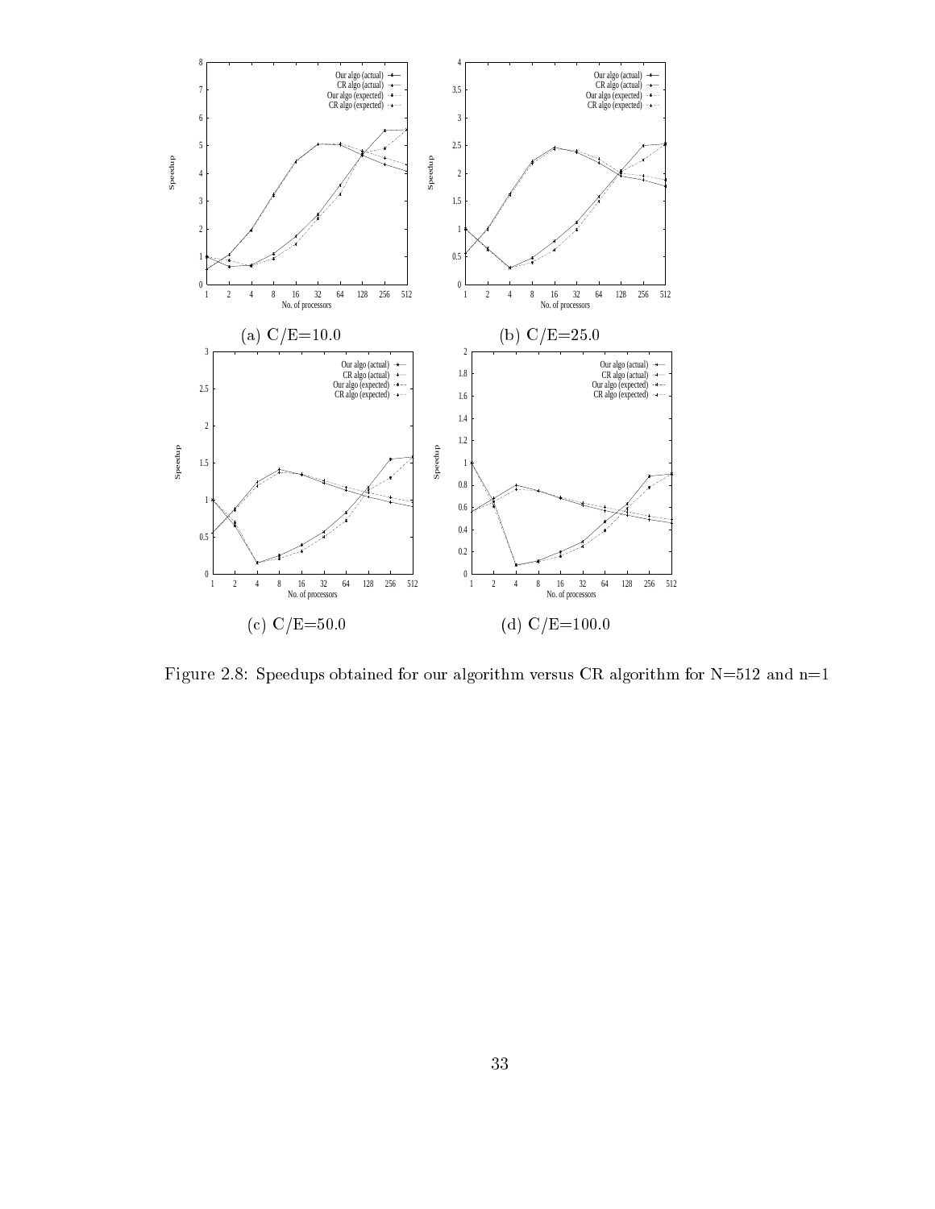(a) C/E=10.0

(b) C/E=25.0

(c) C/E=50.0

(d) C/E=100.0

Figure 2.8: Speedups obtained for our algorithm versus CR algorithm for N=512 and n=1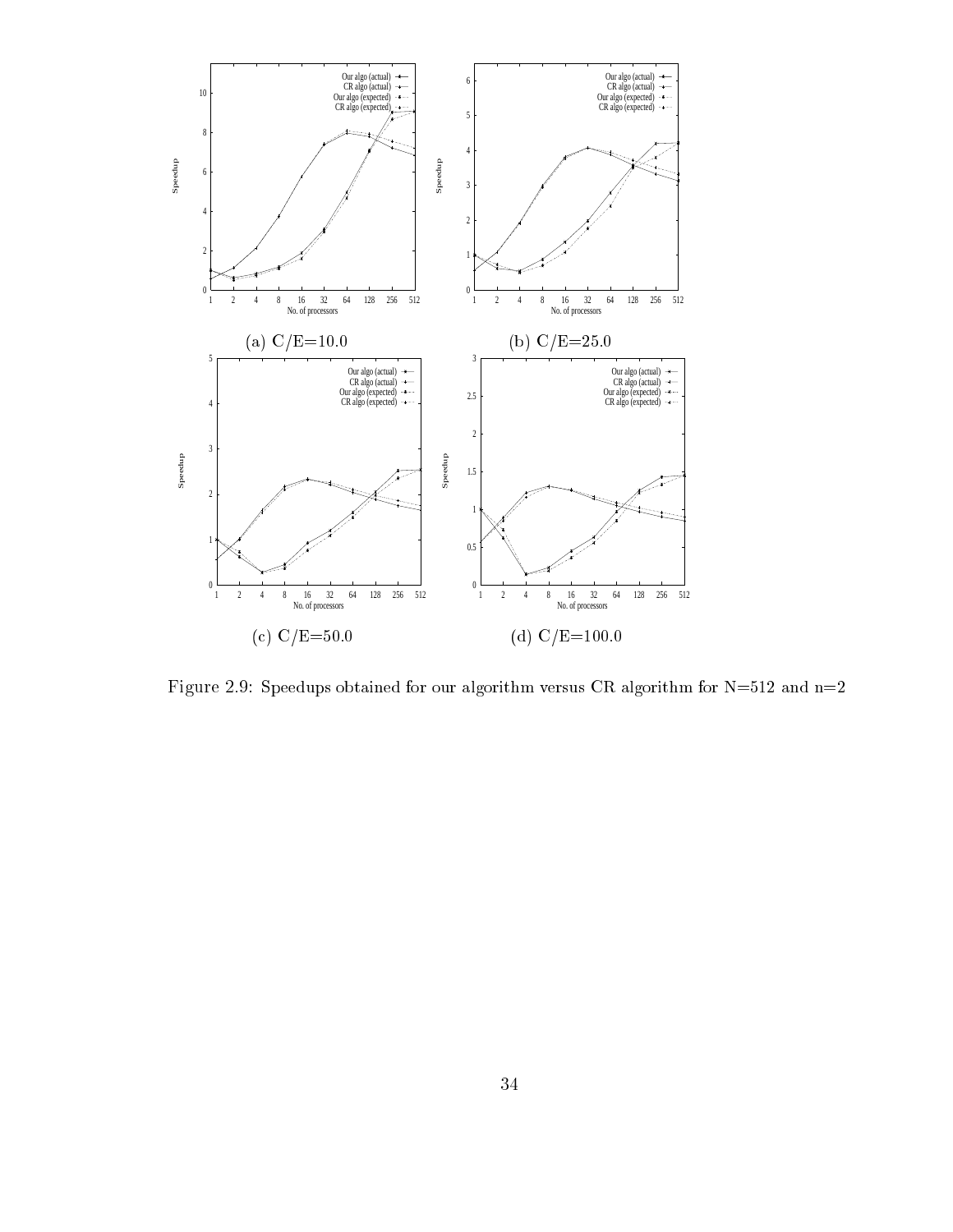Our algo (actual)
CR algo (actual)
Our algo (expected)
CR algo (expected)

Speedup

0
2
4
6
8
10

1 2 4 8 16 32 64 128 256 512

No. of processors

(a) C/E=10.0

Our algo (actual)
CR algo (actual)
Our algo (expected)
CR algo (expected)

Speedup

0
1
2
3
4
5
6

1 2 4 8 16 32 64 128 256 512

No. of processors

(b) C/E=25.0

Our algo (actual)
CR algo (actual)
Our algo (expected)
CR algo (expected)

Speedup

0
1
2
3
4
5

1 2 4 8 16 32 64 128 256 512

No. of processors

(c) C/E=50.0

Our algo (actual)
CR algo (actual)
Our algo (expected)
CR algo (expected)

Speedup

0
0.5
1
1.5
2
2.5
3

1 2 4 8 16 32 64 128 256 512

No. of processors

(d) C/E=100.0

Figure 2.9: Speedups obtained for our algorithm versus CR algorithm for N=512 and n=2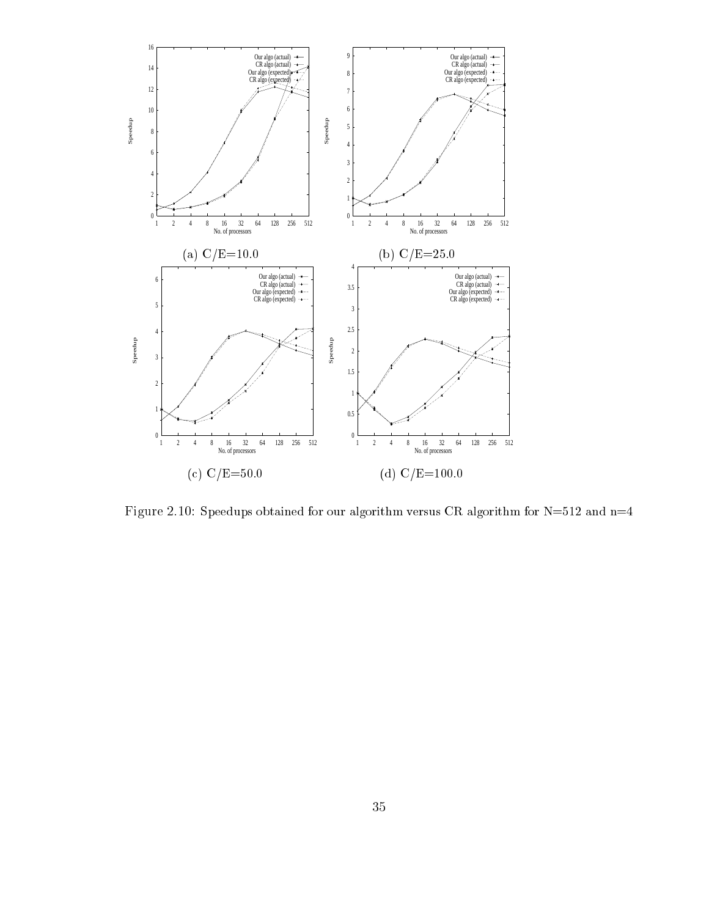Speedup

No. of processors

Our algo (actual)
CR algo (actual)
Our algo (expected)
CR algo (expected)

0
2
4
6
8
10
12
14
16

1 2 4 8 16 32 64 128 256 512

(a) C/E=10.0

Speedup

No. of processors

Our algo (actual)
CR algo (actual)
Our algo (expected)
CR algo (expected)

0
1
2
3
4
5
6
7
8
9

1 2 4 8 16 32 64 128 256 512

(b) C/E=25.0

Speedup

No. of processors

Our algo (actual)
CR algo (actual)
Our algo (expected)
CR algo (expected)

0
1
2
3
4
5
6

1 2 4 8 16 32 64 128 256 512

(c) C/E=50.0

Speedup

No. of processors

Our algo (actual)
CR algo (actual)
Our algo (expected)
CR algo (expected)

0
0.5
1
1.5
2
2.5
3
3.5
4

1 2 4 8 16 32 64 128 256 512

(d) C/E=100.0

Figure 2.10: Speedups obtained for our algorithm versus CR algorithm for N=512 and n=4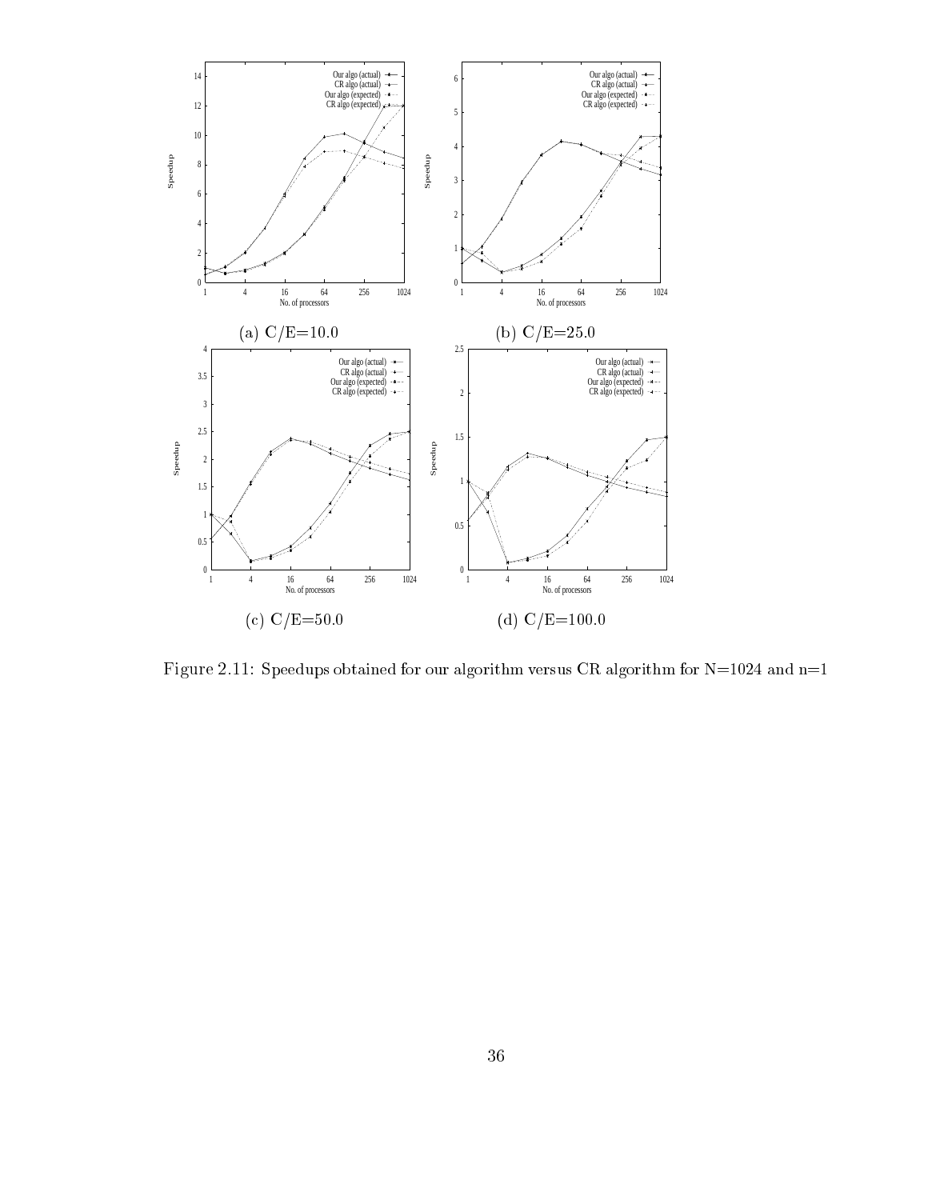Our algo (actual)
CR algo (actual)
Our algo (expected)
CR algo (expected)

Speedup

No. of processors

1 4 16 64 256 1024

0 2 4 6 8 10 12 14

(a) C/E=10.0

Our algo (actual)
CR algo (actual)
Our algo (expected)
CR algo (expected)

Speedup

No. of processors

1 4 16 64 256 1024

0 1 2 3 4 5 6

(b) C/E=25.0

Our algo (actual)
CR algo (actual)
Our algo (expected)
CR algo (expected)

Speedup

No. of processors

1 4 16 64 256 1024

0 0.5 1 1.5 2 2.5 3 3.5 4

(c) C/E=50.0

Our algo (actual)
CR algo (actual)
Our algo (expected)
CR algo (expected)

Speedup

No. of processors

1 4 16 64 256 1024

0 0.5 1 1.5 2 2.5

(d) C/E=100.0

Figure 2.11: Speedups obtained for our algorithm versus CR algorithm for N=1024 and n=1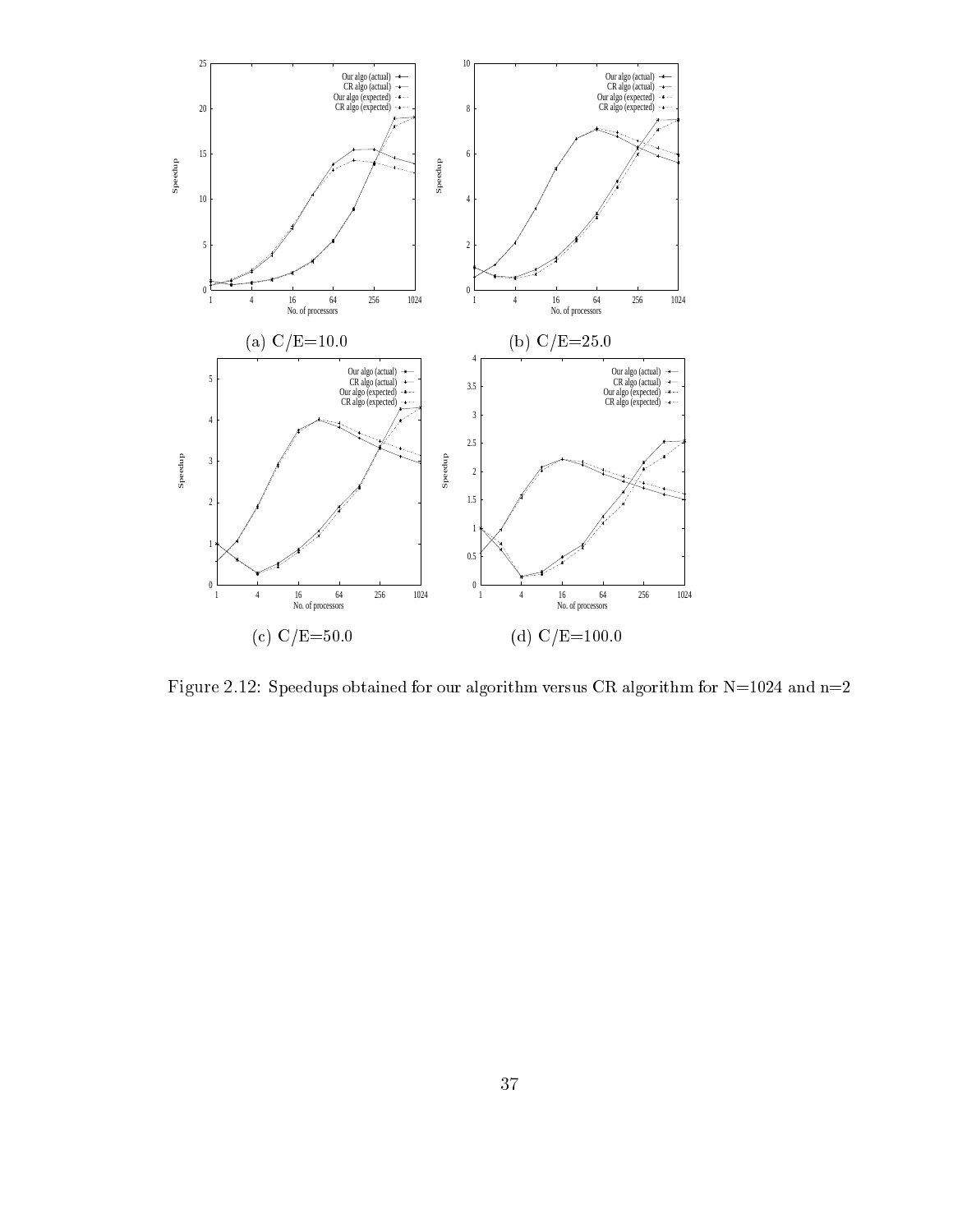25
20
15
10
5
0
Speedup
1 4 16 64 256 1024
No. of processors
Our algo (actual)
CR algo (actual)
Our algo (expected)
CR algo (expected)

(a) C/E=10.0

10
8
6
4
2
0
Speedup
1 4 16 64 256 1024
No. of processors
Our algo (actual)
CR algo (actual)
Our algo (expected)
CR algo (expected)

(b) C/E=25.0

5
4
3
2
1
0
Speedup
1 4 16 64 256 1024
No. of processors
Our algo (actual)
CR algo (actual)
Our algo (expected)
CR algo (expected)

(c) C/E=50.0

4
3.5
3
2.5
2
1.5
1
0.5
0
Speedup
1 4 16 64 256 1024
No. of processors
Our algo (actual)
CR algo (actual)
Our algo (expected)
CR algo (expected)

(d) C/E=100.0

Figure 2.12: Speedups obtained for our algorithm versus CR algorithm for N=1024 and n=2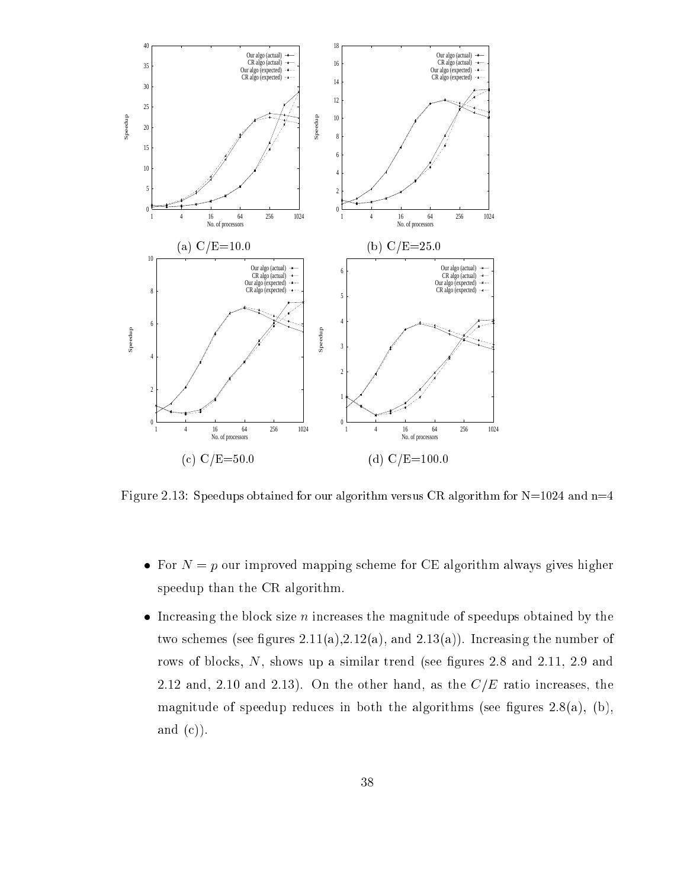40
35
30
25
20
15
10
5
0
Speedup
1 4 16 64 256 1024
No. of processors
Our algo (actual)
CR algo (actual)
Our algo (expected)
CR algo (expected)

(a) C/E=10.0

18
16
14
12
10
8
6
4
2
0
Speedup
1 4 16 64 256 1024
No. of processors
Our algo (actual)
CR algo (actual)
Our algo (expected)
CR algo (expected)

(b) C/E=25.0

10
8
6
4
2
0
Speedup
1 4 16 64 256 1024
No. of processors
Our algo (actual)
CR algo (actual)
Our algo (expected)
CR algo (expected)

(c) C/E=50.0

6
5
4
3
2
1
0
Speedup
1 4 16 64 256 1024
No. of processors
Our algo (actual)
CR algo (actual)
Our algo (expected)
CR algo (expected)

(d) C/E=100.0

Figure 2.13: Speedups obtained for our algorithm versus CR algorithm for N=1024 and n=4

- For $N = p$ our improved mapping scheme for CE algorithm always gives higher speedup than the CR algorithm.
- Increasing the block size $n$ increases the magnitude of speedups obtained by the two schemes (see figures 2.11(a),2.12(a), and 2.13(a)). Increasing the number of rows of blocks, $N$, shows up a similar trend (see figures 2.8 and 2.11, 2.9 and 2.12 and, 2.10 and 2.13). On the other hand, as the $C/E$ ratio increases, the magnitude of speedup reduces in both the algorithms (see figures 2.8(a), (b), and (c)).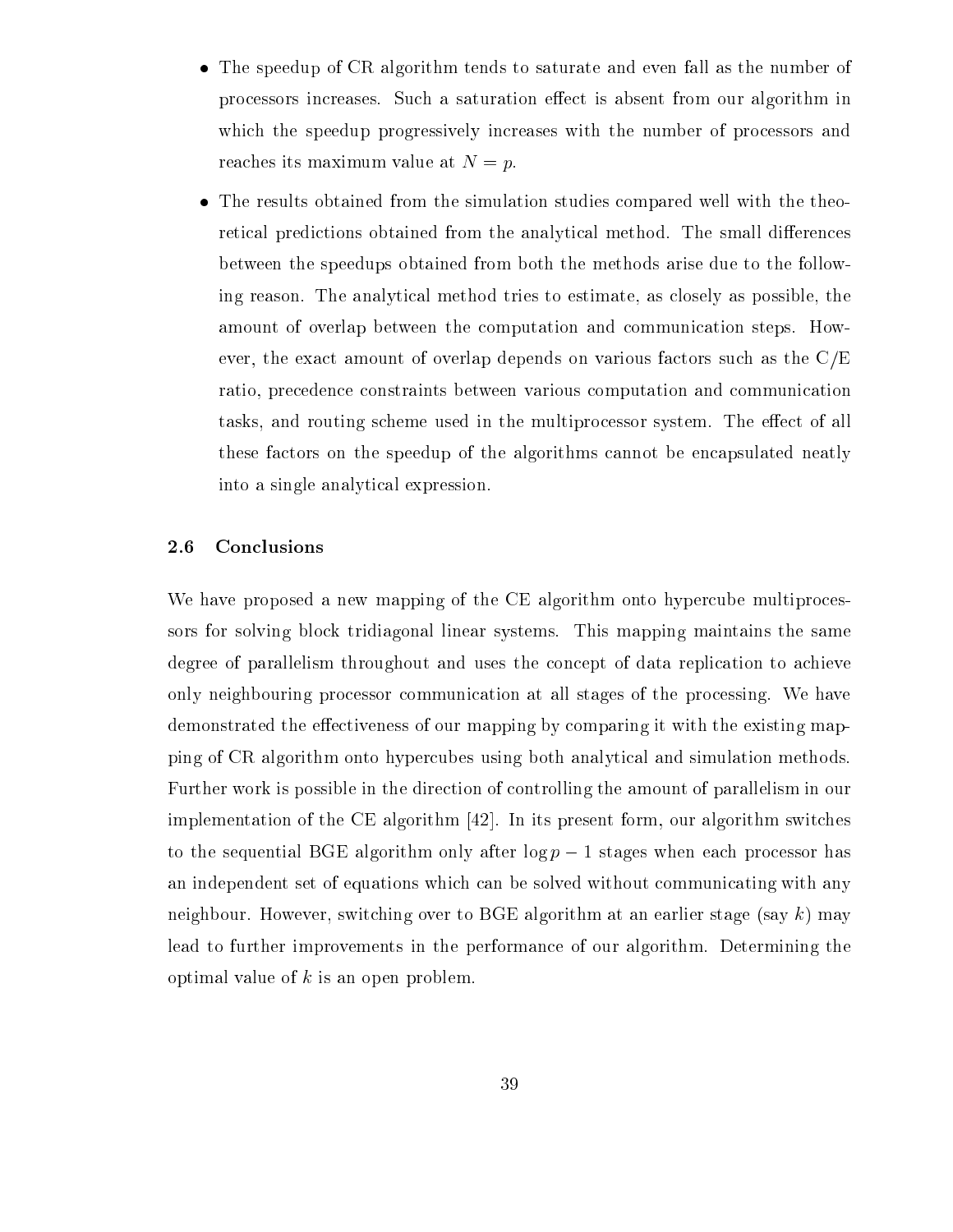- The speedup of CR algorithm tends to saturate and even fall as the number of processors increases. Such a saturation effect is absent from our algorithm in which the speedup progressively increases with the number of processors and reaches its maximum value at $N = p$.

- The results obtained from the simulation studies compared well with the theoretical predictions obtained from the analytical method. The small differences between the speedups obtained from both the methods arise due to the following reason. The analytical method tries to estimate, as closely as possible, the amount of overlap between the computation and communication steps. However, the exact amount of overlap depends on various factors such as the C/E ratio, precedence constraints between various computation and communication tasks, and routing scheme used in the multiprocessor system. The effect of all these factors on the speedup of the algorithms cannot be encapsulated neatly into a single analytical expression.

### 2.6 Conclusions

We have proposed a new mapping of the CE algorithm onto hypercube multiprocessors for solving block tridiagonal linear systems. This mapping maintains the same degree of parallelism throughout and uses the concept of data replication to achieve only neighbouring processor communication at all stages of the processing. We have demonstrated the effectiveness of our mapping by comparing it with the existing mapping of CR algorithm onto hypercubes using both analytical and simulation methods. Further work is possible in the direction of controlling the amount of parallelism in our implementation of the CE algorithm [42]. In its present form, our algorithm switches to the sequential BGE algorithm only after $\log p - 1$ stages when each processor has an independent set of equations which can be solved without communicating with any neighbour. However, switching over to BGE algorithm at an earlier stage (say $k$) may lead to further improvements in the performance of our algorithm. Determining the optimal value of $k$ is an open problem.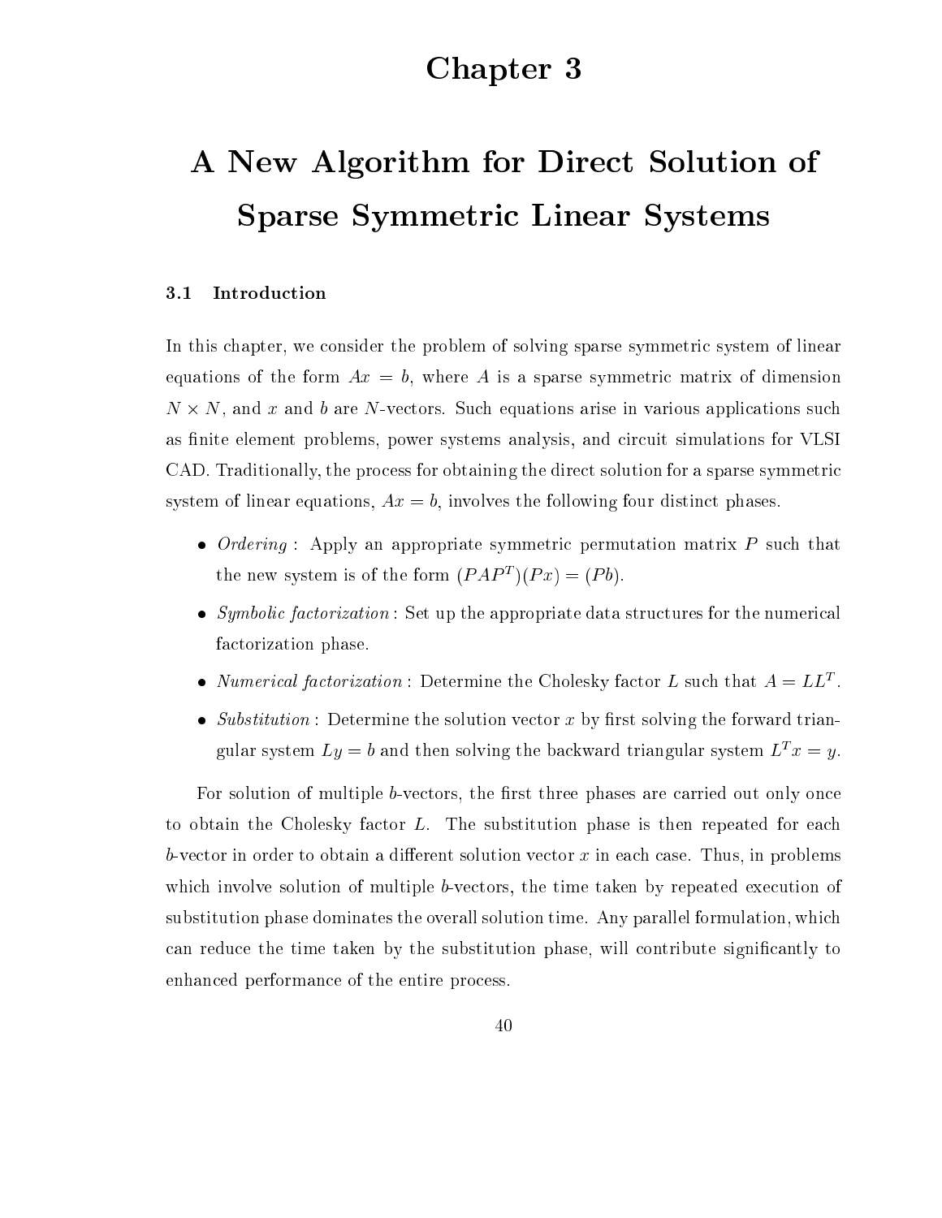# Chapter 3

# A New Algorithm for Direct Solution of Sparse Symmetric Linear Systems

### 3.1 Introduction

In this chapter, we consider the problem of solving sparse symmetric system of linear equations of the form $Ax = b$, where $A$ is a sparse symmetric matrix of dimension $N \times N$, and $x$ and $b$ are $N$-vectors. Such equations arise in various applications such as finite element problems, power systems analysis, and circuit simulations for VLSI CAD. Traditionally, the process for obtaining the direct solution for a sparse symmetric system of linear equations, $Ax = b$, involves the following four distinct phases.

- *Ordering* : Apply an appropriate symmetric permutation matrix $P$ such that the new system is of the form $(PAP^T)(Px) = (Pb)$.
- *Symbolic factorization* : Set up the appropriate data structures for the numerical factorization phase.
- *Numerical factorization* : Determine the Cholesky factor $L$ such that $A = LL^T$.
- *Substitution* : Determine the solution vector $x$ by first solving the forward triangular system $Ly = b$ and then solving the backward triangular system $L^T x = y$.

For solution of multiple $b$-vectors, the first three phases are carried out only once to obtain the Cholesky factor $L$. The substitution phase is then repeated for each $b$-vector in order to obtain a different solution vector $x$ in each case. Thus, in problems which involve solution of multiple $b$-vectors, the time taken by repeated execution of substitution phase dominates the overall solution time. Any parallel formulation, which can reduce the time taken by the substitution phase, will contribute significantly to enhanced performance of the entire process.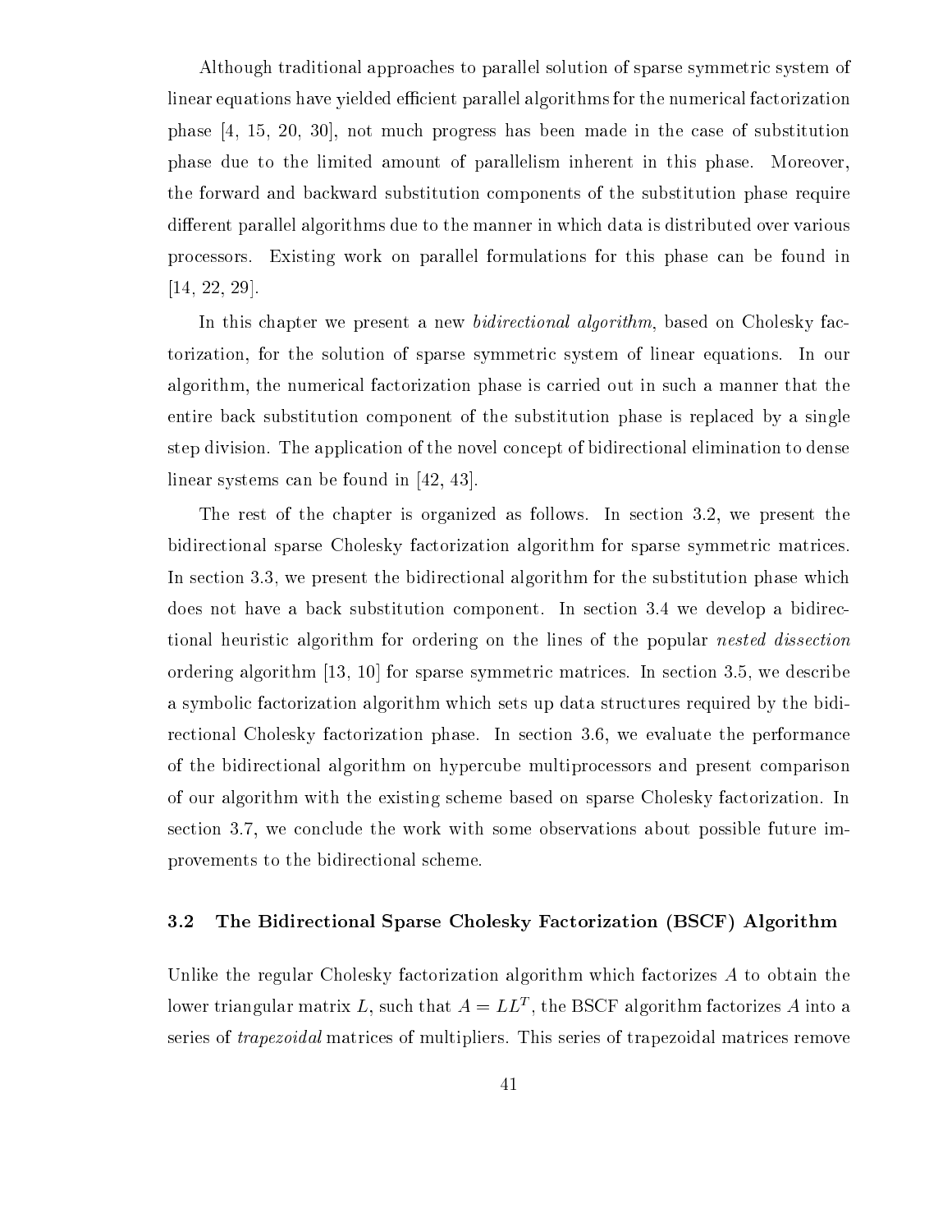Although traditional approaches to parallel solution of sparse symmetric system of linear equations have yielded efficient parallel algorithms for the numerical factorization phase [4, 15, 20, 30], not much progress has been made in the case of substitution phase due to the limited amount of parallelism inherent in this phase. Moreover, the forward and backward substitution components of the substitution phase require different parallel algorithms due to the manner in which data is distributed over various processors. Existing work on parallel formulations for this phase can be found in [14, 22, 29].

In this chapter we present a new *bidirectional algorithm*, based on Cholesky factorization, for the solution of sparse symmetric system of linear equations. In our algorithm, the numerical factorization phase is carried out in such a manner that the entire back substitution component of the substitution phase is replaced by a single step division. The application of the novel concept of bidirectional elimination to dense linear systems can be found in [42, 43].

The rest of the chapter is organized as follows. In section 3.2, we present the bidirectional sparse Cholesky factorization algorithm for sparse symmetric matrices. In section 3.3, we present the bidirectional algorithm for the substitution phase which does not have a back substitution component. In section 3.4 we develop a bidirectional heuristic algorithm for ordering on the lines of the popular *nested dissection* ordering algorithm [13, 10] for sparse symmetric matrices. In section 3.5, we describe a symbolic factorization algorithm which sets up data structures required by the bidirectional Cholesky factorization phase. In section 3.6, we evaluate the performance of the bidirectional algorithm on hypercube multiprocessors and present comparison of our algorithm with the existing scheme based on sparse Cholesky factorization. In section 3.7, we conclude the work with some observations about possible future improvements to the bidirectional scheme.

### 3.2 The Bidirectional Sparse Cholesky Factorization (BSCF) Algorithm

Unlike the regular Cholesky factorization algorithm which factorizes $A$ to obtain the lower triangular matrix $L$, such that $A = LL^T$, the BSCF algorithm factorizes $A$ into a series of *trapezoidal* matrices of multipliers. This series of trapezoidal matrices remove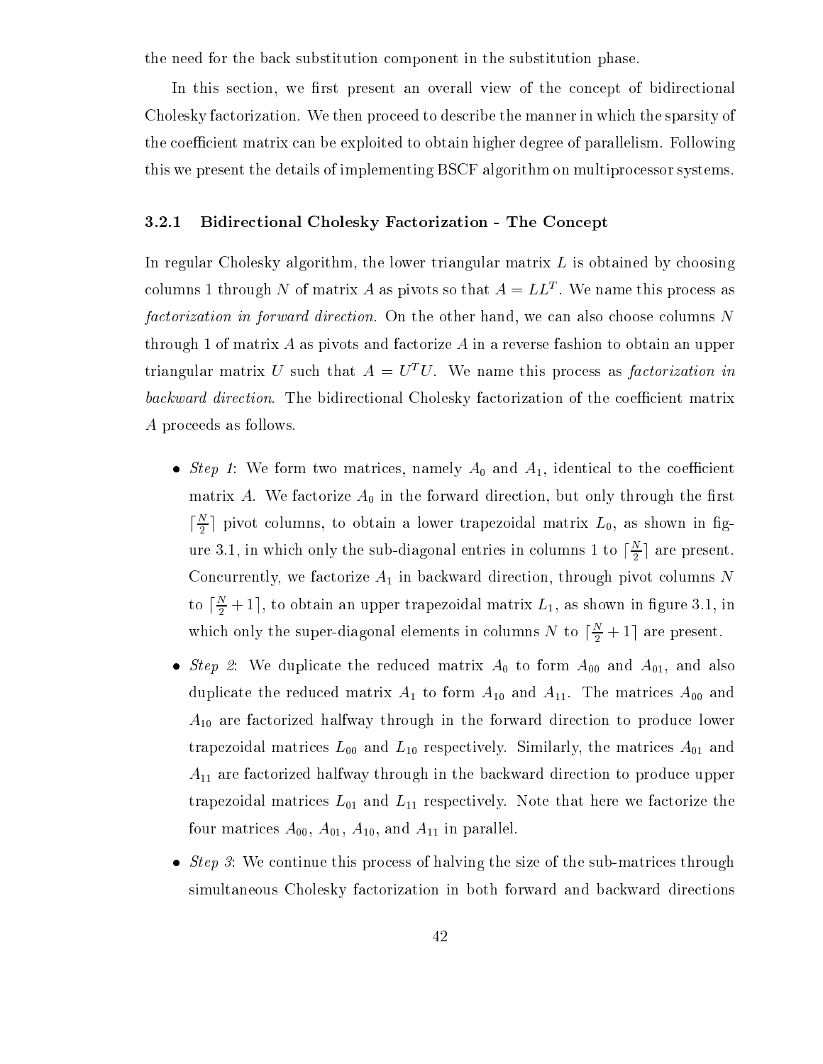the need for the back substitution component in the substitution phase.

In this section, we first present an overall view of the concept of bidirectional Cholesky factorization. We then proceed to describe the manner in which the sparsity of the coefficient matrix can be exploited to obtain higher degree of parallelism. Following this we present the details of implementing BSCF algorithm on multiprocessor systems.

### 3.2.1 Bidirectional Cholesky Factorization - The Concept

In regular Cholesky algorithm, the lower triangular matrix $L$ is obtained by choosing columns 1 through $N$ of matrix $A$ as pivots so that $A = LL^T$. We name this process as *factorization in forward direction*. On the other hand, we can also choose columns $N$ through 1 of matrix $A$ as pivots and factorize $A$ in a reverse fashion to obtain an upper triangular matrix $U$ such that $A = U^T U$. We name this process as *factorization in backward direction*. The bidirectional Cholesky factorization of the coefficient matrix $A$ proceeds as follows.

- *Step 1*: We form two matrices, namely $A_0$ and $A_1$, identical to the coefficient matrix $A$. We factorize $A_0$ in the forward direction, but only through the first $\lceil \frac{N}{2} \rceil$ pivot columns, to obtain a lower trapezoidal matrix $L_0$, as shown in figure 3.1, in which only the sub-diagonal entries in columns 1 to $\lceil \frac{N}{2} \rceil$ are present. Concurrently, we factorize $A_1$ in backward direction, through pivot columns $N$ to $\lceil \frac{N}{2} + 1 \rceil$, to obtain an upper trapezoidal matrix $L_1$, as shown in figure 3.1, in which only the super-diagonal elements in columns $N$ to $\lceil \frac{N}{2} + 1 \rceil$ are present.
- *Step 2*: We duplicate the reduced matrix $A_0$ to form $A_{00}$ and $A_{01}$, and also duplicate the reduced matrix $A_1$ to form $A_{10}$ and $A_{11}$. The matrices $A_{00}$ and $A_{10}$ are factorized halfway through in the forward direction to produce lower trapezoidal matrices $L_{00}$ and $L_{10}$ respectively. Similarly, the matrices $A_{01}$ and $A_{11}$ are factorized halfway through in the backward direction to produce upper trapezoidal matrices $L_{01}$ and $L_{11}$ respectively. Note that here we factorize the four matrices $A_{00}$, $A_{01}$, $A_{10}$, and $A_{11}$ in parallel.
- *Step 3*: We continue this process of halving the size of the sub-matrices through simultaneous Cholesky factorization in both forward and backward directions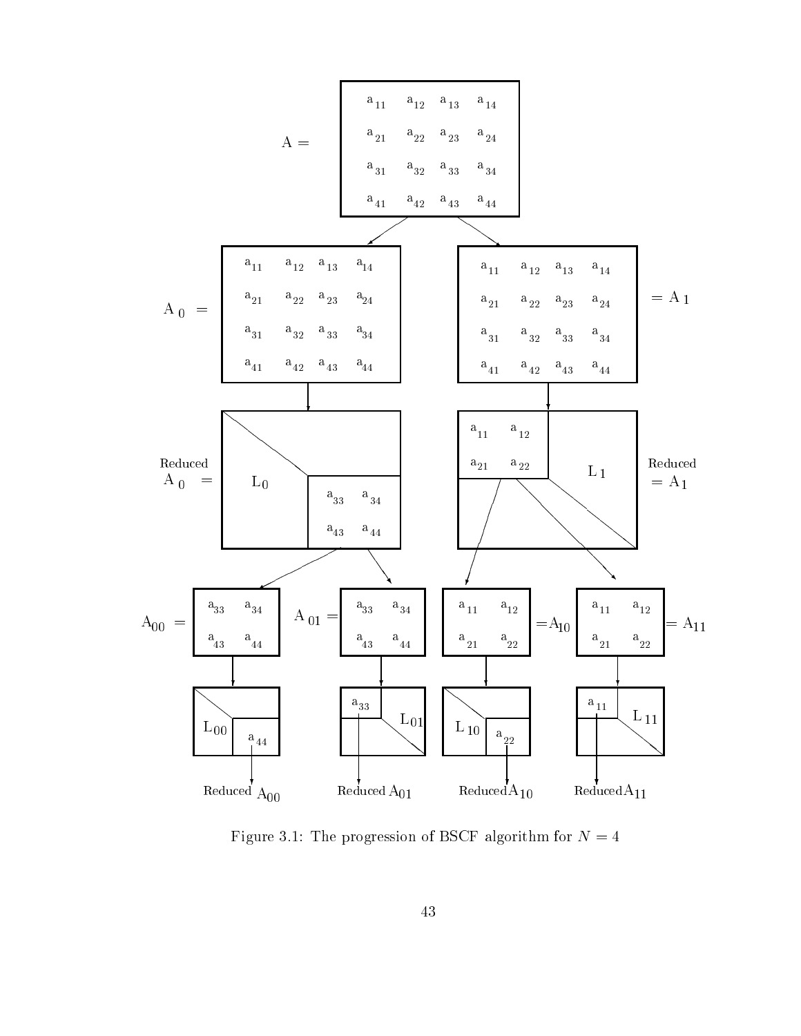$A =$

| | | | |
|---|---|---|---|
| $a_{11}$ | $a_{12}$ | $a_{13}$ | $a_{14}$ |
| $a_{21}$ | $a_{22}$ | $a_{23}$ | $a_{24}$ |
| $a_{31}$ | $a_{32}$ | $a_{33}$ | $a_{34}$ |
| $a_{41}$ | $a_{42}$ | $a_{43}$ | $a_{44}$ |

$A_0 =$

| | | | |
|---|---|---|---|
| $a_{11}$ | $a_{12}$ | $a_{13}$ | $a_{14}$ |
| $a_{21}$ | $a_{22}$ | $a_{23}$ | $a_{24}$ |
| $a_{31}$ | $a_{32}$ | $a_{33}$ | $a_{34}$ |
| $a_{41}$ | $a_{42}$ | $a_{43}$ | $a_{44}$ |

$= A_1$

| | | | |
|---|---|---|---|
| $a_{11}$ | $a_{12}$ | $a_{13}$ | $a_{14}$ |
| $a_{21}$ | $a_{22}$ | $a_{23}$ | $a_{24}$ |
| $a_{31}$ | $a_{32}$ | $a_{33}$ | $a_{34}$ |
| $a_{41}$ | $a_{42}$ | $a_{43}$ | $a_{44}$ |

Reduced $A_0 =$ $L_0$, $a_{33}$ $a_{34}$, $a_{43}$ $a_{44}$

Reduced $= A_1$: $a_{11}$ $a_{12}$, $a_{21}$ $a_{22}$, $L_1$

$A_{00} =$ $a_{33}$ $a_{34}$, $a_{43}$ $a_{44}$

$A_{01} =$ $a_{33}$ $a_{34}$, $a_{43}$ $a_{44}$

$a_{11}$ $a_{12}$, $a_{21}$ $a_{22}$ $= A_{10}$

$a_{11}$ $a_{12}$, $a_{21}$ $a_{22}$ $= A_{11}$

$L_{00}$, $a_{44}$ — Reduced $A_{00}$

$a_{33}$, $L_{01}$ — Reduced $A_{01}$

$L_{10}$, $a_{22}$ — Reduced $A_{10}$

$a_{11}$, $L_{11}$ — Reduced $A_{11}$

Figure 3.1: The progression of BSCF algorithm for $N = 4$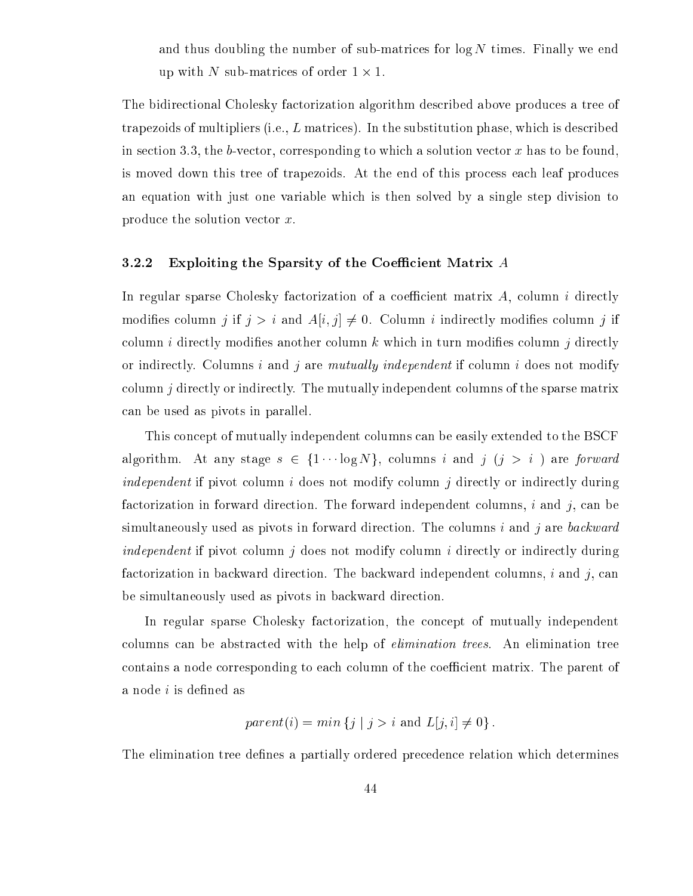and thus doubling the number of sub-matrices for $\log N$ times. Finally we end up with $N$ sub-matrices of order $1 \times 1$.

The bidirectional Cholesky factorization algorithm described above produces a tree of trapezoids of multipliers (i.e., $L$ matrices). In the substitution phase, which is described in section 3.3, the $b$-vector, corresponding to which a solution vector $x$ has to be found, is moved down this tree of trapezoids. At the end of this process each leaf produces an equation with just one variable which is then solved by a single step division to produce the solution vector $x$.

### 3.2.2 Exploiting the Sparsity of the Coefficient Matrix $A$

In regular sparse Cholesky factorization of a coefficient matrix $A$, column $i$ directly modifies column $j$ if $j > i$ and $A[i,j] \neq 0$. Column $i$ indirectly modifies column $j$ if column $i$ directly modifies another column $k$ which in turn modifies column $j$ directly or indirectly. Columns $i$ and $j$ are *mutually independent* if column $i$ does not modify column $j$ directly or indirectly. The mutually independent columns of the sparse matrix can be used as pivots in parallel.

This concept of mutually independent columns can be easily extended to the BSCF algorithm. At any stage $s \in \{1 \cdots \log N\}$, columns $i$ and $j$ ($j > i$) are *forward independent* if pivot column $i$ does not modify column $j$ directly or indirectly during factorization in forward direction. The forward independent columns, $i$ and $j$, can be simultaneously used as pivots in forward direction. The columns $i$ and $j$ are *backward independent* if pivot column $j$ does not modify column $i$ directly or indirectly during factorization in backward direction. The backward independent columns, $i$ and $j$, can be simultaneously used as pivots in backward direction.

In regular sparse Cholesky factorization, the concept of mutually independent columns can be abstracted with the help of *elimination trees*. An elimination tree contains a node corresponding to each column of the coefficient matrix. The parent of a node $i$ is defined as

$$parent(i) = min\,\{j \mid j > i \text{ and } L[j,i] \neq 0\}\,.$$

The elimination tree defines a partially ordered precedence relation which determines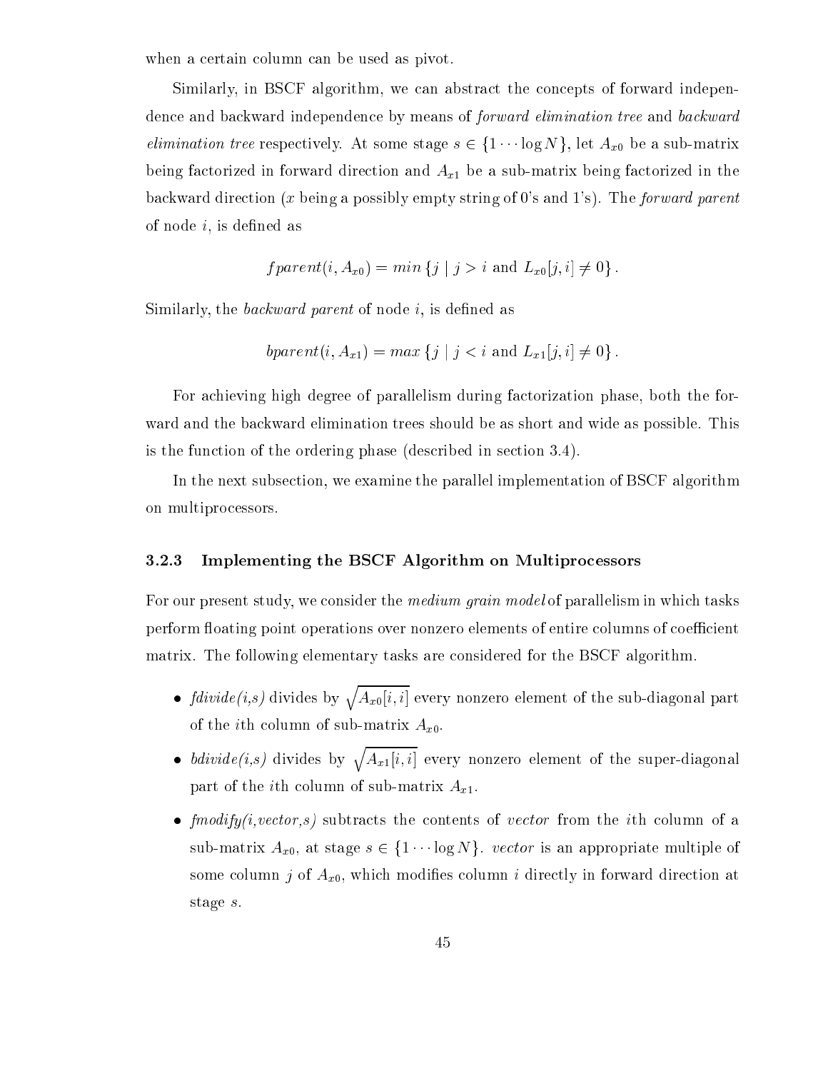when a certain column can be used as pivot.

Similarly, in BSCF algorithm, we can abstract the concepts of forward independence and backward independence by means of *forward elimination tree* and *backward elimination tree* respectively. At some stage $s \in \{1 \cdots \log N\}$, let $A_{x0}$ be a sub-matrix being factorized in forward direction and $A_{x1}$ be a sub-matrix being factorized in the backward direction ($x$ being a possibly empty string of 0's and 1's). The *forward parent* of node $i$, is defined as

$$fparent(i, A_{x0}) = min \{j \mid j > i \text{ and } L_{x0}[j, i] \neq 0\}.$$

Similarly, the *backward parent* of node $i$, is defined as

$$bparent(i, A_{x1}) = max \{j \mid j < i \text{ and } L_{x1}[j, i] \neq 0\}.$$

For achieving high degree of parallelism during factorization phase, both the forward and the backward elimination trees should be as short and wide as possible. This is the function of the ordering phase (described in section 3.4).

In the next subsection, we examine the parallel implementation of BSCF algorithm on multiprocessors.

### 3.2.3 Implementing the BSCF Algorithm on Multiprocessors

For our present study, we consider the *medium grain model* of parallelism in which tasks perform floating point operations over nonzero elements of entire columns of coefficient matrix. The following elementary tasks are considered for the BSCF algorithm.

- *fdivide(i,s)* divides by $\sqrt{A_{x0}[i,i]}$ every nonzero element of the sub-diagonal part of the $i$th column of sub-matrix $A_{x0}$.
- *bdivide(i,s)* divides by $\sqrt{A_{x1}[i,i]}$ every nonzero element of the super-diagonal part of the $i$th column of sub-matrix $A_{x1}$.
- *fmodify(i,vector,s)* subtracts the contents of *vector* from the $i$th column of a sub-matrix $A_{x0}$, at stage $s \in \{1 \cdots \log N\}$. *vector* is an appropriate multiple of some column $j$ of $A_{x0}$, which modifies column $i$ directly in forward direction at stage $s$.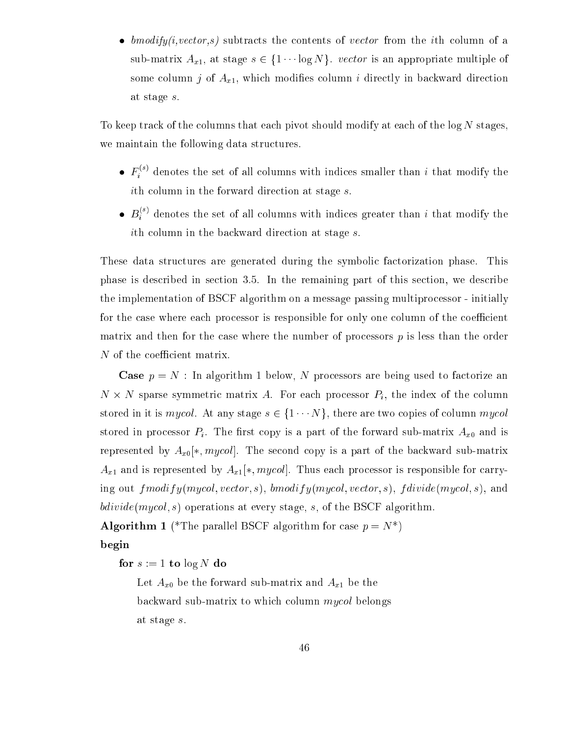- *bmodify(i,vector,s)* subtracts the contents of *vector* from the $i$th column of a sub-matrix $A_{x1}$, at stage $s \in \{1 \cdots \log N\}$. *vector* is an appropriate multiple of some column $j$ of $A_{x1}$, which modifies column $i$ directly in backward direction at stage $s$.

To keep track of the columns that each pivot should modify at each of the $\log N$ stages, we maintain the following data structures.

- $F_i^{(s)}$ denotes the set of all columns with indices smaller than $i$ that modify the $i$th column in the forward direction at stage $s$.
- $B_i^{(s)}$ denotes the set of all columns with indices greater than $i$ that modify the $i$th column in the backward direction at stage $s$.

These data structures are generated during the symbolic factorization phase. This phase is described in section 3.5. In the remaining part of this section, we describe the implementation of BSCF algorithm on a message passing multiprocessor - initially for the case where each processor is responsible for only one column of the coefficient matrix and then for the case where the number of processors $p$ is less than the order $N$ of the coefficient matrix.

**Case** $p = N$ : In algorithm 1 below, $N$ processors are being used to factorize an $N \times N$ sparse symmetric matrix $A$. For each processor $P_i$, the index of the column stored in it is *mycol*. At any stage $s \in \{1 \cdots N\}$, there are two copies of column *mycol* stored in processor $P_i$. The first copy is a part of the forward sub-matrix $A_{x0}$ and is represented by $A_{x0}[*, mycol]$. The second copy is a part of the backward sub-matrix $A_{x1}$ and is represented by $A_{x1}[*, mycol]$. Thus each processor is responsible for carrying out $fmodify(mycol, vector, s)$, $bmodify(mycol, vector, s)$, $fdivide(mycol, s)$, and $bdivide(mycol, s)$ operations at every stage, $s$, of the BSCF algorithm.

**Algorithm 1** (*The parallel BSCF algorithm for case $p = N$*)

**begin**

  **for** $s := 1$ **to** $\log N$ **do**

    Let $A_{x0}$ be the forward sub-matrix and $A_{x1}$ be the
    backward sub-matrix to which column *mycol* belongs
    at stage $s$.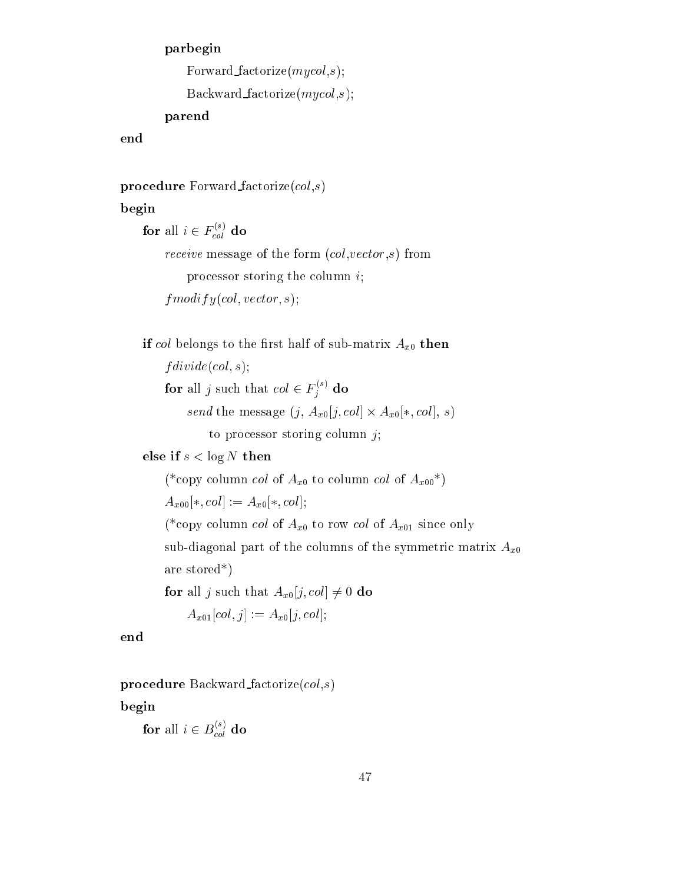```
        parbegin
            Forward_factorize(mycol,s);
            Backward_factorize(mycol,s);
        parend
end

procedure Forward_factorize(col,s)
begin
    for all i ∈ F_col^(s) do
        receive message of the form (col,vector,s) from
            processor storing the column i;
        fmodify(col, vector, s);

    if col belongs to the first half of sub-matrix A_x0 then
        fdivide(col, s);
        for all j such that col ∈ F_j^(s) do
            send the message (j, A_x0[j, col] × A_x0[*, col], s)
                to processor storing column j;
    else if s < log N then
        (*copy column col of A_x0 to column col of A_x00*)
        A_x00[*, col] := A_x0[*, col];
        (*copy column col of A_x0 to row col of A_x01 since only
        sub-diagonal part of the columns of the symmetric matrix A_x0
        are stored*)
        for all j such that A_x0[j, col] ≠ 0 do
            A_x01[col, j] := A_x0[j, col];
end

procedure Backward_factorize(col,s)
begin
    for all i ∈ B_col^(s) do
```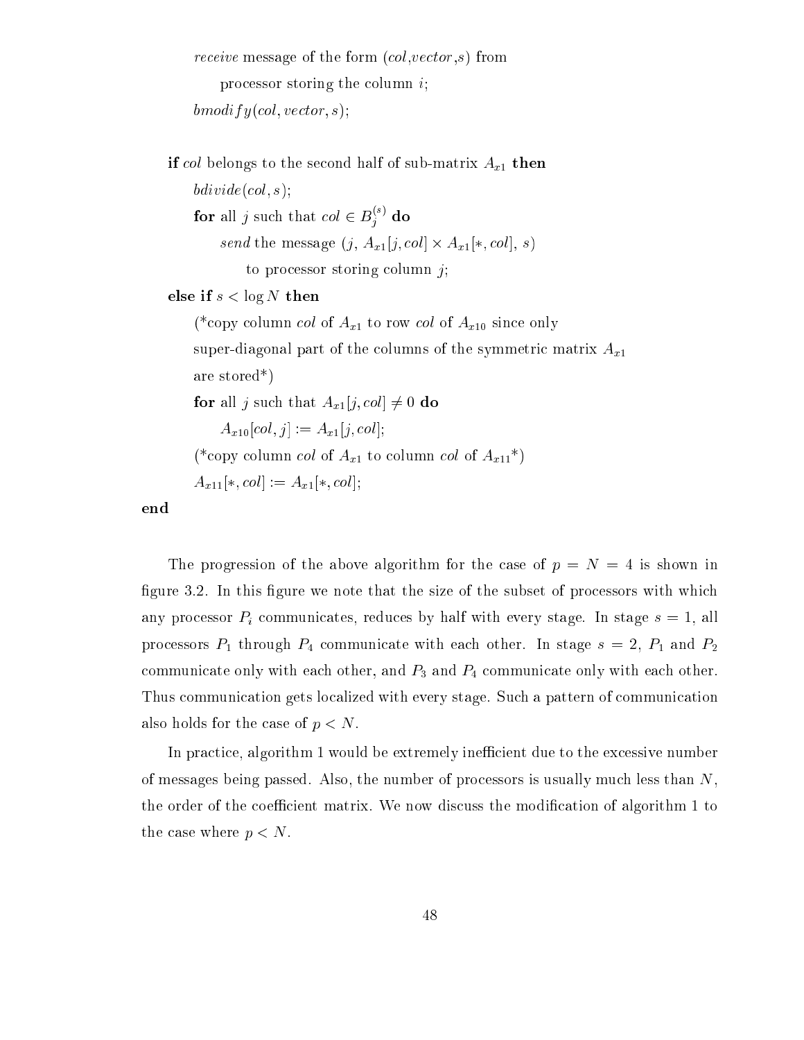```
        receive message of the form (col,vector,s) from
            processor storing the column i;
        bmodify(col, vector, s);

    if col belongs to the second half of sub-matrix A_x1 then
        bdivide(col, s);
        for all j such that col ∈ B_j^(s) do
            send the message (j, A_x1[j, col] × A_x1[*, col], s)
                to processor storing column j;
    else if s < log N then
        (*copy column col of A_x1 to row col of A_x10 since only
        super-diagonal part of the columns of the symmetric matrix A_x1
        are stored*)
        for all j such that A_x1[j, col] ≠ 0 do
            A_x10[col, j] := A_x1[j, col];
        (*copy column col of A_x1 to column col of A_x11*)
        A_x11[*, col] := A_x1[*, col];
end
```

The progression of the above algorithm for the case of $p = N = 4$ is shown in figure 3.2. In this figure we note that the size of the subset of processors with which any processor $P_i$ communicates, reduces by half with every stage. In stage $s = 1$, all processors $P_1$ through $P_4$ communicate with each other. In stage $s = 2$, $P_1$ and $P_2$ communicate only with each other, and $P_3$ and $P_4$ communicate only with each other. Thus communication gets localized with every stage. Such a pattern of communication also holds for the case of $p < N$.

In practice, algorithm 1 would be extremely inefficient due to the excessive number of messages being passed. Also, the number of processors is usually much less than $N$, the order of the coefficient matrix. We now discuss the modification of algorithm 1 to the case where $p < N$.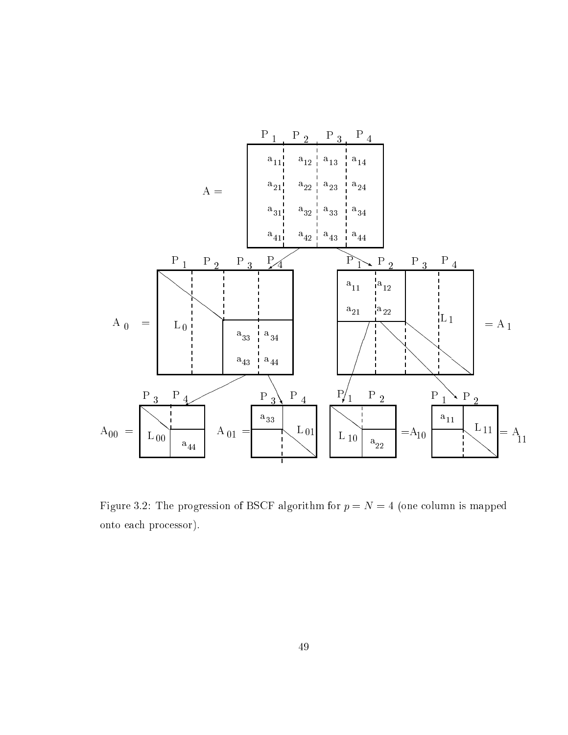Figure 3.2: The progression of BSCF algorithm for $p = N = 4$ (one column is mapped onto each processor).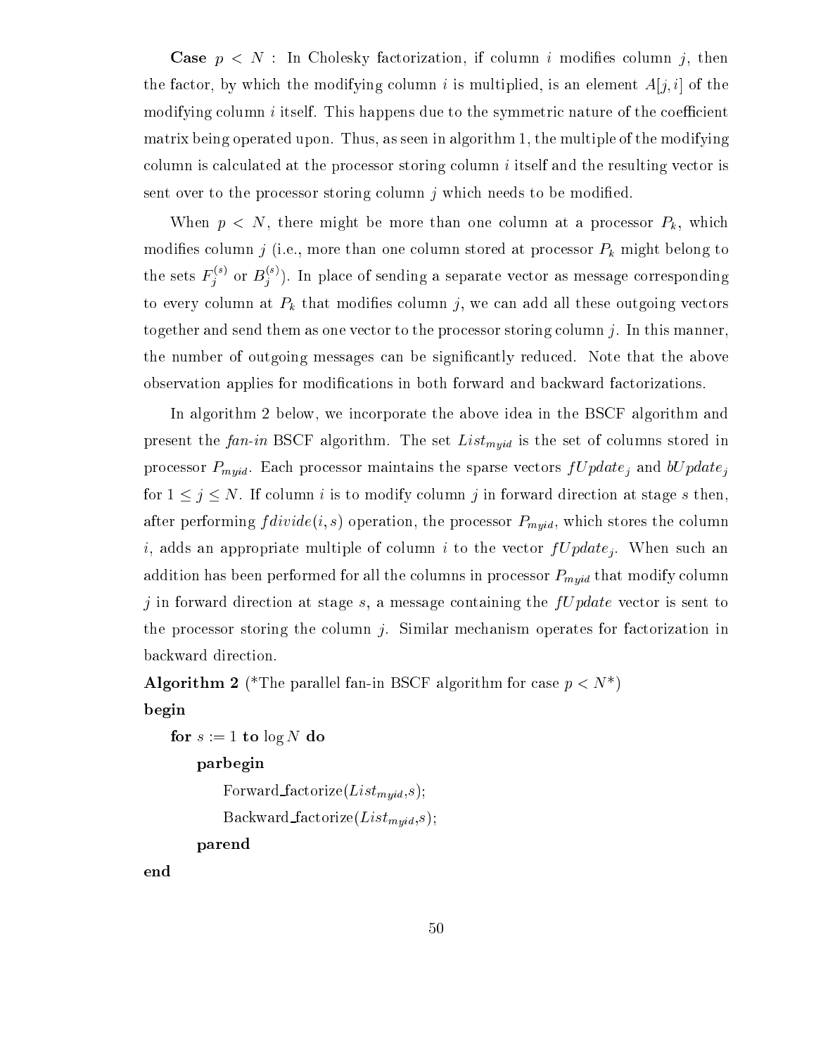**Case** $p < N$ : In Cholesky factorization, if column $i$ modifies column $j$, then the factor, by which the modifying column $i$ is multiplied, is an element $A[j, i]$ of the modifying column $i$ itself. This happens due to the symmetric nature of the coefficient matrix being operated upon. Thus, as seen in algorithm 1, the multiple of the modifying column is calculated at the processor storing column $i$ itself and the resulting vector is sent over to the processor storing column $j$ which needs to be modified.

When $p < N$, there might be more than one column at a processor $P_k$, which modifies column $j$ (i.e., more than one column stored at processor $P_k$ might belong to the sets $F_j^{(s)}$ or $B_j^{(s)}$). In place of sending a separate vector as message corresponding to every column at $P_k$ that modifies column $j$, we can add all these outgoing vectors together and send them as one vector to the processor storing column $j$. In this manner, the number of outgoing messages can be significantly reduced. Note that the above observation applies for modifications in both forward and backward factorizations.

In algorithm 2 below, we incorporate the above idea in the BSCF algorithm and present the *fan-in* BSCF algorithm. The set $List_{myid}$ is the set of columns stored in processor $P_{myid}$. Each processor maintains the sparse vectors $fUpdate_j$ and $bUpdate_j$ for $1 \leq j \leq N$. If column $i$ is to modify column $j$ in forward direction at stage $s$ then, after performing $fdivide(i, s)$ operation, the processor $P_{myid}$, which stores the column $i$, adds an appropriate multiple of column $i$ to the vector $fUpdate_j$. When such an addition has been performed for all the columns in processor $P_{myid}$ that modify column $j$ in forward direction at stage $s$, a message containing the $fUpdate$ vector is sent to the processor storing the column $j$. Similar mechanism operates for factorization in backward direction.

**Algorithm 2** (*The parallel fan-in BSCF algorithm for case $p < N$*)

**begin**

&nbsp;&nbsp;&nbsp;&nbsp;**for** $s := 1$ **to** $\log N$ **do**

&nbsp;&nbsp;&nbsp;&nbsp;&nbsp;&nbsp;&nbsp;&nbsp;**parbegin**

&nbsp;&nbsp;&nbsp;&nbsp;&nbsp;&nbsp;&nbsp;&nbsp;&nbsp;&nbsp;&nbsp;&nbsp;Forward_factorize($List_{myid}$,$s$);

&nbsp;&nbsp;&nbsp;&nbsp;&nbsp;&nbsp;&nbsp;&nbsp;&nbsp;&nbsp;&nbsp;&nbsp;Backward_factorize($List_{myid}$,$s$);

&nbsp;&nbsp;&nbsp;&nbsp;&nbsp;&nbsp;&nbsp;&nbsp;**parend**

**end**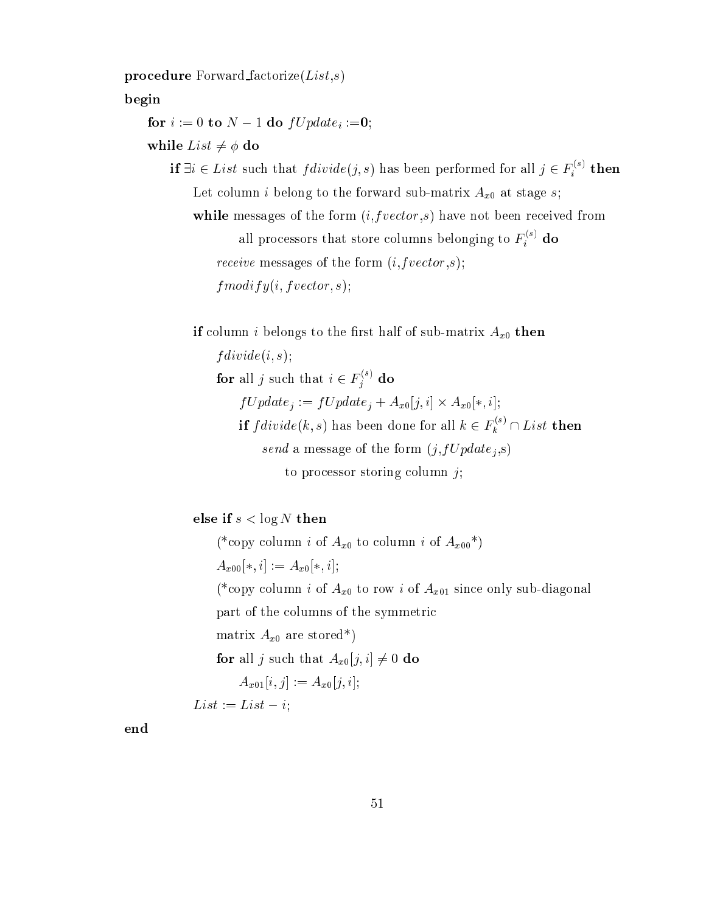**procedure** Forward_factorize($List$,$s$)

**begin**

&nbsp;&nbsp;&nbsp;&nbsp;**for** $i := 0$ **to** $N-1$ **do** $fUpdate_i$ :=**0**;

&nbsp;&nbsp;&nbsp;&nbsp;**while** $List \neq \phi$ **do**

&nbsp;&nbsp;&nbsp;&nbsp;&nbsp;&nbsp;&nbsp;&nbsp;**if** $\exists i \in List$ such that $fdivide(j,s)$ has been performed for all $j \in F_i^{(s)}$ **then**

&nbsp;&nbsp;&nbsp;&nbsp;&nbsp;&nbsp;&nbsp;&nbsp;&nbsp;&nbsp;&nbsp;&nbsp;Let column $i$ belong to the forward sub-matrix $A_{x0}$ at stage $s$;

&nbsp;&nbsp;&nbsp;&nbsp;&nbsp;&nbsp;&nbsp;&nbsp;&nbsp;&nbsp;&nbsp;&nbsp;**while** messages of the form ($i$,$fvector$,$s$) have not been received from

&nbsp;&nbsp;&nbsp;&nbsp;&nbsp;&nbsp;&nbsp;&nbsp;&nbsp;&nbsp;&nbsp;&nbsp;&nbsp;&nbsp;&nbsp;&nbsp;&nbsp;&nbsp;&nbsp;&nbsp;all processors that store columns belonging to $F_i^{(s)}$ **do**

&nbsp;&nbsp;&nbsp;&nbsp;&nbsp;&nbsp;&nbsp;&nbsp;&nbsp;&nbsp;&nbsp;&nbsp;&nbsp;&nbsp;&nbsp;&nbsp;*receive* messages of the form ($i$,$fvector$,$s$);

&nbsp;&nbsp;&nbsp;&nbsp;&nbsp;&nbsp;&nbsp;&nbsp;&nbsp;&nbsp;&nbsp;&nbsp;&nbsp;&nbsp;&nbsp;&nbsp;$fmodify(i, fvector, s)$;

&nbsp;&nbsp;&nbsp;&nbsp;&nbsp;&nbsp;&nbsp;&nbsp;&nbsp;&nbsp;&nbsp;&nbsp;**if** column $i$ belongs to the first half of sub-matrix $A_{x0}$ **then**

&nbsp;&nbsp;&nbsp;&nbsp;&nbsp;&nbsp;&nbsp;&nbsp;&nbsp;&nbsp;&nbsp;&nbsp;&nbsp;&nbsp;&nbsp;&nbsp;$fdivide(i,s)$;

&nbsp;&nbsp;&nbsp;&nbsp;&nbsp;&nbsp;&nbsp;&nbsp;&nbsp;&nbsp;&nbsp;&nbsp;&nbsp;&nbsp;&nbsp;&nbsp;**for** all $j$ such that $i \in F_j^{(s)}$ **do**

&nbsp;&nbsp;&nbsp;&nbsp;&nbsp;&nbsp;&nbsp;&nbsp;&nbsp;&nbsp;&nbsp;&nbsp;&nbsp;&nbsp;&nbsp;&nbsp;&nbsp;&nbsp;&nbsp;&nbsp;$fUpdate_j := fUpdate_j + A_{x0}[j,i] \times A_{x0}[*,i]$;

&nbsp;&nbsp;&nbsp;&nbsp;&nbsp;&nbsp;&nbsp;&nbsp;&nbsp;&nbsp;&nbsp;&nbsp;&nbsp;&nbsp;&nbsp;&nbsp;&nbsp;&nbsp;&nbsp;&nbsp;**if** $fdivide(k,s)$ has been done for all $k \in F_k^{(s)} \cap List$ **then**

&nbsp;&nbsp;&nbsp;&nbsp;&nbsp;&nbsp;&nbsp;&nbsp;&nbsp;&nbsp;&nbsp;&nbsp;&nbsp;&nbsp;&nbsp;&nbsp;&nbsp;&nbsp;&nbsp;&nbsp;&nbsp;&nbsp;&nbsp;&nbsp;*send* a message of the form ($j$,$fUpdate_j$,s)

&nbsp;&nbsp;&nbsp;&nbsp;&nbsp;&nbsp;&nbsp;&nbsp;&nbsp;&nbsp;&nbsp;&nbsp;&nbsp;&nbsp;&nbsp;&nbsp;&nbsp;&nbsp;&nbsp;&nbsp;&nbsp;&nbsp;&nbsp;&nbsp;&nbsp;&nbsp;&nbsp;&nbsp;to processor storing column $j$;

&nbsp;&nbsp;&nbsp;&nbsp;&nbsp;&nbsp;&nbsp;&nbsp;&nbsp;&nbsp;&nbsp;&nbsp;**else if** $s < \log N$ **then**

&nbsp;&nbsp;&nbsp;&nbsp;&nbsp;&nbsp;&nbsp;&nbsp;&nbsp;&nbsp;&nbsp;&nbsp;&nbsp;&nbsp;&nbsp;&nbsp;(*copy column $i$ of $A_{x0}$ to column $i$ of $A_{x00}$*)

&nbsp;&nbsp;&nbsp;&nbsp;&nbsp;&nbsp;&nbsp;&nbsp;&nbsp;&nbsp;&nbsp;&nbsp;&nbsp;&nbsp;&nbsp;&nbsp;$A_{x00}[*,i] := A_{x0}[*,i]$;

&nbsp;&nbsp;&nbsp;&nbsp;&nbsp;&nbsp;&nbsp;&nbsp;&nbsp;&nbsp;&nbsp;&nbsp;&nbsp;&nbsp;&nbsp;&nbsp;(*copy column $i$ of $A_{x0}$ to row $i$ of $A_{x01}$ since only sub-diagonal part of the columns of the symmetric matrix $A_{x0}$ are stored*)

&nbsp;&nbsp;&nbsp;&nbsp;&nbsp;&nbsp;&nbsp;&nbsp;&nbsp;&nbsp;&nbsp;&nbsp;&nbsp;&nbsp;&nbsp;&nbsp;**for** all $j$ such that $A_{x0}[j,i] \neq 0$ **do**

&nbsp;&nbsp;&nbsp;&nbsp;&nbsp;&nbsp;&nbsp;&nbsp;&nbsp;&nbsp;&nbsp;&nbsp;&nbsp;&nbsp;&nbsp;&nbsp;&nbsp;&nbsp;&nbsp;&nbsp;$A_{x01}[i,j] := A_{x0}[j,i]$;

&nbsp;&nbsp;&nbsp;&nbsp;&nbsp;&nbsp;&nbsp;&nbsp;&nbsp;&nbsp;&nbsp;&nbsp;$List := List - i$;

**end**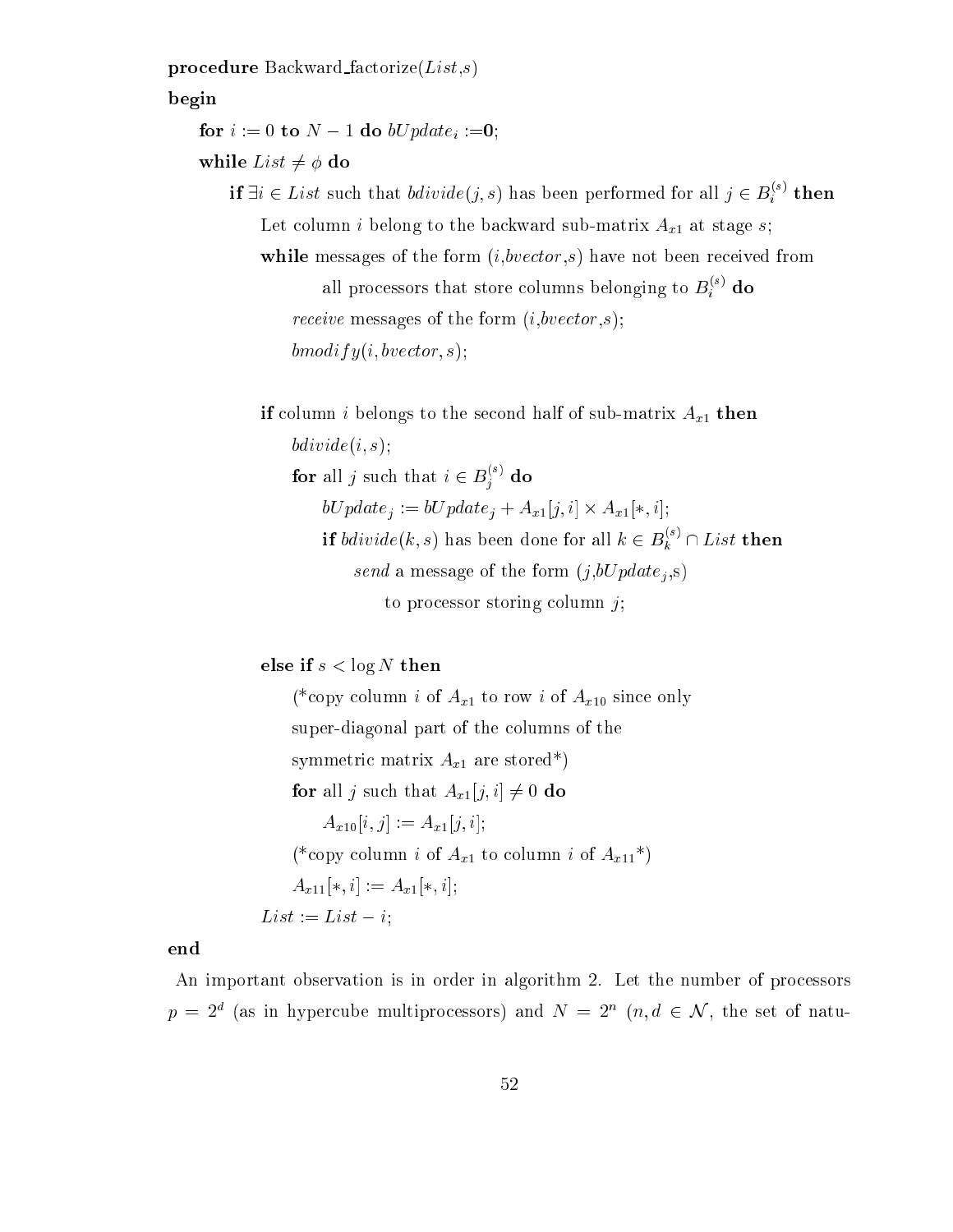```
procedure Backward_factorize(List,s)
begin
    for i := 0 to N − 1 do bUpdate_i := 0;
    while List ≠ φ do
        if ∃i ∈ List such that bdivide(j, s) has been performed for all j ∈ B_i^(s) then
            Let column i belong to the backward sub-matrix A_x1 at stage s;
            while messages of the form (i,bvector,s) have not been received from
                    all processors that store columns belonging to B_i^(s) do
                receive messages of the form (i,bvector,s);
                bmodify(i, bvector, s);

            if column i belongs to the second half of sub-matrix A_x1 then
                bdivide(i, s);
                for all j such that i ∈ B_j^(s) do
                    bUpdate_j := bUpdate_j + A_x1[j, i] × A_x1[*, i];
                    if bdivide(k, s) has been done for all k ∈ B_k^(s) ∩ List then
                        send a message of the form (j,bUpdate_j,s)
                            to processor storing column j;

            else if s < log N then
                (*copy column i of A_x1 to row i of A_x10 since only
                super-diagonal part of the columns of the
                symmetric matrix A_x1 are stored*)
                for all j such that A_x1[j, i] ≠ 0 do
                    A_x10[i, j] := A_x1[j, i];
                (*copy column i of A_x1 to column i of A_x11*)
                A_x11[*, i] := A_x1[*, i];
            List := List − i;
end
```

An important observation is in order in algorithm 2. Let the number of processors $p = 2^d$ (as in hypercube multiprocessors) and $N = 2^n$ ($n, d \in \mathcal{N}$, the set of natu-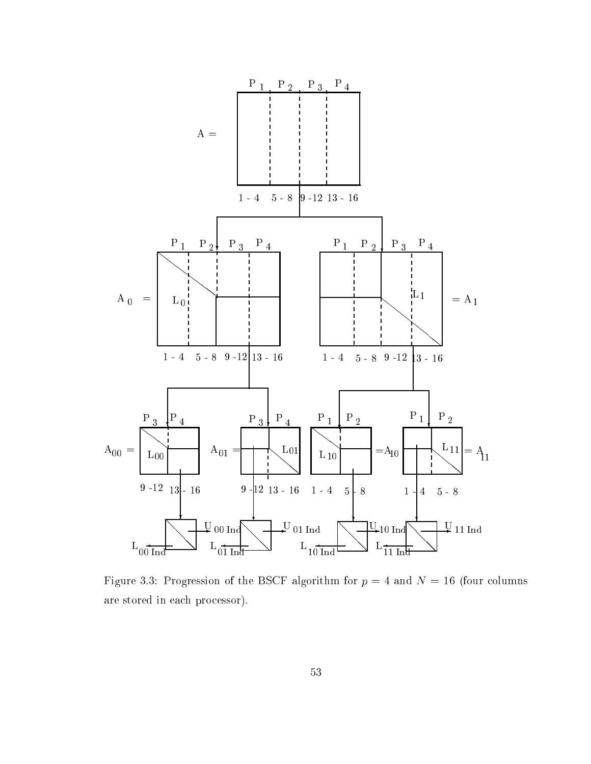$P_1$ $P_2$ $P_3$ $P_4$

$A =$

1 - 4 5 - 8 9 -12 13 - 16

$P_1$ $P_2$ $P_3$ $P_4$ $P_1$ $P_2$ $P_3$ $P_4$

$A_0 =$ $L_0$ $L_1$ $= A_1$

1 - 4 5 - 8 9 -12 13 - 16 1 - 4 5 - 8 9 -12 13 - 16

$P_3$ $P_4$ $P_3$ $P_4$ $P_1$ $P_2$ $P_1$ $P_2$

$A_{00} =$ $L_{00}$ $A_{01} =$ $L_{01}$ $L_{10}$ $= A_{10}$ $L_{11}$ $= A_{11}$

9 -12 13 - 16 9 -12 13 - 16 1 - 4 5 - 8 1 - 4 5 - 8

$U_{00\ Ind}$ $U_{01\ Ind}$ $U_{10\ Ind}$ $U_{11\ Ind}$

$L_{00\ Ind}$ $L_{01\ Ind}$ $L_{10\ Ind}$ $L_{11\ Ind}$

Figure 3.3: Progression of the BSCF algorithm for $p = 4$ and $N = 16$ (four columns are stored in each processor).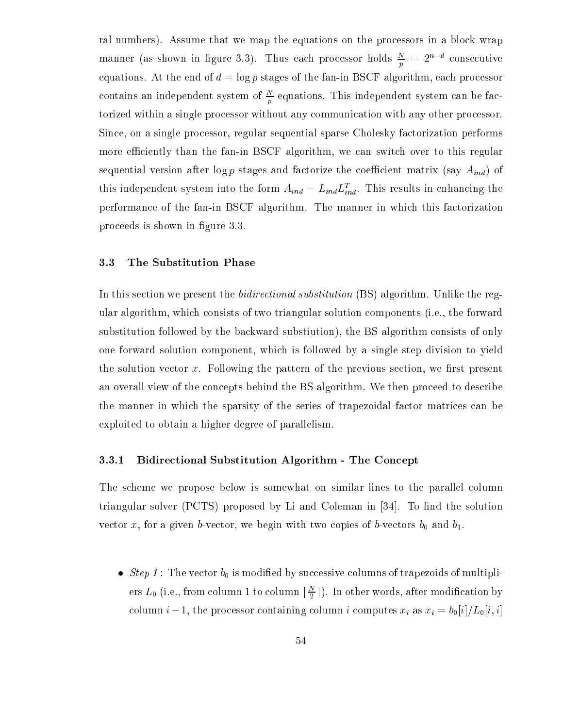ral numbers). Assume that we map the equations on the processors in a block wrap manner (as shown in figure 3.3). Thus each processor holds $\frac{N}{p} = 2^{n-d}$ consecutive equations. At the end of $d = \log p$ stages of the fan-in BSCF algorithm, each processor contains an independent system of $\frac{N}{p}$ equations. This independent system can be factorized within a single processor without any communication with any other processor. Since, on a single processor, regular sequential sparse Cholesky factorization performs more efficiently than the fan-in BSCF algorithm, we can switch over to this regular sequential version after $\log p$ stages and factorize the coefficient matrix (say $A_{ind}$) of this independent system into the form $A_{ind} = L_{ind} L_{ind}^T$. This results in enhancing the performance of the fan-in BSCF algorithm. The manner in which this factorization proceeds is shown in figure 3.3.

### 3.3 The Substitution Phase

In this section we present the *bidirectional substitution* (BS) algorithm. Unlike the regular algorithm, which consists of two triangular solution components (i.e., the forward substitution followed by the backward substiution), the BS algorithm consists of only one forward solution component, which is followed by a single step division to yield the solution vector $x$. Following the pattern of the previous section, we first present an overall view of the concepts behind the BS algorithm. We then proceed to describe the manner in which the sparsity of the series of trapezoidal factor matrices can be exploited to obtain a higher degree of parallelism.

#### 3.3.1 Bidirectional Substitution Algorithm - The Concept

The scheme we propose below is somewhat on similar lines to the parallel column triangular solver (PCTS) proposed by Li and Coleman in [34]. To find the solution vector $x$, for a given $b$-vector, we begin with two copies of $b$-vectors $b_0$ and $b_1$.

- *Step 1* : The vector $b_0$ is modified by successive columns of trapezoids of multipliers $L_0$ (i.e., from column 1 to column $\lceil \frac{N}{2} \rceil$). In other words, after modification by column $i-1$, the processor containing column $i$ computes $x_i$ as $x_i = b_0[i]/L_0[i, i]$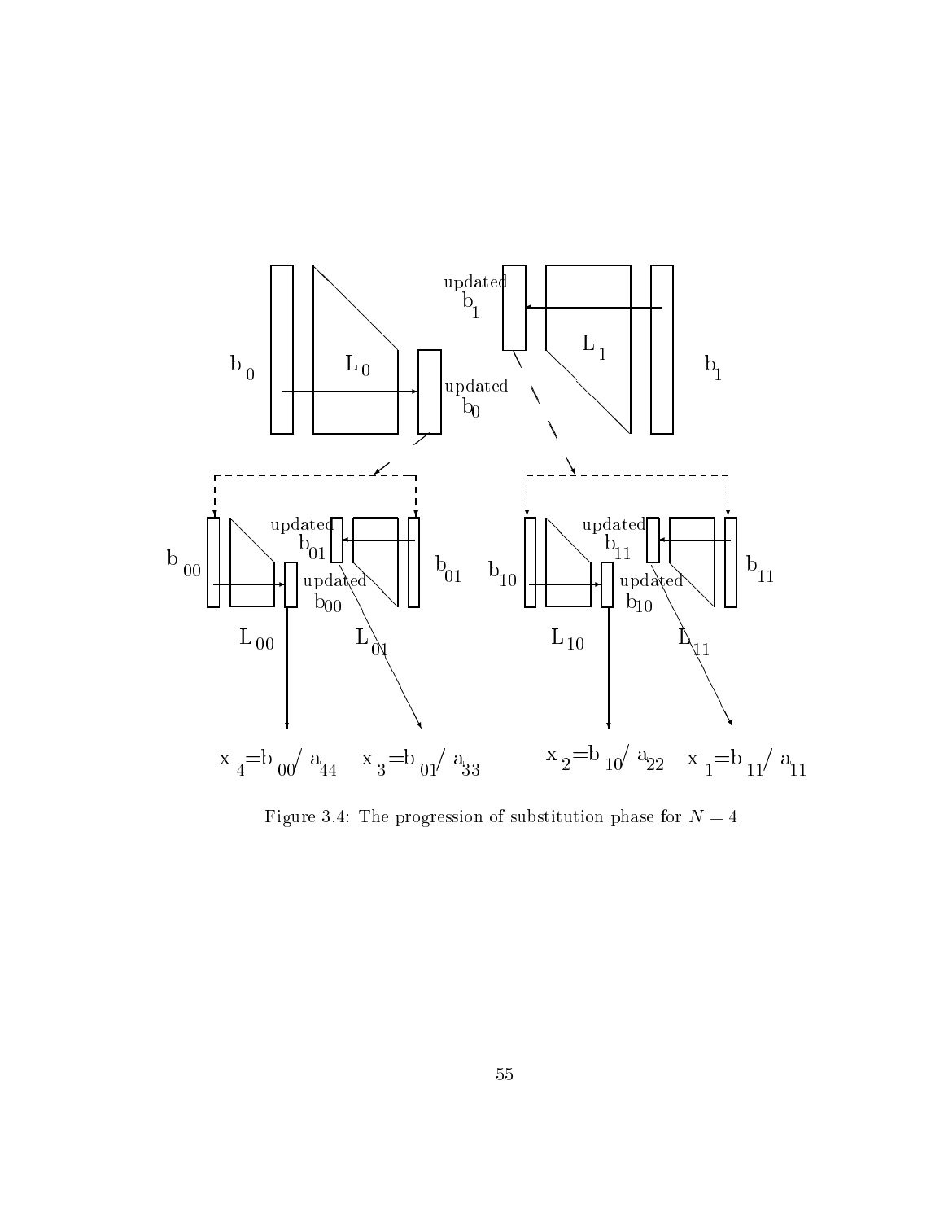updated $b_1$

$b_0$ $L_0$ $L_1$ $b_1$

updated $b_0$

updated $b_{01}$ updated $b_{11}$

$b_{00}$ $b_{01}$ $b_{10}$ $b_{11}$

updated $b_{00}$ updated $b_{10}$

$L_{00}$ $L_{01}$ $L_{10}$ $L_{11}$

$x_4 = b_{00} / a_{44}$ $x_3 = b_{01} / a_{33}$ $x_2 = b_{10} / a_{22}$ $x_1 = b_{11} / a_{11}$

Figure 3.4: The progression of substitution phase for $N = 4$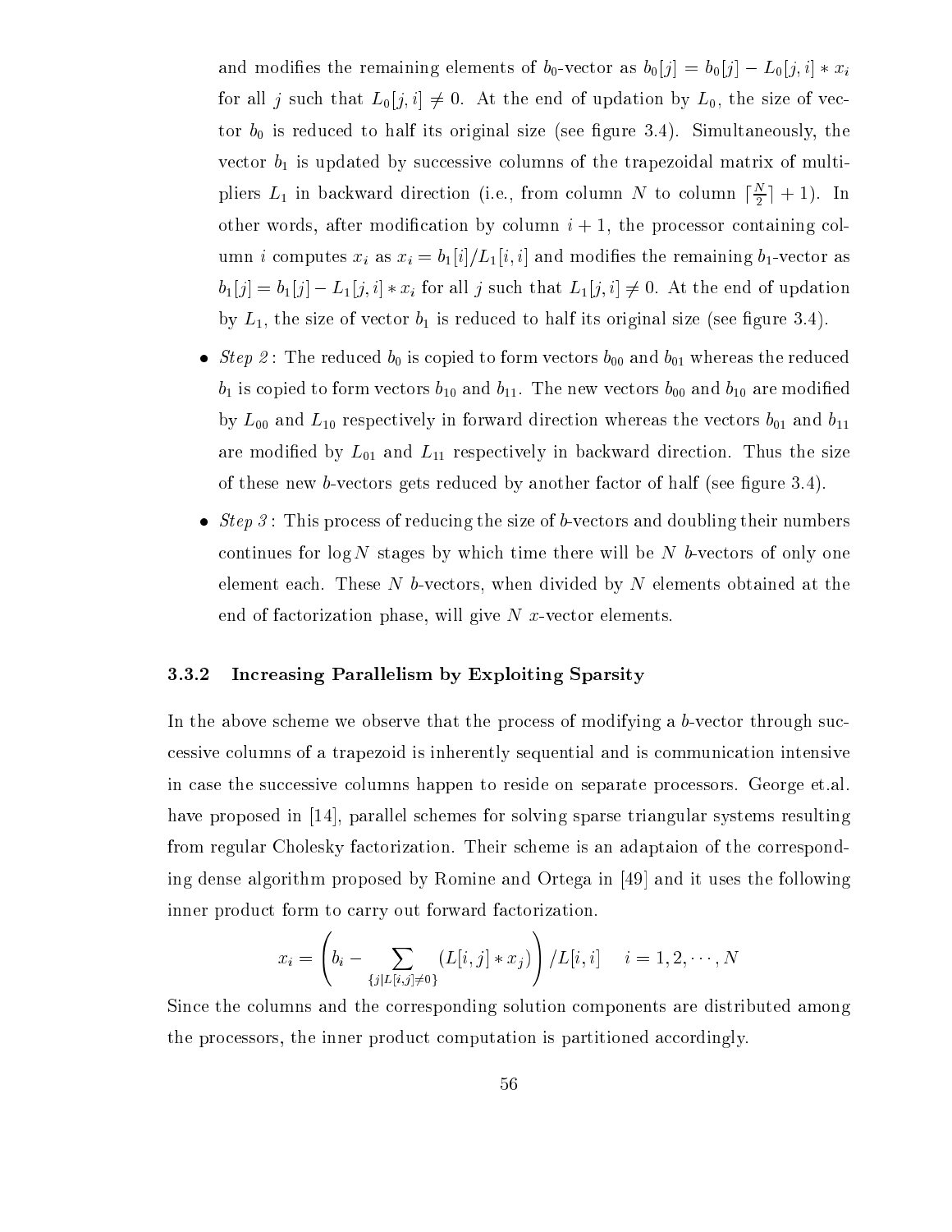and modifies the remaining elements of $b_0$-vector as $b_0[j] = b_0[j] - L_0[j, i] * x_i$ for all $j$ such that $L_0[j, i] \neq 0$. At the end of updation by $L_0$, the size of vector $b_0$ is reduced to half its original size (see figure 3.4). Simultaneously, the vector $b_1$ is updated by successive columns of the trapezoidal matrix of multipliers $L_1$ in backward direction (i.e., from column $N$ to column $\lceil \frac{N}{2} \rceil + 1$). In other words, after modification by column $i + 1$, the processor containing column $i$ computes $x_i$ as $x_i = b_1[i]/L_1[i, i]$ and modifies the remaining $b_1$-vector as $b_1[j] = b_1[j] - L_1[j, i] * x_i$ for all $j$ such that $L_1[j, i] \neq 0$. At the end of updation by $L_1$, the size of vector $b_1$ is reduced to half its original size (see figure 3.4).

- *Step 2* : The reduced $b_0$ is copied to form vectors $b_{00}$ and $b_{01}$ whereas the reduced $b_1$ is copied to form vectors $b_{10}$ and $b_{11}$. The new vectors $b_{00}$ and $b_{10}$ are modified by $L_{00}$ and $L_{10}$ respectively in forward direction whereas the vectors $b_{01}$ and $b_{11}$ are modified by $L_{01}$ and $L_{11}$ respectively in backward direction. Thus the size of these new $b$-vectors gets reduced by another factor of half (see figure 3.4).
- *Step 3* : This process of reducing the size of $b$-vectors and doubling their numbers continues for $\log N$ stages by which time there will be $N$ $b$-vectors of only one element each. These $N$ $b$-vectors, when divided by $N$ elements obtained at the end of factorization phase, will give $N$ $x$-vector elements.

### 3.3.2 Increasing Parallelism by Exploiting Sparsity

In the above scheme we observe that the process of modifying a $b$-vector through successive columns of a trapezoid is inherently sequential and is communication intensive in case the successive columns happen to reside on separate processors. George et.al. have proposed in [14], parallel schemes for solving sparse triangular systems resulting from regular Cholesky factorization. Their scheme is an adaptaion of the corresponding dense algorithm proposed by Romine and Ortega in [49] and it uses the following inner product form to carry out forward factorization.

$$x_i = \left( b_i - \sum_{\{j | L[i,j] \neq 0\}} (L[i, j] * x_j) \right) / L[i, i] \quad i = 1, 2, \cdots, N$$

Since the columns and the corresponding solution components are distributed among the processors, the inner product computation is partitioned accordingly.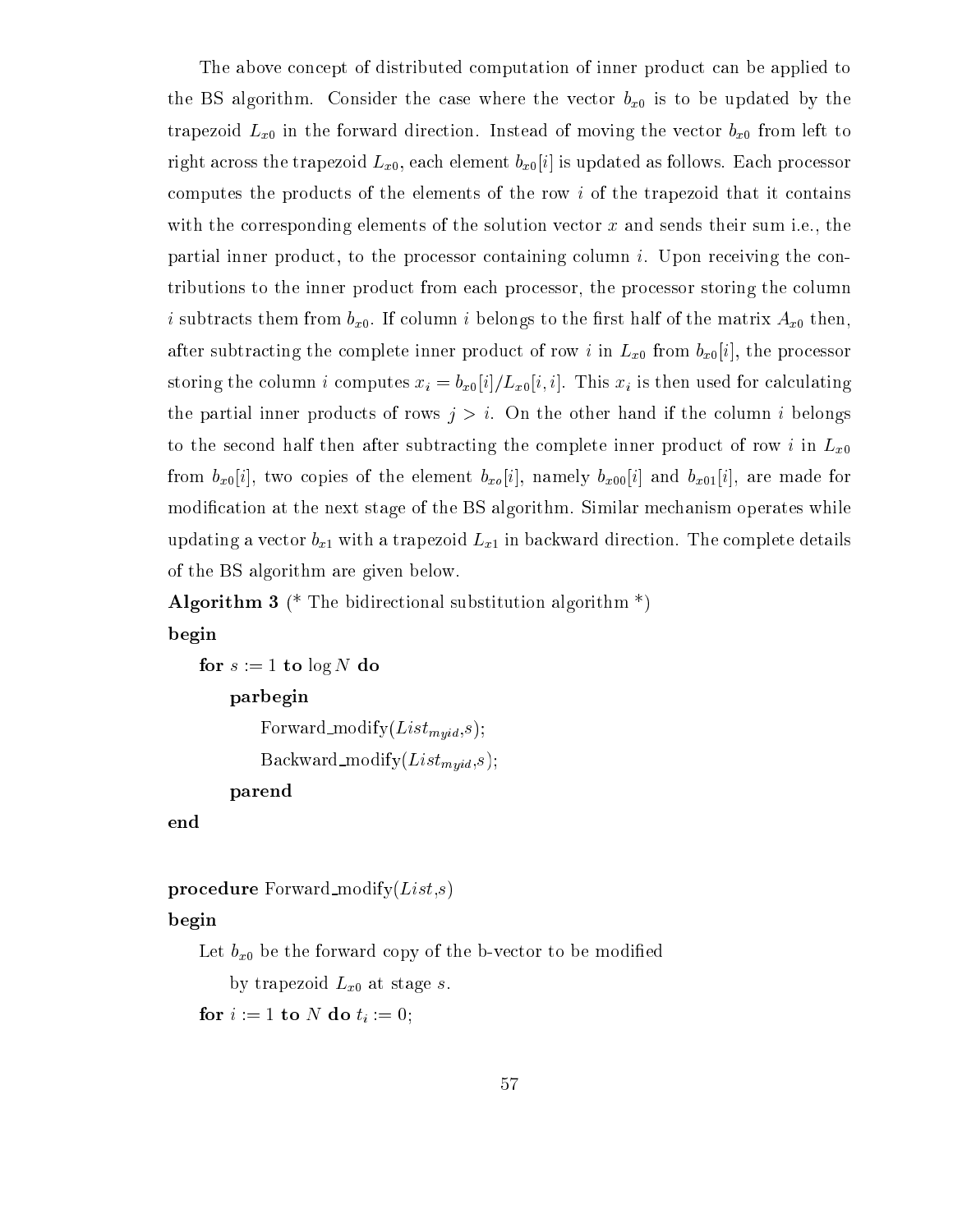The above concept of distributed computation of inner product can be applied to the BS algorithm. Consider the case where the vector $b_{x0}$ is to be updated by the trapezoid $L_{x0}$ in the forward direction. Instead of moving the vector $b_{x0}$ from left to right across the trapezoid $L_{x0}$, each element $b_{x0}[i]$ is updated as follows. Each processor computes the products of the elements of the row $i$ of the trapezoid that it contains with the corresponding elements of the solution vector $x$ and sends their sum i.e., the partial inner product, to the processor containing column $i$. Upon receiving the contributions to the inner product from each processor, the processor storing the column $i$ subtracts them from $b_{x0}$. If column $i$ belongs to the first half of the matrix $A_{x0}$ then, after subtracting the complete inner product of row $i$ in $L_{x0}$ from $b_{x0}[i]$, the processor storing the column $i$ computes $x_i = b_{x0}[i]/L_{x0}[i,i]$. This $x_i$ is then used for calculating the partial inner products of rows $j > i$. On the other hand if the column $i$ belongs to the second half then after subtracting the complete inner product of row $i$ in $L_{x0}$ from $b_{x0}[i]$, two copies of the element $b_{xo}[i]$, namely $b_{x00}[i]$ and $b_{x01}[i]$, are made for modification at the next stage of the BS algorithm. Similar mechanism operates while updating a vector $b_{x1}$ with a trapezoid $L_{x1}$ in backward direction. The complete details of the BS algorithm are given below.

**Algorithm 3** (* The bidirectional substitution algorithm *)

**begin**

&nbsp;&nbsp;&nbsp;&nbsp;**for** $s := 1$ **to** $\log N$ **do**

&nbsp;&nbsp;&nbsp;&nbsp;&nbsp;&nbsp;&nbsp;&nbsp;**parbegin**

&nbsp;&nbsp;&nbsp;&nbsp;&nbsp;&nbsp;&nbsp;&nbsp;&nbsp;&nbsp;&nbsp;&nbsp;Forward_modify($List_{myid}$,$s$);

&nbsp;&nbsp;&nbsp;&nbsp;&nbsp;&nbsp;&nbsp;&nbsp;&nbsp;&nbsp;&nbsp;&nbsp;Backward_modify($List_{myid}$,$s$);

&nbsp;&nbsp;&nbsp;&nbsp;&nbsp;&nbsp;&nbsp;&nbsp;**parend**

**end**

**procedure** Forward_modify($List$,$s$)

**begin**

&nbsp;&nbsp;&nbsp;&nbsp;Let $b_{x0}$ be the forward copy of the b-vector to be modified

&nbsp;&nbsp;&nbsp;&nbsp;&nbsp;&nbsp;&nbsp;&nbsp;by trapezoid $L_{x0}$ at stage $s$.

&nbsp;&nbsp;&nbsp;&nbsp;**for** $i := 1$ **to** $N$ **do** $t_i := 0$;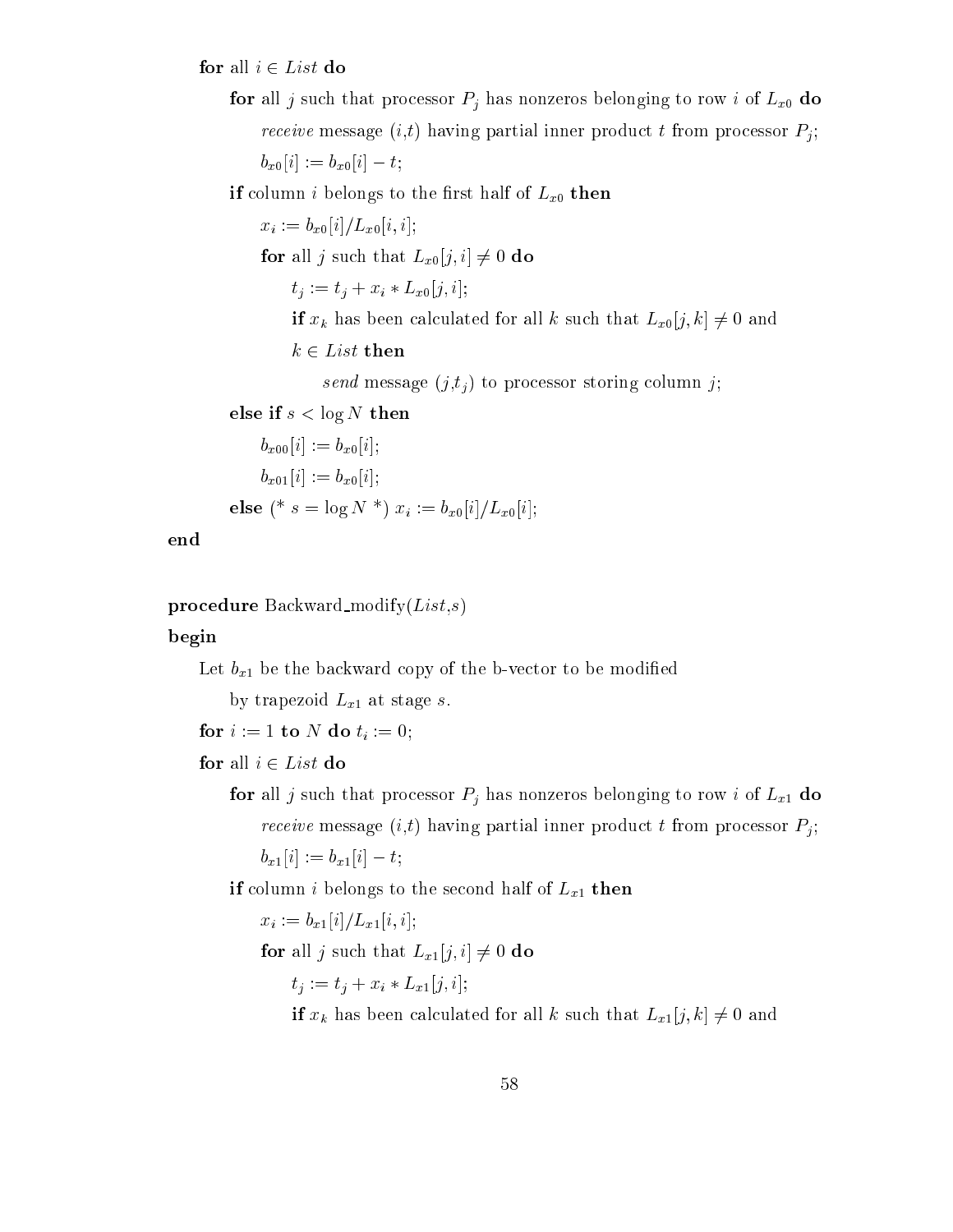```
    for all i ∈ List do
        for all j such that processor P_j has nonzeros belonging to row i of L_x0 do
            receive message (i,t) having partial inner product t from processor P_j;
            b_x0[i] := b_x0[i] − t;
        if column i belongs to the first half of L_x0 then
            x_i := b_x0[i]/L_x0[i,i];
            for all j such that L_x0[j,i] ≠ 0 do
                t_j := t_j + x_i * L_x0[j,i];
                if x_k has been calculated for all k such that L_x0[j,k] ≠ 0 and
                k ∈ List then
                    send message (j,t_j) to processor storing column j;
        else if s < log N then
            b_x00[i] := b_x0[i];
            b_x01[i] := b_x0[i];
        else (* s = log N *) x_i := b_x0[i]/L_x0[i];
end


procedure Backward_modify(List,s)
begin
    Let b_x1 be the backward copy of the b-vector to be modified
        by trapezoid L_x1 at stage s.
    for i := 1 to N do t_i := 0;
    for all i ∈ List do
        for all j such that processor P_j has nonzeros belonging to row i of L_x1 do
            receive message (i,t) having partial inner product t from processor P_j;
            b_x1[i] := b_x1[i] − t;
        if column i belongs to the second half of L_x1 then
            x_i := b_x1[i]/L_x1[i,i];
            for all j such that L_x1[j,i] ≠ 0 do
                t_j := t_j + x_i * L_x1[j,i];
                if x_k has been calculated for all k such that L_x1[j,k] ≠ 0 and
```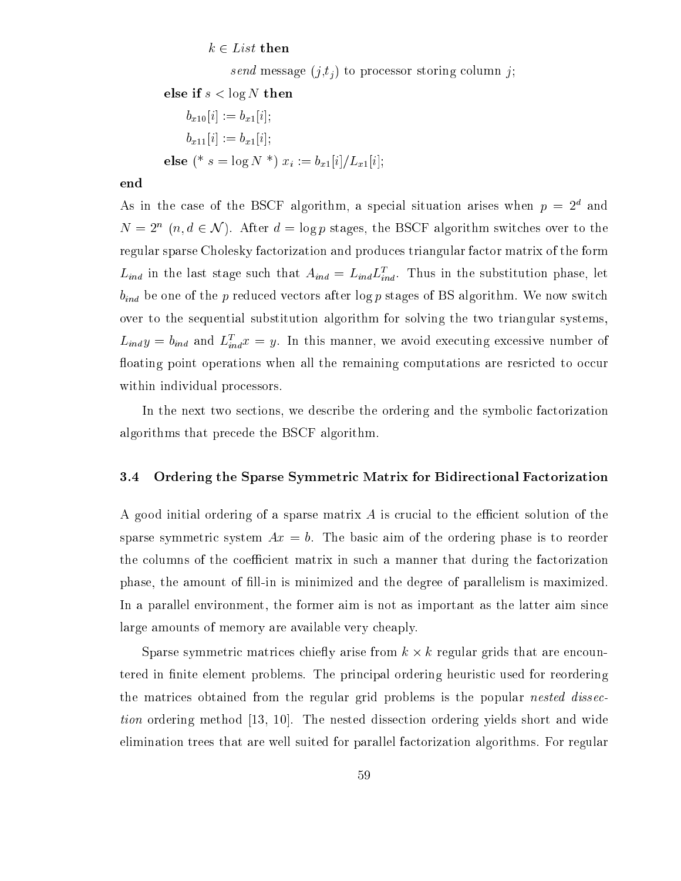```
            k ∈ List then
                  send message (j,t_j) to processor storing column j;
      else if s < log N then
            b_x10[i] := b_x1[i];
            b_x11[i] := b_x1[i];
      else (* s = log N *) x_i := b_x1[i]/L_x1[i];
end
```

As in the case of the BSCF algorithm, a special situation arises when $p = 2^d$ and $N = 2^n$ $(n, d \in \mathcal{N})$. After $d = \log p$ stages, the BSCF algorithm switches over to the regular sparse Cholesky factorization and produces triangular factor matrix of the form $L_{ind}$ in the last stage such that $A_{ind} = L_{ind}L_{ind}^T$. Thus in the substitution phase, let $b_{ind}$ be one of the $p$ reduced vectors after $\log p$ stages of BS algorithm. We now switch over to the sequential substitution algorithm for solving the two triangular systems, $L_{ind}y = b_{ind}$ and $L_{ind}^T x = y$. In this manner, we avoid executing excessive number of floating point operations when all the remaining computations are resricted to occur within individual processors.

In the next two sections, we describe the ordering and the symbolic factorization algorithms that precede the BSCF algorithm.

### 3.4 Ordering the Sparse Symmetric Matrix for Bidirectional Factorization

A good initial ordering of a sparse matrix $A$ is crucial to the efficient solution of the sparse symmetric system $Ax = b$. The basic aim of the ordering phase is to reorder the columns of the coefficient matrix in such a manner that during the factorization phase, the amount of fill-in is minimized and the degree of parallelism is maximized. In a parallel environment, the former aim is not as important as the latter aim since large amounts of memory are available very cheaply.

Sparse symmetric matrices chiefly arise from $k \times k$ regular grids that are encountered in finite element problems. The principal ordering heuristic used for reordering the matrices obtained from the regular grid problems is the popular *nested dissection* ordering method [13, 10]. The nested dissection ordering yields short and wide elimination trees that are well suited for parallel factorization algorithms. For regular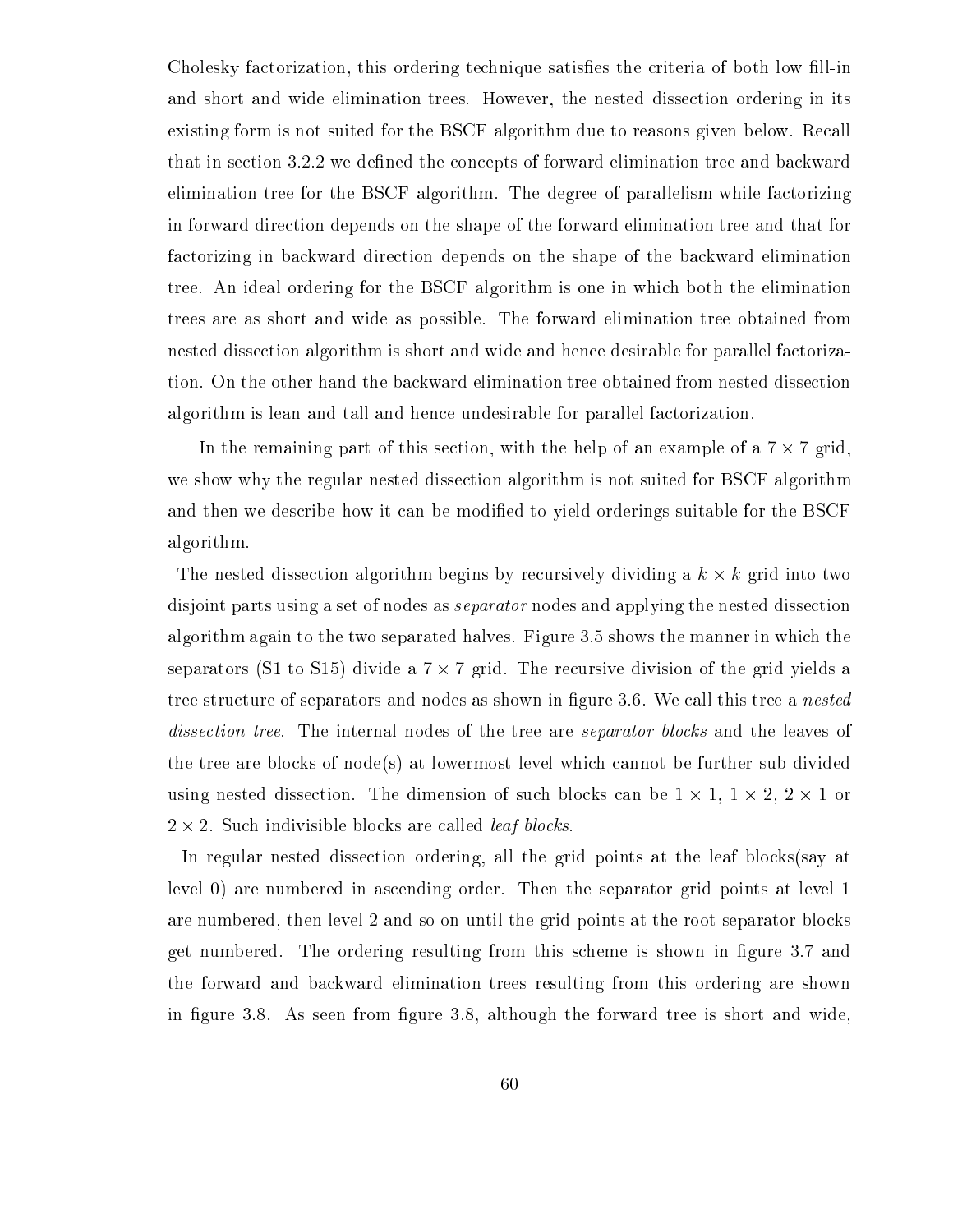Cholesky factorization, this ordering technique satisfies the criteria of both low fill-in and short and wide elimination trees. However, the nested dissection ordering in its existing form is not suited for the BSCF algorithm due to reasons given below. Recall that in section 3.2.2 we defined the concepts of forward elimination tree and backward elimination tree for the BSCF algorithm. The degree of parallelism while factorizing in forward direction depends on the shape of the forward elimination tree and that for factorizing in backward direction depends on the shape of the backward elimination tree. An ideal ordering for the BSCF algorithm is one in which both the elimination trees are as short and wide as possible. The forward elimination tree obtained from nested dissection algorithm is short and wide and hence desirable for parallel factorization. On the other hand the backward elimination tree obtained from nested dissection algorithm is lean and tall and hence undesirable for parallel factorization.

In the remaining part of this section, with the help of an example of a $7 \times 7$ grid, we show why the regular nested dissection algorithm is not suited for BSCF algorithm and then we describe how it can be modified to yield orderings suitable for the BSCF algorithm.

The nested dissection algorithm begins by recursively dividing a $k \times k$ grid into two disjoint parts using a set of nodes as *separator* nodes and applying the nested dissection algorithm again to the two separated halves. Figure 3.5 shows the manner in which the separators (S1 to S15) divide a $7 \times 7$ grid. The recursive division of the grid yields a tree structure of separators and nodes as shown in figure 3.6. We call this tree a *nested dissection tree*. The internal nodes of the tree are *separator blocks* and the leaves of the tree are blocks of node(s) at lowermost level which cannot be further sub-divided using nested dissection. The dimension of such blocks can be $1 \times 1$, $1 \times 2$, $2 \times 1$ or $2 \times 2$. Such indivisible blocks are called *leaf blocks*.

In regular nested dissection ordering, all the grid points at the leaf blocks(say at level 0) are numbered in ascending order. Then the separator grid points at level 1 are numbered, then level 2 and so on until the grid points at the root separator blocks get numbered. The ordering resulting from this scheme is shown in figure 3.7 and the forward and backward elimination trees resulting from this ordering are shown in figure 3.8. As seen from figure 3.8, although the forward tree is short and wide,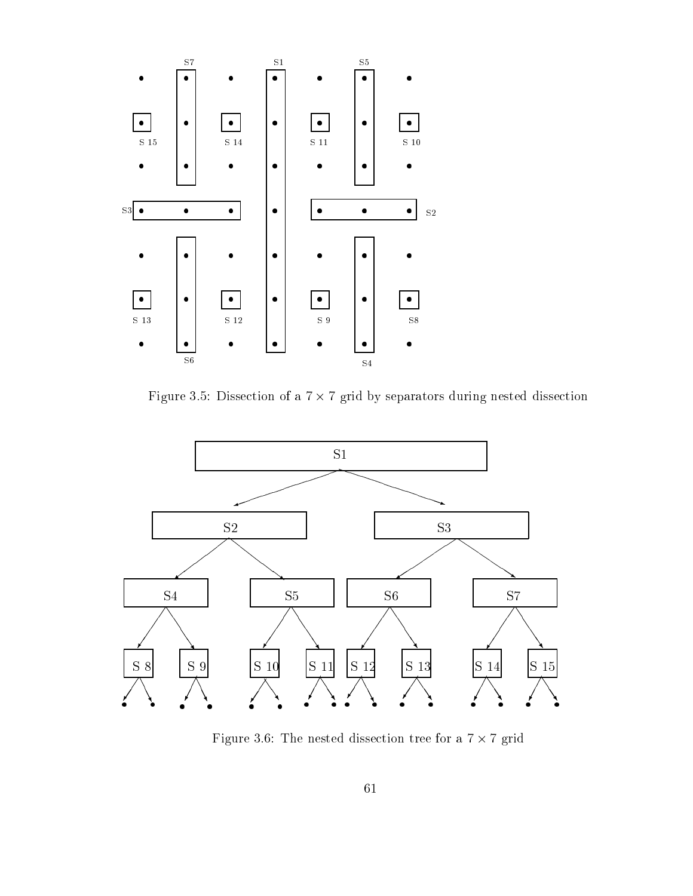S7

S1

S5

S 15

S 14

S 11

S 10

S3

S2

S 13

S 12

S 9

S8

S6

S4

Figure 3.5: Dissection of a $7 \times 7$ grid by separators during nested dissection

S1

S2

S3

S4

S5

S6

S7

S 8

S 9

S 10

S 11

S 12

S 13

S 14

S 15

Figure 3.6: The nested dissection tree for a $7 \times 7$ grid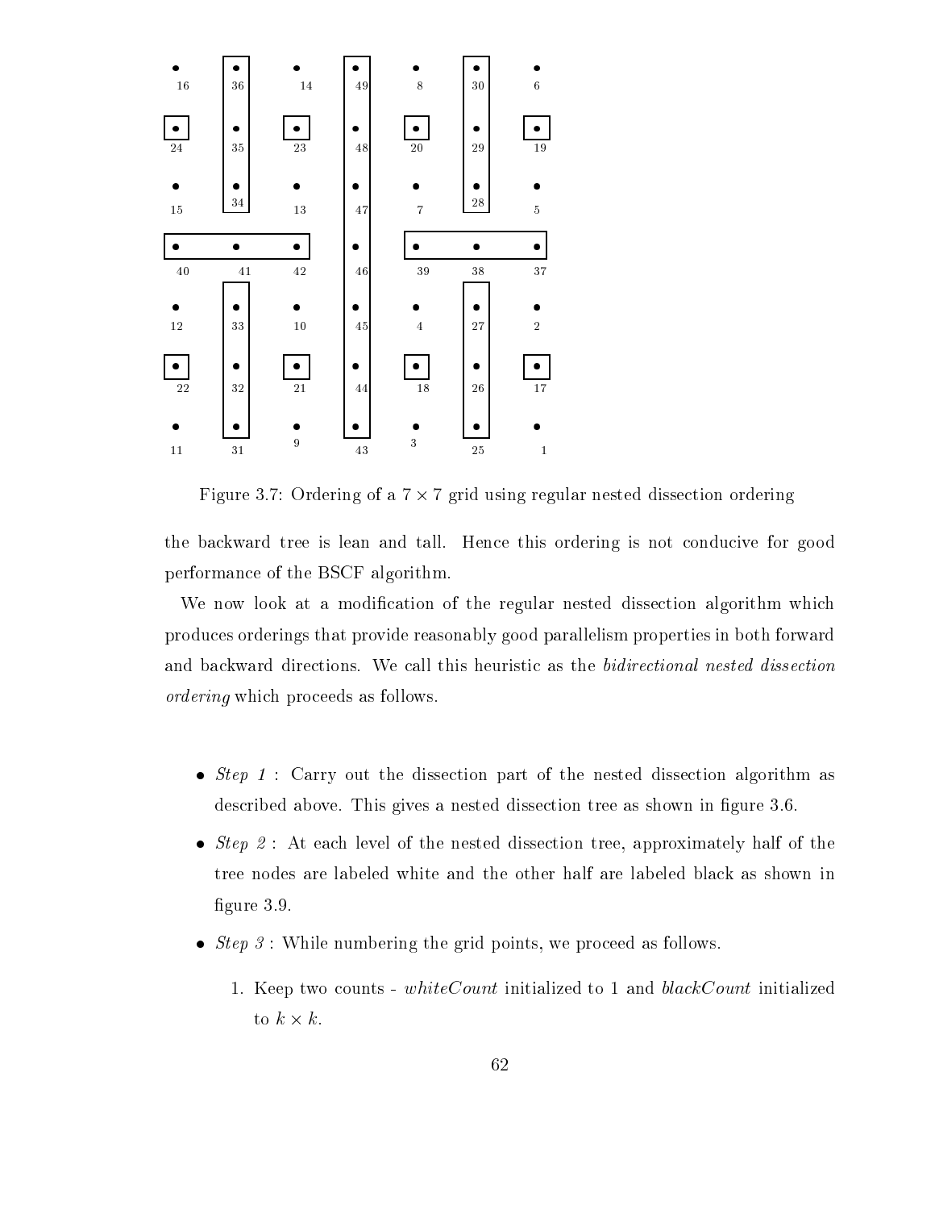16 36 14 49 8 30 6

24 35 23 48 20 29 19

15 34 13 47 7 28 5

40 41 42 46 39 38 37

12 33 10 45 4 27 2

22 32 21 44 18 26 17

11 31 9 43 3 25 1

Figure 3.7: Ordering of a $7 \times 7$ grid using regular nested dissection ordering

the backward tree is lean and tall. Hence this ordering is not conducive for good performance of the BSCF algorithm.

We now look at a modification of the regular nested dissection algorithm which produces orderings that provide reasonably good parallelism properties in both forward and backward directions. We call this heuristic as the *bidirectional nested dissection ordering* which proceeds as follows.

- *Step 1* : Carry out the dissection part of the nested dissection algorithm as described above. This gives a nested dissection tree as shown in figure 3.6.
- *Step 2* : At each level of the nested dissection tree, approximately half of the tree nodes are labeled white and the other half are labeled black as shown in figure 3.9.
- *Step 3* : While numbering the grid points, we proceed as follows.
    1. Keep two counts - *whiteCount* initialized to 1 and *blackCount* initialized to $k \times k$.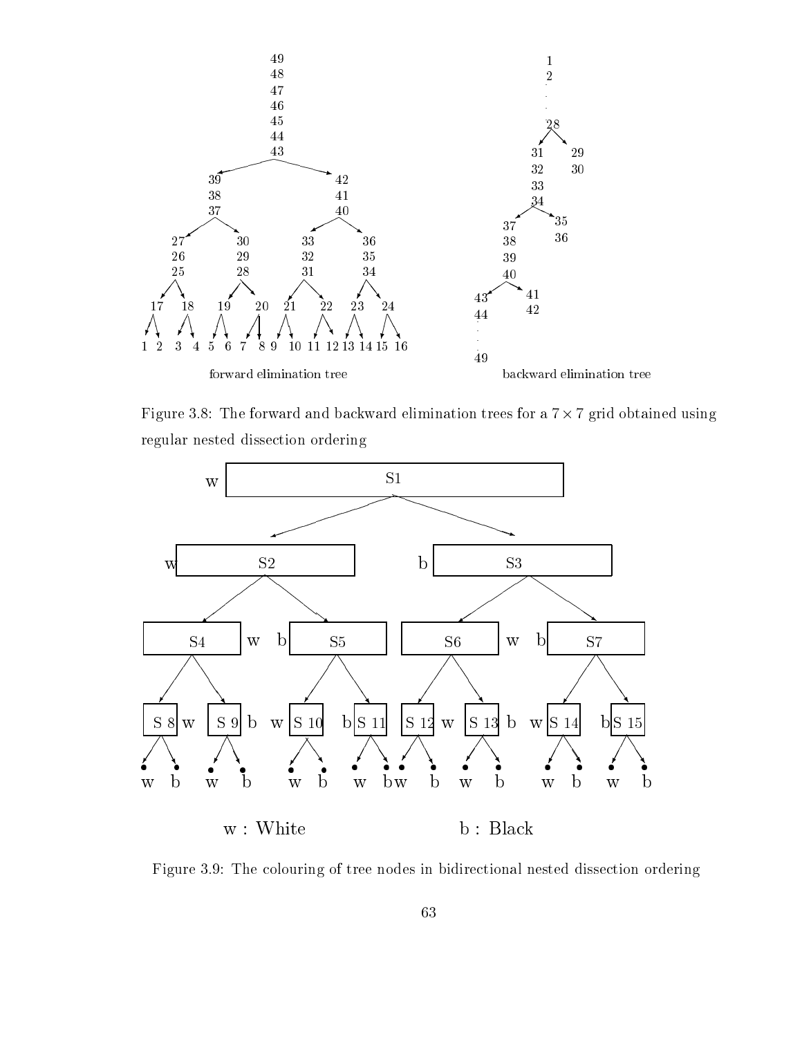49
48
47
46
45
44
43

39 38 37 | 42 41 40

27 26 25 | 30 29 28 | 33 32 31 | 36 35 34

17 18 19 20 21 22 23 24

1 2 3 4 5 6 7 8 9 10 11 12 13 14 15 16

forward elimination tree

1
2
.
.
.
28

31 32 33 34 | 29 30

37 38 39 40 | 35 36

43 44 . . . 49 | 41 42

backward elimination tree

Figure 3.8: The forward and backward elimination trees for a $7 \times 7$ grid obtained using regular nested dissection ordering

w S1

w S2 b S3

S4 w b S5 S6 w b S7

S 8 w S 9 b w S 10 b S 11 S 12 w S 13 b w S 14 b S 15

w b w b w b w b w b w b w b w b

w : White b : Black

Figure 3.9: The colouring of tree nodes in bidirectional nested dissection ordering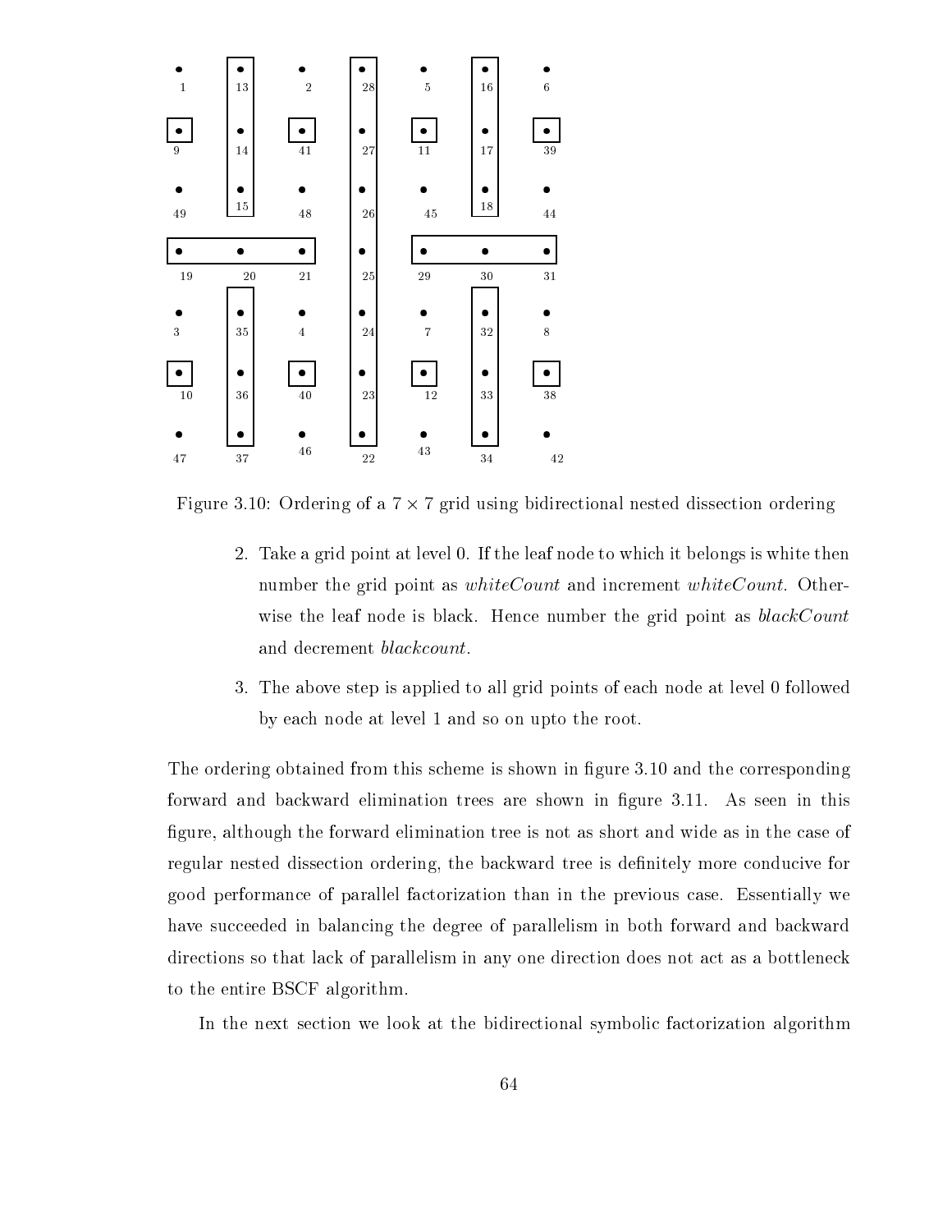Figure 3.10: Ordering of a $7 \times 7$ grid using bidirectional nested dissection ordering

2. Take a grid point at level 0. If the leaf node to which it belongs is white then number the grid point as *whiteCount* and increment *whiteCount*. Otherwise the leaf node is black. Hence number the grid point as *blackCount* and decrement *blackcount*.

3. The above step is applied to all grid points of each node at level 0 followed by each node at level 1 and so on upto the root.

The ordering obtained from this scheme is shown in figure 3.10 and the corresponding forward and backward elimination trees are shown in figure 3.11. As seen in this figure, although the forward elimination tree is not as short and wide as in the case of regular nested dissection ordering, the backward tree is definitely more conducive for good performance of parallel factorization than in the previous case. Essentially we have succeeded in balancing the degree of parallelism in both forward and backward directions so that lack of parallelism in any one direction does not act as a bottleneck to the entire BSCF algorithm.

In the next section we look at the bidirectional symbolic factorization algorithm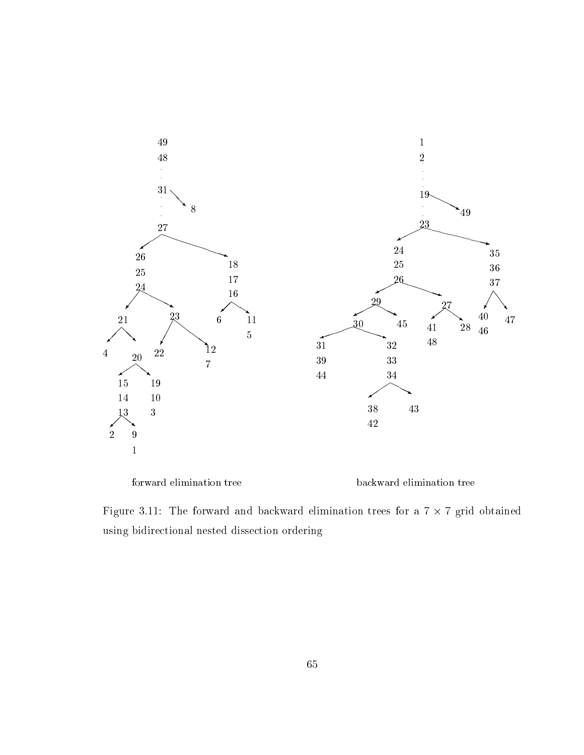```
            49                                        1
            48                                        2
            .                                         .
            .                                         .
            31                                        19
            . \                                       . \
            .  8                                      .  49
            27                                        23
          /    \                                    /    \
        26      18                                24      35
        25      17                                25      36
        24      16                                26      37
       /  \     / \                              /  \     / \
     21    23  6   11                          29    27  40  47
    / \    / \      5                         / \    / \  46
   4  20  22  12                            30  45  41  28
      / \      7                           /  \     48
    15   19                              31    32
    14   10                              39    33
    13    3                              44    34
    / \                                        / \
   2   9                                     38   43
       1                                     42

   forward elimination tree            backward elimination tree
```

Figure 3.11: The forward and backward elimination trees for a $7 \times 7$ grid obtained using bidirectional nested dissection ordering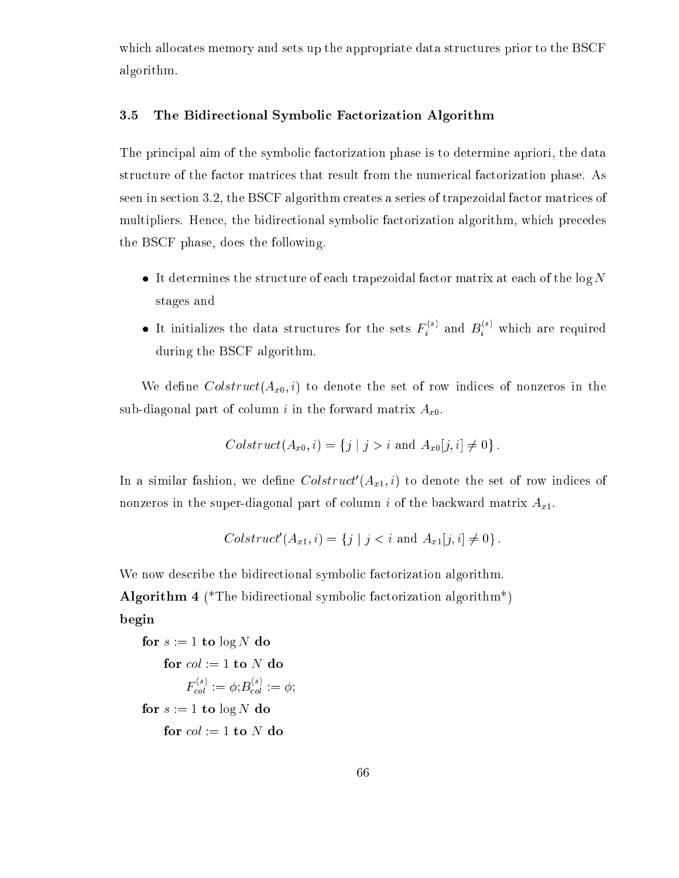which allocates memory and sets up the appropriate data structures prior to the BSCF algorithm.

### 3.5 The Bidirectional Symbolic Factorization Algorithm

The principal aim of the symbolic factorization phase is to determine apriori, the data structure of the factor matrices that result from the numerical factorization phase. As seen in section 3.2, the BSCF algorithm creates a series of trapezoidal factor matrices of multipliers. Hence, the bidirectional symbolic factorization algorithm, which precedes the BSCF phase, does the following.

- It determines the structure of each trapezoidal factor matrix at each of the $\log N$ stages and
- It initializes the data structures for the sets $F_i^{(s)}$ and $B_i^{(s)}$ which are required during the BSCF algorithm.

We define $Colstruct(A_{x0}, i)$ to denote the set of row indices of nonzeros in the sub-diagonal part of column $i$ in the forward matrix $A_{x0}$.

$$Colstruct(A_{x0}, i) = \{j \mid j > i \text{ and } A_{x0}[j, i] \neq 0\}.$$

In a similar fashion, we define $Colstruct'(A_{x1}, i)$ to denote the set of row indices of nonzeros in the super-diagonal part of column $i$ of the backward matrix $A_{x1}$.

$$Colstruct'(A_{x1}, i) = \{j \mid j < i \text{ and } A_{x1}[j, i] \neq 0\}.$$

We now describe the bidirectional symbolic factorization algorithm.

**Algorithm 4** (*The bidirectional symbolic factorization algorithm*)

**begin**

  **for** $s := 1$ **to** $\log N$ **do**

    **for** $col := 1$ **to** $N$ **do**

      $F_{col}^{(s)} := \phi$;$B_{col}^{(s)} := \phi$;

  **for** $s := 1$ **to** $\log N$ **do**

    **for** $col := 1$ **to** $N$ **do**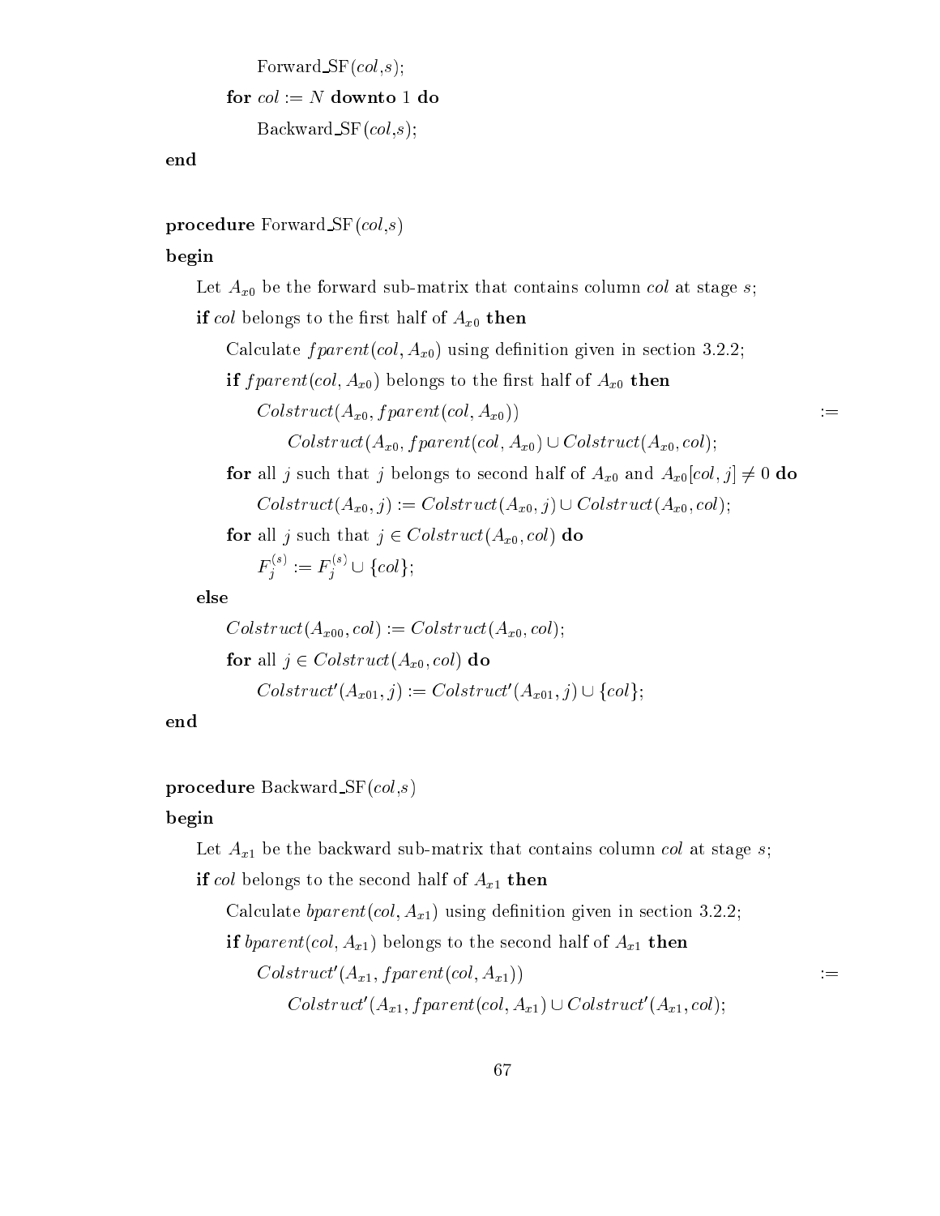```
            Forward_SF(col,s);
        for col := N downto 1 do
            Backward_SF(col,s);
end

procedure Forward_SF(col,s)
begin
    Let A_x0 be the forward sub-matrix that contains column col at stage s;
    if col belongs to the first half of A_x0 then
        Calculate fparent(col, A_x0) using definition given in section 3.2.2;
        if fparent(col, A_x0) belongs to the first half of A_x0 then
            Colstruct(A_x0, fparent(col, A_x0))                              :=
                Colstruct(A_x0, fparent(col, A_x0) ∪ Colstruct(A_x0, col);
        for all j such that j belongs to second half of A_x0 and A_x0[col, j] ≠ 0 do
            Colstruct(A_x0, j) := Colstruct(A_x0, j) ∪ Colstruct(A_x0, col);
        for all j such that j ∈ Colstruct(A_x0, col) do
            F_j^(s) := F_j^(s) ∪ {col};
    else
        Colstruct(A_x00, col) := Colstruct(A_x0, col);
        for all j ∈ Colstruct(A_x0, col) do
            Colstruct'(A_x01, j) := Colstruct'(A_x01, j) ∪ {col};
end

procedure Backward_SF(col,s)
begin
    Let A_x1 be the backward sub-matrix that contains column col at stage s;
    if col belongs to the second half of A_x1 then
        Calculate bparent(col, A_x1) using definition given in section 3.2.2;
        if bparent(col, A_x1) belongs to the second half of A_x1 then
            Colstruct'(A_x1, fparent(col, A_x1))                             :=
                Colstruct'(A_x1, fparent(col, A_x1) ∪ Colstruct'(A_x1, col);
```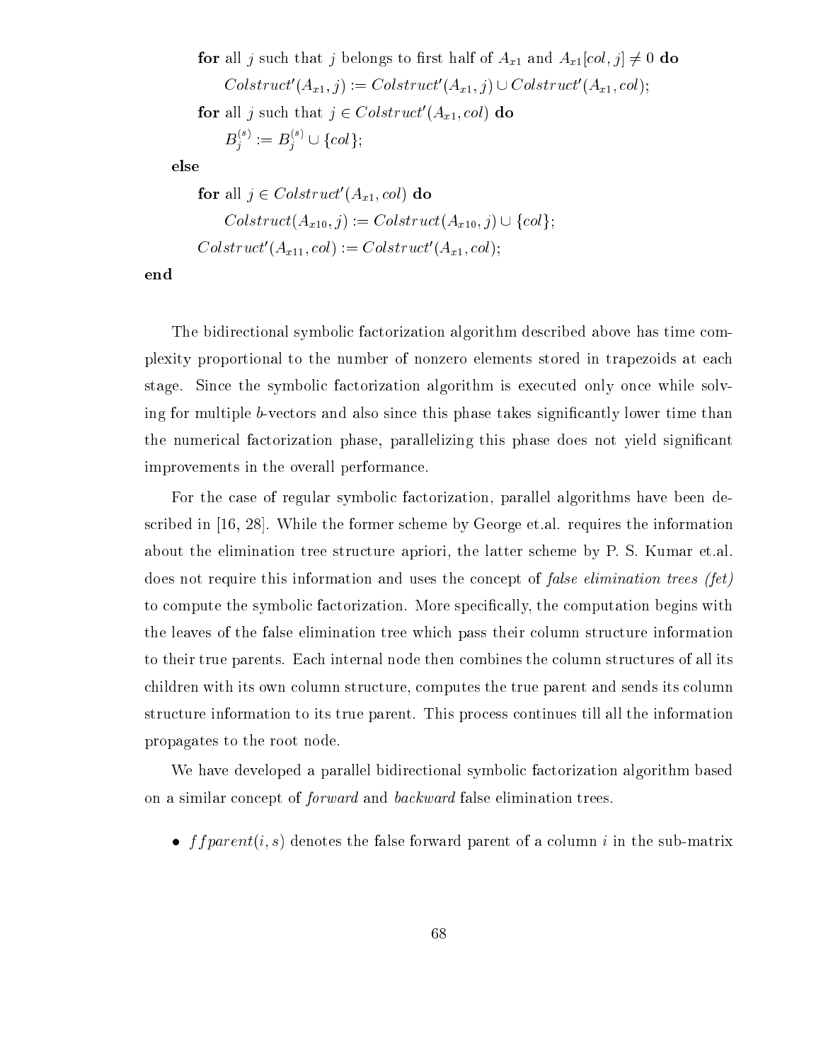**for** all $j$ such that $j$ belongs to first half of $A_{x1}$ and $A_{x1}[col, j] \neq 0$ **do**

$\quad Colstruct'(A_{x1}, j) := Colstruct'(A_{x1}, j) \cup Colstruct'(A_{x1}, col)$;

**for** all $j$ such that $j \in Colstruct'(A_{x1}, col)$ **do**

$\quad B_j^{(s)} := B_j^{(s)} \cup \{col\}$;

**else**

**for** all $j \in Colstruct'(A_{x1}, col)$ **do**

$\quad Colstruct(A_{x10}, j) := Colstruct(A_{x10}, j) \cup \{col\}$;

$Colstruct'(A_{x11}, col) := Colstruct'(A_{x1}, col)$;

**end**

The bidirectional symbolic factorization algorithm described above has time complexity proportional to the number of nonzero elements stored in trapezoids at each stage. Since the symbolic factorization algorithm is executed only once while solving for multiple $b$-vectors and also since this phase takes significantly lower time than the numerical factorization phase, parallelizing this phase does not yield significant improvements in the overall performance.

For the case of regular symbolic factorization, parallel algorithms have been described in [16, 28]. While the former scheme by George et.al. requires the information about the elimination tree structure apriori, the latter scheme by P. S. Kumar et.al. does not require this information and uses the concept of *false elimination trees (fet)* to compute the symbolic factorization. More specifically, the computation begins with the leaves of the false elimination tree which pass their column structure information to their true parents. Each internal node then combines the column structures of all its children with its own column structure, computes the true parent and sends its column structure information to its true parent. This process continues till all the information propagates to the root node.

We have developed a parallel bidirectional symbolic factorization algorithm based on a similar concept of *forward* and *backward* false elimination trees.

- $ffparent(i, s)$ denotes the false forward parent of a column $i$ in the sub-matrix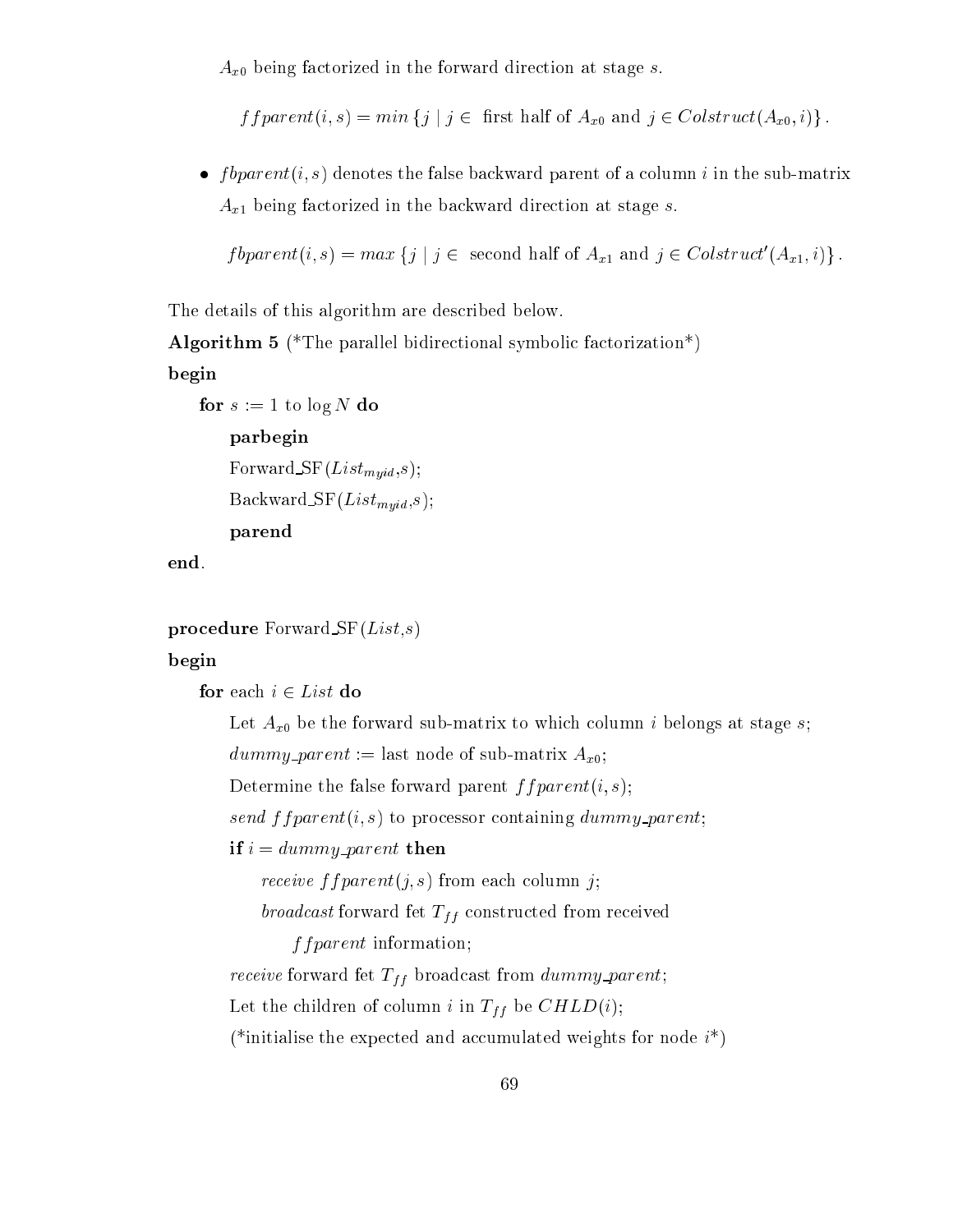$A_{x0}$ being factorized in the forward direction at stage $s$.

$$ffparent(i, s) = min\{j \mid j \in \text{ first half of } A_{x0} \text{ and } j \in Colstruct(A_{x0}, i)\}.$$

- $fbparent(i, s)$ denotes the false backward parent of a column $i$ in the sub-matrix $A_{x1}$ being factorized in the backward direction at stage $s$.

$$fbparent(i, s) = max\{j \mid j \in \text{ second half of } A_{x1} \text{ and } j \in Colstruct'(A_{x1}, i)\}.$$

The details of this algorithm are described below.

**Algorithm 5** (*The parallel bidirectional symbolic factorization*)

**begin**
&nbsp;&nbsp;&nbsp;&nbsp;**for** $s := 1$ to $\log N$ **do**
&nbsp;&nbsp;&nbsp;&nbsp;&nbsp;&nbsp;&nbsp;&nbsp;**parbegin**
&nbsp;&nbsp;&nbsp;&nbsp;&nbsp;&nbsp;&nbsp;&nbsp;Forward_SF($List_{myid}$,$s$);
&nbsp;&nbsp;&nbsp;&nbsp;&nbsp;&nbsp;&nbsp;&nbsp;Backward_SF($List_{myid}$,$s$);
&nbsp;&nbsp;&nbsp;&nbsp;&nbsp;&nbsp;&nbsp;&nbsp;**parend**
**end**.

**procedure** Forward_SF($List$,$s$)
**begin**
&nbsp;&nbsp;&nbsp;&nbsp;**for** each $i \in List$ **do**
&nbsp;&nbsp;&nbsp;&nbsp;&nbsp;&nbsp;&nbsp;&nbsp;Let $A_{x0}$ be the forward sub-matrix to which column $i$ belongs at stage $s$;
&nbsp;&nbsp;&nbsp;&nbsp;&nbsp;&nbsp;&nbsp;&nbsp;$dummy\_parent$ := last node of sub-matrix $A_{x0}$;
&nbsp;&nbsp;&nbsp;&nbsp;&nbsp;&nbsp;&nbsp;&nbsp;Determine the false forward parent $ffparent(i, s)$;
&nbsp;&nbsp;&nbsp;&nbsp;&nbsp;&nbsp;&nbsp;&nbsp;*send* $ffparent(i, s)$ to processor containing $dummy\_parent$;
&nbsp;&nbsp;&nbsp;&nbsp;&nbsp;&nbsp;&nbsp;&nbsp;**if** $i = dummy\_parent$ **then**
&nbsp;&nbsp;&nbsp;&nbsp;&nbsp;&nbsp;&nbsp;&nbsp;&nbsp;&nbsp;&nbsp;&nbsp;*receive* $ffparent(j, s)$ from each column $j$;
&nbsp;&nbsp;&nbsp;&nbsp;&nbsp;&nbsp;&nbsp;&nbsp;&nbsp;&nbsp;&nbsp;&nbsp;*broadcast* forward fet $T_{ff}$ constructed from received
&nbsp;&nbsp;&nbsp;&nbsp;&nbsp;&nbsp;&nbsp;&nbsp;&nbsp;&nbsp;&nbsp;&nbsp;&nbsp;&nbsp;&nbsp;&nbsp;$ffparent$ information;
&nbsp;&nbsp;&nbsp;&nbsp;&nbsp;&nbsp;&nbsp;&nbsp;*receive* forward fet $T_{ff}$ broadcast from $dummy\_parent$;
&nbsp;&nbsp;&nbsp;&nbsp;&nbsp;&nbsp;&nbsp;&nbsp;Let the children of column $i$ in $T_{ff}$ be $CHLD(i)$;
&nbsp;&nbsp;&nbsp;&nbsp;&nbsp;&nbsp;&nbsp;&nbsp;(*initialise the expected and accumulated weights for node $i$*)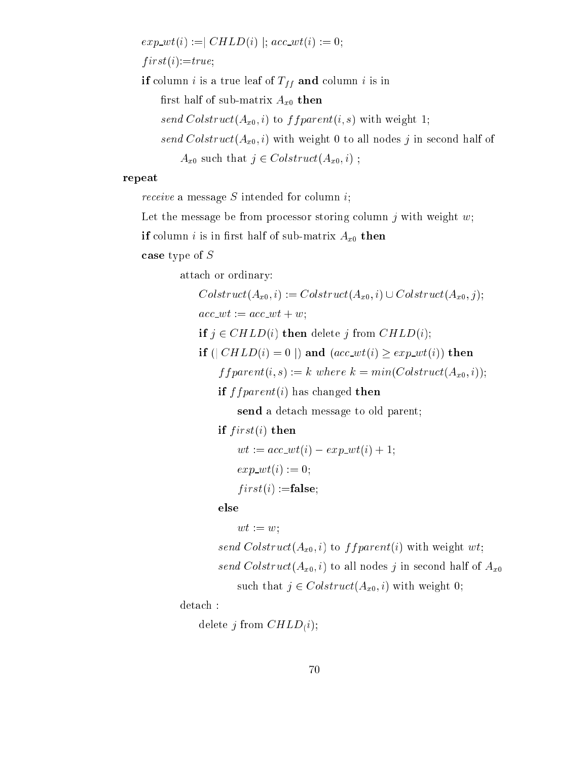$exp\_wt(i) :=|\ CHLD(i)\ |$; $acc\_wt(i) := 0$;

$first(i)$:=$true$;

**if** column $i$ is a true leaf of $T_{ff}$ **and** column $i$ is in
first half of sub-matrix $A_{x0}$ **then**
*send* $Colstruct(A_{x0}, i)$ to $ffparent(i, s)$ with weight 1;
*send* $Colstruct(A_{x0}, i)$ with weight 0 to all nodes $j$ in second half of
$A_{x0}$ such that $j \in Colstruct(A_{x0}, i)$ ;

**repeat**

*receive* a message $S$ intended for column $i$;

Let the message be from processor storing column $j$ with weight $w$;

**if** column $i$ is in first half of sub-matrix $A_{x0}$ **then**

**case** type of $S$

attach or ordinary:

$Colstruct(A_{x0}, i) := Colstruct(A_{x0}, i) \cup Colstruct(A_{x0}, j)$;

$acc\_wt := acc\_wt + w$;

**if** $j \in CHLD(i)$ **then** delete $j$ from $CHLD(i)$;

**if** $(|\ CHLD(i) = 0\ |)$ **and** $(acc\_wt(i) \geq exp\_wt(i))$ **then**

$ffparent(i, s) := k\ where\ k = min(Colstruct(A_{x0}, i))$;

**if** $ffparent(i)$ has changed **then**

**send** a detach message to old parent;

**if** $first(i)$ **then**

$wt := acc\_wt(i) - exp\_wt(i) + 1$;

$exp\_wt(i) := 0$;

$first(i)$ :=**false**;

**else**

$wt := w$;

*send* $Colstruct(A_{x0}, i)$ to $ffparent(i)$ with weight $wt$;

*send* $Colstruct(A_{x0}, i)$ to all nodes $j$ in second half of $A_{x0}$
such that $j \in Colstruct(A_{x0}, i)$ with weight 0;

detach :

delete $j$ from $CHLD_(i)$;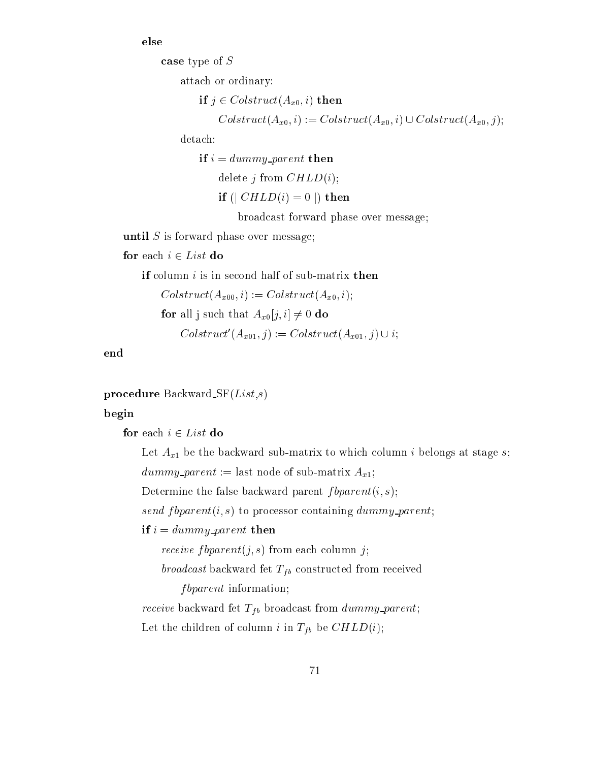```
        else
            case type of S
                attach or ordinary:
                    if j ∈ Colstruct(A_x0, i) then
                        Colstruct(A_x0, i) := Colstruct(A_x0, i) ∪ Colstruct(A_x0, j);
                detach:
                    if i = dummy_parent then
                        delete j from CHLD(i);
                        if (| CHLD(i) = 0 |) then
                            broadcast forward phase over message;
    until S is forward phase over message;
    for each i ∈ List do
        if column i is in second half of sub-matrix then
            Colstruct(A_x00, i) := Colstruct(A_x0, i);
            for all j such that A_x0[j, i] ≠ 0 do
                Colstruct'(A_x01, j) := Colstruct(A_x01, j) ∪ i;
end

procedure Backward_SF(List,s)
begin
    for each i ∈ List do
        Let A_x1 be the backward sub-matrix to which column i belongs at stage s;
        dummy_parent := last node of sub-matrix A_x1;
        Determine the false backward parent fbparent(i, s);
        send fbparent(i, s) to processor containing dummy_parent;
        if i = dummy_parent then
            receive fbparent(j, s) from each column j;
            broadcast backward fet T_fb constructed from received
                fbparent information;
        receive backward fet T_fb broadcast from dummy_parent;
        Let the children of column i in T_fb be CHLD(i);
```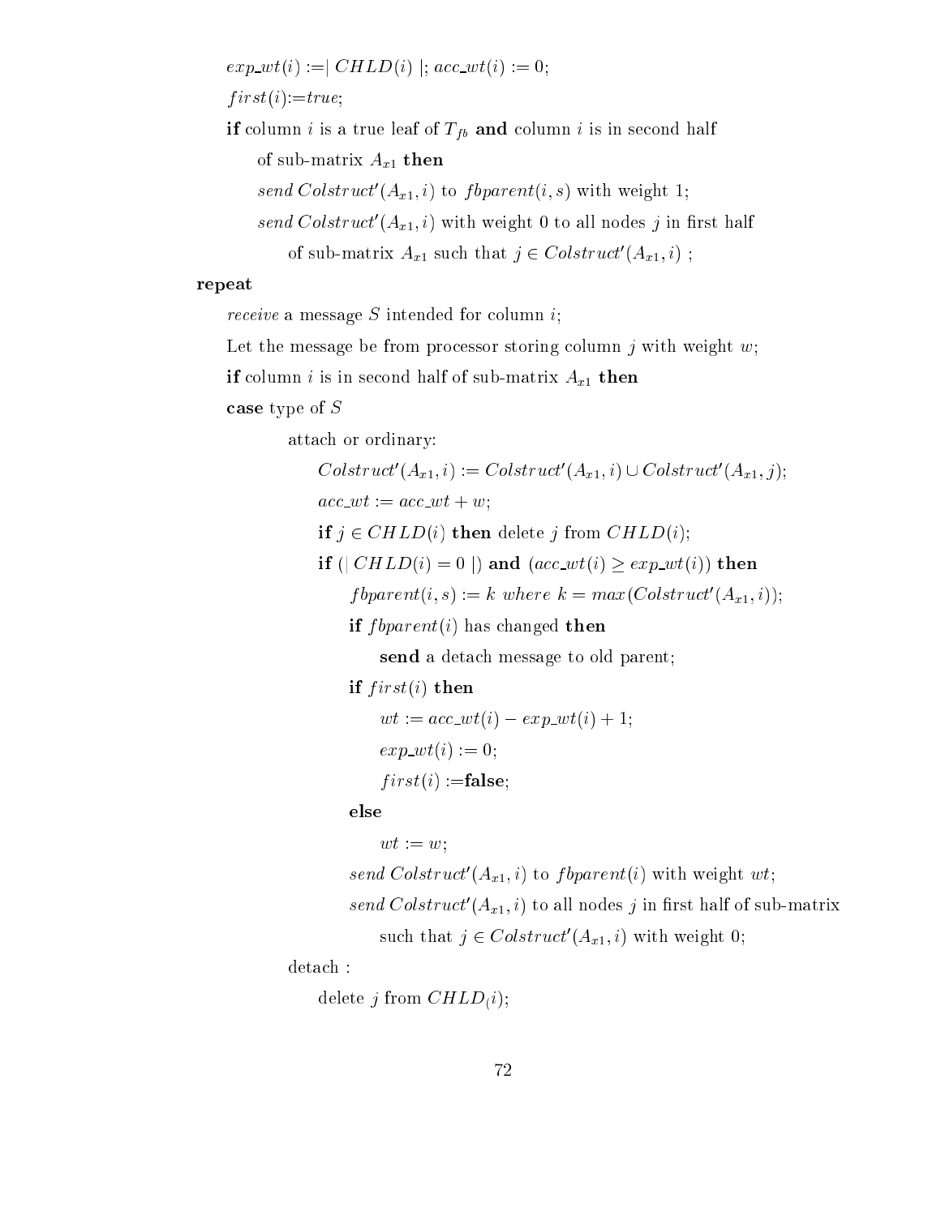```
    exp_wt(i) :=| CHLD(i) |; acc_wt(i) := 0;
    first(i):=true;
    if column i is a true leaf of T_fb and column i is in second half
        of sub-matrix A_x1 then
        send Colstruct'(A_x1, i) to fbparent(i, s) with weight 1;
        send Colstruct'(A_x1, i) with weight 0 to all nodes j in first half
            of sub-matrix A_x1 such that j ∈ Colstruct'(A_x1, i) ;
repeat
    receive a message S intended for column i;
    Let the message be from processor storing column j with weight w;
    if column i is in second half of sub-matrix A_x1 then
    case type of S
            attach or ordinary:
                Colstruct'(A_x1, i) := Colstruct'(A_x1, i) ∪ Colstruct'(A_x1, j);
                acc_wt := acc_wt + w;
                if j ∈ CHLD(i) then delete j from CHLD(i);
                if (| CHLD(i) = 0 |) and (acc_wt(i) ≥ exp_wt(i)) then
                    fbparent(i, s) := k where k = max(Colstruct'(A_x1, i));
                    if fbparent(i) has changed then
                        send a detach message to old parent;
                    if first(i) then
                        wt := acc_wt(i) − exp_wt(i) + 1;
                        exp_wt(i) := 0;
                        first(i) :=false;
                    else
                        wt := w;
                    send Colstruct'(A_x1, i) to fbparent(i) with weight wt;
                    send Colstruct'(A_x1, i) to all nodes j in first half of sub-matrix
                        such that j ∈ Colstruct'(A_x1, i) with weight 0;
            detach :
                delete j from CHLD_(i);
```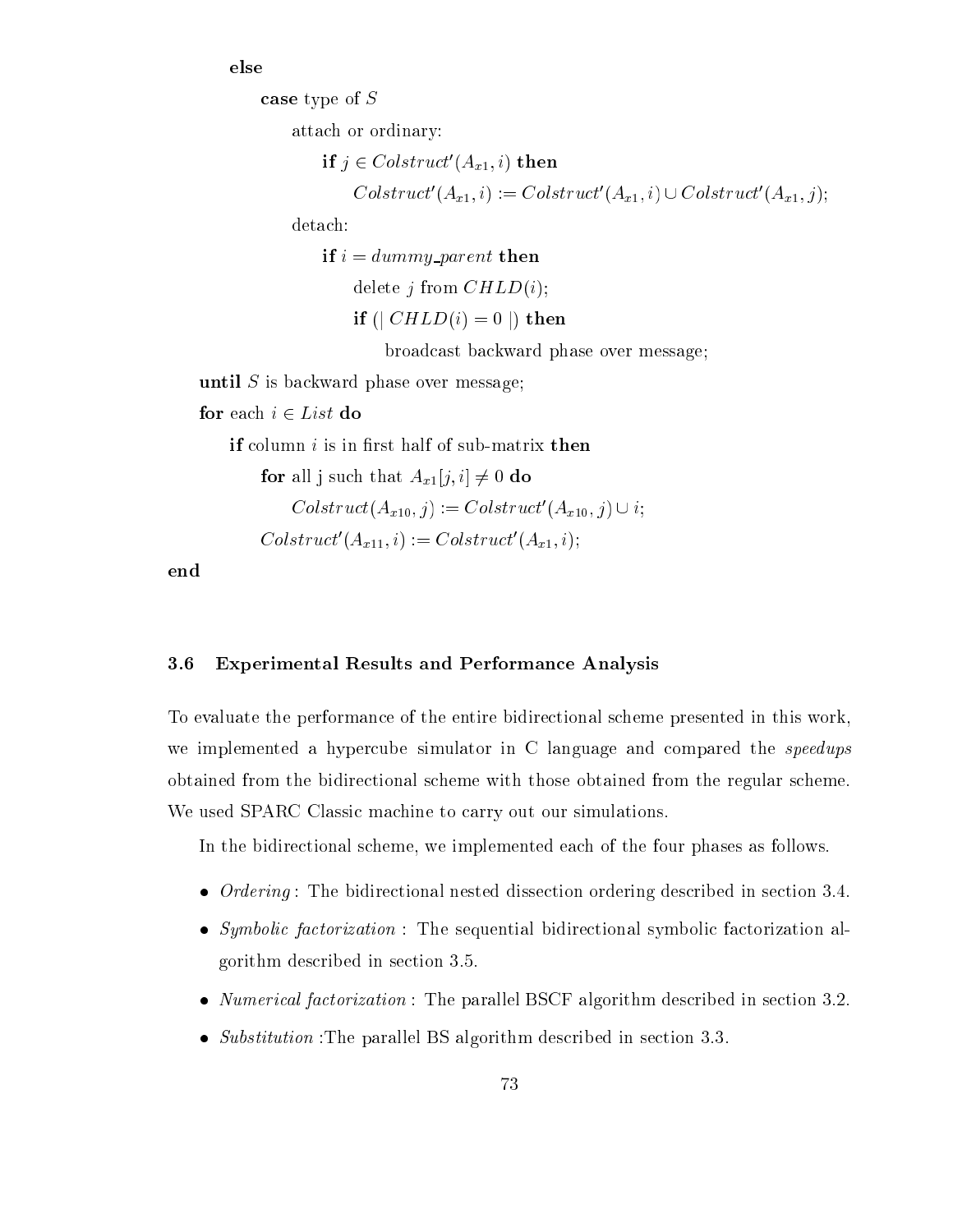```
            else
                case type of S
                    attach or ordinary:
                        if j ∈ Colstruct'(A_x1, i) then
                            Colstruct'(A_x1, i) := Colstruct'(A_x1, i) ∪ Colstruct'(A_x1, j);
                    detach:
                        if i = dummy_parent then
                            delete j from CHLD(i);
                            if (| CHLD(i) = 0 |) then
                                broadcast backward phase over message;
    until S is backward phase over message;
    for each i ∈ List do
        if column i is in first half of sub-matrix then
            for all j such that A_x1[j, i] ≠ 0 do
                Colstruct(A_x10, j) := Colstruct'(A_x10, j) ∪ i;
            Colstruct'(A_x11, i) := Colstruct'(A_x1, i);
end
```

### 3.6 Experimental Results and Performance Analysis

To evaluate the performance of the entire bidirectional scheme presented in this work, we implemented a hypercube simulator in C language and compared the *speedups* obtained from the bidirectional scheme with those obtained from the regular scheme. We used SPARC Classic machine to carry out our simulations.

In the bidirectional scheme, we implemented each of the four phases as follows.

- *Ordering* : The bidirectional nested dissection ordering described in section 3.4.
- *Symbolic factorization* : The sequential bidirectional symbolic factorization algorithm described in section 3.5.
- *Numerical factorization* : The parallel BSCF algorithm described in section 3.2.
- *Substitution* :The parallel BS algorithm described in section 3.3.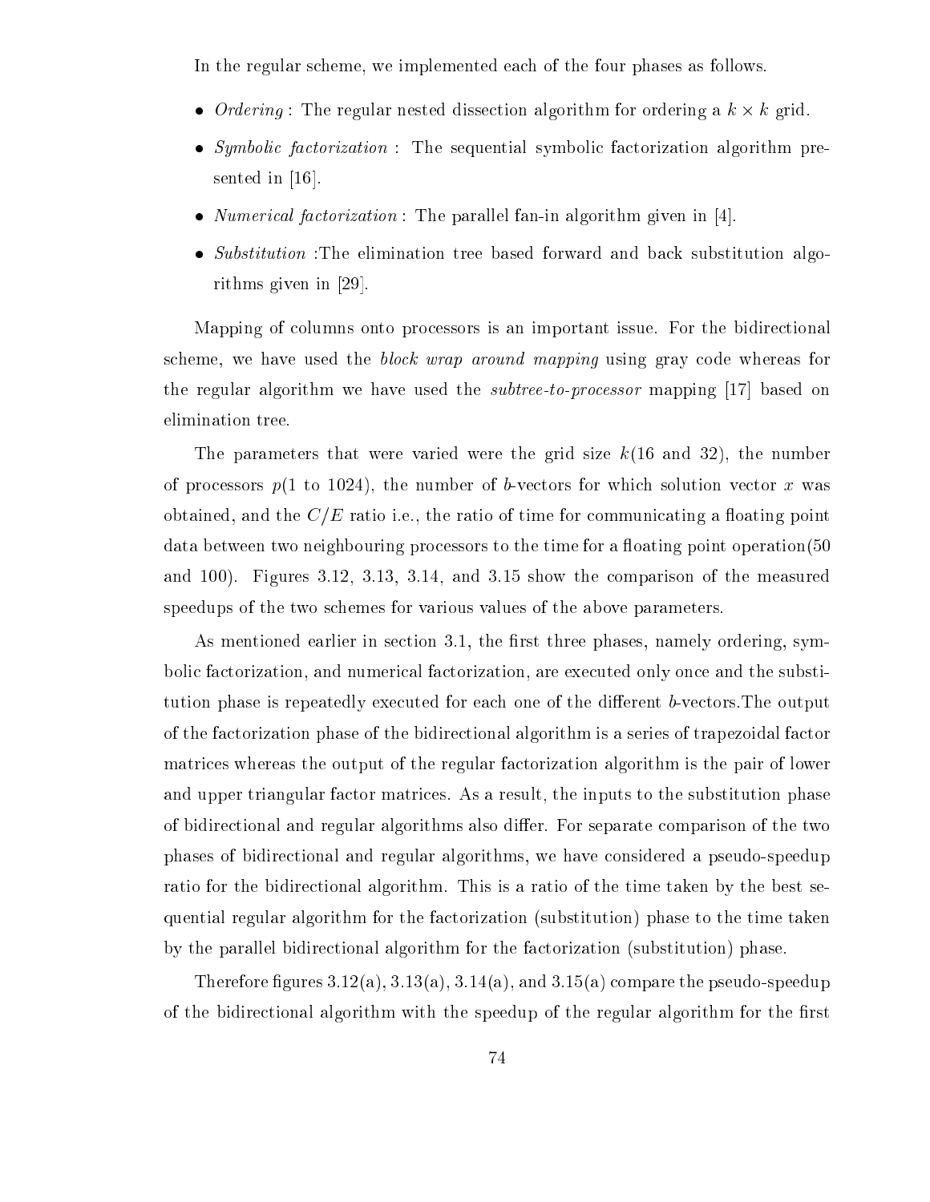In the regular scheme, we implemented each of the four phases as follows.

- *Ordering* : The regular nested dissection algorithm for ordering a $k \times k$ grid.
- *Symbolic factorization* : The sequential symbolic factorization algorithm presented in [16].
- *Numerical factorization* : The parallel fan-in algorithm given in [4].
- *Substitution* :The elimination tree based forward and back substitution algorithms given in [29].

Mapping of columns onto processors is an important issue. For the bidirectional scheme, we have used the *block wrap around mapping* using gray code whereas for the regular algorithm we have used the *subtree-to-processor* mapping [17] based on elimination tree.

The parameters that were varied were the grid size $k$(16 and 32), the number of processors $p$(1 to 1024), the number of $b$-vectors for which solution vector $x$ was obtained, and the $C/E$ ratio i.e., the ratio of time for communicating a floating point data between two neighbouring processors to the time for a floating point operation(50 and 100). Figures 3.12, 3.13, 3.14, and 3.15 show the comparison of the measured speedups of the two schemes for various values of the above parameters.

As mentioned earlier in section 3.1, the first three phases, namely ordering, symbolic factorization, and numerical factorization, are executed only once and the substitution phase is repeatedly executed for each one of the different $b$-vectors.The output of the factorization phase of the bidirectional algorithm is a series of trapezoidal factor matrices whereas the output of the regular factorization algorithm is the pair of lower and upper triangular factor matrices. As a result, the inputs to the substitution phase of bidirectional and regular algorithms also differ. For separate comparison of the two phases of bidirectional and regular algorithms, we have considered a pseudo-speedup ratio for the bidirectional algorithm. This is a ratio of the time taken by the best sequential regular algorithm for the factorization (substitution) phase to the time taken by the parallel bidirectional algorithm for the factorization (substitution) phase.

Therefore figures 3.12(a), 3.13(a), 3.14(a), and 3.15(a) compare the pseudo-speedup of the bidirectional algorithm with the speedup of the regular algorithm for the first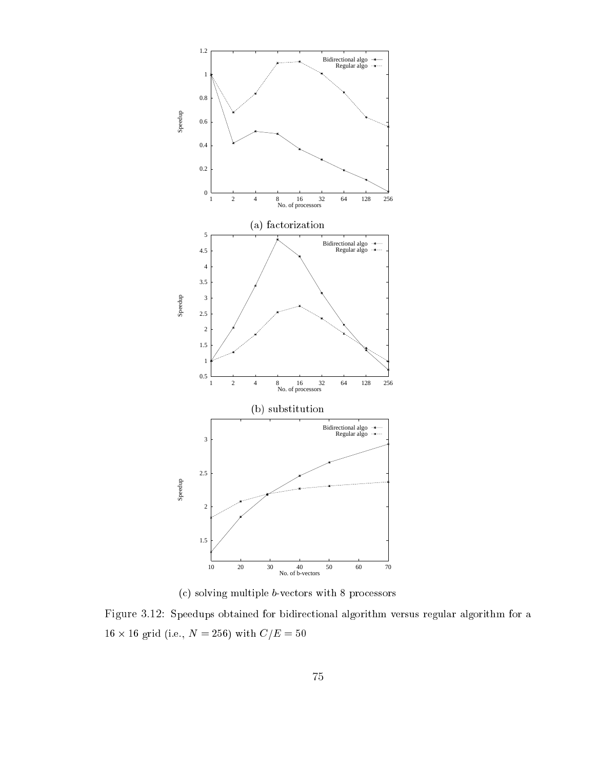(a) factorization

(b) substitution

(c) solving multiple $b$-vectors with 8 processors

Figure 3.12: Speedups obtained for bidirectional algorithm versus regular algorithm for a $16 \times 16$ grid (i.e., $N = 256$) with $C/E = 50$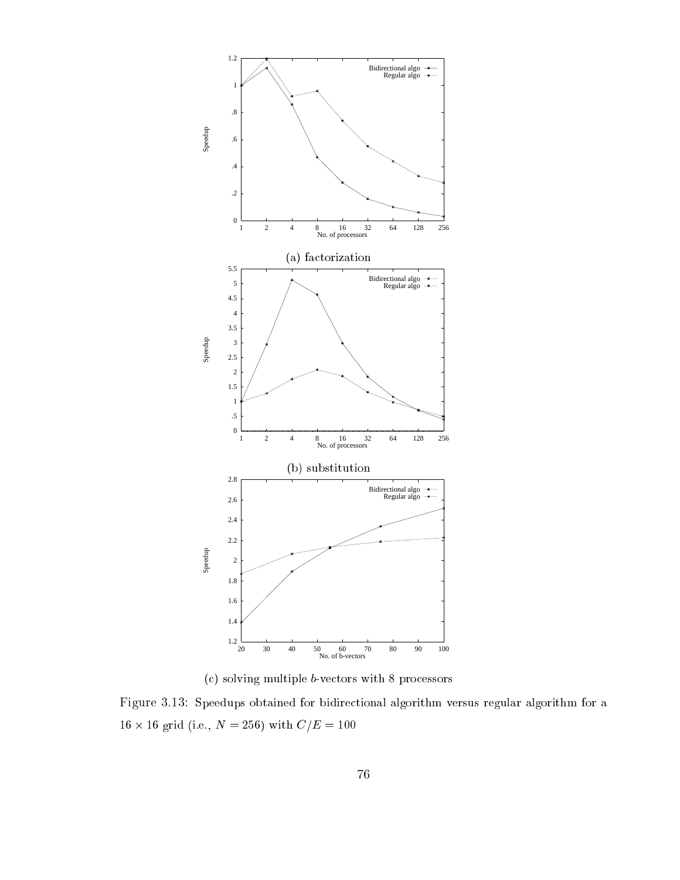1.2
1
.8
.6
.4
.2
0

Speedup

Bidirectional algo
Regular algo

1 2 4 8 16 32 64 128 256
No. of processors

(a) factorization

5.5
5
4.5
4
3.5
3
2.5
2
1.5
1
.5
0

Speedup

Bidirectional algo
Regular algo

1 2 4 8 16 32 64 128 256
No. of processors

(b) substitution

2.8
2.6
2.4
2.2
2
1.8
1.6
1.4
1.2

Speedup

Bidirectional algo
Regular algo

20 30 40 50 60 70 80 90 100
No. of b-vectors

(c) solving multiple $b$-vectors with 8 processors

Figure 3.13: Speedups obtained for bidirectional algorithm versus regular algorithm for a $16 \times 16$ grid (i.e., $N = 256$) with $C/E = 100$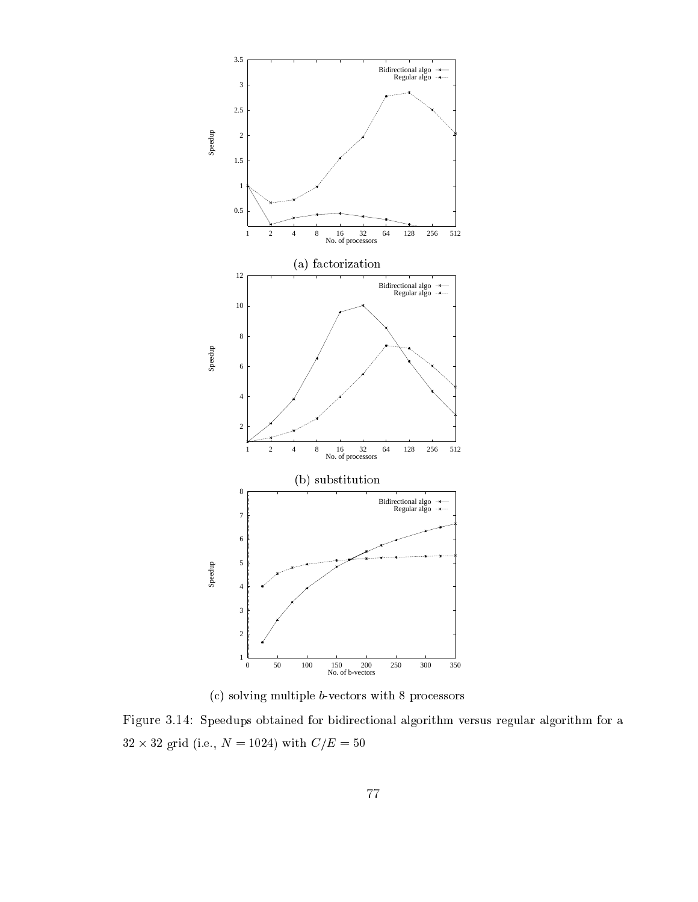3.5
3
2.5
2
1.5
1
0.5

Speedup

Bidirectional algo
Regular algo

1 2 4 8 16 32 64 128 256 512

No. of processors

(a) factorization

12
10
8
6
4
2

Speedup

Bidirectional algo
Regular algo

1 2 4 8 16 32 64 128 256 512

No. of processors

(b) substitution

8
7
6
5
4
3
2
1

Speedup

Bidirectional algo
Regular algo

0 50 100 150 200 250 300 350

No. of b-vectors

(c) solving multiple $b$-vectors with 8 processors

Figure 3.14: Speedups obtained for bidirectional algorithm versus regular algorithm for a $32 \times 32$ grid (i.e., $N = 1024$) with $C/E = 50$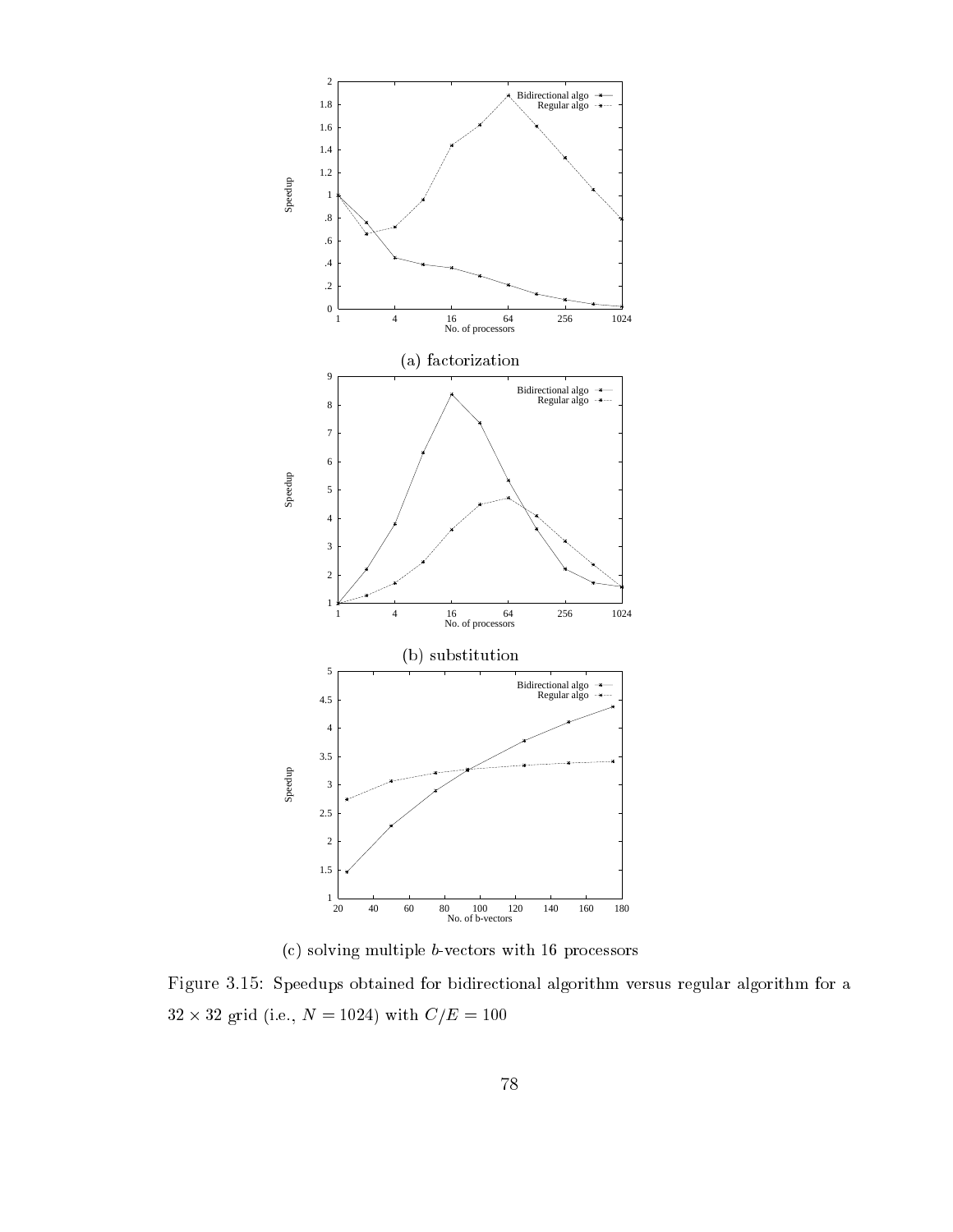Speedup

No. of processors

Bidirectional algo

Regular algo

2
1.8
1.6
1.4
1.2
1
.8
.6
.4
.2
0

1 4 16 64 256 1024

(a) factorization

Speedup

No. of processors

Bidirectional algo

Regular algo

9
8
7
6
5
4
3
2
1

1 4 16 64 256 1024

(b) substitution

Speedup

No. of b-vectors

Bidirectional algo

Regular algo

5
4.5
4
3.5
3
2.5
2
1.5
1

20 40 60 80 100 120 140 160 180

(c) solving multiple $b$-vectors with 16 processors

Figure 3.15: Speedups obtained for bidirectional algorithm versus regular algorithm for a $32 \times 32$ grid (i.e., $N = 1024$) with $C/E = 100$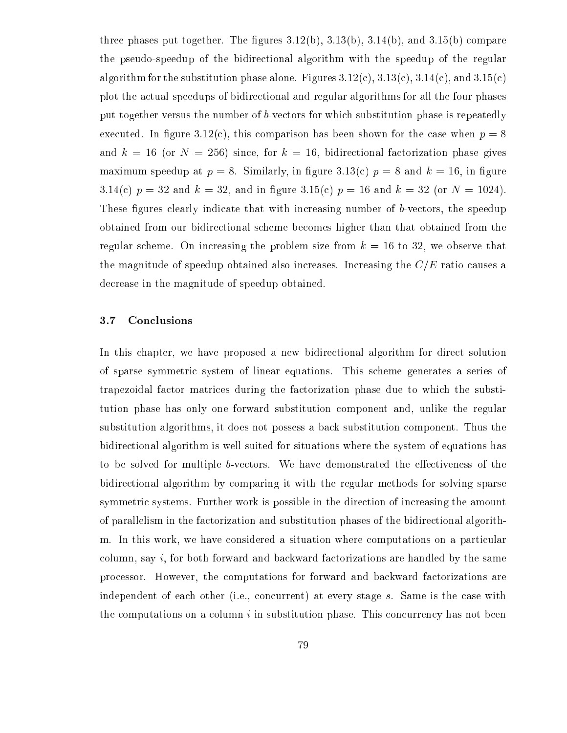three phases put together. The figures 3.12(b), 3.13(b), 3.14(b), and 3.15(b) compare the pseudo-speedup of the bidirectional algorithm with the speedup of the regular algorithm for the substitution phase alone. Figures 3.12(c), 3.13(c), 3.14(c), and 3.15(c) plot the actual speedups of bidirectional and regular algorithms for all the four phases put together versus the number of $b$-vectors for which substitution phase is repeatedly executed. In figure 3.12(c), this comparison has been shown for the case when $p = 8$ and $k = 16$ (or $N = 256$) since, for $k = 16$, bidirectional factorization phase gives maximum speedup at $p = 8$. Similarly, in figure 3.13(c) $p = 8$ and $k = 16$, in figure 3.14(c) $p = 32$ and $k = 32$, and in figure 3.15(c) $p = 16$ and $k = 32$ (or $N = 1024$). These figures clearly indicate that with increasing number of $b$-vectors, the speedup obtained from our bidirectional scheme becomes higher than that obtained from the regular scheme. On increasing the problem size from $k = 16$ to 32, we observe that the magnitude of speedup obtained also increases. Increasing the $C/E$ ratio causes a decrease in the magnitude of speedup obtained.

### 3.7 Conclusions

In this chapter, we have proposed a new bidirectional algorithm for direct solution of sparse symmetric system of linear equations. This scheme generates a series of trapezoidal factor matrices during the factorization phase due to which the substitution phase has only one forward substitution component and, unlike the regular substitution algorithms, it does not possess a back substitution component. Thus the bidirectional algorithm is well suited for situations where the system of equations has to be solved for multiple $b$-vectors. We have demonstrated the effectiveness of the bidirectional algorithm by comparing it with the regular methods for solving sparse symmetric systems. Further work is possible in the direction of increasing the amount of parallelism in the factorization and substitution phases of the bidirectional algorithm. In this work, we have considered a situation where computations on a particular column, say $i$, for both forward and backward factorizations are handled by the same processor. However, the computations for forward and backward factorizations are independent of each other (i.e., concurrent) at every stage $s$. Same is the case with the computations on a column $i$ in substitution phase. This concurrency has not been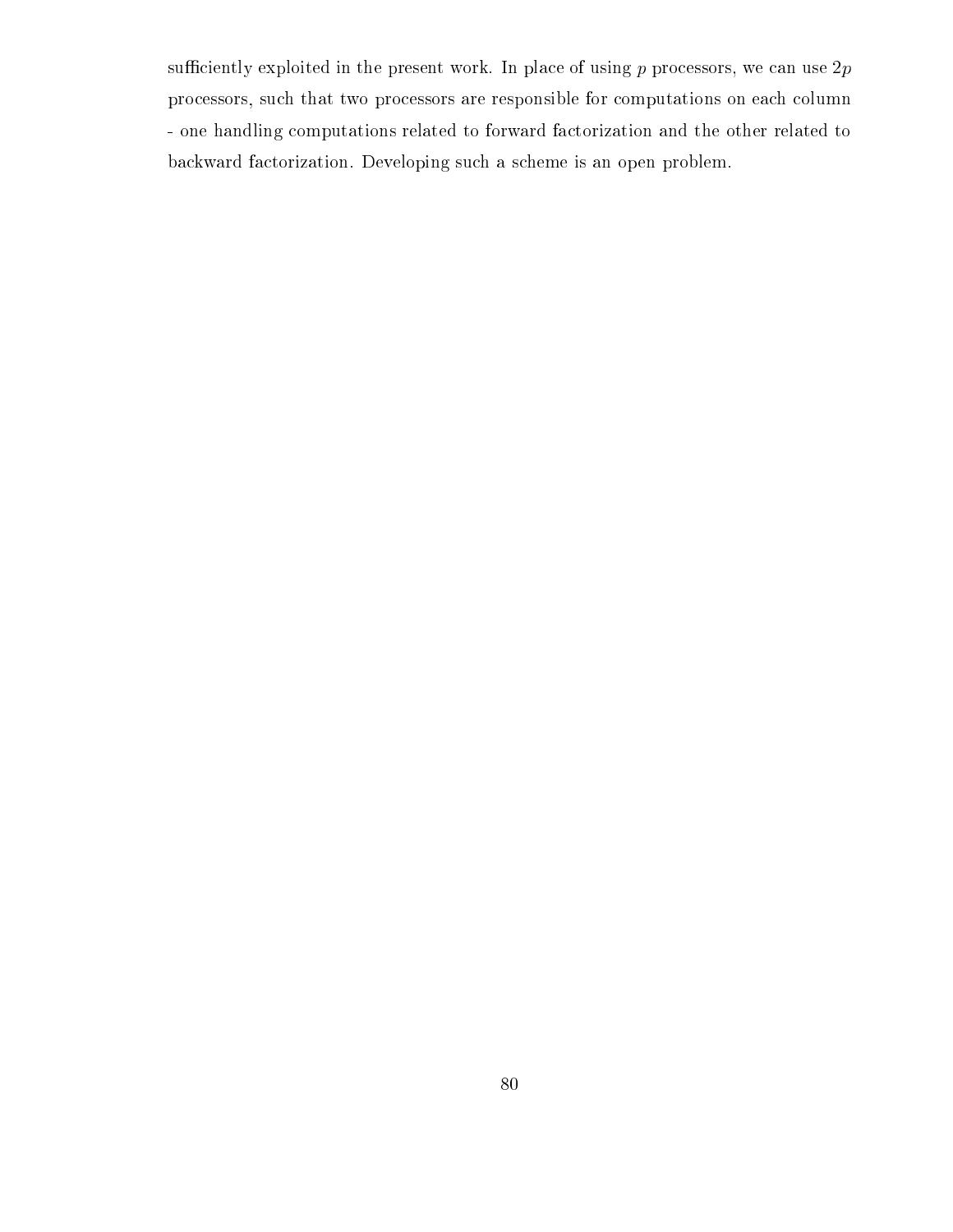sufficiently exploited in the present work. In place of using $p$ processors, we can use $2p$ processors, such that two processors are responsible for computations on each column - one handling computations related to forward factorization and the other related to backward factorization. Developing such a scheme is an open problem.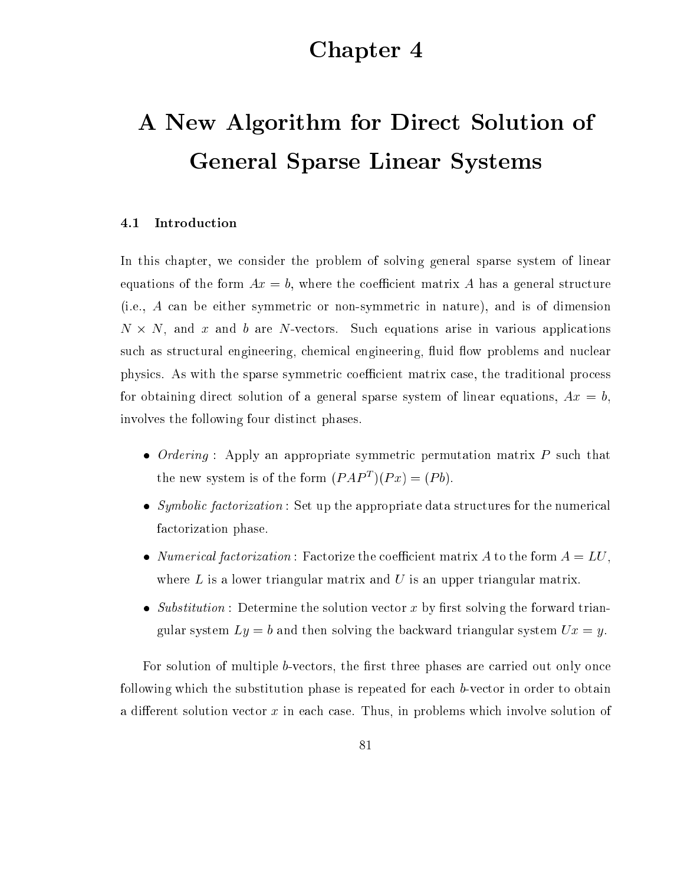# Chapter 4

# A New Algorithm for Direct Solution of General Sparse Linear Systems

## 4.1 Introduction

In this chapter, we consider the problem of solving general sparse system of linear equations of the form $Ax = b$, where the coefficient matrix $A$ has a general structure (i.e., $A$ can be either symmetric or non-symmetric in nature), and is of dimension $N \times N$, and $x$ and $b$ are $N$-vectors. Such equations arise in various applications such as structural engineering, chemical engineering, fluid flow problems and nuclear physics. As with the sparse symmetric coefficient matrix case, the traditional process for obtaining direct solution of a general sparse system of linear equations, $Ax = b$, involves the following four distinct phases.

- *Ordering* : Apply an appropriate symmetric permutation matrix $P$ such that the new system is of the form $(PAP^T)(Px) = (Pb)$.
- *Symbolic factorization* : Set up the appropriate data structures for the numerical factorization phase.
- *Numerical factorization* : Factorize the coefficient matrix $A$ to the form $A = LU$, where $L$ is a lower triangular matrix and $U$ is an upper triangular matrix.
- *Substitution* : Determine the solution vector $x$ by first solving the forward triangular system $Ly = b$ and then solving the backward triangular system $Ux = y$.

For solution of multiple $b$-vectors, the first three phases are carried out only once following which the substitution phase is repeated for each $b$-vector in order to obtain a different solution vector $x$ in each case. Thus, in problems which involve solution of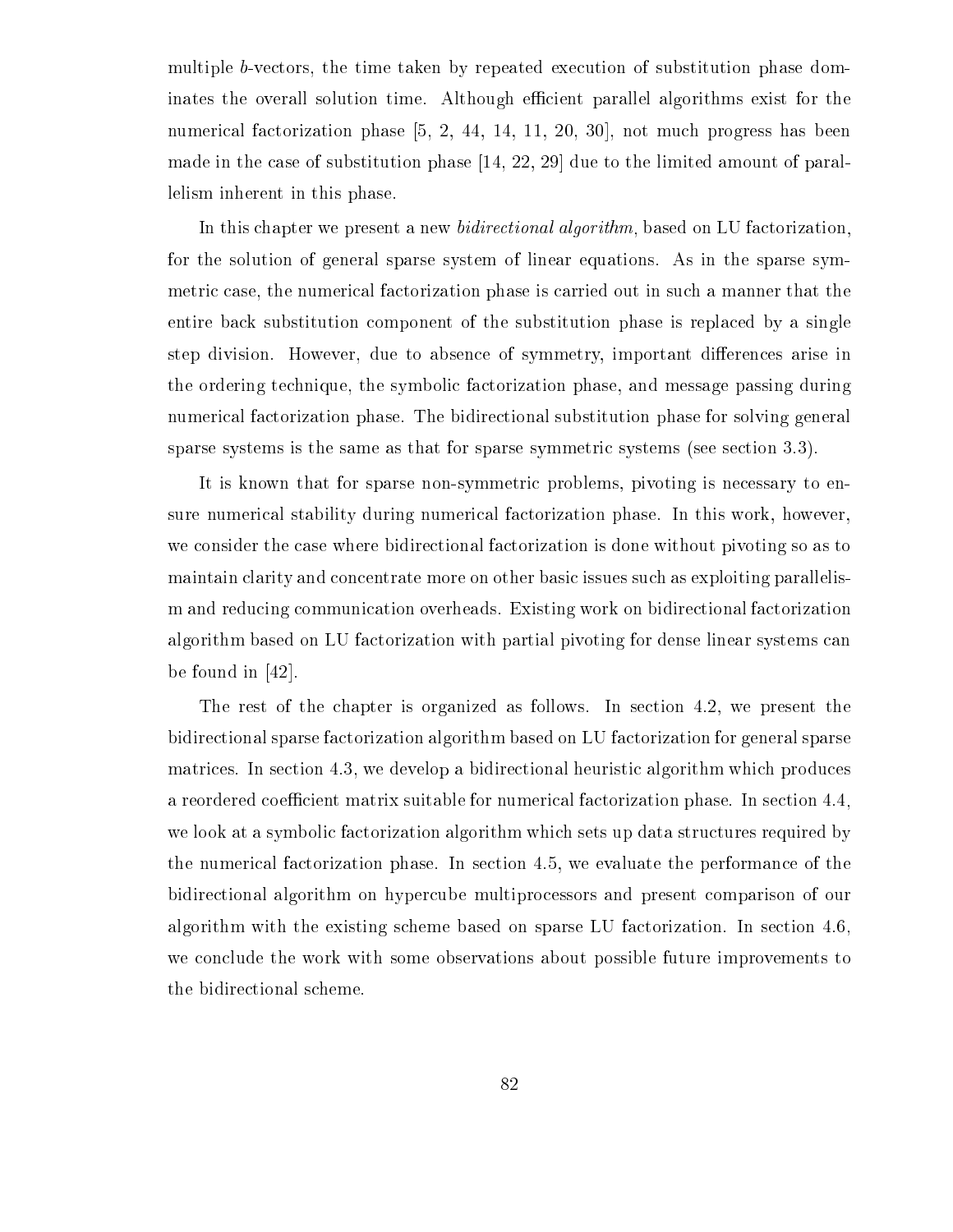multiple *b*-vectors, the time taken by repeated execution of substitution phase dominates the overall solution time. Although efficient parallel algorithms exist for the numerical factorization phase [5, 2, 44, 14, 11, 20, 30], not much progress has been made in the case of substitution phase [14, 22, 29] due to the limited amount of parallelism inherent in this phase.

In this chapter we present a new *bidirectional algorithm*, based on LU factorization, for the solution of general sparse system of linear equations. As in the sparse symmetric case, the numerical factorization phase is carried out in such a manner that the entire back substitution component of the substitution phase is replaced by a single step division. However, due to absence of symmetry, important differences arise in the ordering technique, the symbolic factorization phase, and message passing during numerical factorization phase. The bidirectional substitution phase for solving general sparse systems is the same as that for sparse symmetric systems (see section 3.3).

It is known that for sparse non-symmetric problems, pivoting is necessary to ensure numerical stability during numerical factorization phase. In this work, however, we consider the case where bidirectional factorization is done without pivoting so as to maintain clarity and concentrate more on other basic issues such as exploiting parallelism and reducing communication overheads. Existing work on bidirectional factorization algorithm based on LU factorization with partial pivoting for dense linear systems can be found in [42].

The rest of the chapter is organized as follows. In section 4.2, we present the bidirectional sparse factorization algorithm based on LU factorization for general sparse matrices. In section 4.3, we develop a bidirectional heuristic algorithm which produces a reordered coefficient matrix suitable for numerical factorization phase. In section 4.4, we look at a symbolic factorization algorithm which sets up data structures required by the numerical factorization phase. In section 4.5, we evaluate the performance of the bidirectional algorithm on hypercube multiprocessors and present comparison of our algorithm with the existing scheme based on sparse LU factorization. In section 4.6, we conclude the work with some observations about possible future improvements to the bidirectional scheme.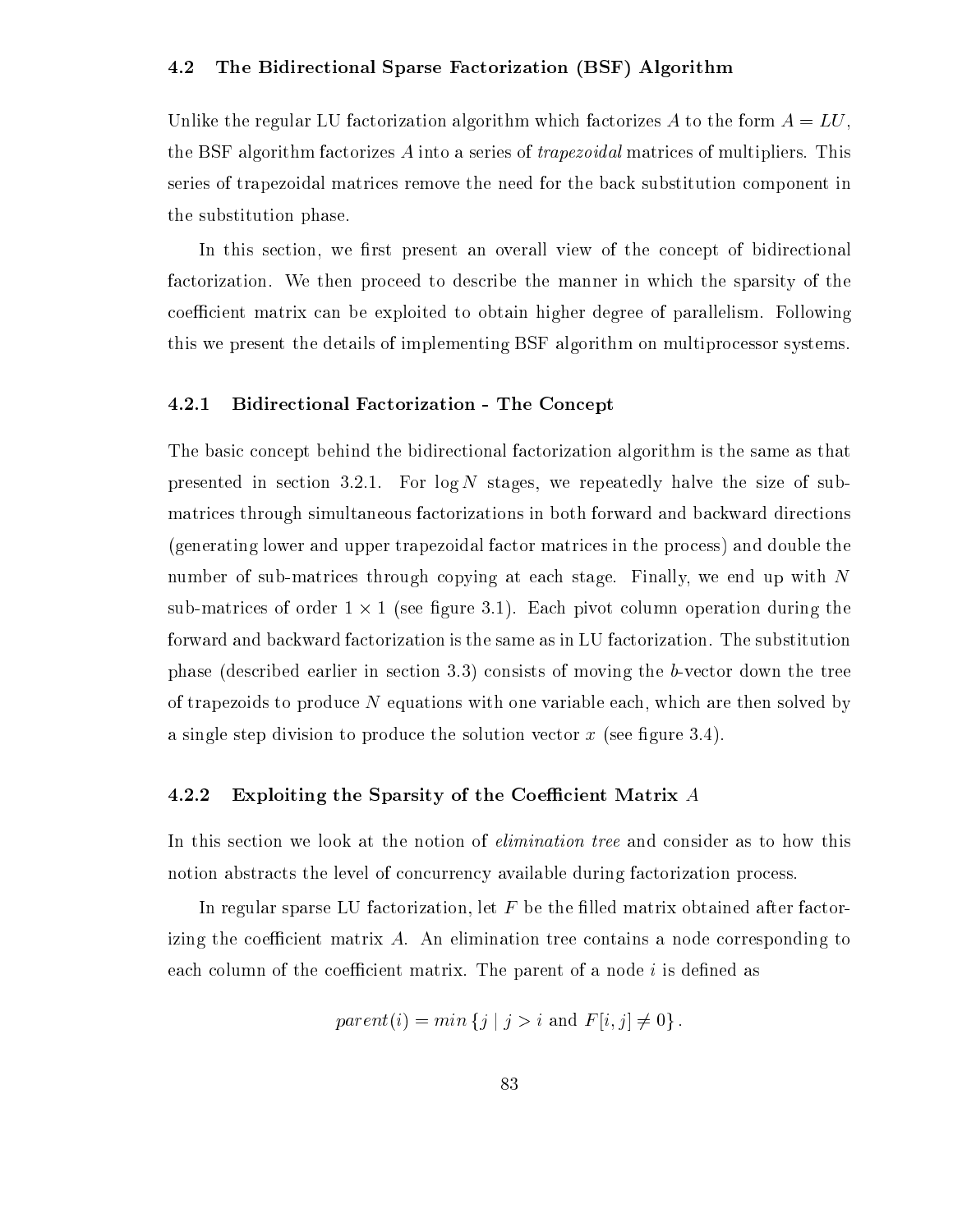## 4.2 The Bidirectional Sparse Factorization (BSF) Algorithm

Unlike the regular LU factorization algorithm which factorizes $A$ to the form $A = LU$, the BSF algorithm factorizes $A$ into a series of *trapezoidal* matrices of multipliers. This series of trapezoidal matrices remove the need for the back substitution component in the substitution phase.

In this section, we first present an overall view of the concept of bidirectional factorization. We then proceed to describe the manner in which the sparsity of the coefficient matrix can be exploited to obtain higher degree of parallelism. Following this we present the details of implementing BSF algorithm on multiprocessor systems.

### 4.2.1 Bidirectional Factorization - The Concept

The basic concept behind the bidirectional factorization algorithm is the same as that presented in section 3.2.1. For $\log N$ stages, we repeatedly halve the size of sub-matrices through simultaneous factorizations in both forward and backward directions (generating lower and upper trapezoidal factor matrices in the process) and double the number of sub-matrices through copying at each stage. Finally, we end up with $N$ sub-matrices of order $1 \times 1$ (see figure 3.1). Each pivot column operation during the forward and backward factorization is the same as in LU factorization. The substitution phase (described earlier in section 3.3) consists of moving the $b$-vector down the tree of trapezoids to produce $N$ equations with one variable each, which are then solved by a single step division to produce the solution vector $x$ (see figure 3.4).

### 4.2.2 Exploiting the Sparsity of the Coefficient Matrix $A$

In this section we look at the notion of *elimination tree* and consider as to how this notion abstracts the level of concurrency available during factorization process.

In regular sparse LU factorization, let $F$ be the filled matrix obtained after factorizing the coefficient matrix $A$. An elimination tree contains a node corresponding to each column of the coefficient matrix. The parent of a node $i$ is defined as

$$parent(i) = min\,\{j \mid j > i \text{ and } F[i,j] \neq 0\}.$$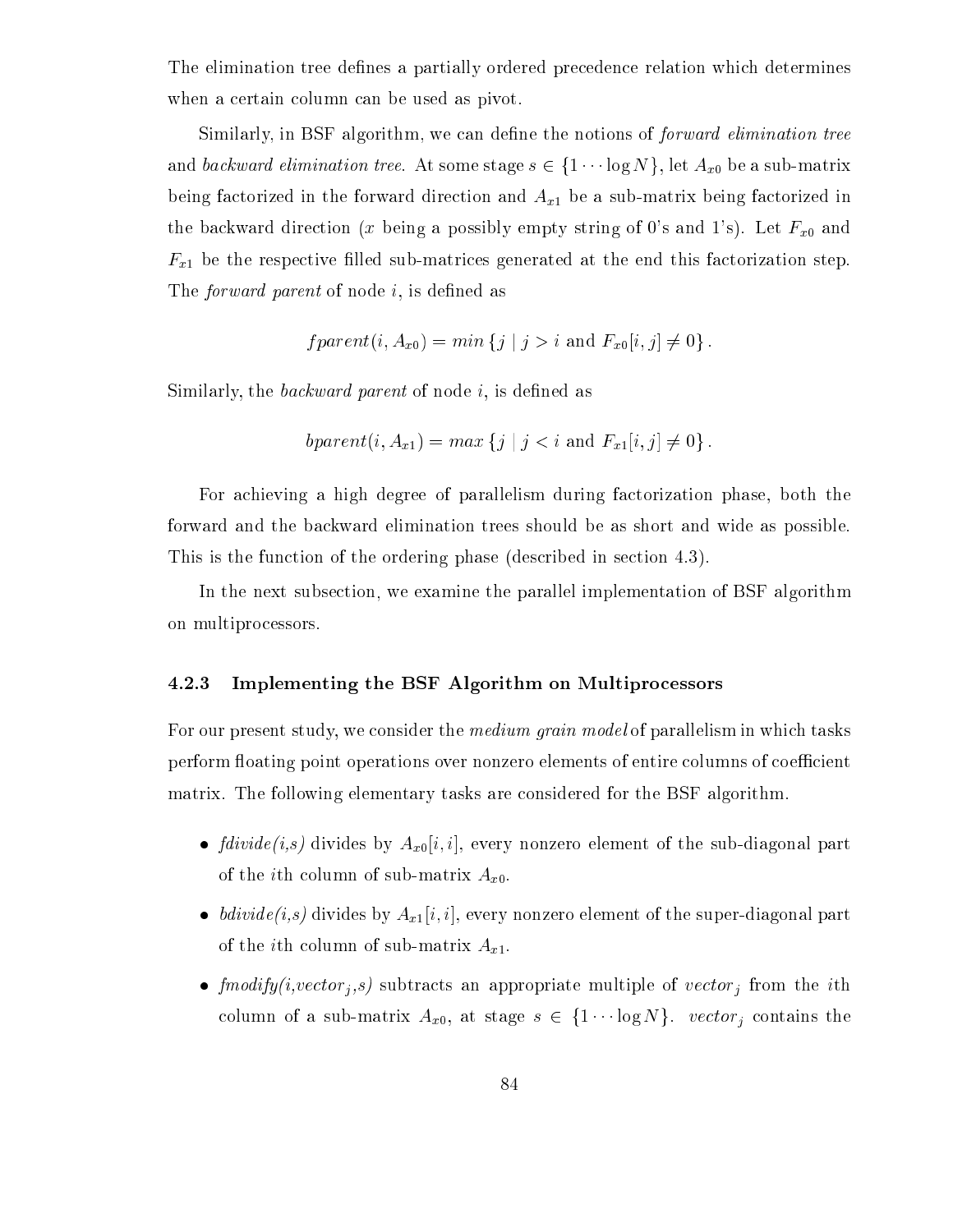The elimination tree defines a partially ordered precedence relation which determines when a certain column can be used as pivot.

Similarly, in BSF algorithm, we can define the notions of *forward elimination tree* and *backward elimination tree*. At some stage $s \in \{1 \cdots \log N\}$, let $A_{x0}$ be a sub-matrix being factorized in the forward direction and $A_{x1}$ be a sub-matrix being factorized in the backward direction ($x$ being a possibly empty string of 0's and 1's). Let $F_{x0}$ and $F_{x1}$ be the respective filled sub-matrices generated at the end this factorization step. The *forward parent* of node $i$, is defined as

$$fparent(i, A_{x0}) = min \{j \mid j > i \text{ and } F_{x0}[i, j] \neq 0\}.$$

Similarly, the *backward parent* of node $i$, is defined as

$$bparent(i, A_{x1}) = max \{j \mid j < i \text{ and } F_{x1}[i, j] \neq 0\}.$$

For achieving a high degree of parallelism during factorization phase, both the forward and the backward elimination trees should be as short and wide as possible. This is the function of the ordering phase (described in section 4.3).

In the next subsection, we examine the parallel implementation of BSF algorithm on multiprocessors.

### 4.2.3 Implementing the BSF Algorithm on Multiprocessors

For our present study, we consider the *medium grain model* of parallelism in which tasks perform floating point operations over nonzero elements of entire columns of coefficient matrix. The following elementary tasks are considered for the BSF algorithm.

- *fdivide(i,s)* divides by $A_{x0}[i, i]$, every nonzero element of the sub-diagonal part of the $i$th column of sub-matrix $A_{x0}$.
- *bdivide(i,s)* divides by $A_{x1}[i, i]$, every nonzero element of the super-diagonal part of the $i$th column of sub-matrix $A_{x1}$.
- *fmodify(i,vector$_j$,s)* subtracts an appropriate multiple of *vector$_j$* from the $i$th column of a sub-matrix $A_{x0}$, at stage $s \in \{1 \cdots \log N\}$. *vector$_j$* contains the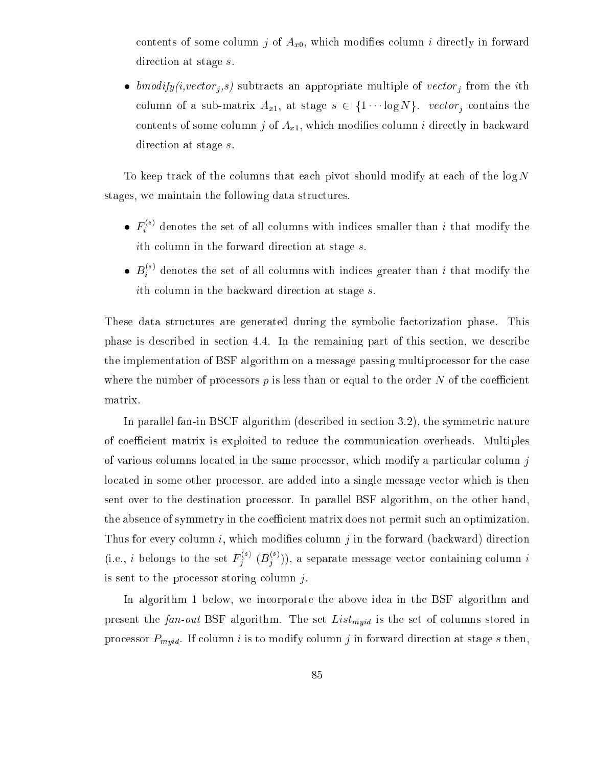contents of some column $j$ of $A_{x0}$, which modifies column $i$ directly in forward direction at stage $s$.

- *bmodify(i,vector$_j$,s)* subtracts an appropriate multiple of $vector_j$ from the $i$th column of a sub-matrix $A_{x1}$, at stage $s \in \{1 \cdots \log N\}$. $vector_j$ contains the contents of some column $j$ of $A_{x1}$, which modifies column $i$ directly in backward direction at stage $s$.

To keep track of the columns that each pivot should modify at each of the $\log N$ stages, we maintain the following data structures.

- $F_i^{(s)}$ denotes the set of all columns with indices smaller than $i$ that modify the $i$th column in the forward direction at stage $s$.
- $B_i^{(s)}$ denotes the set of all columns with indices greater than $i$ that modify the $i$th column in the backward direction at stage $s$.

These data structures are generated during the symbolic factorization phase. This phase is described in section 4.4. In the remaining part of this section, we describe the implementation of BSF algorithm on a message passing multiprocessor for the case where the number of processors $p$ is less than or equal to the order $N$ of the coefficient matrix.

In parallel fan-in BSCF algorithm (described in section 3.2), the symmetric nature of coefficient matrix is exploited to reduce the communication overheads. Multiples of various columns located in the same processor, which modify a particular column $j$ located in some other processor, are added into a single message vector which is then sent over to the destination processor. In parallel BSF algorithm, on the other hand, the absence of symmetry in the coefficient matrix does not permit such an optimization. Thus for every column $i$, which modifies column $j$ in the forward (backward) direction (i.e., $i$ belongs to the set $F_j^{(s)}$ ($B_j^{(s)}$)), a separate message vector containing column $i$ is sent to the processor storing column $j$.

In algorithm 1 below, we incorporate the above idea in the BSF algorithm and present the *fan-out* BSF algorithm. The set $List_{myid}$ is the set of columns stored in processor $P_{myid}$. If column $i$ is to modify column $j$ in forward direction at stage $s$ then,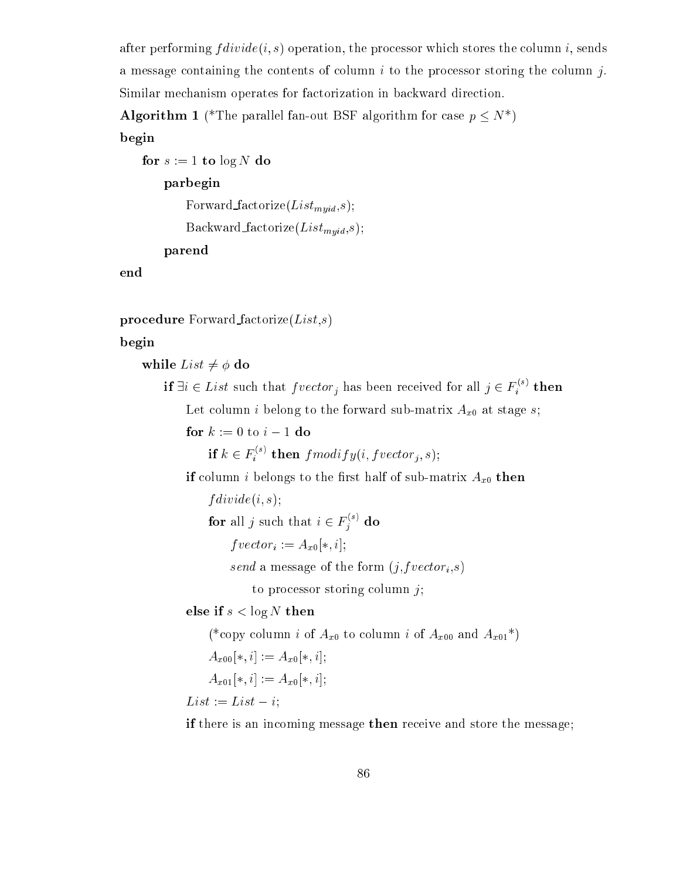after performing $fdivide(i, s)$ operation, the processor which stores the column $i$, sends a message containing the contents of column $i$ to the processor storing the column $j$. Similar mechanism operates for factorization in backward direction.

**Algorithm 1** (*The parallel fan-out BSF algorithm for case $p \leq N$*)

```
begin
    for s := 1 to log N do
        parbegin
            Forward_factorize(List_myid, s);
            Backward_factorize(List_myid, s);
        parend
end
```

```
procedure Forward_factorize(List, s)
begin
    while List ≠ φ do
        if ∃i ∈ List such that fvector_j has been received for all j ∈ F_i^(s) then
            Let column i belong to the forward sub-matrix A_x0 at stage s;
            for k := 0 to i − 1 do
                if k ∈ F_i^(s) then fmodify(i, fvector_j, s);
            if column i belongs to the first half of sub-matrix A_x0 then
                fdivide(i, s);
                for all j such that i ∈ F_j^(s) do
                    fvector_i := A_x0[*, i];
                    send a message of the form (j, fvector_i, s)
                        to processor storing column j;
            else if s < log N then
                (*copy column i of A_x0 to column i of A_x00 and A_x01*)
                A_x00[*, i] := A_x0[*, i];
                A_x01[*, i] := A_x0[*, i];
            List := List − i;
            if there is an incoming message then receive and store the message;
```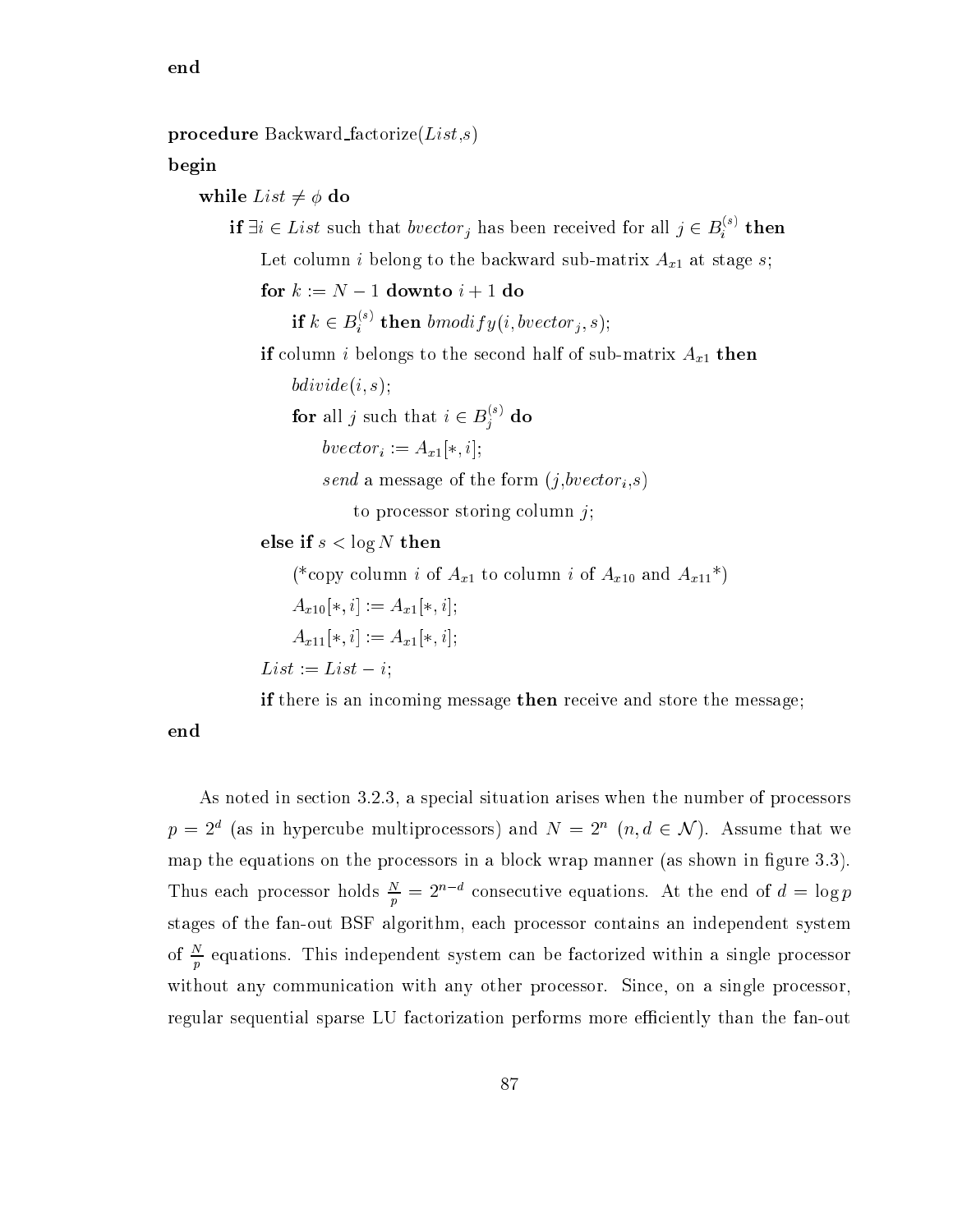**end**

**procedure** Backward_factorize($List$,$s$)

**begin**

&nbsp;&nbsp;&nbsp;&nbsp;**while** $List \neq \phi$ **do**

&nbsp;&nbsp;&nbsp;&nbsp;&nbsp;&nbsp;&nbsp;&nbsp;**if** $\exists i \in List$ such that $bvector_j$ has been received for all $j \in B_i^{(s)}$ **then**

&nbsp;&nbsp;&nbsp;&nbsp;&nbsp;&nbsp;&nbsp;&nbsp;&nbsp;&nbsp;&nbsp;&nbsp;Let column $i$ belong to the backward sub-matrix $A_{x1}$ at stage $s$;

&nbsp;&nbsp;&nbsp;&nbsp;&nbsp;&nbsp;&nbsp;&nbsp;&nbsp;&nbsp;&nbsp;&nbsp;**for** $k := N-1$ **downto** $i+1$ **do**

&nbsp;&nbsp;&nbsp;&nbsp;&nbsp;&nbsp;&nbsp;&nbsp;&nbsp;&nbsp;&nbsp;&nbsp;&nbsp;&nbsp;&nbsp;&nbsp;**if** $k \in B_i^{(s)}$ **then** $bmodify(i, bvector_j, s)$;

&nbsp;&nbsp;&nbsp;&nbsp;&nbsp;&nbsp;&nbsp;&nbsp;&nbsp;&nbsp;&nbsp;&nbsp;**if** column $i$ belongs to the second half of sub-matrix $A_{x1}$ **then**

&nbsp;&nbsp;&nbsp;&nbsp;&nbsp;&nbsp;&nbsp;&nbsp;&nbsp;&nbsp;&nbsp;&nbsp;&nbsp;&nbsp;&nbsp;&nbsp;$bdivide(i, s)$;

&nbsp;&nbsp;&nbsp;&nbsp;&nbsp;&nbsp;&nbsp;&nbsp;&nbsp;&nbsp;&nbsp;&nbsp;&nbsp;&nbsp;&nbsp;&nbsp;**for** all $j$ such that $i \in B_j^{(s)}$ **do**

&nbsp;&nbsp;&nbsp;&nbsp;&nbsp;&nbsp;&nbsp;&nbsp;&nbsp;&nbsp;&nbsp;&nbsp;&nbsp;&nbsp;&nbsp;&nbsp;&nbsp;&nbsp;&nbsp;&nbsp;$bvector_i := A_{x1}[*, i]$;

&nbsp;&nbsp;&nbsp;&nbsp;&nbsp;&nbsp;&nbsp;&nbsp;&nbsp;&nbsp;&nbsp;&nbsp;&nbsp;&nbsp;&nbsp;&nbsp;&nbsp;&nbsp;&nbsp;&nbsp;*send* a message of the form ($j$,$bvector_i$,$s$)

&nbsp;&nbsp;&nbsp;&nbsp;&nbsp;&nbsp;&nbsp;&nbsp;&nbsp;&nbsp;&nbsp;&nbsp;&nbsp;&nbsp;&nbsp;&nbsp;&nbsp;&nbsp;&nbsp;&nbsp;&nbsp;&nbsp;&nbsp;&nbsp;to processor storing column $j$;

&nbsp;&nbsp;&nbsp;&nbsp;&nbsp;&nbsp;&nbsp;&nbsp;&nbsp;&nbsp;&nbsp;&nbsp;**else if** $s < \log N$ **then**

&nbsp;&nbsp;&nbsp;&nbsp;&nbsp;&nbsp;&nbsp;&nbsp;&nbsp;&nbsp;&nbsp;&nbsp;&nbsp;&nbsp;&nbsp;&nbsp;(*copy column $i$ of $A_{x1}$ to column $i$ of $A_{x10}$ and $A_{x11}$*)

&nbsp;&nbsp;&nbsp;&nbsp;&nbsp;&nbsp;&nbsp;&nbsp;&nbsp;&nbsp;&nbsp;&nbsp;&nbsp;&nbsp;&nbsp;&nbsp;$A_{x10}[*, i] := A_{x1}[*, i]$;

&nbsp;&nbsp;&nbsp;&nbsp;&nbsp;&nbsp;&nbsp;&nbsp;&nbsp;&nbsp;&nbsp;&nbsp;&nbsp;&nbsp;&nbsp;&nbsp;$A_{x11}[*, i] := A_{x1}[*, i]$;

&nbsp;&nbsp;&nbsp;&nbsp;&nbsp;&nbsp;&nbsp;&nbsp;&nbsp;&nbsp;&nbsp;&nbsp;$List := List - i$;

&nbsp;&nbsp;&nbsp;&nbsp;&nbsp;&nbsp;&nbsp;&nbsp;&nbsp;&nbsp;&nbsp;&nbsp;**if** there is an incoming message **then** receive and store the message;

**end**

As noted in section 3.2.3, a special situation arises when the number of processors $p = 2^d$ (as in hypercube multiprocessors) and $N = 2^n$ ($n, d \in \mathcal{N}$). Assume that we map the equations on the processors in a block wrap manner (as shown in figure 3.3). Thus each processor holds $\frac{N}{p} = 2^{n-d}$ consecutive equations. At the end of $d = \log p$ stages of the fan-out BSF algorithm, each processor contains an independent system of $\frac{N}{p}$ equations. This independent system can be factorized within a single processor without any communication with any other processor. Since, on a single processor, regular sequential sparse LU factorization performs more efficiently than the fan-out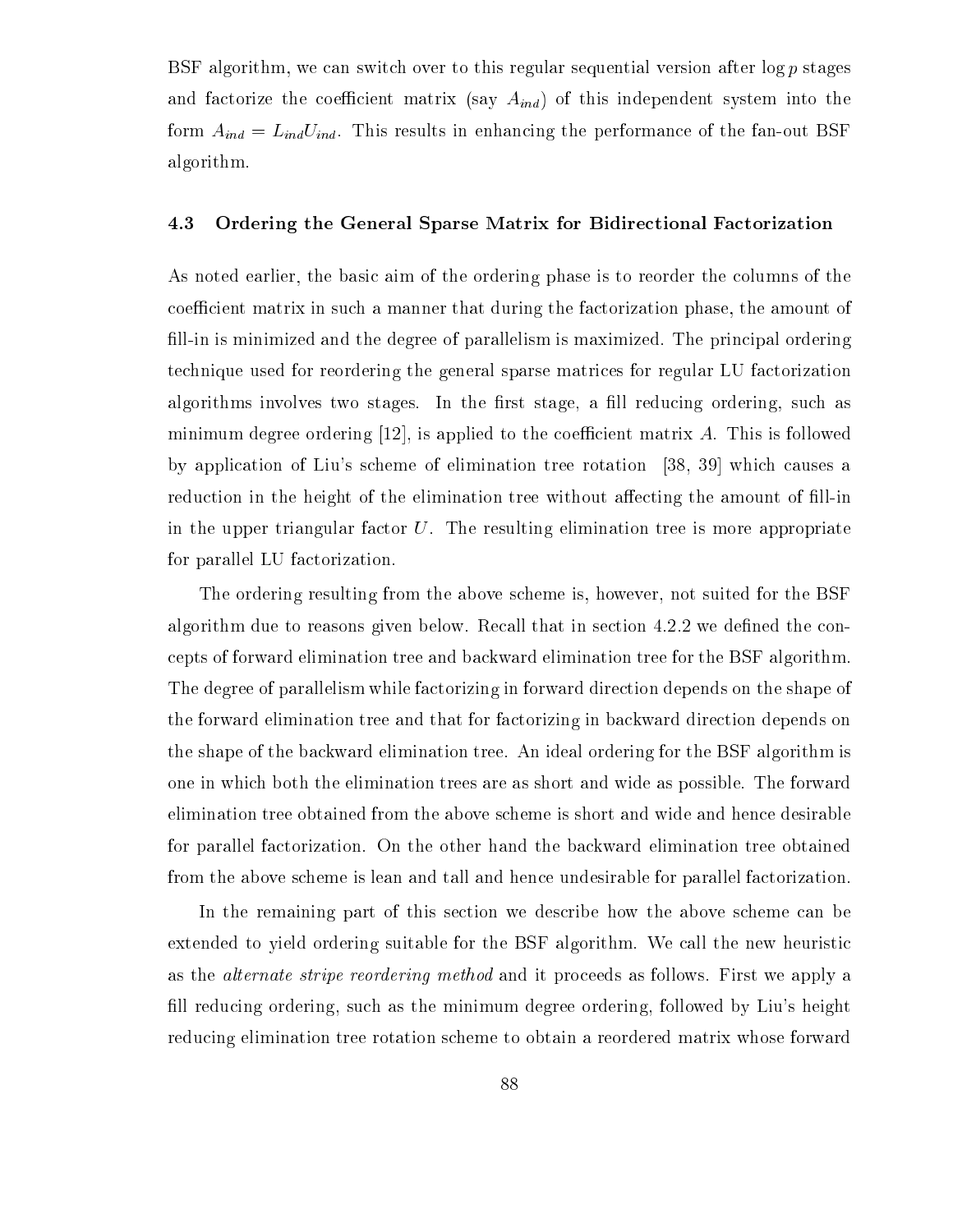BSF algorithm, we can switch over to this regular sequential version after $\log p$ stages and factorize the coefficient matrix (say $A_{ind}$) of this independent system into the form $A_{ind} = L_{ind}U_{ind}$. This results in enhancing the performance of the fan-out BSF algorithm.

### 4.3 Ordering the General Sparse Matrix for Bidirectional Factorization

As noted earlier, the basic aim of the ordering phase is to reorder the columns of the coefficient matrix in such a manner that during the factorization phase, the amount of fill-in is minimized and the degree of parallelism is maximized. The principal ordering technique used for reordering the general sparse matrices for regular LU factorization algorithms involves two stages. In the first stage, a fill reducing ordering, such as minimum degree ordering [12], is applied to the coefficient matrix $A$. This is followed by application of Liu's scheme of elimination tree rotation [38, 39] which causes a reduction in the height of the elimination tree without affecting the amount of fill-in in the upper triangular factor $U$. The resulting elimination tree is more appropriate for parallel LU factorization.

The ordering resulting from the above scheme is, however, not suited for the BSF algorithm due to reasons given below. Recall that in section 4.2.2 we defined the concepts of forward elimination tree and backward elimination tree for the BSF algorithm. The degree of parallelism while factorizing in forward direction depends on the shape of the forward elimination tree and that for factorizing in backward direction depends on the shape of the backward elimination tree. An ideal ordering for the BSF algorithm is one in which both the elimination trees are as short and wide as possible. The forward elimination tree obtained from the above scheme is short and wide and hence desirable for parallel factorization. On the other hand the backward elimination tree obtained from the above scheme is lean and tall and hence undesirable for parallel factorization.

In the remaining part of this section we describe how the above scheme can be extended to yield ordering suitable for the BSF algorithm. We call the new heuristic as the *alternate stripe reordering method* and it proceeds as follows. First we apply a fill reducing ordering, such as the minimum degree ordering, followed by Liu's height reducing elimination tree rotation scheme to obtain a reordered matrix whose forward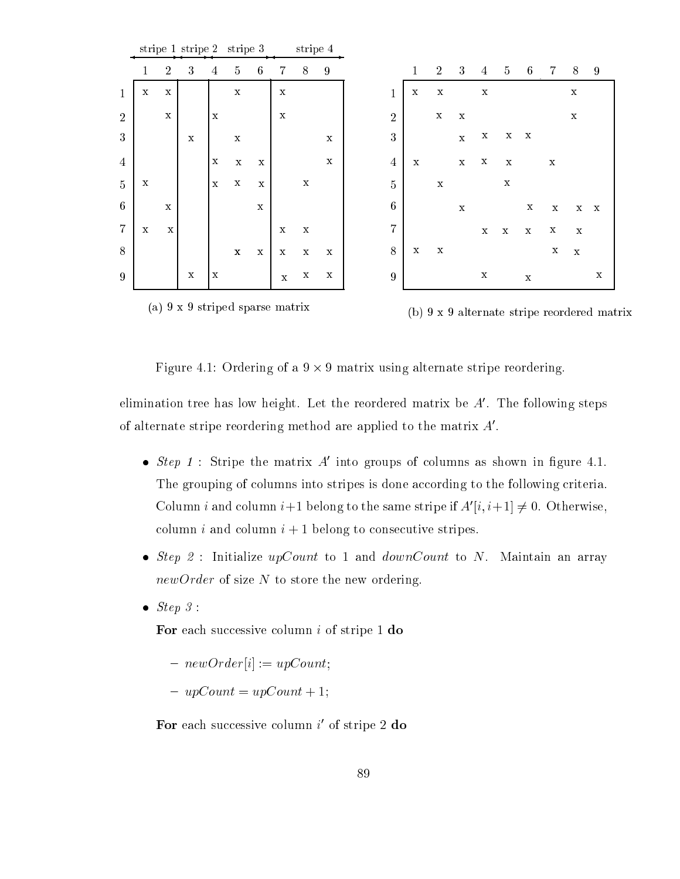| | stripe 1 | | stripe 2 | stripe 3 | | | stripe 4 | | |
|---|---|---|---|---|---|---|---|---|---|
| | 1 | 2 | 3 | 4 | 5 | 6 | 7 | 8 | 9 |
| 1 | x | x | | | x | | x | | |
| 2 | | x | | x | | | x | | |
| 3 | | | x | | x | | | | x |
| 4 | | | | x | x | x | | | x |
| 5 | x | | | x | x | x | | x | |
| 6 | | x | | | | x | | | |
| 7 | x | x | | | | | x | x | |
| 8 | | | | | x | x | x | x | x |
| 9 | | | x | x | | | x | x | x |

(a) 9 x 9 striped sparse matrix

| | 1 | 2 | 3 | 4 | 5 | 6 | 7 | 8 | 9 |
|---|---|---|---|---|---|---|---|---|---|
| 1 | x | x | | x | | | | x | |
| 2 | | x | x | | | | | x | |
| 3 | | | x | x | x | x | | | |
| 4 | x | | x | x | x | | x | | |
| 5 | | x | | | x | | | | |
| 6 | | | x | | | x | x | x | x |
| 7 | | | | x | x | x | x | x | |
| 8 | x | x | | | | | x | x | |
| 9 | | | | x | | x | | | x |

(b) 9 x 9 alternate stripe reordered matrix

Figure 4.1: Ordering of a $9 \times 9$ matrix using alternate stripe reordering.

elimination tree has low height. Let the reordered matrix be $A'$. The following steps of alternate stripe reordering method are applied to the matrix $A'$.

- *Step 1* : Stripe the matrix $A'$ into groups of columns as shown in figure 4.1. The grouping of columns into stripes is done according to the following criteria. Column $i$ and column $i+1$ belong to the same stripe if $A'[i, i+1] \neq 0$. Otherwise, column $i$ and column $i+1$ belong to consecutive stripes.
- *Step 2* : Initialize *upCount* to 1 and *downCount* to $N$. Maintain an array *newOrder* of size $N$ to store the new ordering.
- *Step 3* :

  **For** each successive column $i$ of stripe 1 **do**

  - $newOrder[i] := upCount;$
  - $upCount = upCount + 1;$

  **For** each successive column $i'$ of stripe 2 **do**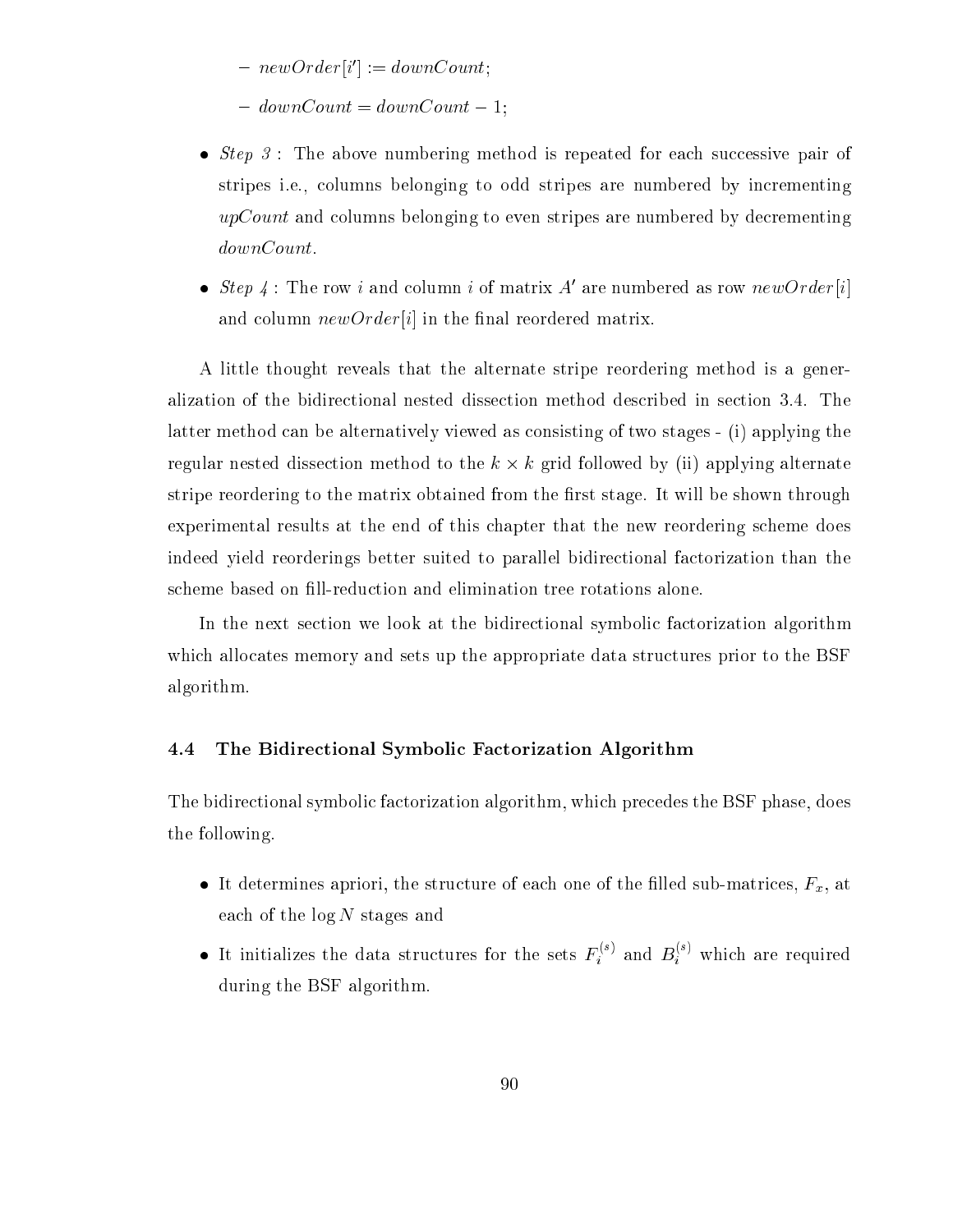- $newOrder[i'] := downCount;$
- $downCount = downCount - 1;$

- *Step 3* : The above numbering method is repeated for each successive pair of stripes i.e., columns belonging to odd stripes are numbered by incrementing *upCount* and columns belonging to even stripes are numbered by decrementing *downCount*.

- *Step 4* : The row $i$ and column $i$ of matrix $A'$ are numbered as row $newOrder[i]$ and column $newOrder[i]$ in the final reordered matrix.

A little thought reveals that the alternate stripe reordering method is a generalization of the bidirectional nested dissection method described in section 3.4. The latter method can be alternatively viewed as consisting of two stages - (i) applying the regular nested dissection method to the $k \times k$ grid followed by (ii) applying alternate stripe reordering to the matrix obtained from the first stage. It will be shown through experimental results at the end of this chapter that the new reordering scheme does indeed yield reorderings better suited to parallel bidirectional factorization than the scheme based on fill-reduction and elimination tree rotations alone.

In the next section we look at the bidirectional symbolic factorization algorithm which allocates memory and sets up the appropriate data structures prior to the BSF algorithm.

## 4.4 The Bidirectional Symbolic Factorization Algorithm

The bidirectional symbolic factorization algorithm, which precedes the BSF phase, does the following.

- It determines apriori, the structure of each one of the filled sub-matrices, $F_x$, at each of the $\log N$ stages and
- It initializes the data structures for the sets $F_i^{(s)}$ and $B_i^{(s)}$ which are required during the BSF algorithm.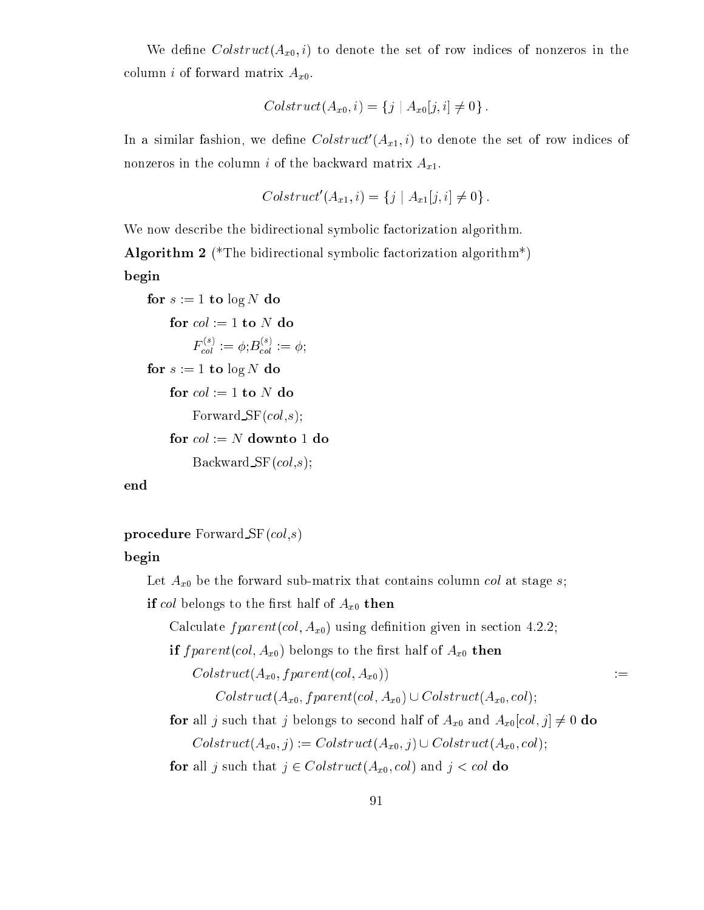We define $Colstruct(A_{x0}, i)$ to denote the set of row indices of nonzeros in the column $i$ of forward matrix $A_{x0}$.

$$Colstruct(A_{x0}, i) = \{j \mid A_{x0}[j, i] \neq 0\}.$$

In a similar fashion, we define $Colstruct'(A_{x1}, i)$ to denote the set of row indices of nonzeros in the column $i$ of the backward matrix $A_{x1}$.

$$Colstruct'(A_{x1}, i) = \{j \mid A_{x1}[j, i] \neq 0\}.$$

We now describe the bidirectional symbolic factorization algorithm.

**Algorithm 2** (*The bidirectional symbolic factorization algorithm*)

**begin**

&nbsp;&nbsp;&nbsp;&nbsp;**for** $s := 1$ **to** $\log N$ **do**

&nbsp;&nbsp;&nbsp;&nbsp;&nbsp;&nbsp;&nbsp;&nbsp;**for** $col := 1$ **to** $N$ **do**

&nbsp;&nbsp;&nbsp;&nbsp;&nbsp;&nbsp;&nbsp;&nbsp;&nbsp;&nbsp;&nbsp;&nbsp;$F_{col}^{(s)} := \phi; B_{col}^{(s)} := \phi;$

&nbsp;&nbsp;&nbsp;&nbsp;**for** $s := 1$ **to** $\log N$ **do**

&nbsp;&nbsp;&nbsp;&nbsp;&nbsp;&nbsp;&nbsp;&nbsp;**for** $col := 1$ **to** $N$ **do**

&nbsp;&nbsp;&nbsp;&nbsp;&nbsp;&nbsp;&nbsp;&nbsp;&nbsp;&nbsp;&nbsp;&nbsp;Forward_SF($col$,$s$);

&nbsp;&nbsp;&nbsp;&nbsp;&nbsp;&nbsp;&nbsp;&nbsp;**for** $col := N$ **downto** 1 **do**

&nbsp;&nbsp;&nbsp;&nbsp;&nbsp;&nbsp;&nbsp;&nbsp;&nbsp;&nbsp;&nbsp;&nbsp;Backward_SF($col$,$s$);

**end**

**procedure** Forward_SF($col$,$s$)

**begin**

&nbsp;&nbsp;&nbsp;&nbsp;Let $A_{x0}$ be the forward sub-matrix that contains column $col$ at stage $s$;

&nbsp;&nbsp;&nbsp;&nbsp;**if** $col$ belongs to the first half of $A_{x0}$ **then**

&nbsp;&nbsp;&nbsp;&nbsp;&nbsp;&nbsp;&nbsp;&nbsp;Calculate $fparent(col, A_{x0})$ using definition given in section 4.2.2;

&nbsp;&nbsp;&nbsp;&nbsp;&nbsp;&nbsp;&nbsp;&nbsp;**if** $fparent(col, A_{x0})$ belongs to the first half of $A_{x0}$ **then**

&nbsp;&nbsp;&nbsp;&nbsp;&nbsp;&nbsp;&nbsp;&nbsp;&nbsp;&nbsp;&nbsp;&nbsp;$Colstruct(A_{x0}, fparent(col, A_{x0}))$ :=

&nbsp;&nbsp;&nbsp;&nbsp;&nbsp;&nbsp;&nbsp;&nbsp;&nbsp;&nbsp;&nbsp;&nbsp;&nbsp;&nbsp;&nbsp;&nbsp;$Colstruct(A_{x0}, fparent(col, A_{x0}) \cup Colstruct(A_{x0}, col)$;

&nbsp;&nbsp;&nbsp;&nbsp;&nbsp;&nbsp;&nbsp;&nbsp;**for** all $j$ such that $j$ belongs to second half of $A_{x0}$ and $A_{x0}[col, j] \neq 0$ **do**

&nbsp;&nbsp;&nbsp;&nbsp;&nbsp;&nbsp;&nbsp;&nbsp;&nbsp;&nbsp;&nbsp;&nbsp;$Colstruct(A_{x0}, j) := Colstruct(A_{x0}, j) \cup Colstruct(A_{x0}, col)$;

&nbsp;&nbsp;&nbsp;&nbsp;&nbsp;&nbsp;&nbsp;&nbsp;**for** all $j$ such that $j \in Colstruct(A_{x0}, col)$ and $j < col$ **do**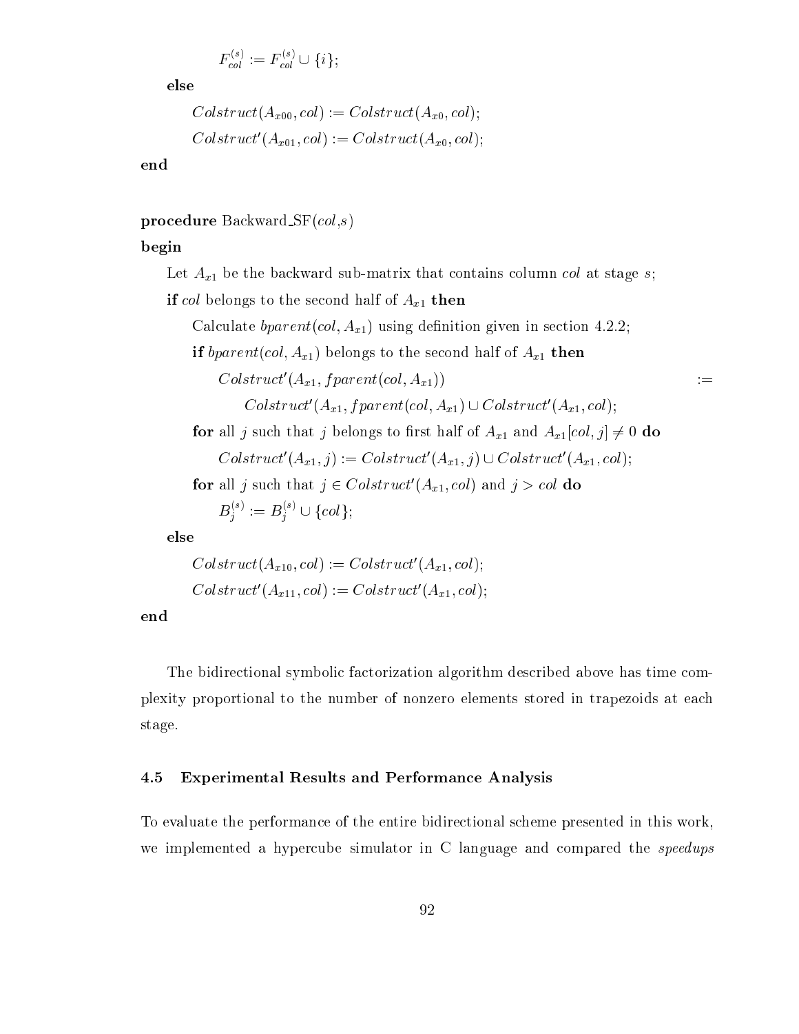```
            F_col^(s) := F_col^(s) ∪ {i};
    else
        Colstruct(A_x00, col) := Colstruct(A_x0, col);
        Colstruct'(A_x01, col) := Colstruct(A_x0, col);
end

procedure Backward_SF(col,s)
begin
    Let A_x1 be the backward sub-matrix that contains column col at stage s;
    if col belongs to the second half of A_x1 then
        Calculate bparent(col, A_x1) using definition given in section 4.2.2;
        if bparent(col, A_x1) belongs to the second half of A_x1 then
            Colstruct'(A_x1, fparent(col, A_x1))                              :=
                Colstruct'(A_x1, fparent(col, A_x1) ∪ Colstruct'(A_x1, col);
        for all j such that j belongs to first half of A_x1 and A_x1[col, j] ≠ 0 do
            Colstruct'(A_x1, j) := Colstruct'(A_x1, j) ∪ Colstruct'(A_x1, col);
        for all j such that j ∈ Colstruct'(A_x1, col) and j > col do
            B_j^(s) := B_j^(s) ∪ {col};
    else
        Colstruct(A_x10, col) := Colstruct'(A_x1, col);
        Colstruct'(A_x11, col) := Colstruct'(A_x1, col);
end
```

The bidirectional symbolic factorization algorithm described above has time complexity proportional to the number of nonzero elements stored in trapezoids at each stage.

### 4.5 Experimental Results and Performance Analysis

To evaluate the performance of the entire bidirectional scheme presented in this work, we implemented a hypercube simulator in C language and compared the *speedups*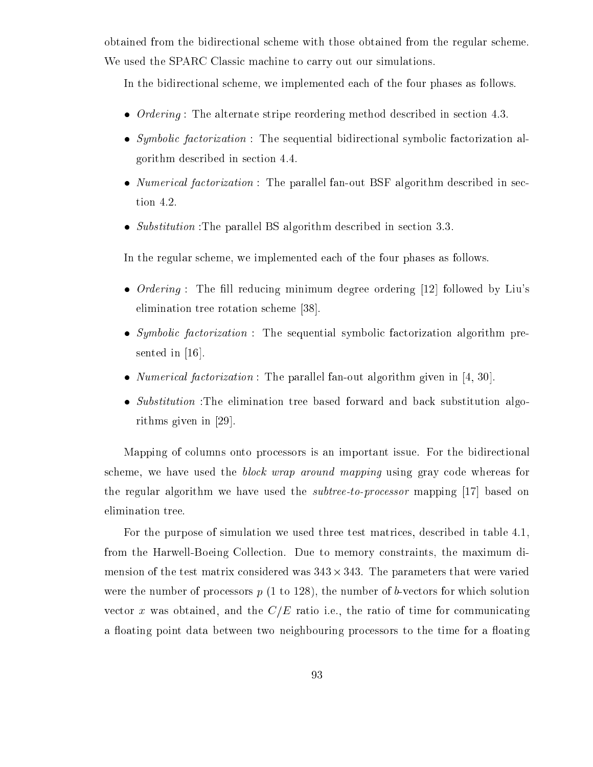obtained from the bidirectional scheme with those obtained from the regular scheme. We used the SPARC Classic machine to carry out our simulations.

In the bidirectional scheme, we implemented each of the four phases as follows.

- *Ordering* : The alternate stripe reordering method described in section 4.3.
- *Symbolic factorization* : The sequential bidirectional symbolic factorization algorithm described in section 4.4.
- *Numerical factorization* : The parallel fan-out BSF algorithm described in section 4.2.
- *Substitution* :The parallel BS algorithm described in section 3.3.

In the regular scheme, we implemented each of the four phases as follows.

- *Ordering* : The fill reducing minimum degree ordering [12] followed by Liu's elimination tree rotation scheme [38].
- *Symbolic factorization* : The sequential symbolic factorization algorithm presented in [16].
- *Numerical factorization* : The parallel fan-out algorithm given in [4, 30].
- *Substitution* :The elimination tree based forward and back substitution algorithms given in [29].

Mapping of columns onto processors is an important issue. For the bidirectional scheme, we have used the *block wrap around mapping* using gray code whereas for the regular algorithm we have used the *subtree-to-processor* mapping [17] based on elimination tree.

For the purpose of simulation we used three test matrices, described in table 4.1, from the Harwell-Boeing Collection. Due to memory constraints, the maximum dimension of the test matrix considered was $343 \times 343$. The parameters that were varied were the number of processors $p$ (1 to 128), the number of $b$-vectors for which solution vector $x$ was obtained, and the $C/E$ ratio i.e., the ratio of time for communicating a floating point data between two neighbouring processors to the time for a floating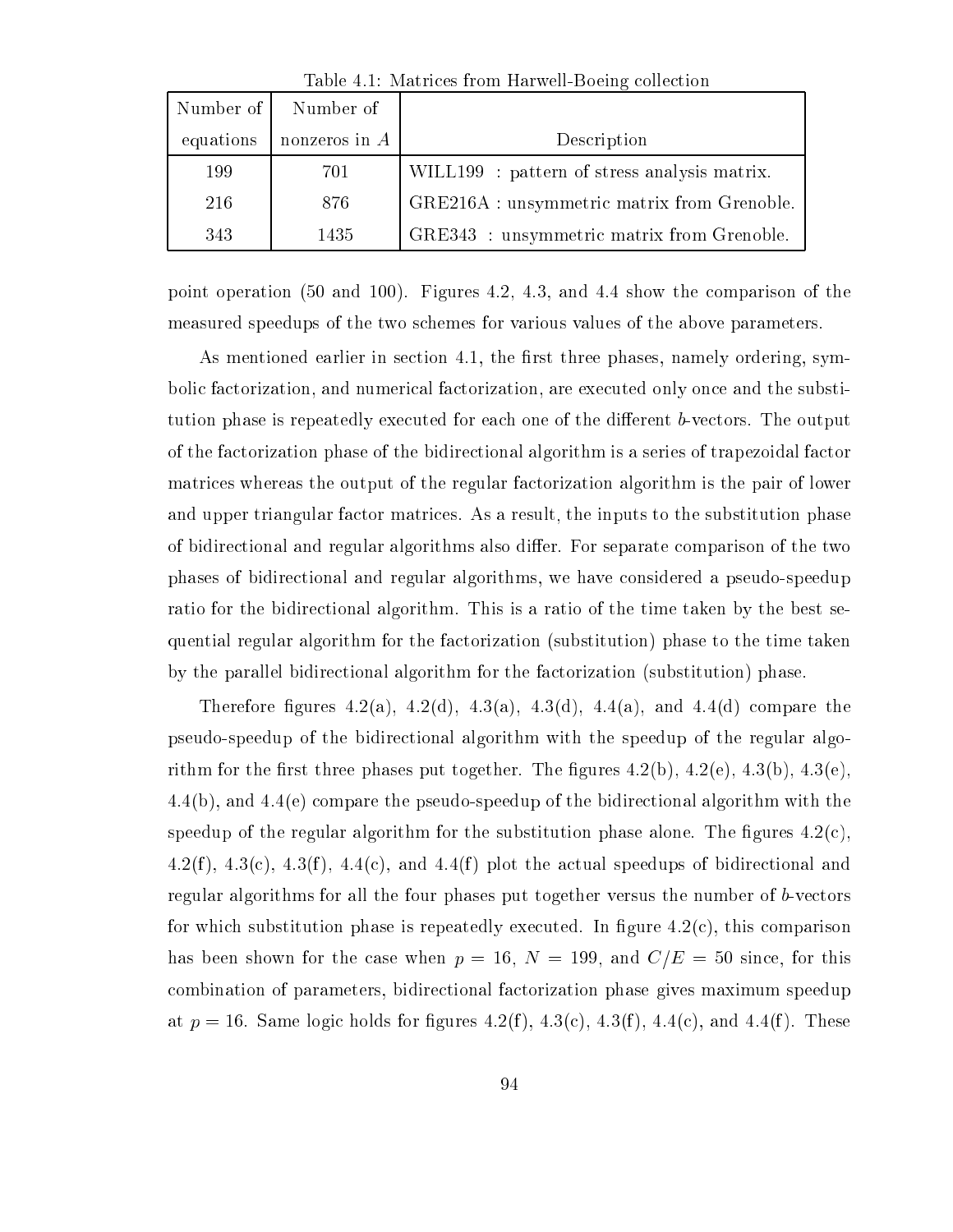Table 4.1: Matrices from Harwell-Boeing collection

| Number of equations | Number of nonzeros in $A$ | Description |
|---|---|---|
| 199 | 701 | WILL199 : pattern of stress analysis matrix. |
| 216 | 876 | GRE216A : unsymmetric matrix from Grenoble. |
| 343 | 1435 | GRE343 : unsymmetric matrix from Grenoble. |

point operation (50 and 100). Figures 4.2, 4.3, and 4.4 show the comparison of the measured speedups of the two schemes for various values of the above parameters.

As mentioned earlier in section 4.1, the first three phases, namely ordering, symbolic factorization, and numerical factorization, are executed only once and the substitution phase is repeatedly executed for each one of the different $b$-vectors. The output of the factorization phase of the bidirectional algorithm is a series of trapezoidal factor matrices whereas the output of the regular factorization algorithm is the pair of lower and upper triangular factor matrices. As a result, the inputs to the substitution phase of bidirectional and regular algorithms also differ. For separate comparison of the two phases of bidirectional and regular algorithms, we have considered a pseudo-speedup ratio for the bidirectional algorithm. This is a ratio of the time taken by the best sequential regular algorithm for the factorization (substitution) phase to the time taken by the parallel bidirectional algorithm for the factorization (substitution) phase.

Therefore figures 4.2(a), 4.2(d), 4.3(a), 4.3(d), 4.4(a), and 4.4(d) compare the pseudo-speedup of the bidirectional algorithm with the speedup of the regular algorithm for the first three phases put together. The figures 4.2(b), 4.2(e), 4.3(b), 4.3(e), 4.4(b), and 4.4(e) compare the pseudo-speedup of the bidirectional algorithm with the speedup of the regular algorithm for the substitution phase alone. The figures 4.2(c), 4.2(f), 4.3(c), 4.3(f), 4.4(c), and 4.4(f) plot the actual speedups of bidirectional and regular algorithms for all the four phases put together versus the number of $b$-vectors for which substitution phase is repeatedly executed. In figure 4.2(c), this comparison has been shown for the case when $p = 16$, $N = 199$, and $C/E = 50$ since, for this combination of parameters, bidirectional factorization phase gives maximum speedup at $p = 16$. Same logic holds for figures 4.2(f), 4.3(c), 4.3(f), 4.4(c), and 4.4(f). These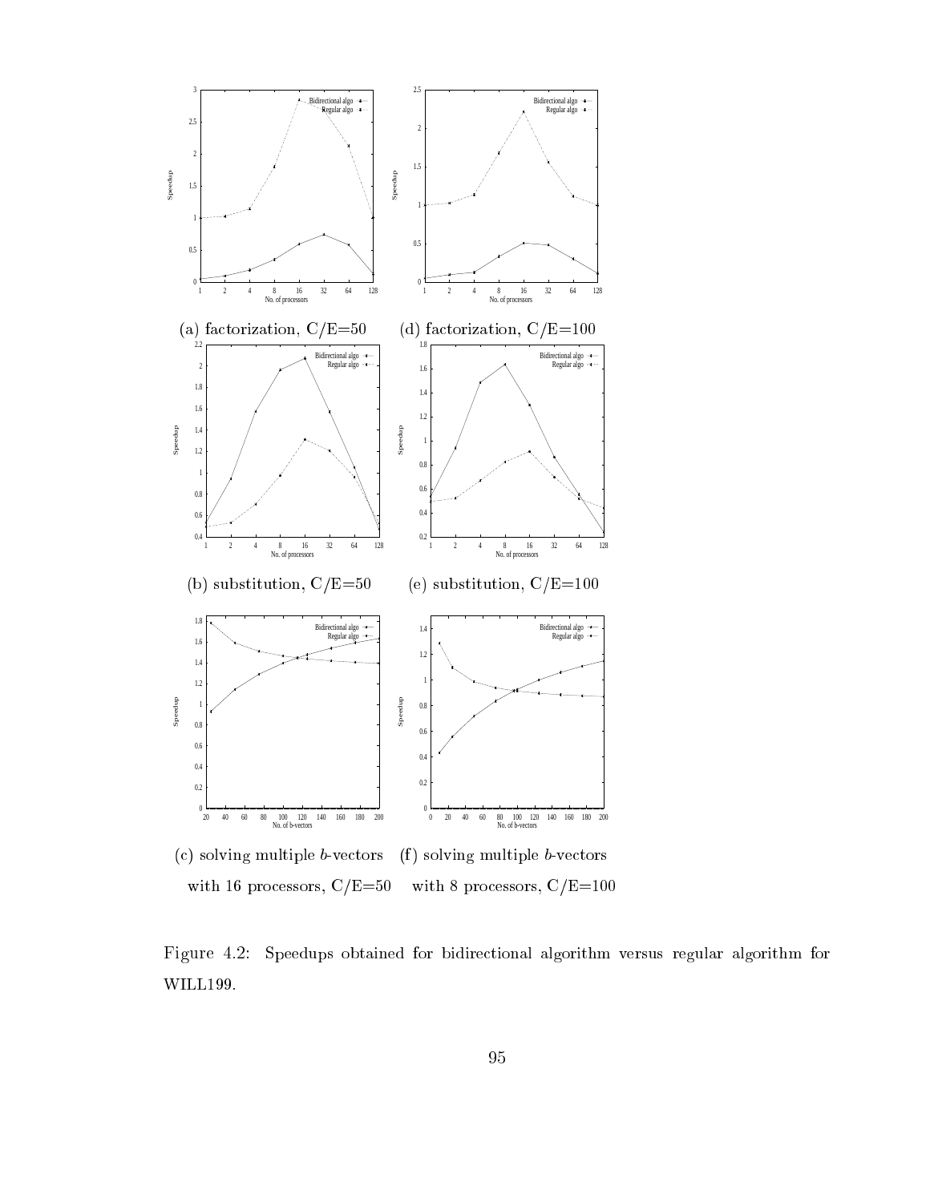Speedup

Bidirectional algo

Regular algo

0 0.5 1 1.5 2 2.5 3

1 2 4 8 16 32 64 128

No. of processors

(a) factorization, C/E=50

Speedup

Bidirectional algo

Regular algo

0 0.5 1 1.5 2 2.5

1 2 4 8 16 32 64 128

No. of processors

(d) factorization, C/E=100

Speedup

Bidirectional algo

Regular algo

0.4 0.6 0.8 1 1.2 1.4 1.6 1.8 2 2.2

1 2 4 8 16 32 64 128

No. of processors

(b) substitution, C/E=50

Speedup

Bidirectional algo

Regular algo

0.2 0.4 0.6 0.8 1 1.2 1.4 1.6 1.8

1 2 4 8 16 32 64 128

No. of processors

(e) substitution, C/E=100

Speedup

Bidirectional algo

Regular algo

0 0.2 0.4 0.6 0.8 1 1.2 1.4 1.6 1.8

20 40 60 80 100 120 140 160 180 200

No. of b-vectors

(c) solving multiple $b$-vectors with 16 processors, C/E=50

Speedup

Bidirectional algo

Regular algo

0 0.2 0.4 0.6 0.8 1 1.2 1.4

0 20 40 60 80 100 120 140 160 180 200

No. of b-vectors

(f) solving multiple $b$-vectors with 8 processors, C/E=100

Figure 4.2: Speedups obtained for bidirectional algorithm versus regular algorithm for WILL199.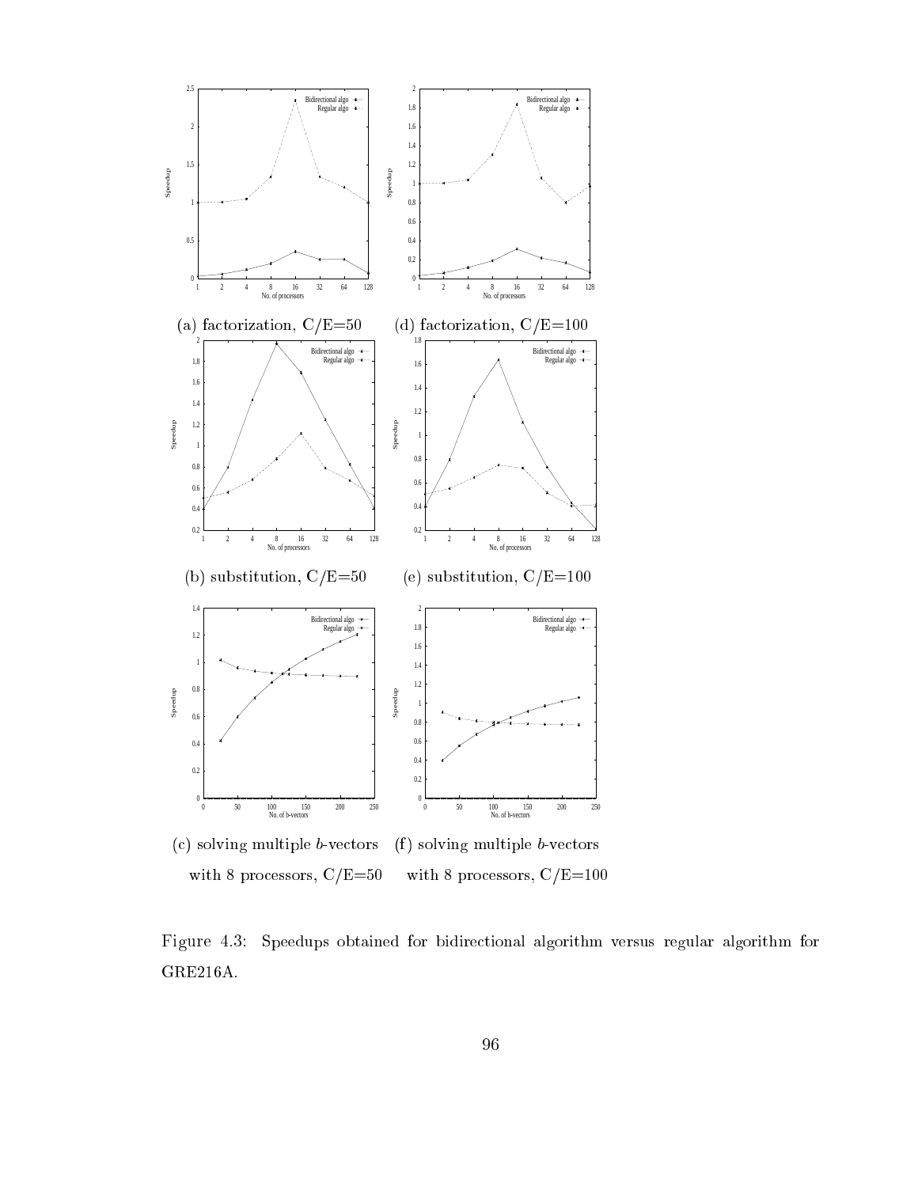2.5
2
1.5
1
0.5
0
Speedup
1 2 4 8 16 32 64 128
No. of processors
Bidirectional algo
Regular algo

(a) factorization, C/E=50

2
1.8
1.6
1.4
1.2
1
0.8
0.6
0.4
0.2
0
Speedup
1 2 4 8 16 32 64 128
No. of processors
Bidirectional algo
Regular algo

(d) factorization, C/E=100

2
1.8
1.6
1.4
1.2
1
0.8
0.6
0.4
0.2
Speedup
1 2 4 8 16 32 64 128
No. of processors
Bidirectional algo
Regular algo

(b) substitution, C/E=50

1.8
1.6
1.4
1.2
1
0.8
0.6
0.4
0.2
Speedup
1 2 4 8 16 32 64 128
No. of processors
Bidirectional algo
Regular algo

(e) substitution, C/E=100

1.4
1.2
1
0.8
0.6
0.4
0.2
0
Speedup
0 50 100 150 200 250
No. of b-vectors
Bidirectional algo
Regular algo

(c) solving multiple $b$-vectors with 8 processors, C/E=50

2
1.8
1.6
1.4
1.2
1
0.8
0.6
0.4
0.2
0
Speedup
0 50 100 150 200 250
No. of b-vectors
Bidirectional algo
Regular algo

(f) solving multiple $b$-vectors with 8 processors, C/E=100

Figure 4.3: Speedups obtained for bidirectional algorithm versus regular algorithm for GRE216A.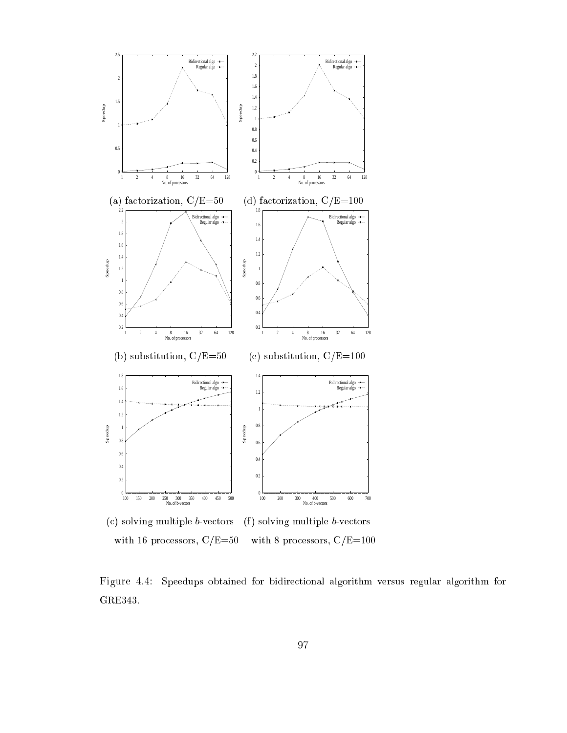Speedup

Bidirectional algo
Regular algo

No. of processors

(a) factorization, C/E=50

(d) factorization, C/E=100

(b) substitution, C/E=50

(e) substitution, C/E=100

No. of b-vectors

(c) solving multiple $b$-vectors with 16 processors, C/E=50

(f) solving multiple $b$-vectors with 8 processors, C/E=100

Figure 4.4: Speedups obtained for bidirectional algorithm versus regular algorithm for GRE343.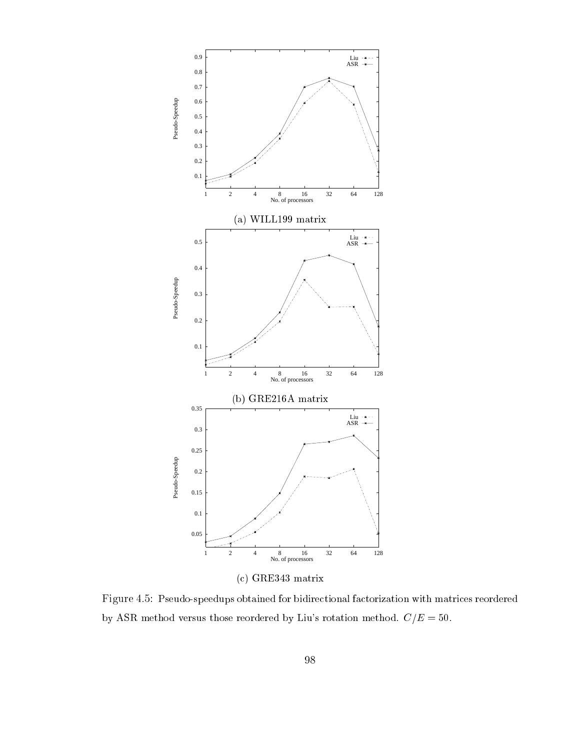Pseudo-Speedup

No. of processors

Liu
ASR

0.9
0.8
0.7
0.6
0.5
0.4
0.3
0.2
0.1

1 2 4 8 16 32 64 128

(a) WILL199 matrix

Pseudo-Speedup

No. of processors

Liu
ASR

0.5
0.4
0.3
0.2
0.1

1 2 4 8 16 32 64 128

(b) GRE216A matrix

Pseudo-Speedup

No. of processors

Liu
ASR

0.35
0.3
0.25
0.2
0.15
0.1
0.05

1 2 4 8 16 32 64 128

(c) GRE343 matrix

Figure 4.5: Pseudo-speedups obtained for bidirectional factorization with matrices reordered by ASR method versus those reordered by Liu's rotation method. $C/E = 50$.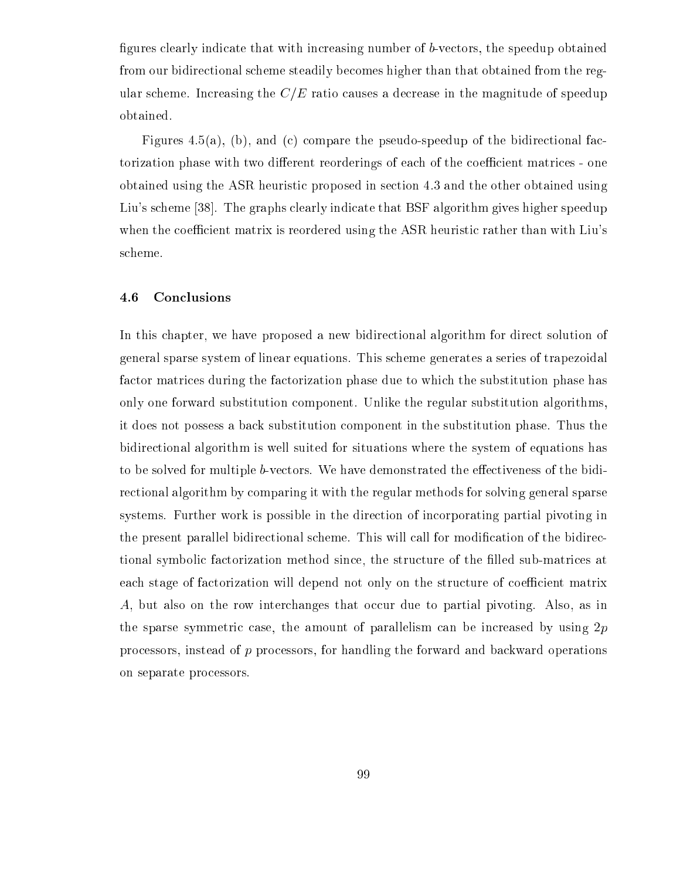figures clearly indicate that with increasing number of $b$-vectors, the speedup obtained from our bidirectional scheme steadily becomes higher than that obtained from the regular scheme. Increasing the $C/E$ ratio causes a decrease in the magnitude of speedup obtained.

Figures 4.5(a), (b), and (c) compare the pseudo-speedup of the bidirectional factorization phase with two different reorderings of each of the coefficient matrices - one obtained using the ASR heuristic proposed in section 4.3 and the other obtained using Liu's scheme [38]. The graphs clearly indicate that BSF algorithm gives higher speedup when the coefficient matrix is reordered using the ASR heuristic rather than with Liu's scheme.

### 4.6 Conclusions

In this chapter, we have proposed a new bidirectional algorithm for direct solution of general sparse system of linear equations. This scheme generates a series of trapezoidal factor matrices during the factorization phase due to which the substitution phase has only one forward substitution component. Unlike the regular substitution algorithms, it does not possess a back substitution component in the substitution phase. Thus the bidirectional algorithm is well suited for situations where the system of equations has to be solved for multiple $b$-vectors. We have demonstrated the effectiveness of the bidirectional algorithm by comparing it with the regular methods for solving general sparse systems. Further work is possible in the direction of incorporating partial pivoting in the present parallel bidirectional scheme. This will call for modification of the bidirectional symbolic factorization method since, the structure of the filled sub-matrices at each stage of factorization will depend not only on the structure of coefficient matrix $A$, but also on the row interchanges that occur due to partial pivoting. Also, as in the sparse symmetric case, the amount of parallelism can be increased by using $2p$ processors, instead of $p$ processors, for handling the forward and backward operations on separate processors.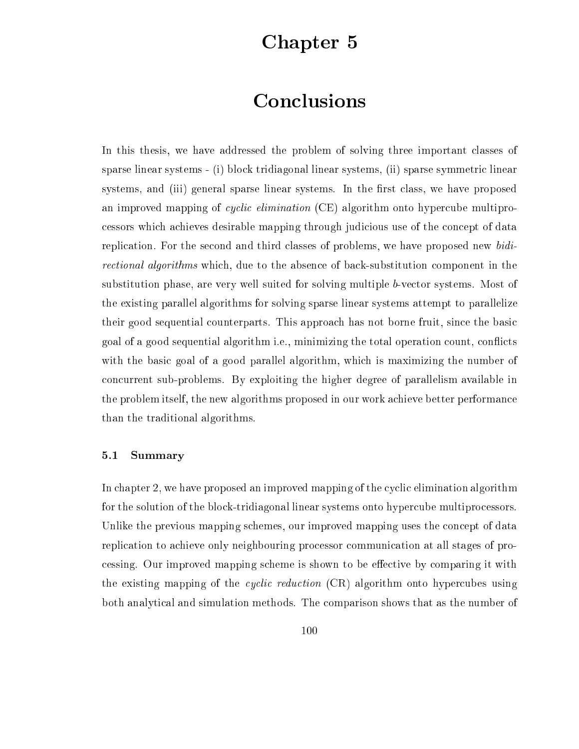# Chapter 5

# Conclusions

In this thesis, we have addressed the problem of solving three important classes of sparse linear systems - (i) block tridiagonal linear systems, (ii) sparse symmetric linear systems, and (iii) general sparse linear systems. In the first class, we have proposed an improved mapping of *cyclic elimination* (CE) algorithm onto hypercube multiprocessors which achieves desirable mapping through judicious use of the concept of data replication. For the second and third classes of problems, we have proposed new *bidirectional algorithms* which, due to the absence of back-substitution component in the substitution phase, are very well suited for solving multiple $b$-vector systems. Most of the existing parallel algorithms for solving sparse linear systems attempt to parallelize their good sequential counterparts. This approach has not borne fruit, since the basic goal of a good sequential algorithm i.e., minimizing the total operation count, conflicts with the basic goal of a good parallel algorithm, which is maximizing the number of concurrent sub-problems. By exploiting the higher degree of parallelism available in the problem itself, the new algorithms proposed in our work achieve better performance than the traditional algorithms.

## 5.1 Summary

In chapter 2, we have proposed an improved mapping of the cyclic elimination algorithm for the solution of the block-tridiagonal linear systems onto hypercube multiprocessors. Unlike the previous mapping schemes, our improved mapping uses the concept of data replication to achieve only neighbouring processor communication at all stages of processing. Our improved mapping scheme is shown to be effective by comparing it with the existing mapping of the *cyclic reduction* (CR) algorithm onto hypercubes using both analytical and simulation methods. The comparison shows that as the number of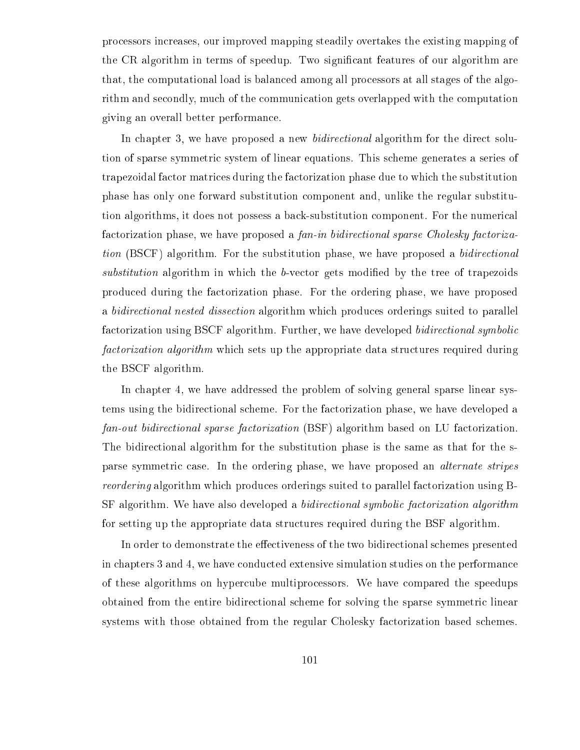processors increases, our improved mapping steadily overtakes the existing mapping of the CR algorithm in terms of speedup. Two significant features of our algorithm are that, the computational load is balanced among all processors at all stages of the algorithm and secondly, much of the communication gets overlapped with the computation giving an overall better performance.

In chapter 3, we have proposed a new *bidirectional* algorithm for the direct solution of sparse symmetric system of linear equations. This scheme generates a series of trapezoidal factor matrices during the factorization phase due to which the substitution phase has only one forward substitution component and, unlike the regular substitution algorithms, it does not possess a back-substitution component. For the numerical factorization phase, we have proposed a *fan-in bidirectional sparse Cholesky factorization* (BSCF) algorithm. For the substitution phase, we have proposed a *bidirectional substitution* algorithm in which the $b$-vector gets modified by the tree of trapezoids produced during the factorization phase. For the ordering phase, we have proposed a *bidirectional nested dissection* algorithm which produces orderings suited to parallel factorization using BSCF algorithm. Further, we have developed *bidirectional symbolic factorization algorithm* which sets up the appropriate data structures required during the BSCF algorithm.

In chapter 4, we have addressed the problem of solving general sparse linear systems using the bidirectional scheme. For the factorization phase, we have developed a *fan-out bidirectional sparse factorization* (BSF) algorithm based on LU factorization. The bidirectional algorithm for the substitution phase is the same as that for the sparse symmetric case. In the ordering phase, we have proposed an *alternate stripes reordering* algorithm which produces orderings suited to parallel factorization using BSF algorithm. We have also developed a *bidirectional symbolic factorization algorithm* for setting up the appropriate data structures required during the BSF algorithm.

In order to demonstrate the effectiveness of the two bidirectional schemes presented in chapters 3 and 4, we have conducted extensive simulation studies on the performance of these algorithms on hypercube multiprocessors. We have compared the speedups obtained from the entire bidirectional scheme for solving the sparse symmetric linear systems with those obtained from the regular Cholesky factorization based schemes.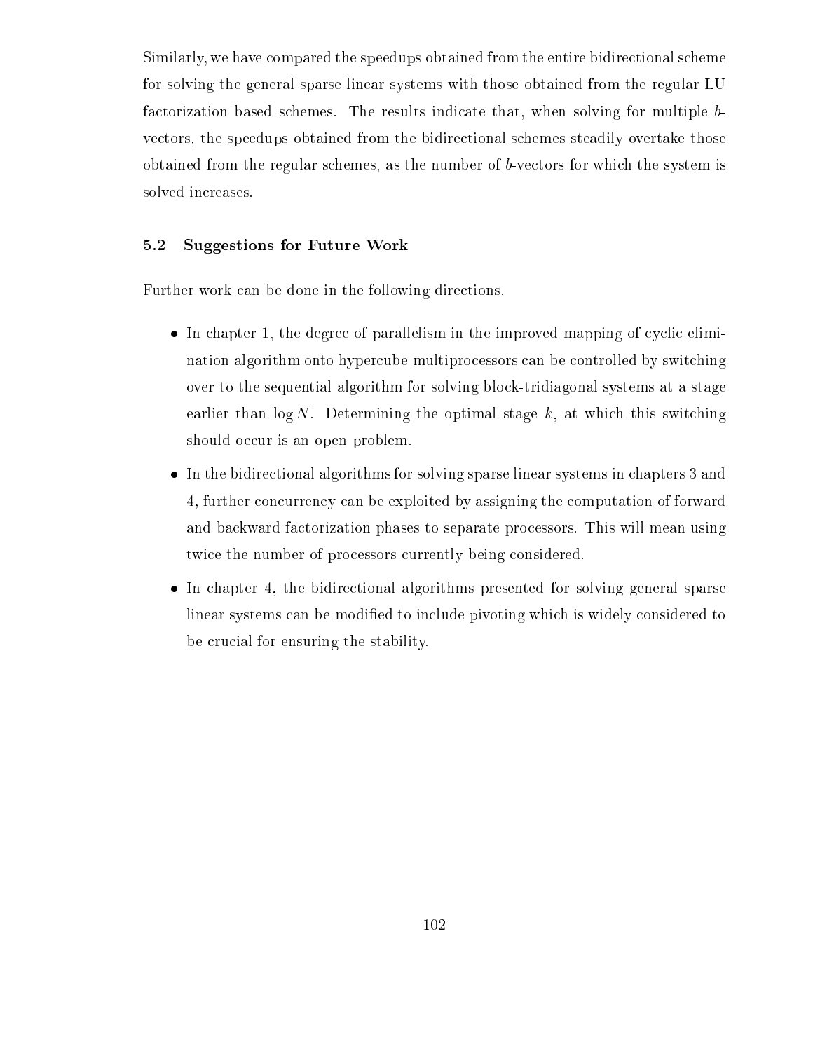Similarly, we have compared the speedups obtained from the entire bidirectional scheme for solving the general sparse linear systems with those obtained from the regular LU factorization based schemes. The results indicate that, when solving for multiple *b*-vectors, the speedups obtained from the bidirectional schemes steadily overtake those obtained from the regular schemes, as the number of *b*-vectors for which the system is solved increases.

### 5.2 Suggestions for Future Work

Further work can be done in the following directions.

- In chapter 1, the degree of parallelism in the improved mapping of cyclic elimination algorithm onto hypercube multiprocessors can be controlled by switching over to the sequential algorithm for solving block-tridiagonal systems at a stage earlier than $\log N$. Determining the optimal stage $k$, at which this switching should occur is an open problem.
- In the bidirectional algorithms for solving sparse linear systems in chapters 3 and 4, further concurrency can be exploited by assigning the computation of forward and backward factorization phases to separate processors. This will mean using twice the number of processors currently being considered.
- In chapter 4, the bidirectional algorithms presented for solving general sparse linear systems can be modified to include pivoting which is widely considered to be crucial for ensuring the stability.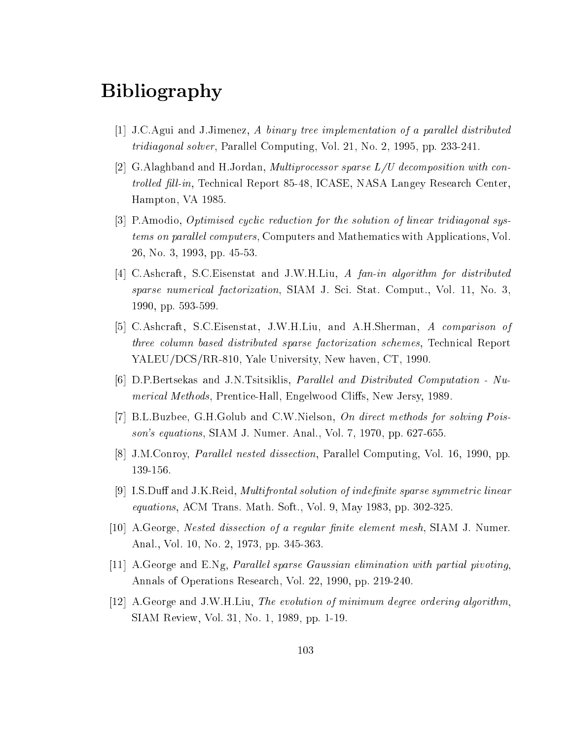# Bibliography

[1] J.C.Agui and J.Jimenez, *A binary tree implementation of a parallel distributed tridiagonal solver*, Parallel Computing, Vol. 21, No. 2, 1995, pp. 233-241.

[2] G.Alaghband and H.Jordan, *Multiprocessor sparse L/U decomposition with controlled fill-in*, Technical Report 85-48, ICASE, NASA Langey Research Center, Hampton, VA 1985.

[3] P.Amodio, *Optimised cyclic reduction for the solution of linear tridiagonal systems on parallel computers*, Computers and Mathematics with Applications, Vol. 26, No. 3, 1993, pp. 45-53.

[4] C.Ashcraft, S.C.Eisenstat and J.W.H.Liu, *A fan-in algorithm for distributed sparse numerical factorization*, SIAM J. Sci. Stat. Comput., Vol. 11, No. 3, 1990, pp. 593-599.

[5] C.Ashcraft, S.C.Eisenstat, J.W.H.Liu, and A.H.Sherman, *A comparison of three column based distributed sparse factorization schemes*, Technical Report YALEU/DCS/RR-810, Yale University, New haven, CT, 1990.

[6] D.P.Bertsekas and J.N.Tsitsiklis, *Parallel and Distributed Computation - Numerical Methods*, Prentice-Hall, Engelwood Cliffs, New Jersy, 1989.

[7] B.L.Buzbee, G.H.Golub and C.W.Nielson, *On direct methods for solving Poisson's equations*, SIAM J. Numer. Anal., Vol. 7, 1970, pp. 627-655.

[8] J.M.Conroy, *Parallel nested dissection*, Parallel Computing, Vol. 16, 1990, pp. 139-156.

[9] I.S.Duff and J.K.Reid, *Multifrontal solution of indefinite sparse symmetric linear equations*, ACM Trans. Math. Soft., Vol. 9, May 1983, pp. 302-325.

[10] A.George, *Nested dissection of a regular finite element mesh*, SIAM J. Numer. Anal., Vol. 10, No. 2, 1973, pp. 345-363.

[11] A.George and E.Ng, *Parallel sparse Gaussian elimination with partial pivoting*, Annals of Operations Research, Vol. 22, 1990, pp. 219-240.

[12] A.George and J.W.H.Liu, *The evolution of minimum degree ordering algorithm*, SIAM Review, Vol. 31, No. 1, 1989, pp. 1-19.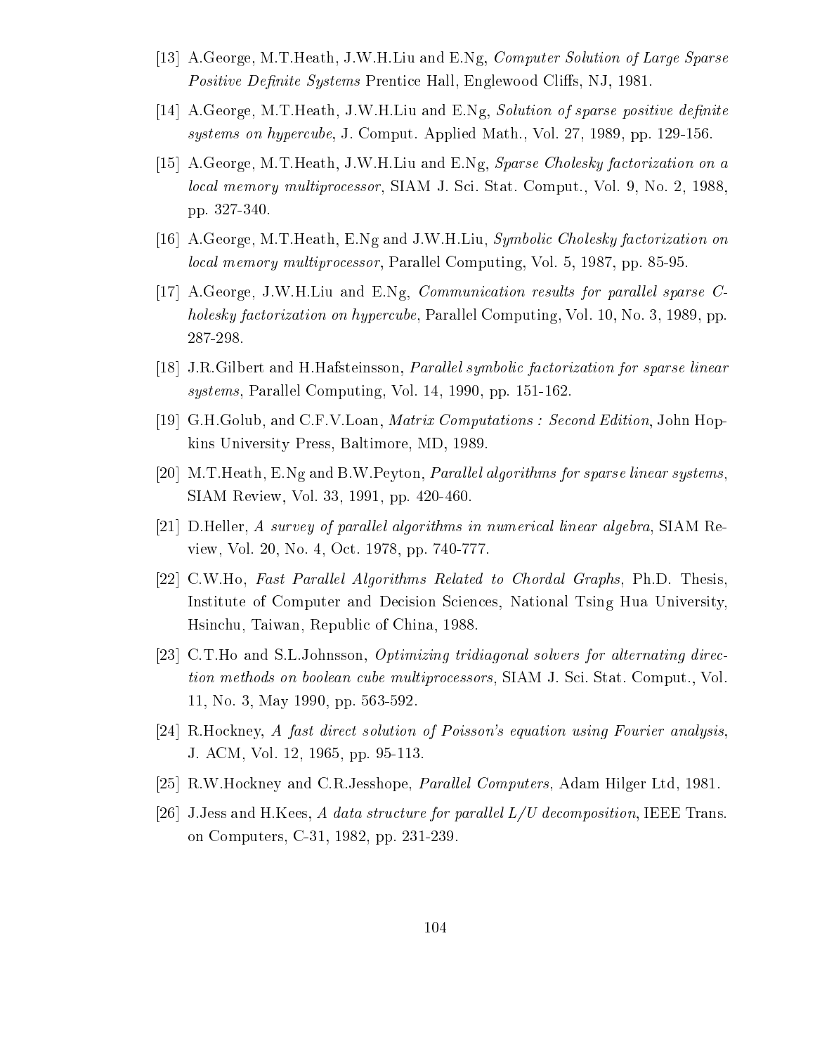[13] A.George, M.T.Heath, J.W.H.Liu and E.Ng, *Computer Solution of Large Sparse Positive Definite Systems* Prentice Hall, Englewood Cliffs, NJ, 1981.

[14] A.George, M.T.Heath, J.W.H.Liu and E.Ng, *Solution of sparse positive definite systems on hypercube*, J. Comput. Applied Math., Vol. 27, 1989, pp. 129-156.

[15] A.George, M.T.Heath, J.W.H.Liu and E.Ng, *Sparse Cholesky factorization on a local memory multiprocessor*, SIAM J. Sci. Stat. Comput., Vol. 9, No. 2, 1988, pp. 327-340.

[16] A.George, M.T.Heath, E.Ng and J.W.H.Liu, *Symbolic Cholesky factorization on local memory multiprocessor*, Parallel Computing, Vol. 5, 1987, pp. 85-95.

[17] A.George, J.W.H.Liu and E.Ng, *Communication results for parallel sparse Cholesky factorization on hypercube*, Parallel Computing, Vol. 10, No. 3, 1989, pp. 287-298.

[18] J.R.Gilbert and H.Hafsteinsson, *Parallel symbolic factorization for sparse linear systems*, Parallel Computing, Vol. 14, 1990, pp. 151-162.

[19] G.H.Golub, and C.F.V.Loan, *Matrix Computations : Second Edition*, John Hopkins University Press, Baltimore, MD, 1989.

[20] M.T.Heath, E.Ng and B.W.Peyton, *Parallel algorithms for sparse linear systems*, SIAM Review, Vol. 33, 1991, pp. 420-460.

[21] D.Heller, *A survey of parallel algorithms in numerical linear algebra*, SIAM Review, Vol. 20, No. 4, Oct. 1978, pp. 740-777.

[22] C.W.Ho, *Fast Parallel Algorithms Related to Chordal Graphs*, Ph.D. Thesis, Institute of Computer and Decision Sciences, National Tsing Hua University, Hsinchu, Taiwan, Republic of China, 1988.

[23] C.T.Ho and S.L.Johnsson, *Optimizing tridiagonal solvers for alternating direction methods on boolean cube multiprocessors*, SIAM J. Sci. Stat. Comput., Vol. 11, No. 3, May 1990, pp. 563-592.

[24] R.Hockney, *A fast direct solution of Poisson's equation using Fourier analysis*, J. ACM, Vol. 12, 1965, pp. 95-113.

[25] R.W.Hockney and C.R.Jesshope, *Parallel Computers*, Adam Hilger Ltd, 1981.

[26] J.Jess and H.Kees, *A data structure for parallel L/U decomposition*, IEEE Trans. on Computers, C-31, 1982, pp. 231-239.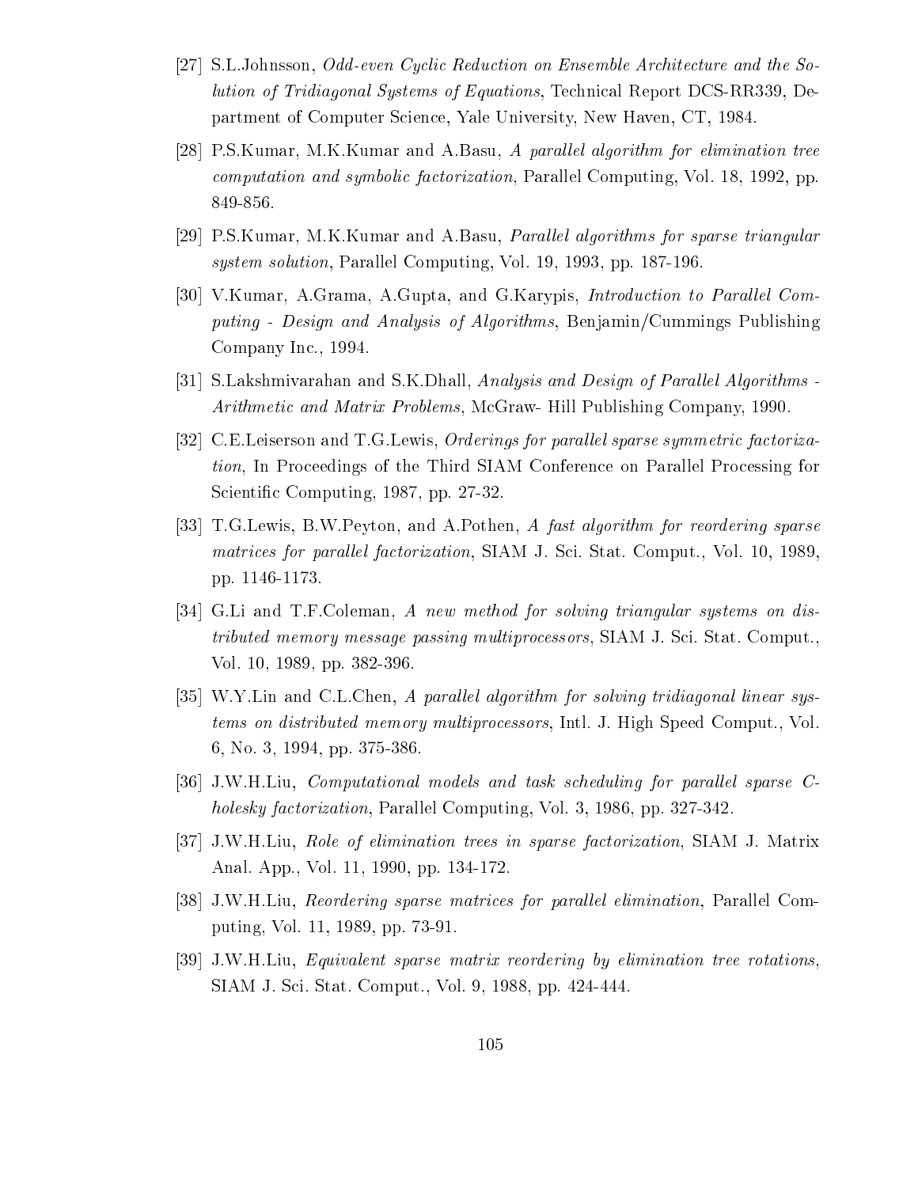[27] S.L.Johnsson, *Odd-even Cyclic Reduction on Ensemble Architecture and the Solution of Tridiagonal Systems of Equations*, Technical Report DCS-RR339, Department of Computer Science, Yale University, New Haven, CT, 1984.

[28] P.S.Kumar, M.K.Kumar and A.Basu, *A parallel algorithm for elimination tree computation and symbolic factorization*, Parallel Computing, Vol. 18, 1992, pp. 849-856.

[29] P.S.Kumar, M.K.Kumar and A.Basu, *Parallel algorithms for sparse triangular system solution*, Parallel Computing, Vol. 19, 1993, pp. 187-196.

[30] V.Kumar, A.Grama, A.Gupta, and G.Karypis, *Introduction to Parallel Computing - Design and Analysis of Algorithms*, Benjamin/Cummings Publishing Company Inc., 1994.

[31] S.Lakshmivarahan and S.K.Dhall, *Analysis and Design of Parallel Algorithms - Arithmetic and Matrix Problems*, McGraw- Hill Publishing Company, 1990.

[32] C.E.Leiserson and T.G.Lewis, *Orderings for parallel sparse symmetric factorization*, In Proceedings of the Third SIAM Conference on Parallel Processing for Scientific Computing, 1987, pp. 27-32.

[33] T.G.Lewis, B.W.Peyton, and A.Pothen, *A fast algorithm for reordering sparse matrices for parallel factorization*, SIAM J. Sci. Stat. Comput., Vol. 10, 1989, pp. 1146-1173.

[34] G.Li and T.F.Coleman, *A new method for solving triangular systems on distributed memory message passing multiprocessors*, SIAM J. Sci. Stat. Comput., Vol. 10, 1989, pp. 382-396.

[35] W.Y.Lin and C.L.Chen, *A parallel algorithm for solving tridiagonal linear systems on distributed memory multiprocessors*, Intl. J. High Speed Comput., Vol. 6, No. 3, 1994, pp. 375-386.

[36] J.W.H.Liu, *Computational models and task scheduling for parallel sparse Cholesky factorization*, Parallel Computing, Vol. 3, 1986, pp. 327-342.

[37] J.W.H.Liu, *Role of elimination trees in sparse factorization*, SIAM J. Matrix Anal. App., Vol. 11, 1990, pp. 134-172.

[38] J.W.H.Liu, *Reordering sparse matrices for parallel elimination*, Parallel Computing, Vol. 11, 1989, pp. 73-91.

[39] J.W.H.Liu, *Equivalent sparse matrix reordering by elimination tree rotations*, SIAM J. Sci. Stat. Comput., Vol. 9, 1988, pp. 424-444.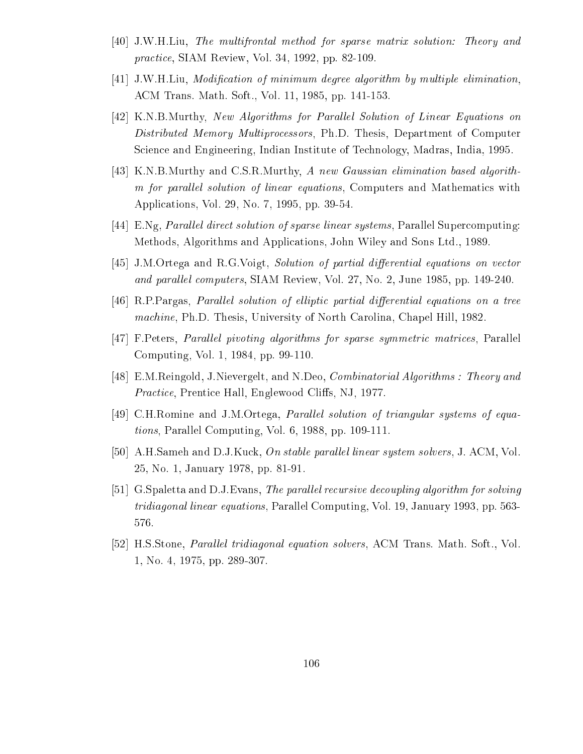[40] J.W.H.Liu, *The multifrontal method for sparse matrix solution: Theory and practice*, SIAM Review, Vol. 34, 1992, pp. 82-109.

[41] J.W.H.Liu, *Modification of minimum degree algorithm by multiple elimination*, ACM Trans. Math. Soft., Vol. 11, 1985, pp. 141-153.

[42] K.N.B.Murthy, *New Algorithms for Parallel Solution of Linear Equations on Distributed Memory Multiprocessors*, Ph.D. Thesis, Department of Computer Science and Engineering, Indian Institute of Technology, Madras, India, 1995.

[43] K.N.B.Murthy and C.S.R.Murthy, *A new Gaussian elimination based algorithm for parallel solution of linear equations*, Computers and Mathematics with Applications, Vol. 29, No. 7, 1995, pp. 39-54.

[44] E.Ng, *Parallel direct solution of sparse linear systems*, Parallel Supercomputing: Methods, Algorithms and Applications, John Wiley and Sons Ltd., 1989.

[45] J.M.Ortega and R.G.Voigt, *Solution of partial differential equations on vector and parallel computers*, SIAM Review, Vol. 27, No. 2, June 1985, pp. 149-240.

[46] R.P.Pargas, *Parallel solution of elliptic partial differential equations on a tree machine*, Ph.D. Thesis, University of North Carolina, Chapel Hill, 1982.

[47] F.Peters, *Parallel pivoting algorithms for sparse symmetric matrices*, Parallel Computing, Vol. 1, 1984, pp. 99-110.

[48] E.M.Reingold, J.Nievergelt, and N.Deo, *Combinatorial Algorithms : Theory and Practice*, Prentice Hall, Englewood Cliffs, NJ, 1977.

[49] C.H.Romine and J.M.Ortega, *Parallel solution of triangular systems of equations*, Parallel Computing, Vol. 6, 1988, pp. 109-111.

[50] A.H.Sameh and D.J.Kuck, *On stable parallel linear system solvers*, J. ACM, Vol. 25, No. 1, January 1978, pp. 81-91.

[51] G.Spaletta and D.J.Evans, *The parallel recursive decoupling algorithm for solving tridiagonal linear equations*, Parallel Computing, Vol. 19, January 1993, pp. 563-576.

[52] H.S.Stone, *Parallel tridiagonal equation solvers*, ACM Trans. Math. Soft., Vol. 1, No. 4, 1975, pp. 289-307.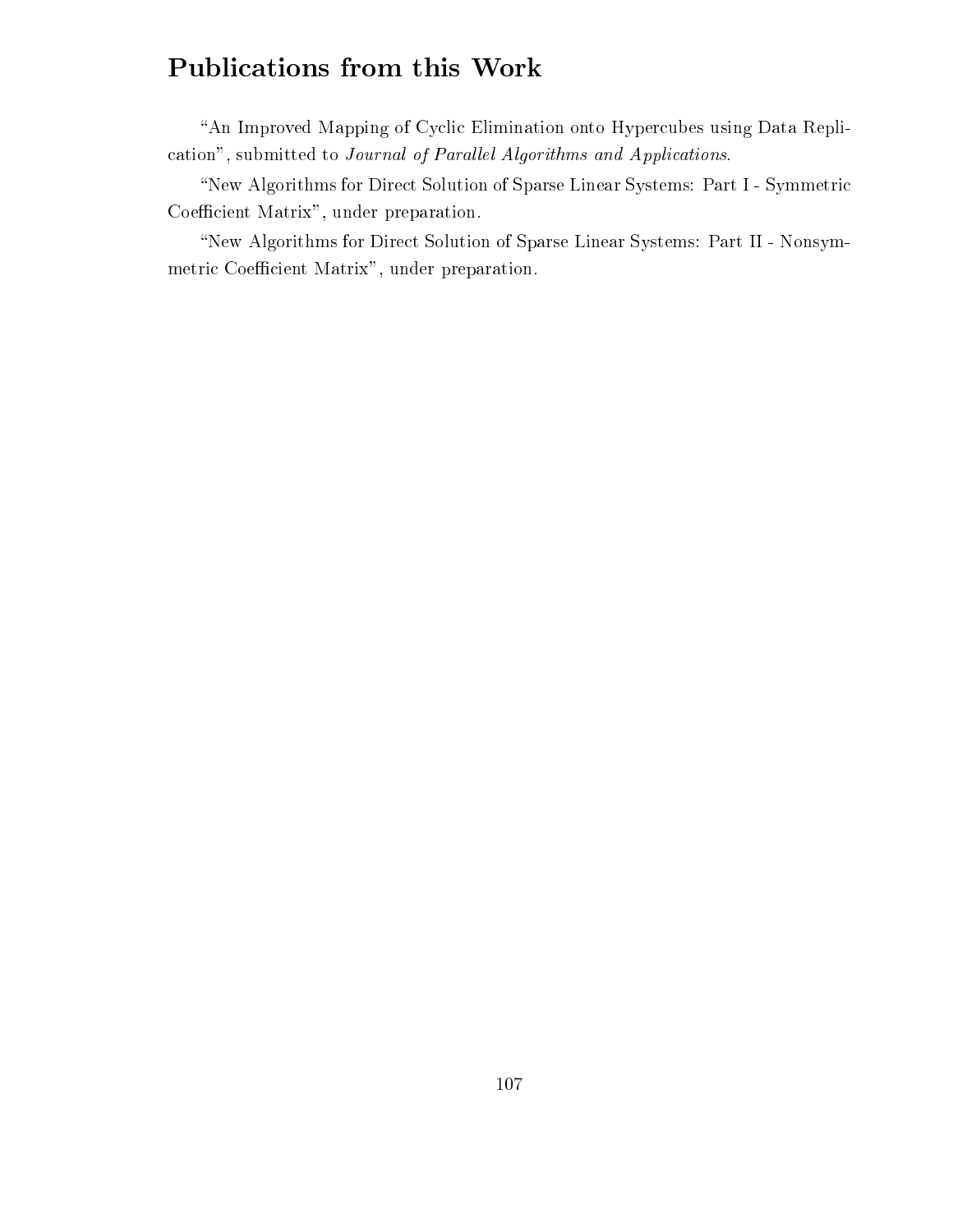# Publications from this Work

"An Improved Mapping of Cyclic Elimination onto Hypercubes using Data Replication", submitted to *Journal of Parallel Algorithms and Applications*.

"New Algorithms for Direct Solution of Sparse Linear Systems: Part I - Symmetric Coefficient Matrix", under preparation.

"New Algorithms for Direct Solution of Sparse Linear Systems: Part II - Nonsymmetric Coefficient Matrix", under preparation.